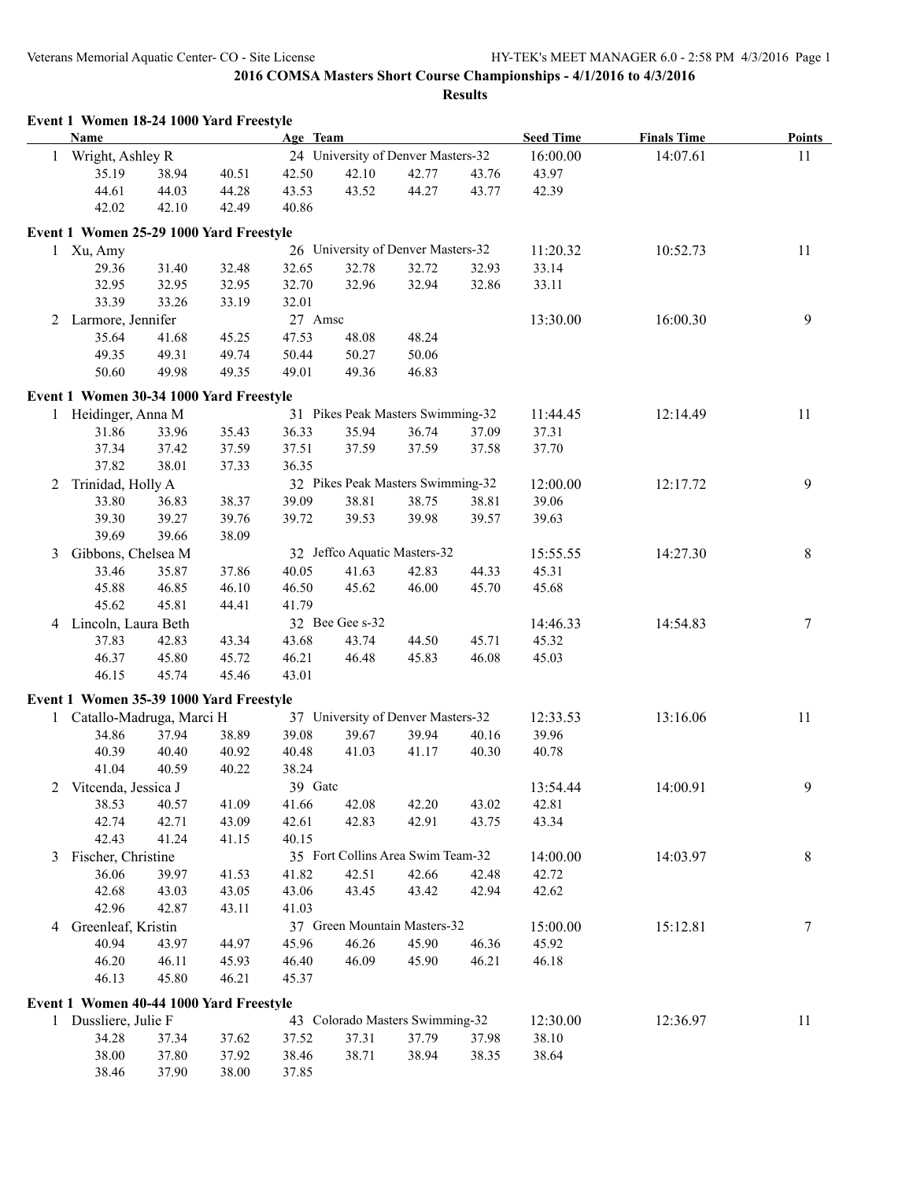## 2016 COMSA Masters Short Course Championships - 4/1/2016 to 4/3/2016

### Results

#### Event 1 Women 18-24 1000 Yard Freestyle

| | Name | Age | Team | Seed Time | Finals Time | Points |
|---|---|---|---|---|---|---|
| 1 | Wright, Ashley R | 24 | University of Denver Masters-32 | 16:00.00 | 14:07.61 | 11 |

35.19 38.94 40.51 42.50 42.10 42.77 43.76 43.97
44.61 44.03 44.28 43.53 43.52 44.27 43.77 42.39
42.02 42.10 42.49 40.86

#### Event 1 Women 25-29 1000 Yard Freestyle

| | Name | Age | Team | Seed Time | Finals Time | Points |
|---|---|---|---|---|---|---|
| 1 | Xu, Amy | 26 | University of Denver Masters-32 | 11:20.32 | 10:52.73 | 11 |

29.36 31.40 32.48 32.65 32.78 32.72 32.93 33.14
32.95 32.95 32.95 32.70 32.96 32.94 32.86 33.11
33.39 33.26 33.19 32.01

| | Name | Age | Team | Seed Time | Finals Time | Points |
|---|---|---|---|---|---|---|
| 2 | Larmore, Jennifer | 27 | Amsc | 13:30.00 | 16:00.30 | 9 |

35.64 41.68 45.25 47.53 48.08 48.24
49.35 49.31 49.74 50.44 50.27 50.06
50.60 49.98 49.35 49.01 49.36 46.83

#### Event 1 Women 30-34 1000 Yard Freestyle

| | Name | Age | Team | Seed Time | Finals Time | Points |
|---|---|---|---|---|---|---|
| 1 | Heidinger, Anna M | 31 | Pikes Peak Masters Swimming-32 | 11:44.45 | 12:14.49 | 11 |

31.86 33.96 35.43 36.33 35.94 36.74 37.09 37.31
37.34 37.42 37.59 37.51 37.59 37.59 37.58 37.70
37.82 38.01 37.33 36.35

| | Name | Age | Team | Seed Time | Finals Time | Points |
|---|---|---|---|---|---|---|
| 2 | Trinidad, Holly A | 32 | Pikes Peak Masters Swimming-32 | 12:00.00 | 12:17.72 | 9 |

33.80 36.83 38.37 39.09 38.81 38.75 38.81 39.06
39.30 39.27 39.76 39.72 39.53 39.98 39.57 39.63
39.69 39.66 38.09

| | Name | Age | Team | Seed Time | Finals Time | Points |
|---|---|---|---|---|---|---|
| 3 | Gibbons, Chelsea M | 32 | Jeffco Aquatic Masters-32 | 15:55.55 | 14:27.30 | 8 |

33.46 35.87 37.86 40.05 41.63 42.83 44.33 45.31
45.88 46.85 46.10 46.50 45.62 46.00 45.70 45.68
45.62 45.81 44.41 41.79

| | Name | Age | Team | Seed Time | Finals Time | Points |
|---|---|---|---|---|---|---|
| 4 | Lincoln, Laura Beth | 32 | Bee Gee s-32 | 14:46.33 | 14:54.83 | 7 |

37.83 42.83 43.34 43.68 43.74 44.50 45.71 45.32
46.37 45.80 45.72 46.21 46.48 45.83 46.08 45.03
46.15 45.74 45.46 43.01

#### Event 1 Women 35-39 1000 Yard Freestyle

| | Name | Age | Team | Seed Time | Finals Time | Points |
|---|---|---|---|---|---|---|
| 1 | Catallo-Madruga, Marci H | 37 | University of Denver Masters-32 | 12:33.53 | 13:16.06 | 11 |

34.86 37.94 38.89 39.08 39.67 39.94 40.16 39.96
40.39 40.40 40.92 40.48 41.03 41.17 40.30 40.78
41.04 40.59 40.22 38.24

| | Name | Age | Team | Seed Time | Finals Time | Points |
|---|---|---|---|---|---|---|
| 2 | Vitcenda, Jessica J | 39 | Gatc | 13:54.44 | 14:00.91 | 9 |

38.53 40.57 41.09 41.66 42.08 42.20 43.02 42.81
42.74 42.71 43.09 42.61 42.83 42.91 43.75 43.34
42.43 41.24 41.15 40.15

| | Name | Age | Team | Seed Time | Finals Time | Points |
|---|---|---|---|---|---|---|
| 3 | Fischer, Christine | 35 | Fort Collins Area Swim Team-32 | 14:00.00 | 14:03.97 | 8 |

36.06 39.97 41.53 41.82 42.51 42.66 42.48 42.72
42.68 43.03 43.05 43.06 43.45 43.42 42.94 42.62
42.96 42.87 43.11 41.03

| | Name | Age | Team | Seed Time | Finals Time | Points |
|---|---|---|---|---|---|---|
| 4 | Greenleaf, Kristin | 37 | Green Mountain Masters-32 | 15:00.00 | 15:12.81 | 7 |

40.94 43.97 44.97 45.96 46.26 45.90 46.36 45.92
46.20 46.11 45.93 46.40 46.09 45.90 46.21 46.18
46.13 45.80 46.21 45.37

#### Event 1 Women 40-44 1000 Yard Freestyle

| | Name | Age | Team | Seed Time | Finals Time | Points |
|---|---|---|---|---|---|---|
| 1 | Dussliere, Julie F | 43 | Colorado Masters Swimming-32 | 12:30.00 | 12:36.97 | 11 |

34.28 37.34 37.62 37.52 37.31 37.79 37.98 38.10
38.00 37.80 37.92 38.46 38.71 38.94 38.35 38.64
38.46 37.90 38.00 37.85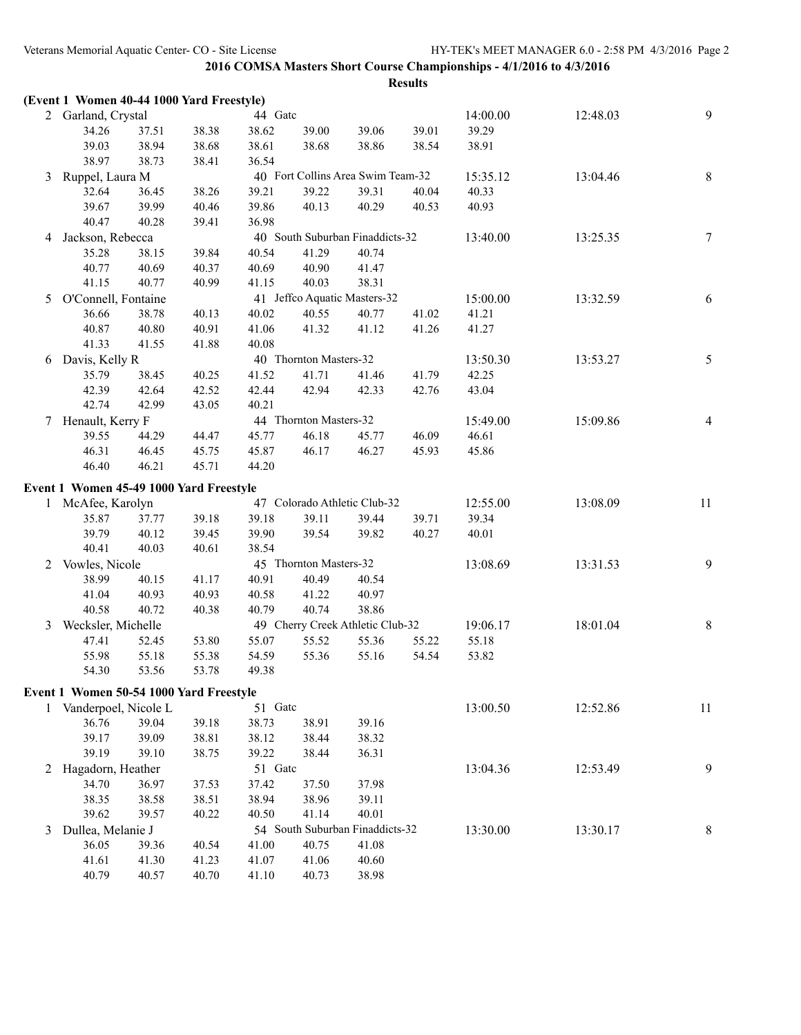**2016 COMSA Masters Short Course Championships - 4/1/2016 to 4/3/2016**

**Results**

**(Event 1 Women 40-44 1000 Yard Freestyle)**

```
  2 Garland, Crystal                44 Gatc                             14:00.00       12:48.03        9
        34.26     37.51     38.38     38.62     39.00     39.06     39.01     39.29
        39.03     38.94     38.68     38.61     38.68     38.86     38.54     38.91
        38.97     38.73     38.41     36.54
  3 Ruppel, Laura M                 40 Fort Collins Area Swim Team-32   15:35.12       13:04.46        8
        32.64     36.45     38.26     39.21     39.22     39.31     40.04     40.33
        39.67     39.99     40.46     39.86     40.13     40.29     40.53     40.93
        40.47     40.28     39.41     36.98
  4 Jackson, Rebecca                40 South Suburban Finaddicts-32     13:40.00       13:25.35        7
        35.28     38.15     39.84     40.54     41.29     40.74
        40.77     40.69     40.37     40.69     40.90     41.47
        41.15     40.77     40.99     41.15     40.03     38.31
  5 O'Connell, Fontaine             41 Jeffco Aquatic Masters-32        15:00.00       13:32.59        6
        36.66     38.78     40.13     40.02     40.55     40.77     41.02     41.21
        40.87     40.80     40.91     41.06     41.32     41.12     41.26     41.27
        41.33     41.55     41.88     40.08
  6 Davis, Kelly R                  40 Thornton Masters-32              13:50.30       13:53.27        5
        35.79     38.45     40.25     41.52     41.71     41.46     41.79     42.25
        42.39     42.64     42.52     42.44     42.94     42.33     42.76     43.04
        42.74     42.99     43.05     40.21
  7 Henault, Kerry F                44 Thornton Masters-32              15:49.00       15:09.86        4
        39.55     44.29     44.47     45.77     46.18     45.77     46.09     46.61
        46.31     46.45     45.75     45.87     46.17     46.27     45.93     45.86
        46.40     46.21     45.71     44.20
```

**Event 1 Women 45-49 1000 Yard Freestyle**

```
  1 McAfee, Karolyn                 47 Colorado Athletic Club-32        12:55.00       13:08.09       11
        35.87     37.77     39.18     39.18     39.11     39.44     39.71     39.34
        39.79     40.12     39.45     39.90     39.54     39.82     40.27     40.01
        40.41     40.03     40.61     38.54
  2 Vowles, Nicole                  45 Thornton Masters-32              13:08.69       13:31.53        9
        38.99     40.15     41.17     40.91     40.49     40.54
        41.04     40.93     40.93     40.58     41.22     40.97
        40.58     40.72     40.38     40.79     40.74     38.86
  3 Wecksler, Michelle              49 Cherry Creek Athletic Club-32    19:06.17       18:01.04        8
        47.41     52.45     53.80     55.07     55.52     55.36     55.22     55.18
        55.98     55.18     55.38     54.59     55.36     55.16     54.54     53.82
        54.30     53.56     53.78     49.38
```

**Event 1 Women 50-54 1000 Yard Freestyle**

```
  1 Vanderpoel, Nicole L            51 Gatc                             13:00.50       12:52.86       11
        36.76     39.04     39.18     38.73     38.91     39.16
        39.17     39.09     38.81     38.12     38.44     38.32
        39.19     39.10     38.75     39.22     38.44     36.31
  2 Hagadorn, Heather               51 Gatc                             13:04.36       12:53.49        9
        34.70     36.97     37.53     37.42     37.50     37.98
        38.35     38.58     38.51     38.94     38.96     39.11
        39.62     39.57     40.22     40.50     41.14     40.01
  3 Dullea, Melanie J               54 South Suburban Finaddicts-32     13:30.00       13:30.17        8
        36.05     39.36     40.54     41.00     40.75     41.08
        41.61     41.30     41.23     41.07     41.06     40.60
        40.79     40.57     40.70     41.10     40.73     38.98
```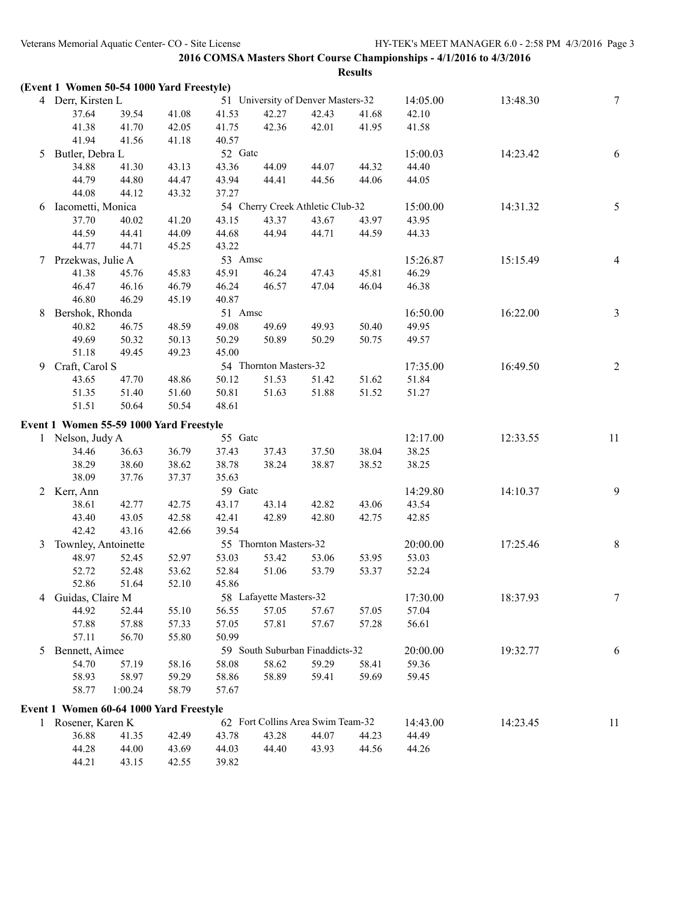**2016 COMSA Masters Short Course Championships - 4/1/2016 to 4/3/2016**

**Results**

**(Event 1 Women 50-54 1000 Yard Freestyle)**

```
  4 Derr, Kirsten L                   51 University of Denver Masters-32     14:05.00       13:48.30        7
        37.64     39.54     41.08     41.53     42.27     42.43     41.68     42.10
        41.38     41.70     42.05     41.75     42.36     42.01     41.95     41.58
        41.94     41.56     41.18     40.57
  5 Butler, Debra L                   52 Gatc                                15:00.03       14:23.42        6
        34.88     41.30     43.13     43.36     44.09     44.07     44.32     44.40
        44.79     44.80     44.47     43.94     44.41     44.56     44.06     44.05
        44.08     44.12     43.32     37.27
  6 Iacometti, Monica                 54 Cherry Creek Athletic Club-32       15:00.00       14:31.32        5
        37.70     40.02     41.20     43.15     43.37     43.67     43.97     43.95
        44.59     44.41     44.09     44.68     44.94     44.71     44.59     44.33
        44.77     44.71     45.25     43.22
  7 Przekwas, Julie A                 53 Amsc                                15:26.87       15:15.49        4
        41.38     45.76     45.83     45.91     46.24     47.43     45.81     46.29
        46.47     46.16     46.79     46.24     46.57     47.04     46.04     46.38
        46.80     46.29     45.19     40.87
  8 Bershok, Rhonda                   51 Amsc                                16:50.00       16:22.00        3
        40.82     46.75     48.59     49.08     49.69     49.93     50.40     49.95
        49.69     50.32     50.13     50.29     50.89     50.29     50.75     49.57
        51.18     49.45     49.23     45.00
  9 Craft, Carol S                    54 Thornton Masters-32                 17:35.00       16:49.50        2
        43.65     47.70     48.86     50.12     51.53     51.42     51.62     51.84
        51.35     51.40     51.60     50.81     51.63     51.88     51.52     51.27
        51.51     50.64     50.54     48.61
```

**Event 1 Women 55-59 1000 Yard Freestyle**

```
  1 Nelson, Judy A                    55 Gatc                                12:17.00       12:33.55       11
        34.46     36.63     36.79     37.43     37.43     37.50     38.04     38.25
        38.29     38.60     38.62     38.78     38.24     38.87     38.52     38.25
        38.09     37.76     37.37     35.63
  2 Kerr, Ann                         59 Gatc                                14:29.80       14:10.37        9
        38.61     42.77     42.75     43.17     43.14     42.82     43.06     43.54
        43.40     43.05     42.58     42.41     42.89     42.80     42.75     42.85
        42.42     43.16     42.66     39.54
  3 Townley, Antoinette               55 Thornton Masters-32                 20:00.00       17:25.46        8
        48.97     52.45     52.97     53.03     53.42     53.06     53.95     53.03
        52.72     52.48     53.62     52.84     51.06     53.79     53.37     52.24
        52.86     51.64     52.10     45.86
  4 Guidas, Claire M                  58 Lafayette Masters-32                17:30.00       18:37.93        7
        44.92     52.44     55.10     56.55     57.05     57.67     57.05     57.04
        57.88     57.88     57.33     57.05     57.81     57.67     57.28     56.61
        57.11     56.70     55.80     50.99
  5 Bennett, Aimee                    59 South Suburban Finaddicts-32        20:00.00       19:32.77        6
        54.70     57.19     58.16     58.08     58.62     59.29     58.41     59.36
        58.93     58.97     59.29     58.86     58.89     59.41     59.69     59.45
        58.77   1:00.24     58.79     57.67
```

**Event 1 Women 60-64 1000 Yard Freestyle**

```
  1 Rosener, Karen K                  62 Fort Collins Area Swim Team-32      14:43.00       14:23.45       11
        36.88     41.35     42.49     43.78     43.28     44.07     44.23     44.49
        44.28     44.00     43.69     44.03     44.40     43.93     44.56     44.26
        44.21     43.15     42.55     39.82
```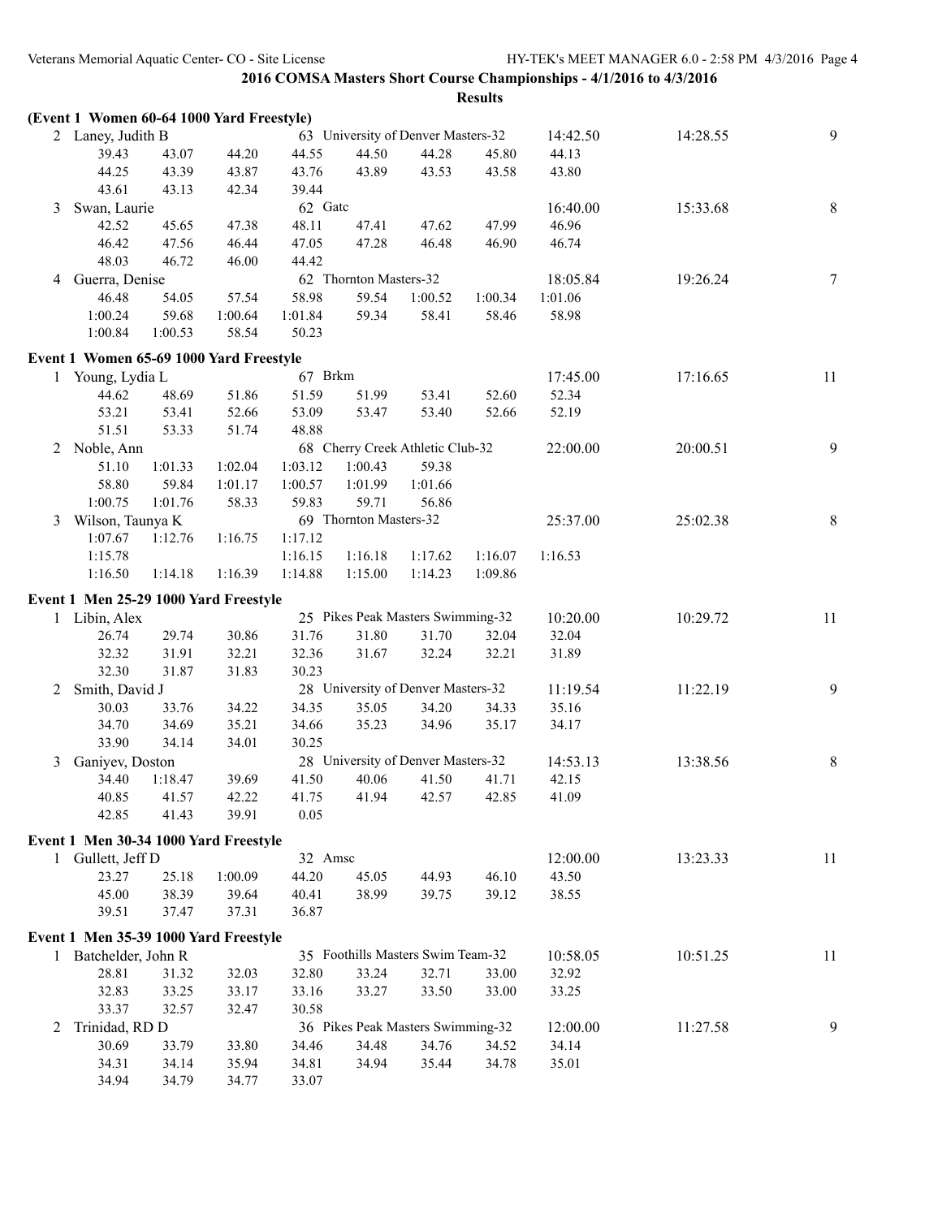## 2016 COMSA Masters Short Course Championships - 4/1/2016 to 4/3/2016

**Results**

### (Event 1 Women 60-64 1000 Yard Freestyle)

```
  2 Laney, Judith B                  63 University of Denver Masters-32    14:42.50      14:28.55       9
        39.43      43.07      44.20      44.55      44.50      44.28      45.80      44.13
        44.25      43.39      43.87      43.76      43.89      43.53      43.58      43.80
        43.61      43.13      42.34      39.44
  3 Swan, Laurie                     62 Gatc                               16:40.00      15:33.68       8
        42.52      45.65      47.38      48.11      47.41      47.62      47.99      46.96
        46.42      47.56      46.44      47.05      47.28      46.48      46.90      46.74
        48.03      46.72      46.00      44.42
  4 Guerra, Denise                   62 Thornton Masters-32                18:05.84      19:26.24       7
        46.48      54.05      57.54      58.98      59.54    1:00.52    1:00.34    1:01.06
      1:00.24      59.68    1:00.64    1:01.84      59.34      58.41      58.46      58.98
      1:00.84    1:00.53      58.54      50.23
```

### Event 1 Women 65-69 1000 Yard Freestyle

```
  1 Young, Lydia L                   67 Brkm                               17:45.00      17:16.65      11
        44.62      48.69      51.86      51.59      51.99      53.41      52.60      52.34
        53.21      53.41      52.66      53.09      53.47      53.40      52.66      52.19
        51.51      53.33      51.74      48.88
  2 Noble, Ann                       68 Cherry Creek Athletic Club-32      22:00.00      20:00.51       9
        51.10    1:01.33    1:02.04    1:03.12    1:00.43      59.38
        58.80      59.84    1:01.17    1:00.57    1:01.99    1:01.66
      1:00.75    1:01.76      58.33      59.83      59.71      56.86
  3 Wilson, Taunya K                 69 Thornton Masters-32                25:37.00      25:02.38       8
      1:07.67    1:12.76    1:16.75    1:17.12
      1:15.78                          1:16.15    1:16.18    1:17.62    1:16.07    1:16.53
      1:16.50    1:14.18    1:16.39    1:14.88    1:15.00    1:14.23    1:09.86
```

### Event 1 Men 25-29 1000 Yard Freestyle

```
  1 Libin, Alex                      25 Pikes Peak Masters Swimming-32     10:20.00      10:29.72      11
        26.74      29.74      30.86      31.76      31.80      31.70      32.04      32.04
        32.32      31.91      32.21      32.36      31.67      32.24      32.21      31.89
        32.30      31.87      31.83      30.23
  2 Smith, David J                   28 University of Denver Masters-32    11:19.54      11:22.19       9
        30.03      33.76      34.22      34.35      35.05      34.20      34.33      35.16
        34.70      34.69      35.21      34.66      35.23      34.96      35.17      34.17
        33.90      34.14      34.01      30.25
  3 Ganiyev, Doston                  28 University of Denver Masters-32    14:53.13      13:38.56       8
        34.40    1:18.47      39.69      41.50      40.06      41.50      41.71      42.15
        40.85      41.57      42.22      41.75      41.94      42.57      42.85      41.09
        42.85      41.43      39.91       0.05
```

### Event 1 Men 30-34 1000 Yard Freestyle

```
  1 Gullett, Jeff D                  32 Amsc                               12:00.00      13:23.33      11
        23.27      25.18    1:00.09      44.20      45.05      44.93      46.10      43.50
        45.00      38.39      39.64      40.41      38.99      39.75      39.12      38.55
        39.51      37.47      37.31      36.87
```

### Event 1 Men 35-39 1000 Yard Freestyle

```
  1 Batchelder, John R               35 Foothills Masters Swim Team-32     10:58.05      10:51.25      11
        28.81      31.32      32.03      32.80      33.24      32.71      33.00      32.92
        32.83      33.25      33.17      33.16      33.27      33.50      33.00      33.25
        33.37      32.57      32.47      30.58
  2 Trinidad, RD D                   36 Pikes Peak Masters Swimming-32     12:00.00      11:27.58       9
        30.69      33.79      33.80      34.46      34.48      34.76      34.52      34.14
        34.31      34.14      35.94      34.81      34.94      35.44      34.78      35.01
        34.94      34.79      34.77      33.07
```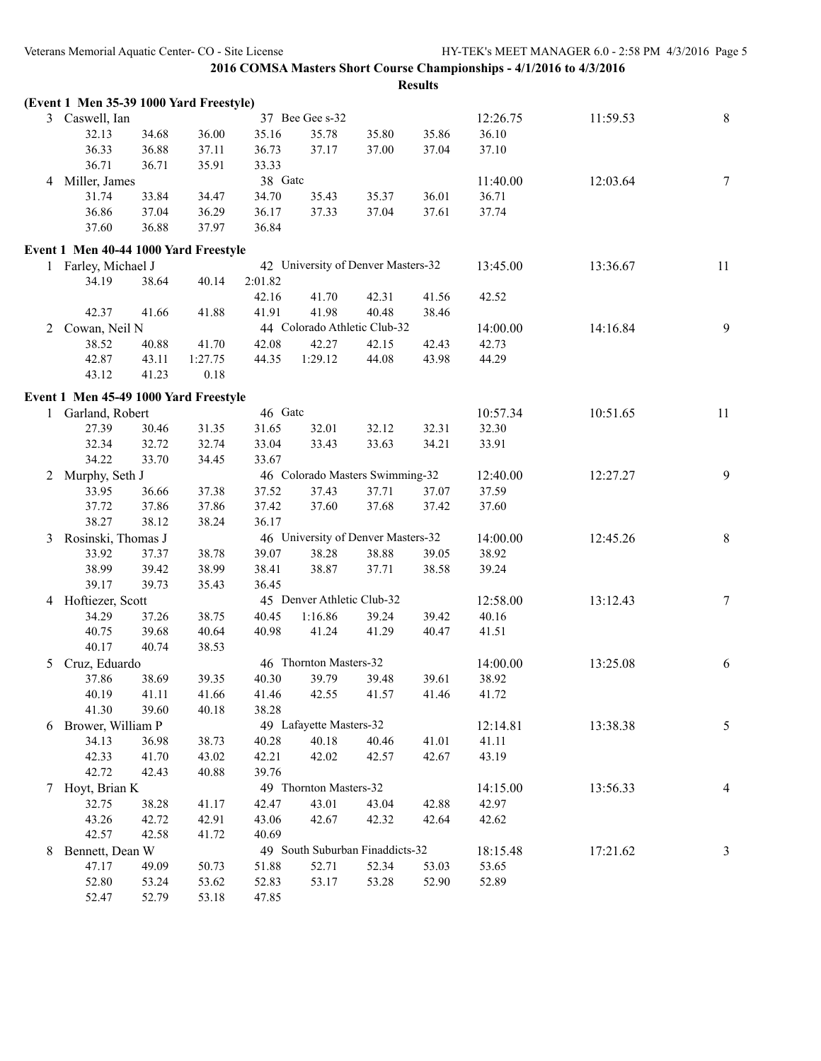**2016 COMSA Masters Short Course Championships - 4/1/2016 to 4/3/2016**

**Results**

**(Event 1 Men 35-39 1000 Yard Freestyle)**

3 Caswell, Ian — 37 Bee Gee s-32 — Seed: 12:26.75 — Finals: 11:59.53 — Points: 8

| | | | | | | | |
|---|---|---|---|---|---|---|---|
| 32.13 | 34.68 | 36.00 | 35.16 | 35.78 | 35.80 | 35.86 | 36.10 |
| 36.33 | 36.88 | 37.11 | 36.73 | 37.17 | 37.00 | 37.04 | 37.10 |
| 36.71 | 36.71 | 35.91 | 33.33 | | | | |

4 Miller, James — 38 Gatc — Seed: 11:40.00 — Finals: 12:03.64 — Points: 7

| | | | | | | | |
|---|---|---|---|---|---|---|---|
| 31.74 | 33.84 | 34.47 | 34.70 | 35.43 | 35.37 | 36.01 | 36.71 |
| 36.86 | 37.04 | 36.29 | 36.17 | 37.33 | 37.04 | 37.61 | 37.74 |
| 37.60 | 36.88 | 37.97 | 36.84 | | | | |

**Event 1 Men 40-44 1000 Yard Freestyle**

1 Farley, Michael J — 42 University of Denver Masters-32 — Seed: 13:45.00 — Finals: 13:36.67 — Points: 11

| | | | | | | | |
|---|---|---|---|---|---|---|---|
| 34.19 | 38.64 | 40.14 | 2:01.82 | | | | |
| | | | 42.16 | 41.70 | 42.31 | 41.56 | 42.52 |
| 42.37 | 41.66 | 41.88 | 41.91 | 41.98 | 40.48 | 38.46 | |

2 Cowan, Neil N — 44 Colorado Athletic Club-32 — Seed: 14:00.00 — Finals: 14:16.84 — Points: 9

| | | | | | | | |
|---|---|---|---|---|---|---|---|
| 38.52 | 40.88 | 41.70 | 42.08 | 42.27 | 42.15 | 42.43 | 42.73 |
| 42.87 | 43.11 | 1:27.75 | 44.35 | 1:29.12 | 44.08 | 43.98 | 44.29 |
| 43.12 | 41.23 | 0.18 | | | | | |

**Event 1 Men 45-49 1000 Yard Freestyle**

1 Garland, Robert — 46 Gatc — Seed: 10:57.34 — Finals: 10:51.65 — Points: 11

| | | | | | | | |
|---|---|---|---|---|---|---|---|
| 27.39 | 30.46 | 31.35 | 31.65 | 32.01 | 32.12 | 32.31 | 32.30 |
| 32.34 | 32.72 | 32.74 | 33.04 | 33.43 | 33.63 | 34.21 | 33.91 |
| 34.22 | 33.70 | 34.45 | 33.67 | | | | |

2 Murphy, Seth J — 46 Colorado Masters Swimming-32 — Seed: 12:40.00 — Finals: 12:27.27 — Points: 9

| | | | | | | | |
|---|---|---|---|---|---|---|---|
| 33.95 | 36.66 | 37.38 | 37.52 | 37.43 | 37.71 | 37.07 | 37.59 |
| 37.72 | 37.86 | 37.86 | 37.42 | 37.60 | 37.68 | 37.42 | 37.60 |
| 38.27 | 38.12 | 38.24 | 36.17 | | | | |

3 Rosinski, Thomas J — 46 University of Denver Masters-32 — Seed: 14:00.00 — Finals: 12:45.26 — Points: 8

| | | | | | | | |
|---|---|---|---|---|---|---|---|
| 33.92 | 37.37 | 38.78 | 39.07 | 38.28 | 38.88 | 39.05 | 38.92 |
| 38.99 | 39.42 | 38.99 | 38.41 | 38.87 | 37.71 | 38.58 | 39.24 |
| 39.17 | 39.73 | 35.43 | 36.45 | | | | |

4 Hoftiezer, Scott — 45 Denver Athletic Club-32 — Seed: 12:58.00 — Finals: 13:12.43 — Points: 7

| | | | | | | | |
|---|---|---|---|---|---|---|---|
| 34.29 | 37.26 | 38.75 | 40.45 | 1:16.86 | 39.24 | 39.42 | 40.16 |
| 40.75 | 39.68 | 40.64 | 40.98 | 41.24 | 41.29 | 40.47 | 41.51 |
| 40.17 | 40.74 | 38.53 | | | | | |

5 Cruz, Eduardo — 46 Thornton Masters-32 — Seed: 14:00.00 — Finals: 13:25.08 — Points: 6

| | | | | | | | |
|---|---|---|---|---|---|---|---|
| 37.86 | 38.69 | 39.35 | 40.30 | 39.79 | 39.48 | 39.61 | 38.92 |
| 40.19 | 41.11 | 41.66 | 41.46 | 42.55 | 41.57 | 41.46 | 41.72 |
| 41.30 | 39.60 | 40.18 | 38.28 | | | | |

6 Brower, William P — 49 Lafayette Masters-32 — Seed: 12:14.81 — Finals: 13:38.38 — Points: 5

| | | | | | | | |
|---|---|---|---|---|---|---|---|
| 34.13 | 36.98 | 38.73 | 40.28 | 40.18 | 40.46 | 41.01 | 41.11 |
| 42.33 | 41.70 | 43.02 | 42.21 | 42.02 | 42.57 | 42.67 | 43.19 |
| 42.72 | 42.43 | 40.88 | 39.76 | | | | |

7 Hoyt, Brian K — 49 Thornton Masters-32 — Seed: 14:15.00 — Finals: 13:56.33 — Points: 4

| | | | | | | | |
|---|---|---|---|---|---|---|---|
| 32.75 | 38.28 | 41.17 | 42.47 | 43.01 | 43.04 | 42.88 | 42.97 |
| 43.26 | 42.72 | 42.91 | 43.06 | 42.67 | 42.32 | 42.64 | 42.62 |
| 42.57 | 42.58 | 41.72 | 40.69 | | | | |

8 Bennett, Dean W — 49 South Suburban Finaddicts-32 — Seed: 18:15.48 — Finals: 17:21.62 — Points: 3

| | | | | | | | |
|---|---|---|---|---|---|---|---|
| 47.17 | 49.09 | 50.73 | 51.88 | 52.71 | 52.34 | 53.03 | 53.65 |
| 52.80 | 53.24 | 53.62 | 52.83 | 53.17 | 53.28 | 52.90 | 52.89 |
| 52.47 | 52.79 | 53.18 | 47.85 | | | | |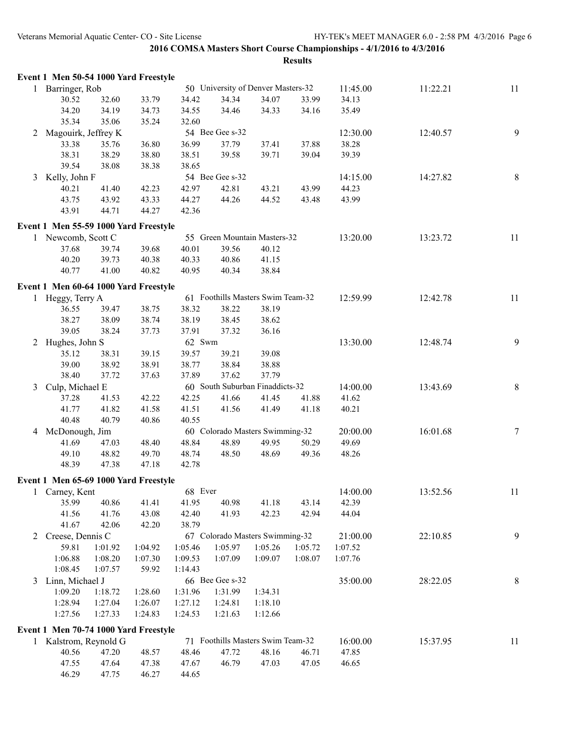## 2016 COMSA Masters Short Course Championships - 4/1/2016 to 4/3/2016

### Results

**Event 1 Men 50-54 1000 Yard Freestyle**

| | | | | | | | | | | |
|---|---|---|---|---|---|---|---|---|---|---|
| 1 Barringer, Rob | | | 50 University of Denver Masters-32 | | | | 11:45.00 | 11:22.21 | 11 |
| 30.52 | 32.60 | 33.79 | 34.42 | 34.34 | 34.07 | 33.99 | 34.13 | | |
| 34.20 | 34.19 | 34.73 | 34.55 | 34.46 | 34.33 | 34.16 | 35.49 | | |
| 35.34 | 35.06 | 35.24 | 32.60 | | | | | | |
| 2 Magouirk, Jeffrey K | | | 54 Bee Gee s-32 | | | | 12:30.00 | 12:40.57 | 9 |
| 33.38 | 35.76 | 36.80 | 36.99 | 37.79 | 37.41 | 37.88 | 38.28 | | |
| 38.31 | 38.29 | 38.80 | 38.51 | 39.58 | 39.71 | 39.04 | 39.39 | | |
| 39.54 | 38.08 | 38.38 | 38.65 | | | | | | |
| 3 Kelly, John F | | | 54 Bee Gee s-32 | | | | 14:15.00 | 14:27.82 | 8 |
| 40.21 | 41.40 | 42.23 | 42.97 | 42.81 | 43.21 | 43.99 | 44.23 | | |
| 43.75 | 43.92 | 43.33 | 44.27 | 44.26 | 44.52 | 43.48 | 43.99 | | |
| 43.91 | 44.71 | 44.27 | 42.36 | | | | | | |

**Event 1 Men 55-59 1000 Yard Freestyle**

| | | | | | | | | | |
|---|---|---|---|---|---|---|---|---|---|
| 1 Newcomb, Scott C | | | 55 Green Mountain Masters-32 | | | 13:20.00 | 13:23.72 | 11 |
| 37.68 | 39.74 | 39.68 | 40.01 | 39.56 | 40.12 | | | |
| 40.20 | 39.73 | 40.38 | 40.33 | 40.86 | 41.15 | | | |
| 40.77 | 41.00 | 40.82 | 40.95 | 40.34 | 38.84 | | | |

**Event 1 Men 60-64 1000 Yard Freestyle**

| | | | | | | | | | |
|---|---|---|---|---|---|---|---|---|---|
| 1 Heggy, Terry A | | | 61 Foothills Masters Swim Team-32 | | | | 12:59.99 | 12:42.78 | 11 |
| 36.55 | 39.47 | 38.75 | 38.32 | 38.22 | 38.19 | | | | |
| 38.27 | 38.09 | 38.74 | 38.19 | 38.45 | 38.62 | | | | |
| 39.05 | 38.24 | 37.73 | 37.91 | 37.32 | 36.16 | | | | |
| 2 Hughes, John S | | | 62 Swm | | | | 13:30.00 | 12:48.74 | 9 |
| 35.12 | 38.31 | 39.15 | 39.57 | 39.21 | 39.08 | | | | |
| 39.00 | 38.92 | 38.91 | 38.77 | 38.84 | 38.88 | | | | |
| 38.40 | 37.72 | 37.63 | 37.89 | 37.62 | 37.79 | | | | |
| 3 Culp, Michael E | | | 60 South Suburban Finaddicts-32 | | | | 14:00.00 | 13:43.69 | 8 |
| 37.28 | 41.53 | 42.22 | 42.25 | 41.66 | 41.45 | 41.88 | 41.62 | | |
| 41.77 | 41.82 | 41.58 | 41.51 | 41.56 | 41.49 | 41.18 | 40.21 | | |
| 40.48 | 40.79 | 40.86 | 40.55 | | | | | | |
| 4 McDonough, Jim | | | 60 Colorado Masters Swimming-32 | | | | 20:00.00 | 16:01.68 | 7 |
| 41.69 | 47.03 | 48.40 | 48.84 | 48.89 | 49.95 | 50.29 | 49.69 | | |
| 49.10 | 48.82 | 49.70 | 48.74 | 48.50 | 48.69 | 49.36 | 48.26 | | |
| 48.39 | 47.38 | 47.18 | 42.78 | | | | | | |

**Event 1 Men 65-69 1000 Yard Freestyle**

| | | | | | | | | | |
|---|---|---|---|---|---|---|---|---|---|
| 1 Carney, Kent | | | 68 Ever | | | | 14:00.00 | 13:52.56 | 11 |
| 35.99 | 40.86 | 41.41 | 41.95 | 40.98 | 41.18 | 43.14 | 42.39 | | |
| 41.56 | 41.76 | 43.08 | 42.40 | 41.93 | 42.23 | 42.94 | 44.04 | | |
| 41.67 | 42.06 | 42.20 | 38.79 | | | | | | |
| 2 Creese, Dennis C | | | 67 Colorado Masters Swimming-32 | | | | 21:00.00 | 22:10.85 | 9 |
| 59.81 | 1:01.92 | 1:04.92 | 1:05.46 | 1:05.97 | 1:05.26 | 1:05.72 | 1:07.52 | | |
| 1:06.88 | 1:08.20 | 1:07.30 | 1:09.53 | 1:07.09 | 1:09.07 | 1:08.07 | 1:07.76 | | |
| 1:08.45 | 1:07.57 | 59.92 | 1:14.43 | | | | | | |
| 3 Linn, Michael J | | | 66 Bee Gee s-32 | | | | 35:00.00 | 28:22.05 | 8 |
| 1:09.20 | 1:18.72 | 1:28.60 | 1:31.96 | 1:31.99 | 1:34.31 | | | | |
| 1:28.94 | 1:27.04 | 1:26.07 | 1:27.12 | 1:24.81 | 1:18.10 | | | | |
| 1:27.56 | 1:27.33 | 1:24.83 | 1:24.53 | 1:21.63 | 1:12.66 | | | | |

**Event 1 Men 70-74 1000 Yard Freestyle**

| | | | | | | | | | |
|---|---|---|---|---|---|---|---|---|---|
| 1 Kalstrom, Reynold G | | | 71 Foothills Masters Swim Team-32 | | | | 16:00.00 | 15:37.95 | 11 |
| 40.56 | 47.20 | 48.57 | 48.46 | 47.72 | 48.16 | 46.71 | 47.85 | | |
| 47.55 | 47.64 | 47.38 | 47.67 | 46.79 | 47.03 | 47.05 | 46.65 | | |
| 46.29 | 47.75 | 46.27 | 44.65 | | | | | | |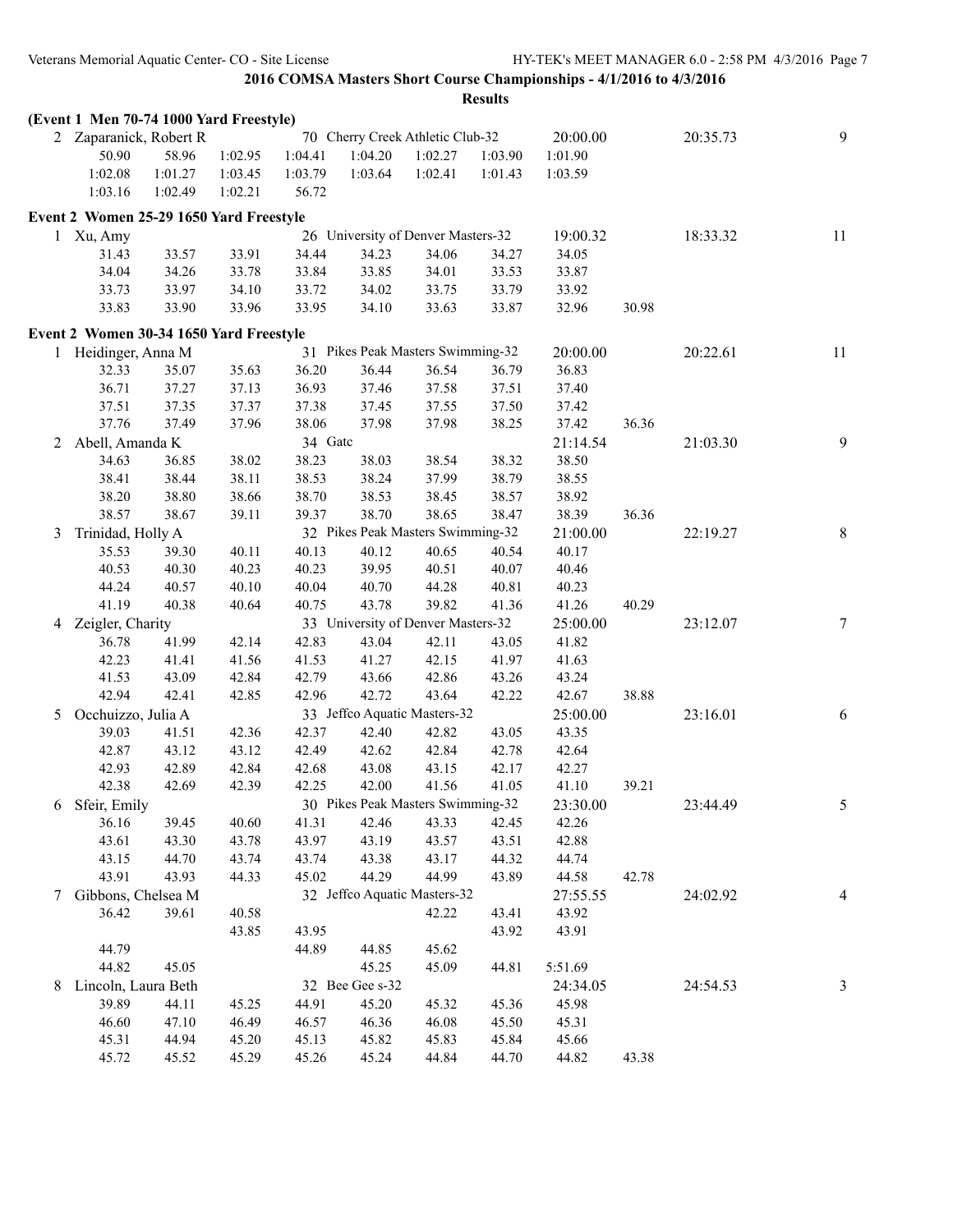### (Event 1 Men 70-74 1000 Yard Freestyle)

2 Zaparanick, Robert R — 70 Cherry Creek Athletic Club-32 — Seed: 20:00.00 — Finals: 20:35.73 — Points: 9

| | | | | | | | |
|---|---|---|---|---|---|---|---|
| 50.90 | 58.96 | 1:02.95 | 1:04.41 | 1:04.20 | 1:02.27 | 1:03.90 | 1:01.90 |
| 1:02.08 | 1:01.27 | 1:03.45 | 1:03.79 | 1:03.64 | 1:02.41 | 1:01.43 | 1:03.59 |
| 1:03.16 | 1:02.49 | 1:02.21 | 56.72 | | | | |

### Event 2 Women 25-29 1650 Yard Freestyle

1 Xu, Amy — 26 University of Denver Masters-32 — Seed: 19:00.32 — Finals: 18:33.32 — Points: 11

| | | | | | | | | |
|---|---|---|---|---|---|---|---|---|
| 31.43 | 33.57 | 33.91 | 34.44 | 34.23 | 34.06 | 34.27 | 34.05 | |
| 34.04 | 34.26 | 33.78 | 33.84 | 33.85 | 34.01 | 33.53 | 33.87 | |
| 33.73 | 33.97 | 34.10 | 33.72 | 34.02 | 33.75 | 33.79 | 33.92 | |
| 33.83 | 33.90 | 33.96 | 33.95 | 34.10 | 33.63 | 33.87 | 32.96 | 30.98 |

### Event 2 Women 30-34 1650 Yard Freestyle

1 Heidinger, Anna M — 31 Pikes Peak Masters Swimming-32 — Seed: 20:00.00 — Finals: 20:22.61 — Points: 11

| | | | | | | | | |
|---|---|---|---|---|---|---|---|---|
| 32.33 | 35.07 | 35.63 | 36.20 | 36.44 | 36.54 | 36.79 | 36.83 | |
| 36.71 | 37.27 | 37.13 | 36.93 | 37.46 | 37.58 | 37.51 | 37.40 | |
| 37.51 | 37.35 | 37.37 | 37.38 | 37.45 | 37.55 | 37.50 | 37.42 | |
| 37.76 | 37.49 | 37.96 | 38.06 | 37.98 | 37.98 | 38.25 | 37.42 | 36.36 |

2 Abell, Amanda K — 34 Gatc — Seed: 21:14.54 — Finals: 21:03.30 — Points: 9

| | | | | | | | | |
|---|---|---|---|---|---|---|---|---|
| 34.63 | 36.85 | 38.02 | 38.23 | 38.03 | 38.54 | 38.32 | 38.50 | |
| 38.41 | 38.44 | 38.11 | 38.53 | 38.24 | 37.99 | 38.79 | 38.55 | |
| 38.20 | 38.80 | 38.66 | 38.70 | 38.53 | 38.45 | 38.57 | 38.92 | |
| 38.57 | 38.67 | 39.11 | 39.37 | 38.70 | 38.65 | 38.47 | 38.39 | 36.36 |

3 Trinidad, Holly A — 32 Pikes Peak Masters Swimming-32 — Seed: 21:00.00 — Finals: 22:19.27 — Points: 8

| | | | | | | | | |
|---|---|---|---|---|---|---|---|---|
| 35.53 | 39.30 | 40.11 | 40.13 | 40.12 | 40.65 | 40.54 | 40.17 | |
| 40.53 | 40.30 | 40.23 | 40.23 | 39.95 | 40.51 | 40.07 | 40.46 | |
| 44.24 | 40.57 | 40.10 | 40.04 | 40.70 | 44.28 | 40.81 | 40.23 | |
| 41.19 | 40.38 | 40.64 | 40.75 | 43.78 | 39.82 | 41.36 | 41.26 | 40.29 |

4 Zeigler, Charity — 33 University of Denver Masters-32 — Seed: 25:00.00 — Finals: 23:12.07 — Points: 7

| | | | | | | | | |
|---|---|---|---|---|---|---|---|---|
| 36.78 | 41.99 | 42.14 | 42.83 | 43.04 | 42.11 | 43.05 | 41.82 | |
| 42.23 | 41.41 | 41.56 | 41.53 | 41.27 | 42.15 | 41.97 | 41.63 | |
| 41.53 | 43.09 | 42.84 | 42.79 | 43.66 | 42.86 | 43.26 | 43.24 | |
| 42.94 | 42.41 | 42.85 | 42.96 | 42.72 | 43.64 | 42.22 | 42.67 | 38.88 |

5 Occhuizzo, Julia A — 33 Jeffco Aquatic Masters-32 — Seed: 25:00.00 — Finals: 23:16.01 — Points: 6

| | | | | | | | | |
|---|---|---|---|---|---|---|---|---|
| 39.03 | 41.51 | 42.36 | 42.37 | 42.40 | 42.82 | 43.05 | 43.35 | |
| 42.87 | 43.12 | 43.12 | 42.49 | 42.62 | 42.84 | 42.78 | 42.64 | |
| 42.93 | 42.89 | 42.84 | 42.68 | 43.08 | 43.15 | 42.17 | 42.27 | |
| 42.38 | 42.69 | 42.39 | 42.25 | 42.00 | 41.56 | 41.05 | 41.10 | 39.21 |

6 Sfeir, Emily — 30 Pikes Peak Masters Swimming-32 — Seed: 23:30.00 — Finals: 23:44.49 — Points: 5

| | | | | | | | | |
|---|---|---|---|---|---|---|---|---|
| 36.16 | 39.45 | 40.60 | 41.31 | 42.46 | 43.33 | 42.45 | 42.26 | |
| 43.61 | 43.30 | 43.78 | 43.97 | 43.19 | 43.57 | 43.51 | 42.88 | |
| 43.15 | 44.70 | 43.74 | 43.74 | 43.38 | 43.17 | 44.32 | 44.74 | |
| 43.91 | 43.93 | 44.33 | 45.02 | 44.29 | 44.99 | 43.89 | 44.58 | 42.78 |

7 Gibbons, Chelsea M — 32 Jeffco Aquatic Masters-32 — Seed: 27:55.55 — Finals: 24:02.92 — Points: 4

| | | | | | | | |
|---|---|---|---|---|---|---|---|
| 36.42 | 39.61 | 40.58 | | | 42.22 | 43.41 | 43.92 |
| | | 43.85 | 43.95 | | | 43.92 | 43.91 |
| 44.79 | | | 44.89 | 44.85 | 45.62 | | |
| 44.82 | 45.05 | | | 45.25 | 45.09 | 44.81 | 5:51.69 |

8 Lincoln, Laura Beth — 32 Bee Gee s-32 — Seed: 24:34.05 — Finals: 24:54.53 — Points: 3

| | | | | | | | | |
|---|---|---|---|---|---|---|---|---|
| 39.89 | 44.11 | 45.25 | 44.91 | 45.20 | 45.32 | 45.36 | 45.98 | |
| 46.60 | 47.10 | 46.49 | 46.57 | 46.36 | 46.08 | 45.50 | 45.31 | |
| 45.31 | 44.94 | 45.20 | 45.13 | 45.82 | 45.83 | 45.84 | 45.66 | |
| 45.72 | 45.52 | 45.29 | 45.26 | 45.24 | 44.84 | 44.70 | 44.82 | 43.38 |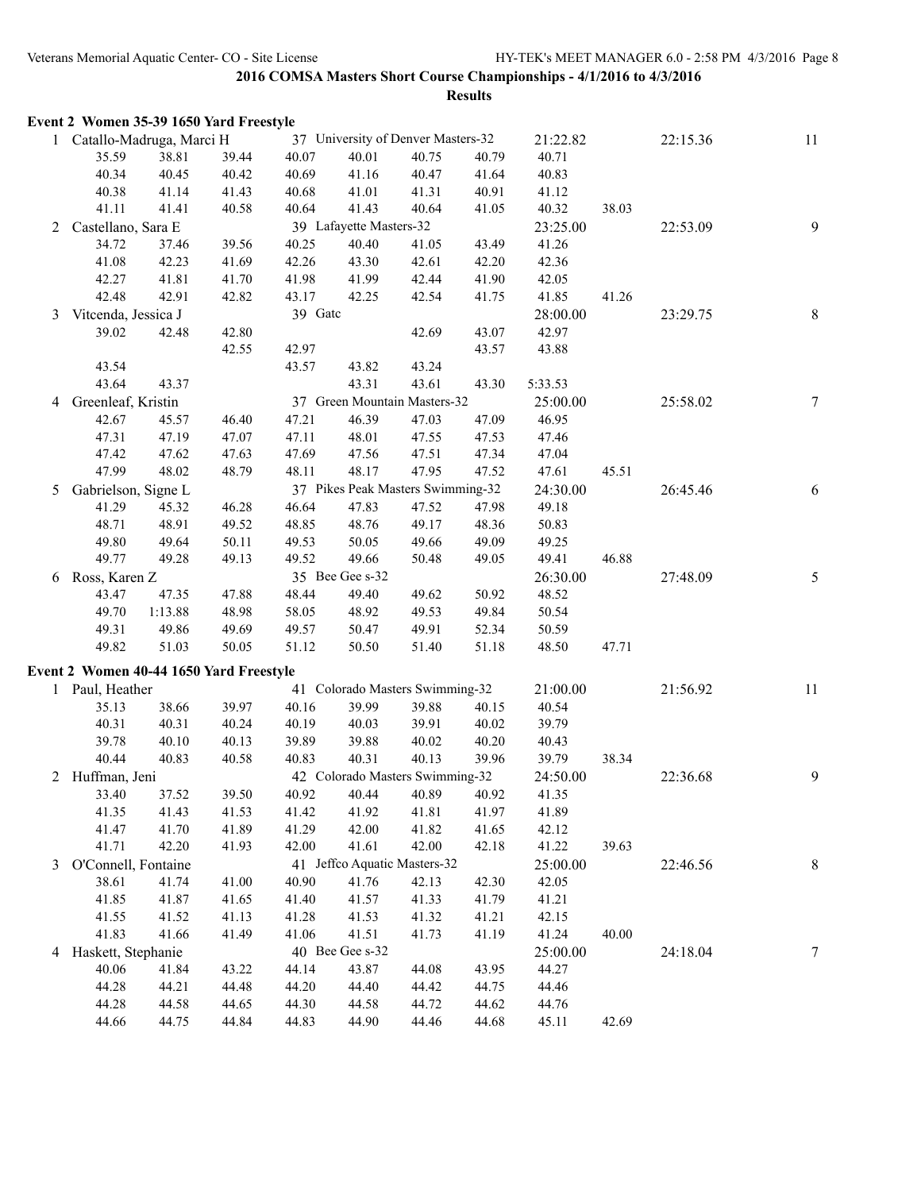**2016 COMSA Masters Short Course Championships - 4/1/2016 to 4/3/2016**

**Results**

### Event 2 Women 35-39 1650 Yard Freestyle

| | | | | | | | | | | |
|---|---|---|---|---|---|---|---|---|---|---|
| 1 Catallo-Madruga, Marci H | | | 37 University of Denver Masters-32 | | | | 21:22.82 | | 22:15.36 | 11 |
| 35.59 | 38.81 | 39.44 | 40.07 | 40.01 | 40.75 | 40.79 | 40.71 | | | |
| 40.34 | 40.45 | 40.42 | 40.69 | 41.16 | 40.47 | 41.64 | 40.83 | | | |
| 40.38 | 41.14 | 41.43 | 40.68 | 41.01 | 41.31 | 40.91 | 41.12 | | | |
| 41.11 | 41.41 | 40.58 | 40.64 | 41.43 | 40.64 | 41.05 | 40.32 | 38.03 | | |
| 2 Castellano, Sara E | | | 39 Lafayette Masters-32 | | | | 23:25.00 | | 22:53.09 | 9 |
| 34.72 | 37.46 | 39.56 | 40.25 | 40.40 | 41.05 | 43.49 | 41.26 | | | |
| 41.08 | 42.23 | 41.69 | 42.26 | 43.30 | 42.61 | 42.20 | 42.36 | | | |
| 42.27 | 41.81 | 41.70 | 41.98 | 41.99 | 42.44 | 41.90 | 42.05 | | | |
| 42.48 | 42.91 | 42.82 | 43.17 | 42.25 | 42.54 | 41.75 | 41.85 | 41.26 | | |
| 3 Vitcenda, Jessica J | | | 39 Gatc | | | | 28:00.00 | | 23:29.75 | 8 |
| 39.02 | 42.48 | 42.80 | | | 42.69 | 43.07 | 42.97 | | | |
| | | 42.55 | 42.97 | | | 43.57 | 43.88 | | | |
| 43.54 | | | 43.57 | 43.82 | 43.24 | | | | | |
| 43.64 | 43.37 | | | 43.31 | 43.61 | 43.30 | 5:33.53 | | | |
| 4 Greenleaf, Kristin | | | 37 Green Mountain Masters-32 | | | | 25:00.00 | | 25:58.02 | 7 |
| 42.67 | 45.57 | 46.40 | 47.21 | 46.39 | 47.03 | 47.09 | 46.95 | | | |
| 47.31 | 47.19 | 47.07 | 47.11 | 48.01 | 47.55 | 47.53 | 47.46 | | | |
| 47.42 | 47.62 | 47.63 | 47.69 | 47.56 | 47.51 | 47.34 | 47.04 | | | |
| 47.99 | 48.02 | 48.79 | 48.11 | 48.17 | 47.95 | 47.52 | 47.61 | 45.51 | | |
| 5 Gabrielson, Signe L | | | 37 Pikes Peak Masters Swimming-32 | | | | 24:30.00 | | 26:45.46 | 6 |
| 41.29 | 45.32 | 46.28 | 46.64 | 47.83 | 47.52 | 47.98 | 49.18 | | | |
| 48.71 | 48.91 | 49.52 | 48.85 | 48.76 | 49.17 | 48.36 | 50.83 | | | |
| 49.80 | 49.64 | 50.11 | 49.53 | 50.05 | 49.66 | 49.09 | 49.25 | | | |
| 49.77 | 49.28 | 49.13 | 49.52 | 49.66 | 50.48 | 49.05 | 49.41 | 46.88 | | |
| 6 Ross, Karen Z | | | 35 Bee Gee s-32 | | | | 26:30.00 | | 27:48.09 | 5 |
| 43.47 | 47.35 | 47.88 | 48.44 | 49.40 | 49.62 | 50.92 | 48.52 | | | |
| 49.70 | 1:13.88 | 48.98 | 58.05 | 48.92 | 49.53 | 49.84 | 50.54 | | | |
| 49.31 | 49.86 | 49.69 | 49.57 | 50.47 | 49.91 | 52.34 | 50.59 | | | |
| 49.82 | 51.03 | 50.05 | 51.12 | 50.50 | 51.40 | 51.18 | 48.50 | 47.71 | | |

### Event 2 Women 40-44 1650 Yard Freestyle

| | | | | | | | | | | |
|---|---|---|---|---|---|---|---|---|---|---|
| 1 Paul, Heather | | | 41 Colorado Masters Swimming-32 | | | | 21:00.00 | | 21:56.92 | 11 |
| 35.13 | 38.66 | 39.97 | 40.16 | 39.99 | 39.88 | 40.15 | 40.54 | | | |
| 40.31 | 40.31 | 40.24 | 40.19 | 40.03 | 39.91 | 40.02 | 39.79 | | | |
| 39.78 | 40.10 | 40.13 | 39.89 | 39.88 | 40.02 | 40.20 | 40.43 | | | |
| 40.44 | 40.83 | 40.58 | 40.83 | 40.31 | 40.13 | 39.96 | 39.79 | 38.34 | | |
| 2 Huffman, Jeni | | | 42 Colorado Masters Swimming-32 | | | | 24:50.00 | | 22:36.68 | 9 |
| 33.40 | 37.52 | 39.50 | 40.92 | 40.44 | 40.89 | 40.92 | 41.35 | | | |
| 41.35 | 41.43 | 41.53 | 41.42 | 41.92 | 41.81 | 41.97 | 41.89 | | | |
| 41.47 | 41.70 | 41.89 | 41.29 | 42.00 | 41.82 | 41.65 | 42.12 | | | |
| 41.71 | 42.20 | 41.93 | 42.00 | 41.61 | 42.00 | 42.18 | 41.22 | 39.63 | | |
| 3 O'Connell, Fontaine | | | 41 Jeffco Aquatic Masters-32 | | | | 25:00.00 | | 22:46.56 | 8 |
| 38.61 | 41.74 | 41.00 | 40.90 | 41.76 | 42.13 | 42.30 | 42.05 | | | |
| 41.85 | 41.87 | 41.65 | 41.40 | 41.57 | 41.33 | 41.79 | 41.21 | | | |
| 41.55 | 41.52 | 41.13 | 41.28 | 41.53 | 41.32 | 41.21 | 42.15 | | | |
| 41.83 | 41.66 | 41.49 | 41.06 | 41.51 | 41.73 | 41.19 | 41.24 | 40.00 | | |
| 4 Haskett, Stephanie | | | 40 Bee Gee s-32 | | | | 25:00.00 | | 24:18.04 | 7 |
| 40.06 | 41.84 | 43.22 | 44.14 | 43.87 | 44.08 | 43.95 | 44.27 | | | |
| 44.28 | 44.21 | 44.48 | 44.20 | 44.40 | 44.42 | 44.75 | 44.46 | | | |
| 44.28 | 44.58 | 44.65 | 44.30 | 44.58 | 44.72 | 44.62 | 44.76 | | | |
| 44.66 | 44.75 | 44.84 | 44.83 | 44.90 | 44.46 | 44.68 | 45.11 | 42.69 | | |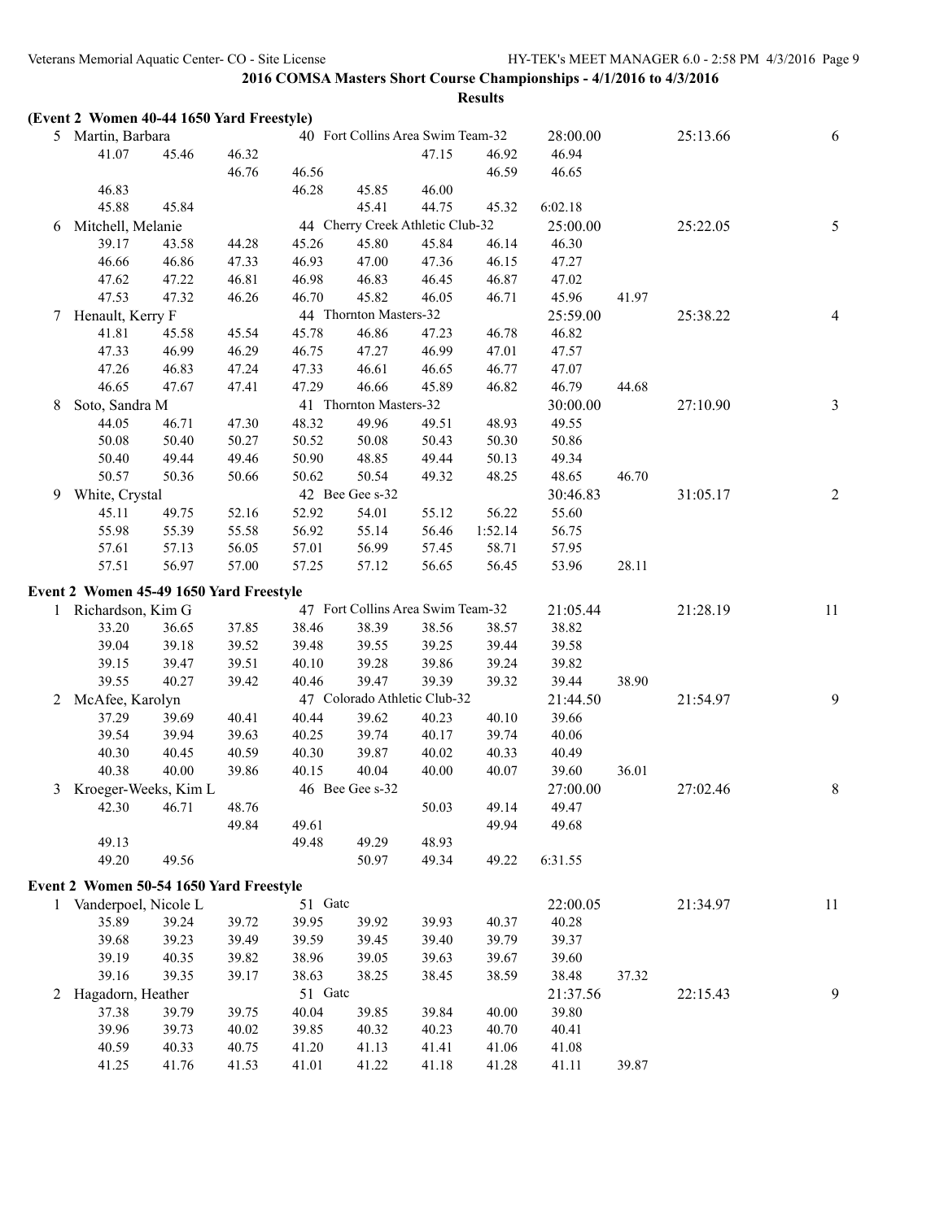**2016 COMSA Masters Short Course Championships - 4/1/2016 to 4/3/2016**

**Results**

### (Event 2 Women 40-44 1650 Yard Freestyle)

| | | | | | | | | | | |
|---|---|---|---|---|---|---|---|---|---|---|
| 5 Martin, Barbara | | | 40 Fort Collins Area Swim Team-32 | | | | 28:00.00 | | 25:13.66 | 6 |
| 41.07 | 45.46 | 46.32 | | | 47.15 | 46.92 | 46.94 | | | |
| | | 46.76 | 46.56 | | | 46.59 | 46.65 | | | |
| 46.83 | | | 46.28 | 45.85 | 46.00 | | | | | |
| 45.88 | 45.84 | | | 45.41 | 44.75 | 45.32 | 6:02.18 | | | |
| 6 Mitchell, Melanie | | | 44 Cherry Creek Athletic Club-32 | | | | 25:00.00 | | 25:22.05 | 5 |
| 39.17 | 43.58 | 44.28 | 45.26 | 45.80 | 45.84 | 46.14 | 46.30 | | | |
| 46.66 | 46.86 | 47.33 | 46.93 | 47.00 | 47.36 | 46.15 | 47.27 | | | |
| 47.62 | 47.22 | 46.81 | 46.98 | 46.83 | 46.45 | 46.87 | 47.02 | | | |
| 47.53 | 47.32 | 46.26 | 46.70 | 45.82 | 46.05 | 46.71 | 45.96 | 41.97 | | |
| 7 Henault, Kerry F | | | 44 Thornton Masters-32 | | | | 25:59.00 | | 25:38.22 | 4 |
| 41.81 | 45.58 | 45.54 | 45.78 | 46.86 | 47.23 | 46.78 | 46.82 | | | |
| 47.33 | 46.99 | 46.29 | 46.75 | 47.27 | 46.99 | 47.01 | 47.57 | | | |
| 47.26 | 46.83 | 47.24 | 47.33 | 46.61 | 46.65 | 46.77 | 47.07 | | | |
| 46.65 | 47.67 | 47.41 | 47.29 | 46.66 | 45.89 | 46.82 | 46.79 | 44.68 | | |
| 8 Soto, Sandra M | | | 41 Thornton Masters-32 | | | | 30:00.00 | | 27:10.90 | 3 |
| 44.05 | 46.71 | 47.30 | 48.32 | 49.96 | 49.51 | 48.93 | 49.55 | | | |
| 50.08 | 50.40 | 50.27 | 50.52 | 50.08 | 50.43 | 50.30 | 50.86 | | | |
| 50.40 | 49.44 | 49.46 | 50.90 | 48.85 | 49.44 | 50.13 | 49.34 | | | |
| 50.57 | 50.36 | 50.66 | 50.62 | 50.54 | 49.32 | 48.25 | 48.65 | 46.70 | | |
| 9 White, Crystal | | | 42 Bee Gee s-32 | | | | 30:46.83 | | 31:05.17 | 2 |
| 45.11 | 49.75 | 52.16 | 52.92 | 54.01 | 55.12 | 56.22 | 55.60 | | | |
| 55.98 | 55.39 | 55.58 | 56.92 | 55.14 | 56.46 | 1:52.14 | 56.75 | | | |
| 57.61 | 57.13 | 56.05 | 57.01 | 56.99 | 57.45 | 58.71 | 57.95 | | | |
| 57.51 | 56.97 | 57.00 | 57.25 | 57.12 | 56.65 | 56.45 | 53.96 | 28.11 | | |

### Event 2 Women 45-49 1650 Yard Freestyle

| | | | | | | | | | | |
|---|---|---|---|---|---|---|---|---|---|---|
| 1 Richardson, Kim G | | | 47 Fort Collins Area Swim Team-32 | | | | 21:05.44 | | 21:28.19 | 11 |
| 33.20 | 36.65 | 37.85 | 38.46 | 38.39 | 38.56 | 38.57 | 38.82 | | | |
| 39.04 | 39.18 | 39.52 | 39.48 | 39.55 | 39.25 | 39.44 | 39.58 | | | |
| 39.15 | 39.47 | 39.51 | 40.10 | 39.28 | 39.86 | 39.24 | 39.82 | | | |
| 39.55 | 40.27 | 39.42 | 40.46 | 39.47 | 39.39 | 39.32 | 39.44 | 38.90 | | |
| 2 McAfee, Karolyn | | | 47 Colorado Athletic Club-32 | | | | 21:44.50 | | 21:54.97 | 9 |
| 37.29 | 39.69 | 40.41 | 40.44 | 39.62 | 40.23 | 40.10 | 39.66 | | | |
| 39.54 | 39.94 | 39.63 | 40.25 | 39.74 | 40.17 | 39.74 | 40.06 | | | |
| 40.30 | 40.45 | 40.59 | 40.30 | 39.87 | 40.02 | 40.33 | 40.49 | | | |
| 40.38 | 40.00 | 39.86 | 40.15 | 40.04 | 40.00 | 40.07 | 39.60 | 36.01 | | |
| 3 Kroeger-Weeks, Kim L | | | 46 Bee Gee s-32 | | | | 27:00.00 | | 27:02.46 | 8 |
| 42.30 | 46.71 | 48.76 | | | 50.03 | 49.14 | 49.47 | | | |
| | | 49.84 | 49.61 | | | 49.94 | 49.68 | | | |
| 49.13 | | | 49.48 | 49.29 | 48.93 | | | | | |
| 49.20 | 49.56 | | | 50.97 | 49.34 | 49.22 | 6:31.55 | | | |

### Event 2 Women 50-54 1650 Yard Freestyle

| | | | | | | | | | | |
|---|---|---|---|---|---|---|---|---|---|---|
| 1 Vanderpoel, Nicole L | | | 51 Gatc | | | | 22:00.05 | | 21:34.97 | 11 |
| 35.89 | 39.24 | 39.72 | 39.95 | 39.92 | 39.93 | 40.37 | 40.28 | | | |
| 39.68 | 39.23 | 39.49 | 39.59 | 39.45 | 39.40 | 39.79 | 39.37 | | | |
| 39.19 | 40.35 | 39.82 | 38.96 | 39.05 | 39.63 | 39.67 | 39.60 | | | |
| 39.16 | 39.35 | 39.17 | 38.63 | 38.25 | 38.45 | 38.59 | 38.48 | 37.32 | | |
| 2 Hagadorn, Heather | | | 51 Gatc | | | | 21:37.56 | | 22:15.43 | 9 |
| 37.38 | 39.79 | 39.75 | 40.04 | 39.85 | 39.84 | 40.00 | 39.80 | | | |
| 39.96 | 39.73 | 40.02 | 39.85 | 40.32 | 40.23 | 40.70 | 40.41 | | | |
| 40.59 | 40.33 | 40.75 | 41.20 | 41.13 | 41.41 | 41.06 | 41.08 | | | |
| 41.25 | 41.76 | 41.53 | 41.01 | 41.22 | 41.18 | 41.28 | 41.11 | 39.87 | | |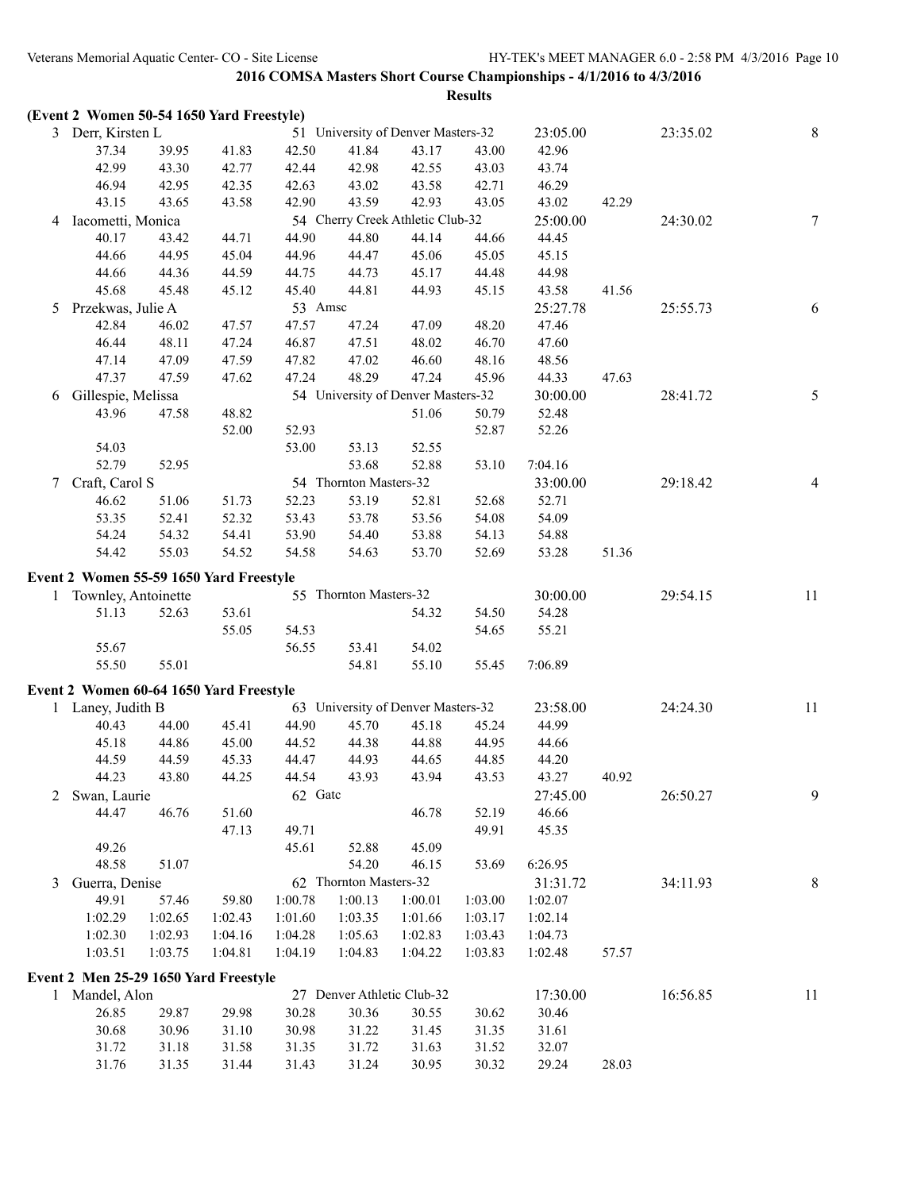## (Event 2 Women 50-54 1650 Yard Freestyle)

| | | | | | | | | | | |
|---|---|---|---|---|---|---|---|---|---|---|
| 3 Derr, Kirsten L | | | 51 University of Denver Masters-32 | | | | 23:05.00 | | 23:35.02 | 8 |
| 37.34 | 39.95 | 41.83 | 42.50 | 41.84 | 43.17 | 43.00 | 42.96 | | | |
| 42.99 | 43.30 | 42.77 | 42.44 | 42.98 | 42.55 | 43.03 | 43.74 | | | |
| 46.94 | 42.95 | 42.35 | 42.63 | 43.02 | 43.58 | 42.71 | 46.29 | | | |
| 43.15 | 43.65 | 43.58 | 42.90 | 43.59 | 42.93 | 43.05 | 43.02 | 42.29 | | |
| 4 Iacometti, Monica | | | 54 Cherry Creek Athletic Club-32 | | | | 25:00.00 | | 24:30.02 | 7 |
| 40.17 | 43.42 | 44.71 | 44.90 | 44.80 | 44.14 | 44.66 | 44.45 | | | |
| 44.66 | 44.95 | 45.04 | 44.96 | 44.47 | 45.06 | 45.05 | 45.15 | | | |
| 44.66 | 44.36 | 44.59 | 44.75 | 44.73 | 45.17 | 44.48 | 44.98 | | | |
| 45.68 | 45.48 | 45.12 | 45.40 | 44.81 | 44.93 | 45.15 | 43.58 | 41.56 | | |
| 5 Przekwas, Julie A | | | 53 Amsc | | | | 25:27.78 | | 25:55.73 | 6 |
| 42.84 | 46.02 | 47.57 | 47.57 | 47.24 | 47.09 | 48.20 | 47.46 | | | |
| 46.44 | 48.11 | 47.24 | 46.87 | 47.51 | 48.02 | 46.70 | 47.60 | | | |
| 47.14 | 47.09 | 47.59 | 47.82 | 47.02 | 46.60 | 48.16 | 48.56 | | | |
| 47.37 | 47.59 | 47.62 | 47.24 | 48.29 | 47.24 | 45.96 | 44.33 | 47.63 | | |
| 6 Gillespie, Melissa | | | 54 University of Denver Masters-32 | | | | 30:00.00 | | 28:41.72 | 5 |
| 43.96 | 47.58 | 48.82 | | | 51.06 | 50.79 | 52.48 | | | |
| | | 52.00 | 52.93 | | | 52.87 | 52.26 | | | |
| 54.03 | | | 53.00 | 53.13 | 52.55 | | | | | |
| 52.79 | 52.95 | | | 53.68 | 52.88 | 53.10 | 7:04.16 | | | |
| 7 Craft, Carol S | | | 54 Thornton Masters-32 | | | | 33:00.00 | | 29:18.42 | 4 |
| 46.62 | 51.06 | 51.73 | 52.23 | 53.19 | 52.81 | 52.68 | 52.71 | | | |
| 53.35 | 52.41 | 52.32 | 53.43 | 53.78 | 53.56 | 54.08 | 54.09 | | | |
| 54.24 | 54.32 | 54.41 | 53.90 | 54.40 | 53.88 | 54.13 | 54.88 | | | |
| 54.42 | 55.03 | 54.52 | 54.58 | 54.63 | 53.70 | 52.69 | 53.28 | 51.36 | | |

## Event 2 Women 55-59 1650 Yard Freestyle

| | | | | | | | | | | |
|---|---|---|---|---|---|---|---|---|---|---|
| 1 Townley, Antoinette | | | 55 Thornton Masters-32 | | | | 30:00.00 | | 29:54.15 | 11 |
| 51.13 | 52.63 | 53.61 | | | 54.32 | 54.50 | 54.28 | | | |
| | | 55.05 | 54.53 | | | 54.65 | 55.21 | | | |
| 55.67 | | | 56.55 | 53.41 | 54.02 | | | | | |
| 55.50 | 55.01 | | | 54.81 | 55.10 | 55.45 | 7:06.89 | | | |

## Event 2 Women 60-64 1650 Yard Freestyle

| | | | | | | | | | | |
|---|---|---|---|---|---|---|---|---|---|---|
| 1 Laney, Judith B | | | 63 University of Denver Masters-32 | | | | 23:58.00 | | 24:24.30 | 11 |
| 40.43 | 44.00 | 45.41 | 44.90 | 45.70 | 45.18 | 45.24 | 44.99 | | | |
| 45.18 | 44.86 | 45.00 | 44.52 | 44.38 | 44.88 | 44.95 | 44.66 | | | |
| 44.59 | 44.59 | 45.33 | 44.47 | 44.93 | 44.65 | 44.85 | 44.20 | | | |
| 44.23 | 43.80 | 44.25 | 44.54 | 43.93 | 43.94 | 43.53 | 43.27 | 40.92 | | |
| 2 Swan, Laurie | | | 62 Gatc | | | | 27:45.00 | | 26:50.27 | 9 |
| 44.47 | 46.76 | 51.60 | | | 46.78 | 52.19 | 46.66 | | | |
| | | 47.13 | 49.71 | | | 49.91 | 45.35 | | | |
| 49.26 | | | 45.61 | 52.88 | 45.09 | | | | | |
| 48.58 | 51.07 | | | 54.20 | 46.15 | 53.69 | 6:26.95 | | | |
| 3 Guerra, Denise | | | 62 Thornton Masters-32 | | | | 31:31.72 | | 34:11.93 | 8 |
| 49.91 | 57.46 | 59.80 | 1:00.78 | 1:00.13 | 1:00.01 | 1:03.00 | 1:02.07 | | | |
| 1:02.29 | 1:02.65 | 1:02.43 | 1:01.60 | 1:03.35 | 1:01.66 | 1:03.17 | 1:02.14 | | | |
| 1:02.30 | 1:02.93 | 1:04.16 | 1:04.28 | 1:05.63 | 1:02.83 | 1:03.43 | 1:04.73 | | | |
| 1:03.51 | 1:03.75 | 1:04.81 | 1:04.19 | 1:04.83 | 1:04.22 | 1:03.83 | 1:02.48 | 57.57 | | |

## Event 2 Men 25-29 1650 Yard Freestyle

| | | | | | | | | | | |
|---|---|---|---|---|---|---|---|---|---|---|
| 1 Mandel, Alon | | | 27 Denver Athletic Club-32 | | | | 17:30.00 | | 16:56.85 | 11 |
| 26.85 | 29.87 | 29.98 | 30.28 | 30.36 | 30.55 | 30.62 | 30.46 | | | |
| 30.68 | 30.96 | 31.10 | 30.98 | 31.22 | 31.45 | 31.35 | 31.61 | | | |
| 31.72 | 31.18 | 31.58 | 31.35 | 31.72 | 31.63 | 31.52 | 32.07 | | | |
| 31.76 | 31.35 | 31.44 | 31.43 | 31.24 | 30.95 | 30.32 | 29.24 | 28.03 | | |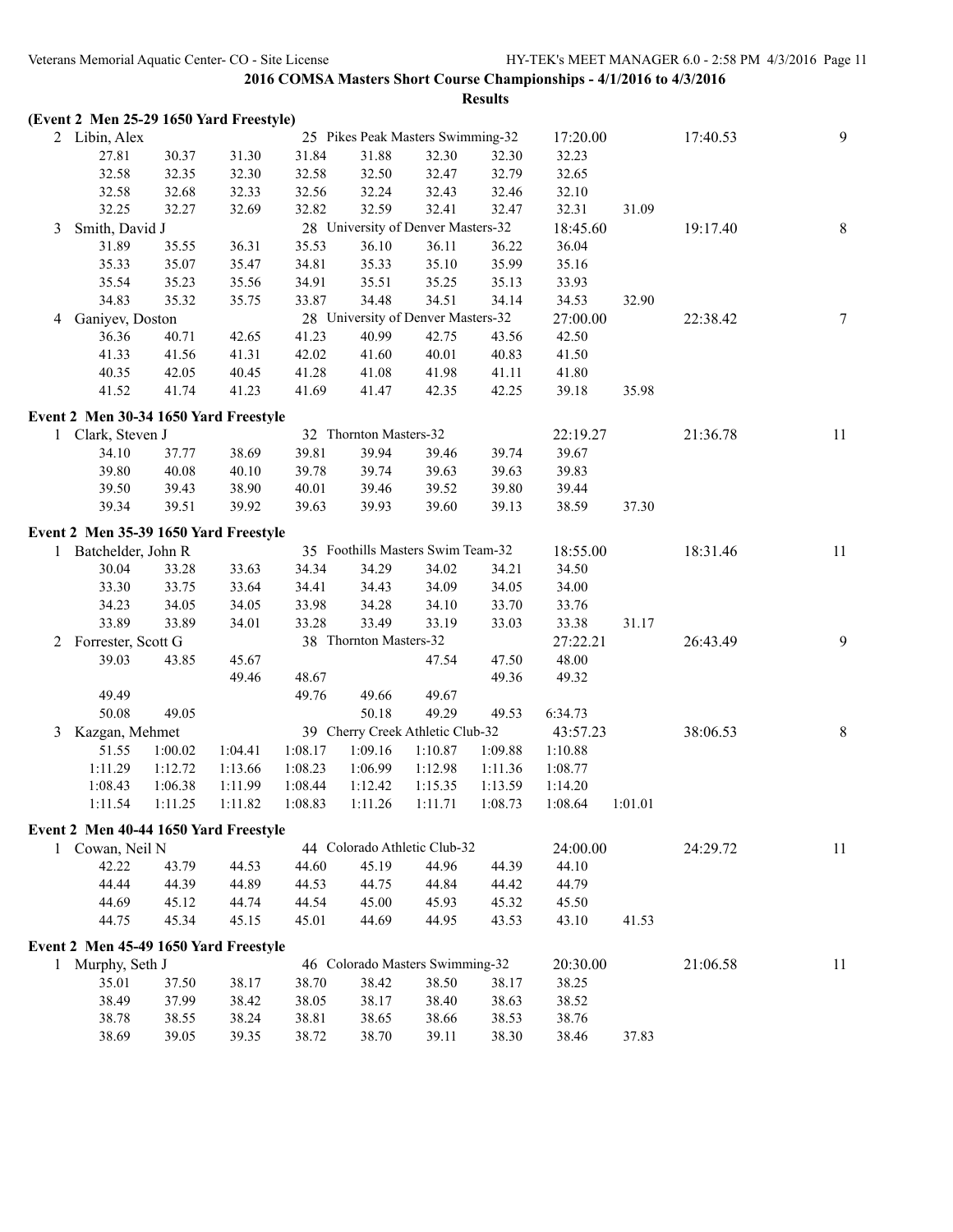## (Event 2 Men 25-29 1650 Yard Freestyle)

| | | | | | | | | | | |
|---|---|---|---|---|---|---|---|---|---|---|
| 2 | Libin, Alex | | 25 | Pikes Peak Masters Swimming-32 | | | 17:20.00 | | 17:40.53 | 9 |
| 27.81 | 30.37 | 31.30 | 31.84 | 31.88 | 32.30 | 32.30 | 32.23 | | | |
| 32.58 | 32.35 | 32.30 | 32.58 | 32.50 | 32.47 | 32.79 | 32.65 | | | |
| 32.58 | 32.68 | 32.33 | 32.56 | 32.24 | 32.43 | 32.46 | 32.10 | | | |
| 32.25 | 32.27 | 32.69 | 32.82 | 32.59 | 32.41 | 32.47 | 32.31 | 31.09 | | |
| 3 | Smith, David J | | 28 | University of Denver Masters-32 | | | 18:45.60 | | 19:17.40 | 8 |
| 31.89 | 35.55 | 36.31 | 35.53 | 36.10 | 36.11 | 36.22 | 36.04 | | | |
| 35.33 | 35.07 | 35.47 | 34.81 | 35.33 | 35.10 | 35.99 | 35.16 | | | |
| 35.54 | 35.23 | 35.56 | 34.91 | 35.51 | 35.25 | 35.13 | 33.93 | | | |
| 34.83 | 35.32 | 35.75 | 33.87 | 34.48 | 34.51 | 34.14 | 34.53 | 32.90 | | |
| 4 | Ganiyev, Doston | | 28 | University of Denver Masters-32 | | | 27:00.00 | | 22:38.42 | 7 |
| 36.36 | 40.71 | 42.65 | 41.23 | 40.99 | 42.75 | 43.56 | 42.50 | | | |
| 41.33 | 41.56 | 41.31 | 42.02 | 41.60 | 40.01 | 40.83 | 41.50 | | | |
| 40.35 | 42.05 | 40.45 | 41.28 | 41.08 | 41.98 | 41.11 | 41.80 | | | |
| 41.52 | 41.74 | 41.23 | 41.69 | 41.47 | 42.35 | 42.25 | 39.18 | 35.98 | | |

## Event 2 Men 30-34 1650 Yard Freestyle

| | | | | | | | | | | |
|---|---|---|---|---|---|---|---|---|---|---|
| 1 | Clark, Steven J | | 32 | Thornton Masters-32 | | | 22:19.27 | | 21:36.78 | 11 |
| 34.10 | 37.77 | 38.69 | 39.81 | 39.94 | 39.46 | 39.74 | 39.67 | | | |
| 39.80 | 40.08 | 40.10 | 39.78 | 39.74 | 39.63 | 39.63 | 39.83 | | | |
| 39.50 | 39.43 | 38.90 | 40.01 | 39.46 | 39.52 | 39.80 | 39.44 | | | |
| 39.34 | 39.51 | 39.92 | 39.63 | 39.93 | 39.60 | 39.13 | 38.59 | 37.30 | | |

## Event 2 Men 35-39 1650 Yard Freestyle

| | | | | | | | | | | |
|---|---|---|---|---|---|---|---|---|---|---|
| 1 | Batchelder, John R | | 35 | Foothills Masters Swim Team-32 | | | 18:55.00 | | 18:31.46 | 11 |
| 30.04 | 33.28 | 33.63 | 34.34 | 34.29 | 34.02 | 34.21 | 34.50 | | | |
| 33.30 | 33.75 | 33.64 | 34.41 | 34.43 | 34.09 | 34.05 | 34.00 | | | |
| 34.23 | 34.05 | 34.05 | 33.98 | 34.28 | 34.10 | 33.70 | 33.76 | | | |
| 33.89 | 33.89 | 34.01 | 33.28 | 33.49 | 33.19 | 33.03 | 33.38 | 31.17 | | |
| 2 | Forrester, Scott G | | 38 | Thornton Masters-32 | | | 27:22.21 | | 26:43.49 | 9 |
| 39.03 | 43.85 | 45.67 | | | 47.54 | 47.50 | 48.00 | | | |
| | | 49.46 | 48.67 | | | 49.36 | 49.32 | | | |
| 49.49 | | | 49.76 | 49.66 | 49.67 | | | | | |
| 50.08 | 49.05 | | | 50.18 | 49.29 | 49.53 | 6:34.73 | | | |
| 3 | Kazgan, Mehmet | | 39 | Cherry Creek Athletic Club-32 | | | 43:57.23 | | 38:06.53 | 8 |
| 51.55 | 1:00.02 | 1:04.41 | 1:08.17 | 1:09.16 | 1:10.87 | 1:09.88 | 1:10.88 | | | |
| 1:11.29 | 1:12.72 | 1:13.66 | 1:08.23 | 1:06.99 | 1:12.98 | 1:11.36 | 1:08.77 | | | |
| 1:08.43 | 1:06.38 | 1:11.99 | 1:08.44 | 1:12.42 | 1:15.35 | 1:13.59 | 1:14.20 | | | |
| 1:11.54 | 1:11.25 | 1:11.82 | 1:08.83 | 1:11.26 | 1:11.71 | 1:08.73 | 1:08.64 | 1:01.01 | | |

## Event 2 Men 40-44 1650 Yard Freestyle

| | | | | | | | | | | |
|---|---|---|---|---|---|---|---|---|---|---|
| 1 | Cowan, Neil N | | 44 | Colorado Athletic Club-32 | | | 24:00.00 | | 24:29.72 | 11 |
| 42.22 | 43.79 | 44.53 | 44.60 | 45.19 | 44.96 | 44.39 | 44.10 | | | |
| 44.44 | 44.39 | 44.89 | 44.53 | 44.75 | 44.84 | 44.42 | 44.79 | | | |
| 44.69 | 45.12 | 44.74 | 44.54 | 45.00 | 45.93 | 45.32 | 45.50 | | | |
| 44.75 | 45.34 | 45.15 | 45.01 | 44.69 | 44.95 | 43.53 | 43.10 | 41.53 | | |

## Event 2 Men 45-49 1650 Yard Freestyle

| | | | | | | | | | | |
|---|---|---|---|---|---|---|---|---|---|---|
| 1 | Murphy, Seth J | | 46 | Colorado Masters Swimming-32 | | | 20:30.00 | | 21:06.58 | 11 |
| 35.01 | 37.50 | 38.17 | 38.70 | 38.42 | 38.50 | 38.17 | 38.25 | | | |
| 38.49 | 37.99 | 38.42 | 38.05 | 38.17 | 38.40 | 38.63 | 38.52 | | | |
| 38.78 | 38.55 | 38.24 | 38.81 | 38.65 | 38.66 | 38.53 | 38.76 | | | |
| 38.69 | 39.05 | 39.35 | 38.72 | 38.70 | 39.11 | 38.30 | 38.46 | 37.83 | | |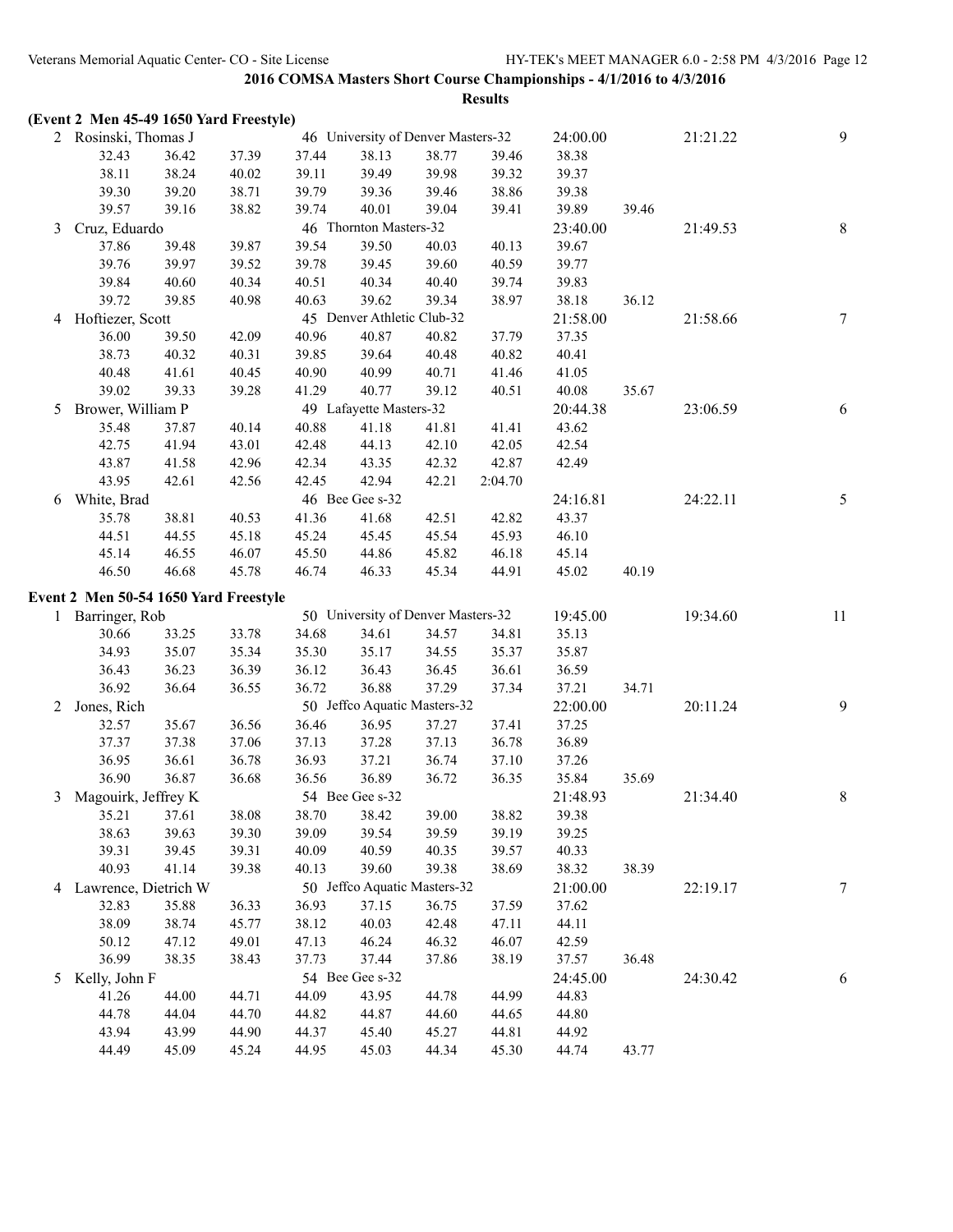**2016 COMSA Masters Short Course Championships - 4/1/2016 to 4/3/2016**

**Results**

**(Event 2 Men 45-49 1650 Yard Freestyle)**

| | | | | | | | | | | | |
|---|---|---|---|---|---|---|---|---|---|---|---|
| 2 | Rosinski, Thomas J | | 46 | University of Denver Masters-32 | | | | 24:00.00 | | 21:21.22 | 9 |
| | 32.43 | 36.42 | 37.39 | 37.44 | 38.13 | 38.77 | 39.46 | 38.38 | | | |
| | 38.11 | 38.24 | 40.02 | 39.11 | 39.49 | 39.98 | 39.32 | 39.37 | | | |
| | 39.30 | 39.20 | 38.71 | 39.79 | 39.36 | 39.46 | 38.86 | 39.38 | | | |
| | 39.57 | 39.16 | 38.82 | 39.74 | 40.01 | 39.04 | 39.41 | 39.89 | 39.46 | | |
| 3 | Cruz, Eduardo | | 46 | Thornton Masters-32 | | | | 23:40.00 | | 21:49.53 | 8 |
| | 37.86 | 39.48 | 39.87 | 39.54 | 39.50 | 40.03 | 40.13 | 39.67 | | | |
| | 39.76 | 39.97 | 39.52 | 39.78 | 39.45 | 39.60 | 40.59 | 39.77 | | | |
| | 39.84 | 40.60 | 40.34 | 40.51 | 40.34 | 40.40 | 39.74 | 39.83 | | | |
| | 39.72 | 39.85 | 40.98 | 40.63 | 39.62 | 39.34 | 38.97 | 38.18 | 36.12 | | |
| 4 | Hoftiezer, Scott | | 45 | Denver Athletic Club-32 | | | | 21:58.00 | | 21:58.66 | 7 |
| | 36.00 | 39.50 | 42.09 | 40.96 | 40.87 | 40.82 | 37.79 | 37.35 | | | |
| | 38.73 | 40.32 | 40.31 | 39.85 | 39.64 | 40.48 | 40.82 | 40.41 | | | |
| | 40.48 | 41.61 | 40.45 | 40.90 | 40.99 | 40.71 | 41.46 | 41.05 | | | |
| | 39.02 | 39.33 | 39.28 | 41.29 | 40.77 | 39.12 | 40.51 | 40.08 | 35.67 | | |
| 5 | Brower, William P | | 49 | Lafayette Masters-32 | | | | 20:44.38 | | 23:06.59 | 6 |
| | 35.48 | 37.87 | 40.14 | 40.88 | 41.18 | 41.81 | 41.41 | 43.62 | | | |
| | 42.75 | 41.94 | 43.01 | 42.48 | 44.13 | 42.10 | 42.05 | 42.54 | | | |
| | 43.87 | 41.58 | 42.96 | 42.34 | 43.35 | 42.32 | 42.87 | 42.49 | | | |
| | 43.95 | 42.61 | 42.56 | 42.45 | 42.94 | 42.21 | 2:04.70 | | | | |
| 6 | White, Brad | | 46 | Bee Gee s-32 | | | | 24:16.81 | | 24:22.11 | 5 |
| | 35.78 | 38.81 | 40.53 | 41.36 | 41.68 | 42.51 | 42.82 | 43.37 | | | |
| | 44.51 | 44.55 | 45.18 | 45.24 | 45.45 | 45.54 | 45.93 | 46.10 | | | |
| | 45.14 | 46.55 | 46.07 | 45.50 | 44.86 | 45.82 | 46.18 | 45.14 | | | |
| | 46.50 | 46.68 | 45.78 | 46.74 | 46.33 | 45.34 | 44.91 | 45.02 | 40.19 | | |

**Event 2 Men 50-54 1650 Yard Freestyle**

| | | | | | | | | | | | |
|---|---|---|---|---|---|---|---|---|---|---|---|
| 1 | Barringer, Rob | | 50 | University of Denver Masters-32 | | | | 19:45.00 | | 19:34.60 | 11 |
| | 30.66 | 33.25 | 33.78 | 34.68 | 34.61 | 34.57 | 34.81 | 35.13 | | | |
| | 34.93 | 35.07 | 35.34 | 35.30 | 35.17 | 34.55 | 35.37 | 35.87 | | | |
| | 36.43 | 36.23 | 36.39 | 36.12 | 36.43 | 36.45 | 36.61 | 36.59 | | | |
| | 36.92 | 36.64 | 36.55 | 36.72 | 36.88 | 37.29 | 37.34 | 37.21 | 34.71 | | |
| 2 | Jones, Rich | | 50 | Jeffco Aquatic Masters-32 | | | | 22:00.00 | | 20:11.24 | 9 |
| | 32.57 | 35.67 | 36.56 | 36.46 | 36.95 | 37.27 | 37.41 | 37.25 | | | |
| | 37.37 | 37.38 | 37.06 | 37.13 | 37.28 | 37.13 | 36.78 | 36.89 | | | |
| | 36.95 | 36.61 | 36.78 | 36.93 | 37.21 | 36.74 | 37.10 | 37.26 | | | |
| | 36.90 | 36.87 | 36.68 | 36.56 | 36.89 | 36.72 | 36.35 | 35.84 | 35.69 | | |
| 3 | Magouirk, Jeffrey K | | 54 | Bee Gee s-32 | | | | 21:48.93 | | 21:34.40 | 8 |
| | 35.21 | 37.61 | 38.08 | 38.70 | 38.42 | 39.00 | 38.82 | 39.38 | | | |
| | 38.63 | 39.63 | 39.30 | 39.09 | 39.54 | 39.59 | 39.19 | 39.25 | | | |
| | 39.31 | 39.45 | 39.31 | 40.09 | 40.59 | 40.35 | 39.57 | 40.33 | | | |
| | 40.93 | 41.14 | 39.38 | 40.13 | 39.60 | 39.38 | 38.69 | 38.32 | 38.39 | | |
| 4 | Lawrence, Dietrich W | | 50 | Jeffco Aquatic Masters-32 | | | | 21:00.00 | | 22:19.17 | 7 |
| | 32.83 | 35.88 | 36.33 | 36.93 | 37.15 | 36.75 | 37.59 | 37.62 | | | |
| | 38.09 | 38.74 | 45.77 | 38.12 | 40.03 | 42.48 | 47.11 | 44.11 | | | |
| | 50.12 | 47.12 | 49.01 | 47.13 | 46.24 | 46.32 | 46.07 | 42.59 | | | |
| | 36.99 | 38.35 | 38.43 | 37.73 | 37.44 | 37.86 | 38.19 | 37.57 | 36.48 | | |
| 5 | Kelly, John F | | 54 | Bee Gee s-32 | | | | 24:45.00 | | 24:30.42 | 6 |
| | 41.26 | 44.00 | 44.71 | 44.09 | 43.95 | 44.78 | 44.99 | 44.83 | | | |
| | 44.78 | 44.04 | 44.70 | 44.82 | 44.87 | 44.60 | 44.65 | 44.80 | | | |
| | 43.94 | 43.99 | 44.90 | 44.37 | 45.40 | 45.27 | 44.81 | 44.92 | | | |
| | 44.49 | 45.09 | 45.24 | 44.95 | 45.03 | 44.34 | 45.30 | 44.74 | 43.77 | | |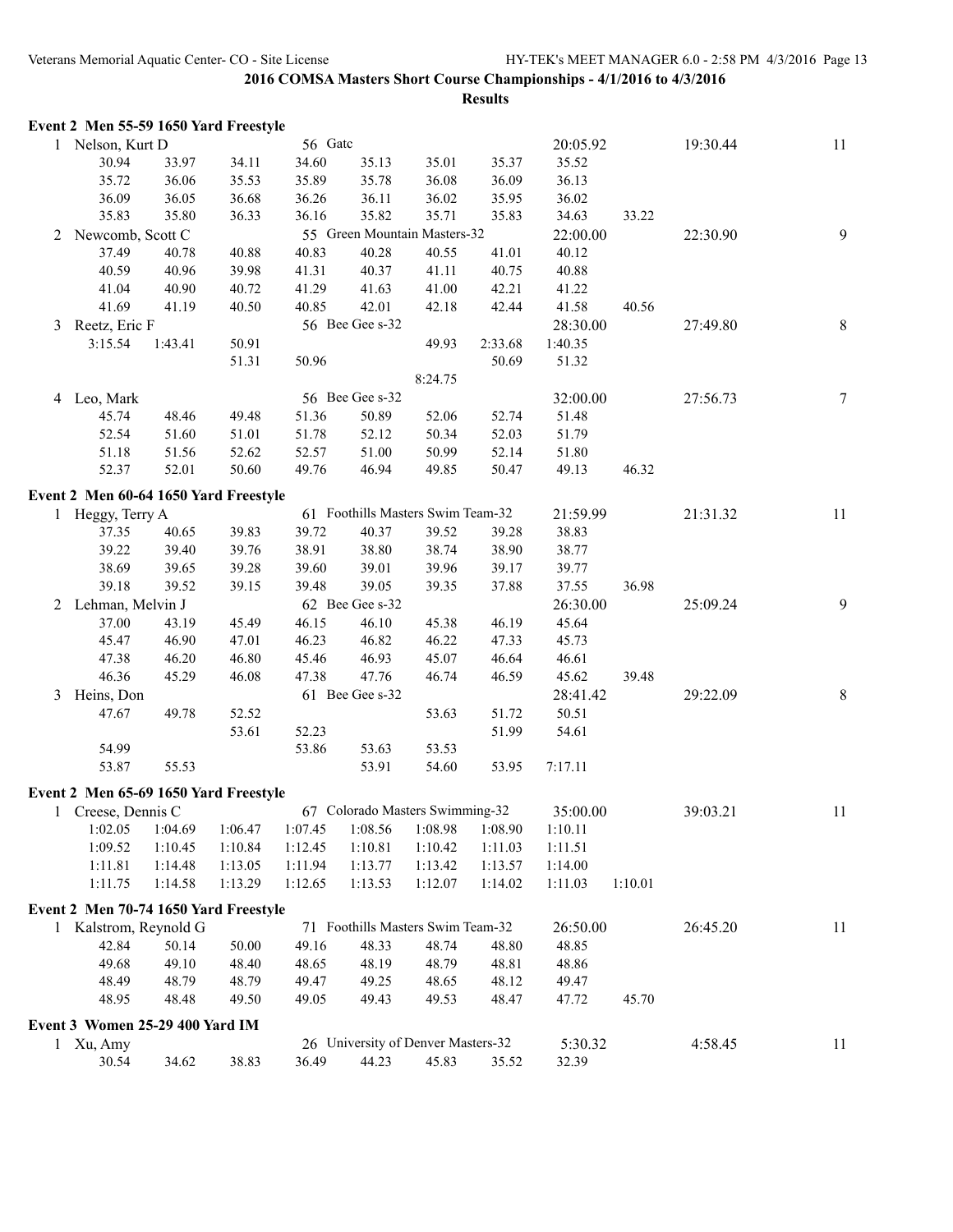### Event 2 Men 55-59 1650 Yard Freestyle

| | Name | Age | Team | Seed Time | Finals Time | Points |
|---|---|---|---|---|---|---|
| 1 | Nelson, Kurt D | 56 | Gatc | 20:05.92 | 19:30.44 | 11 |

| | | | | | | | | |
|---|---|---|---|---|---|---|---|---|
| 30.94 | 33.97 | 34.11 | 34.60 | 35.13 | 35.01 | 35.37 | 35.52 | |
| 35.72 | 36.06 | 35.53 | 35.89 | 35.78 | 36.08 | 36.09 | 36.13 | |
| 36.09 | 36.05 | 36.68 | 36.26 | 36.11 | 36.02 | 35.95 | 36.02 | |
| 35.83 | 35.80 | 36.33 | 36.16 | 35.82 | 35.71 | 35.83 | 34.63 | 33.22 |

| | Name | Age | Team | Seed Time | Finals Time | Points |
|---|---|---|---|---|---|---|
| 2 | Newcomb, Scott C | 55 | Green Mountain Masters-32 | 22:00.00 | 22:30.90 | 9 |

| | | | | | | | | |
|---|---|---|---|---|---|---|---|---|
| 37.49 | 40.78 | 40.88 | 40.83 | 40.28 | 40.55 | 41.01 | 40.12 | |
| 40.59 | 40.96 | 39.98 | 41.31 | 40.37 | 41.11 | 40.75 | 40.88 | |
| 41.04 | 40.90 | 40.72 | 41.29 | 41.63 | 41.00 | 42.21 | 41.22 | |
| 41.69 | 41.19 | 40.50 | 40.85 | 42.01 | 42.18 | 42.44 | 41.58 | 40.56 |

| | Name | Age | Team | Seed Time | Finals Time | Points |
|---|---|---|---|---|---|---|
| 3 | Reetz, Eric F | 56 | Bee Gee s-32 | 28:30.00 | 27:49.80 | 8 |

| | | | | | | | | |
|---|---|---|---|---|---|---|---|---|
| 3:15.54 | 1:43.41 | 50.91 | | | 49.93 | 2:33.68 | 1:40.35 | |
| | | 51.31 | 50.96 | | | 50.69 | 51.32 | |
| | | | | | 8:24.75 | | | |

| | Name | Age | Team | Seed Time | Finals Time | Points |
|---|---|---|---|---|---|---|
| 4 | Leo, Mark | 56 | Bee Gee s-32 | 32:00.00 | 27:56.73 | 7 |

| | | | | | | | | |
|---|---|---|---|---|---|---|---|---|
| 45.74 | 48.46 | 49.48 | 51.36 | 50.89 | 52.06 | 52.74 | 51.48 | |
| 52.54 | 51.60 | 51.01 | 51.78 | 52.12 | 50.34 | 52.03 | 51.79 | |
| 51.18 | 51.56 | 52.62 | 52.57 | 51.00 | 50.99 | 52.14 | 51.80 | |
| 52.37 | 52.01 | 50.60 | 49.76 | 46.94 | 49.85 | 50.47 | 49.13 | 46.32 |

### Event 2 Men 60-64 1650 Yard Freestyle

| | Name | Age | Team | Seed Time | Finals Time | Points |
|---|---|---|---|---|---|---|
| 1 | Heggy, Terry A | 61 | Foothills Masters Swim Team-32 | 21:59.99 | 21:31.32 | 11 |

| | | | | | | | | |
|---|---|---|---|---|---|---|---|---|
| 37.35 | 40.65 | 39.83 | 39.72 | 40.37 | 39.52 | 39.28 | 38.83 | |
| 39.22 | 39.40 | 39.76 | 38.91 | 38.80 | 38.74 | 38.90 | 38.77 | |
| 38.69 | 39.65 | 39.28 | 39.60 | 39.01 | 39.96 | 39.17 | 39.77 | |
| 39.18 | 39.52 | 39.15 | 39.48 | 39.05 | 39.35 | 37.88 | 37.55 | 36.98 |

| | Name | Age | Team | Seed Time | Finals Time | Points |
|---|---|---|---|---|---|---|
| 2 | Lehman, Melvin J | 62 | Bee Gee s-32 | 26:30.00 | 25:09.24 | 9 |

| | | | | | | | | |
|---|---|---|---|---|---|---|---|---|
| 37.00 | 43.19 | 45.49 | 46.15 | 46.10 | 45.38 | 46.19 | 45.64 | |
| 45.47 | 46.90 | 47.01 | 46.23 | 46.82 | 46.22 | 47.33 | 45.73 | |
| 47.38 | 46.20 | 46.80 | 45.46 | 46.93 | 45.07 | 46.64 | 46.61 | |
| 46.36 | 45.29 | 46.08 | 47.38 | 47.76 | 46.74 | 46.59 | 45.62 | 39.48 |

| | Name | Age | Team | Seed Time | Finals Time | Points |
|---|---|---|---|---|---|---|
| 3 | Heins, Don | 61 | Bee Gee s-32 | 28:41.42 | 29:22.09 | 8 |

| | | | | | | | | |
|---|---|---|---|---|---|---|---|---|
| 47.67 | 49.78 | 52.52 | | | 53.63 | 51.72 | 50.51 | |
| | | 53.61 | 52.23 | | | 51.99 | 54.61 | |
| 54.99 | | | 53.86 | 53.63 | 53.53 | | | |
| 53.87 | 55.53 | | | 53.91 | 54.60 | 53.95 | 7:17.11 | |

### Event 2 Men 65-69 1650 Yard Freestyle

| | Name | Age | Team | Seed Time | Finals Time | Points |
|---|---|---|---|---|---|---|
| 1 | Creese, Dennis C | 67 | Colorado Masters Swimming-32 | 35:00.00 | 39:03.21 | 11 |

| | | | | | | | | |
|---|---|---|---|---|---|---|---|---|
| 1:02.05 | 1:04.69 | 1:06.47 | 1:07.45 | 1:08.56 | 1:08.98 | 1:08.90 | 1:10.11 | |
| 1:09.52 | 1:10.45 | 1:10.84 | 1:12.45 | 1:10.81 | 1:10.42 | 1:11.03 | 1:11.51 | |
| 1:11.81 | 1:14.48 | 1:13.05 | 1:11.94 | 1:13.77 | 1:13.42 | 1:13.57 | 1:14.00 | |
| 1:11.75 | 1:14.58 | 1:13.29 | 1:12.65 | 1:13.53 | 1:12.07 | 1:14.02 | 1:11.03 | 1:10.01 |

### Event 2 Men 70-74 1650 Yard Freestyle

| | Name | Age | Team | Seed Time | Finals Time | Points |
|---|---|---|---|---|---|---|
| 1 | Kalstrom, Reynold G | 71 | Foothills Masters Swim Team-32 | 26:50.00 | 26:45.20 | 11 |

| | | | | | | | | |
|---|---|---|---|---|---|---|---|---|
| 42.84 | 50.14 | 50.00 | 49.16 | 48.33 | 48.74 | 48.80 | 48.85 | |
| 49.68 | 49.10 | 48.40 | 48.65 | 48.19 | 48.79 | 48.81 | 48.86 | |
| 48.49 | 48.79 | 48.79 | 49.47 | 49.25 | 48.65 | 48.12 | 49.47 | |
| 48.95 | 48.48 | 49.50 | 49.05 | 49.43 | 49.53 | 48.47 | 47.72 | 45.70 |

### Event 3 Women 25-29 400 Yard IM

| | Name | Age | Team | Seed Time | Finals Time | Points |
|---|---|---|---|---|---|---|
| 1 | Xu, Amy | 26 | University of Denver Masters-32 | 5:30.32 | 4:58.45 | 11 |

| | | | | | | | |
|---|---|---|---|---|---|---|---|
| 30.54 | 34.62 | 38.83 | 36.49 | 44.23 | 45.83 | 35.52 | 32.39 |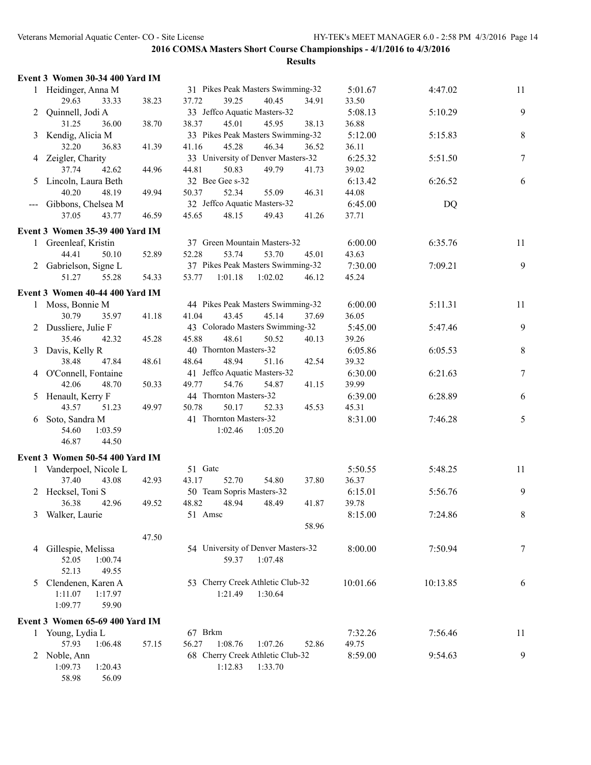## 2016 COMSA Masters Short Course Championships - 4/1/2016 to 4/3/2016

### Results

**Event 3 Women 30-34 400 Yard IM**

| | Name | Age | Team | Seed Time | Finals Time | Points |
|---|---|---|---|---|---|---|
| 1 | Heidinger, Anna M | 31 | Pikes Peak Masters Swimming-32 | 5:01.67 | 4:47.02 | 11 |
| | 29.63 33.33 38.23 37.72 39.25 40.45 34.91 33.50 | | | | | |
| 2 | Quinnell, Jodi A | 33 | Jeffco Aquatic Masters-32 | 5:08.13 | 5:10.29 | 9 |
| | 31.25 36.00 38.70 38.37 45.01 45.95 38.13 36.88 | | | | | |
| 3 | Kendig, Alicia M | 33 | Pikes Peak Masters Swimming-32 | 5:12.00 | 5:15.83 | 8 |
| | 32.20 36.83 41.39 41.16 45.28 46.34 36.52 36.11 | | | | | |
| 4 | Zeigler, Charity | 33 | University of Denver Masters-32 | 6:25.32 | 5:51.50 | 7 |
| | 37.74 42.62 44.96 44.81 50.83 49.79 41.73 39.02 | | | | | |
| 5 | Lincoln, Laura Beth | 32 | Bee Gee s-32 | 6:13.42 | 6:26.52 | 6 |
| | 40.20 48.19 49.94 50.37 52.34 55.09 46.31 44.08 | | | | | |
| --- | Gibbons, Chelsea M | 32 | Jeffco Aquatic Masters-32 | 6:45.00 | DQ | |
| | 37.05 43.77 46.59 45.65 48.15 49.43 41.26 37.71 | | | | | |

**Event 3 Women 35-39 400 Yard IM**

| | Name | Age | Team | Seed Time | Finals Time | Points |
|---|---|---|---|---|---|---|
| 1 | Greenleaf, Kristin | 37 | Green Mountain Masters-32 | 6:00.00 | 6:35.76 | 11 |
| | 44.41 50.10 52.89 52.28 53.74 53.70 45.01 43.63 | | | | | |
| 2 | Gabrielson, Signe L | 37 | Pikes Peak Masters Swimming-32 | 7:30.00 | 7:09.21 | 9 |
| | 51.27 55.28 54.33 53.77 1:01.18 1:02.02 46.12 45.24 | | | | | |

**Event 3 Women 40-44 400 Yard IM**

| | Name | Age | Team | Seed Time | Finals Time | Points |
|---|---|---|---|---|---|---|
| 1 | Moss, Bonnie M | 44 | Pikes Peak Masters Swimming-32 | 6:00.00 | 5:11.31 | 11 |
| | 30.79 35.97 41.18 41.04 43.45 45.14 37.69 36.05 | | | | | |
| 2 | Dussliere, Julie F | 43 | Colorado Masters Swimming-32 | 5:45.00 | 5:47.46 | 9 |
| | 35.46 42.32 45.28 45.88 48.61 50.52 40.13 39.26 | | | | | |
| 3 | Davis, Kelly R | 40 | Thornton Masters-32 | 6:05.86 | 6:05.53 | 8 |
| | 38.48 47.84 48.61 48.64 48.94 51.16 42.54 39.32 | | | | | |
| 4 | O'Connell, Fontaine | 41 | Jeffco Aquatic Masters-32 | 6:30.00 | 6:21.63 | 7 |
| | 42.06 48.70 50.33 49.77 54.76 54.87 41.15 39.99 | | | | | |
| 5 | Henault, Kerry F | 44 | Thornton Masters-32 | 6:39.00 | 6:28.89 | 6 |
| | 43.57 51.23 49.97 50.78 50.17 52.33 45.53 45.31 | | | | | |
| 6 | Soto, Sandra M | 41 | Thornton Masters-32 | 8:31.00 | 7:46.28 | 5 |
| | 54.60 1:03.59 1:02.46 1:05.20 46.87 44.50 | | | | | |

**Event 3 Women 50-54 400 Yard IM**

| | Name | Age | Team | Seed Time | Finals Time | Points |
|---|---|---|---|---|---|---|
| 1 | Vanderpoel, Nicole L | 51 | Gatc | 5:50.55 | 5:48.25 | 11 |
| | 37.40 43.08 42.93 43.17 52.70 54.80 37.80 36.37 | | | | | |
| 2 | Hecksel, Toni S | 50 | Team Sopris Masters-32 | 6:15.01 | 5:56.76 | 9 |
| | 36.38 42.96 49.52 48.82 48.94 48.49 41.87 39.78 | | | | | |
| 3 | Walker, Laurie | 51 | Amsc | 8:15.00 | 7:24.86 | 8 |
| | 58.96 47.50 | | | | | |
| 4 | Gillespie, Melissa | 54 | University of Denver Masters-32 | 8:00.00 | 7:50.94 | 7 |
| | 52.05 1:00.74 59.37 1:07.48 52.13 49.55 | | | | | |
| 5 | Clendenen, Karen A | 53 | Cherry Creek Athletic Club-32 | 10:01.66 | 10:13.85 | 6 |
| | 1:11.07 1:17.97 1:21.49 1:30.64 1:09.77 59.90 | | | | | |

**Event 3 Women 65-69 400 Yard IM**

| | Name | Age | Team | Seed Time | Finals Time | Points |
|---|---|---|---|---|---|---|
| 1 | Young, Lydia L | 67 | Brkm | 7:32.26 | 7:56.46 | 11 |
| | 57.93 1:06.48 57.15 56.27 1:08.76 1:07.26 52.86 49.75 | | | | | |
| 2 | Noble, Ann | 68 | Cherry Creek Athletic Club-32 | 8:59.00 | 9:54.63 | 9 |
| | 1:09.73 1:20.43 1:12.83 1:33.70 58.98 56.09 | | | | | |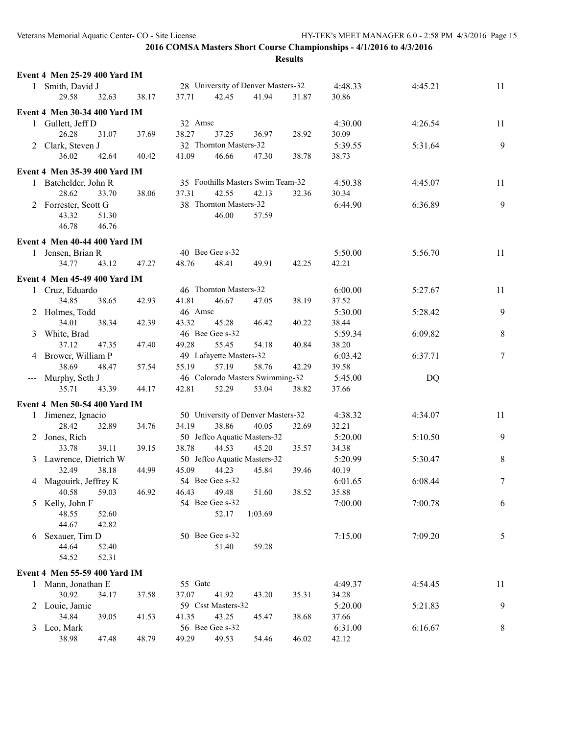## 2016 COMSA Masters Short Course Championships - 4/1/2016 to 4/3/2016

### Results

**Event 4 Men 25-29 400 Yard IM**

1 Smith, David J — 28 University of Denver Masters-32 — 4:48.33 — 4:45.21 — 11
29.58 32.63 38.17 37.71 42.45 41.94 31.87 30.86

**Event 4 Men 30-34 400 Yard IM**

1 Gullett, Jeff D — 32 Amsc — 4:30.00 — 4:26.54 — 11
26.28 31.07 37.69 38.27 37.25 36.97 28.92 30.09

2 Clark, Steven J — 32 Thornton Masters-32 — 5:39.55 — 5:31.64 — 9
36.02 42.64 40.42 41.09 46.66 47.30 38.78 38.73

**Event 4 Men 35-39 400 Yard IM**

1 Batchelder, John R — 35 Foothills Masters Swim Team-32 — 4:50.38 — 4:45.07 — 11
28.62 33.70 38.06 37.31 42.55 42.13 32.36 30.34

2 Forrester, Scott G — 38 Thornton Masters-32 — 6:44.90 — 6:36.89 — 9
43.32 51.30 46.00 57.59
46.78 46.76

**Event 4 Men 40-44 400 Yard IM**

1 Jensen, Brian R — 40 Bee Gee s-32 — 5:50.00 — 5:56.70 — 11
34.77 43.12 47.27 48.76 48.41 49.91 42.25 42.21

**Event 4 Men 45-49 400 Yard IM**

1 Cruz, Eduardo — 46 Thornton Masters-32 — 6:00.00 — 5:27.67 — 11
34.85 38.65 42.93 41.81 46.67 47.05 38.19 37.52

2 Holmes, Todd — 46 Amsc — 5:30.00 — 5:28.42 — 9
34.01 38.34 42.39 43.32 45.28 46.42 40.22 38.44

3 White, Brad — 46 Bee Gee s-32 — 5:59.34 — 6:09.82 — 8
37.12 47.35 47.40 49.28 55.45 54.18 40.84 38.20

4 Brower, William P — 49 Lafayette Masters-32 — 6:03.42 — 6:37.71 — 7
38.69 48.47 57.54 55.19 57.19 58.76 42.29 39.58

--- Murphy, Seth J — 46 Colorado Masters Swimming-32 — 5:45.00 — DQ
35.71 43.39 44.17 42.81 52.29 53.04 38.82 37.66

**Event 4 Men 50-54 400 Yard IM**

1 Jimenez, Ignacio — 50 University of Denver Masters-32 — 4:38.32 — 4:34.07 — 11
28.42 32.89 34.76 34.19 38.86 40.05 32.69 32.21

2 Jones, Rich — 50 Jeffco Aquatic Masters-32 — 5:20.00 — 5:10.50 — 9
33.78 39.11 39.15 38.78 44.53 45.20 35.57 34.38

3 Lawrence, Dietrich W — 50 Jeffco Aquatic Masters-32 — 5:20.99 — 5:30.47 — 8
32.49 38.18 44.99 45.09 44.23 45.84 39.46 40.19

4 Magouirk, Jeffrey K — 54 Bee Gee s-32 — 6:01.65 — 6:08.44 — 7
40.58 59.03 46.92 46.43 49.48 51.60 38.52 35.88

5 Kelly, John F — 54 Bee Gee s-32 — 7:00.00 — 7:00.78 — 6
48.55 52.60 52.17 1:03.69
44.67 42.82

6 Sexauer, Tim D — 50 Bee Gee s-32 — 7:15.00 — 7:09.20 — 5
44.64 52.40 51.40 59.28
54.52 52.31

**Event 4 Men 55-59 400 Yard IM**

1 Mann, Jonathan E — 55 Gatc — 4:49.37 — 4:54.45 — 11
30.92 34.17 37.58 37.07 41.92 43.20 35.31 34.28

2 Louie, Jamie — 59 Csst Masters-32 — 5:20.00 — 5:21.83 — 9
34.84 39.05 41.53 41.35 43.25 45.47 38.68 37.66

3 Leo, Mark — 56 Bee Gee s-32 — 6:31.00 — 6:16.67 — 8
38.98 47.48 48.79 49.29 49.53 54.46 46.02 42.12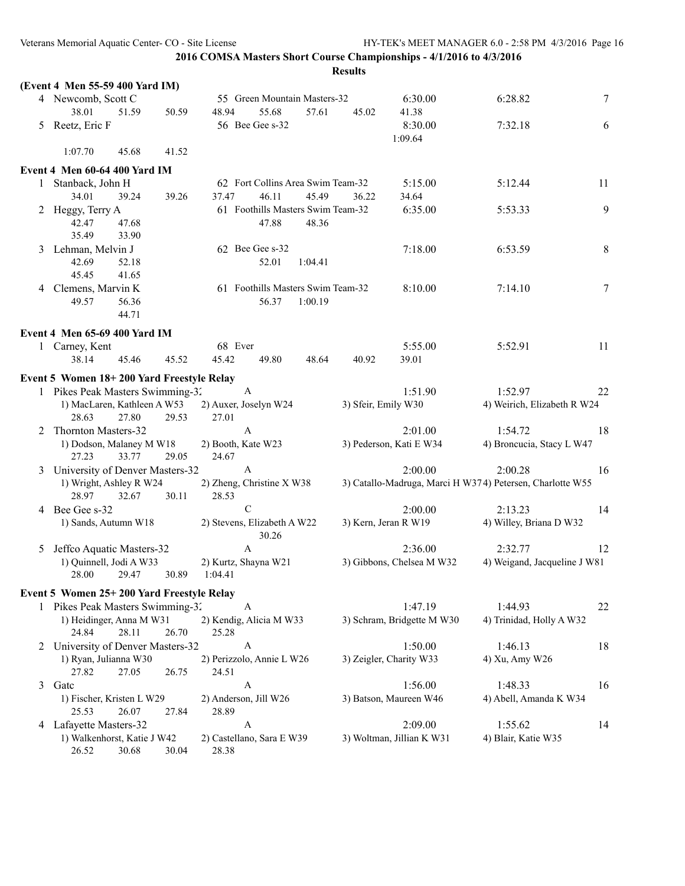**2016 COMSA Masters Short Course Championships - 4/1/2016 to 4/3/2016**

**Results**

**(Event 4 Men 55-59 400 Yard IM)**

4 Newcomb, Scott C — 55 Green Mountain Masters-32 — 6:30.00 — 6:28.82 — 7
38.01 51.59 50.59 48.94 55.68 57.61 45.02 41.38

5 Reetz, Eric F — 56 Bee Gee s-32 — 8:30.00 — 7:32.18 — 6
1:09.64
1:07.70 45.68 41.52

**Event 4 Men 60-64 400 Yard IM**

1 Stanback, John H — 62 Fort Collins Area Swim Team-32 — 5:15.00 — 5:12.44 — 11
34.01 39.24 39.26 37.47 46.11 45.49 36.22 34.64

2 Heggy, Terry A — 61 Foothills Masters Swim Team-32 — 6:35.00 — 5:53.33 — 9
42.47 47.68 47.88 48.36
35.49 33.90

3 Lehman, Melvin J — 62 Bee Gee s-32 — 7:18.00 — 6:53.59 — 8
42.69 52.18 52.01 1:04.41
45.45 41.65

4 Clemens, Marvin K — 61 Foothills Masters Swim Team-32 — 8:10.00 — 7:14.10 — 7
49.57 56.36 56.37 1:00.19
44.71

**Event 4 Men 65-69 400 Yard IM**

1 Carney, Kent — 68 Ever — 5:55.00 — 5:52.91 — 11
38.14 45.46 45.52 45.42 49.80 48.64 40.92 39.01

**Event 5 Women 18+ 200 Yard Freestyle Relay**

1 Pikes Peak Masters Swimming-32 — A — 1:51.90 — 1:52.97 — 22
1) MacLaren, Kathleen A W53 2) Auxer, Joselyn W24 3) Sfeir, Emily W30 4) Weirich, Elizabeth R W24
28.63 27.80 29.53 27.01

2 Thornton Masters-32 — A — 2:01.00 — 1:54.72 — 18
1) Dodson, Malaney M W18 2) Booth, Kate W23 3) Pederson, Kati E W34 4) Broncucia, Stacy L W47
27.23 33.77 29.05 24.67

3 University of Denver Masters-32 — A — 2:00.00 — 2:00.28 — 16
1) Wright, Ashley R W24 2) Zheng, Christine X W38 3) Catallo-Madruga, Marci H W37 4) Petersen, Charlotte W55
28.97 32.67 30.11 28.53

4 Bee Gee s-32 — C — 2:00.00 — 2:13.23 — 14
1) Sands, Autumn W18 2) Stevens, Elizabeth A W22 3) Kern, Jeran R W19 4) Willey, Briana D W32
30.26

5 Jeffco Aquatic Masters-32 — A — 2:36.00 — 2:32.77 — 12
1) Quinnell, Jodi A W33 2) Kurtz, Shayna W21 3) Gibbons, Chelsea M W32 4) Weigand, Jacqueline J W81
28.00 29.47 30.89 1:04.41

**Event 5 Women 25+ 200 Yard Freestyle Relay**

1 Pikes Peak Masters Swimming-32 — A — 1:47.19 — 1:44.93 — 22
1) Heidinger, Anna M W31 2) Kendig, Alicia M W33 3) Schram, Bridgette M W30 4) Trinidad, Holly A W32
24.84 28.11 26.70 25.28

2 University of Denver Masters-32 — A — 1:50.00 — 1:46.13 — 18
1) Ryan, Julianna W30 2) Perizzolo, Annie L W26 3) Zeigler, Charity W33 4) Xu, Amy W26
27.82 27.05 26.75 24.51

3 Gatc — A — 1:56.00 — 1:48.33 — 16
1) Fischer, Kristen L W29 2) Anderson, Jill W26 3) Batson, Maureen W46 4) Abell, Amanda K W34
25.53 26.07 27.84 28.89

4 Lafayette Masters-32 — A — 2:09.00 — 1:55.62 — 14
1) Walkenhorst, Katie J W42 2) Castellano, Sara E W39 3) Woltman, Jillian K W31 4) Blair, Katie W35
26.52 30.68 30.04 28.38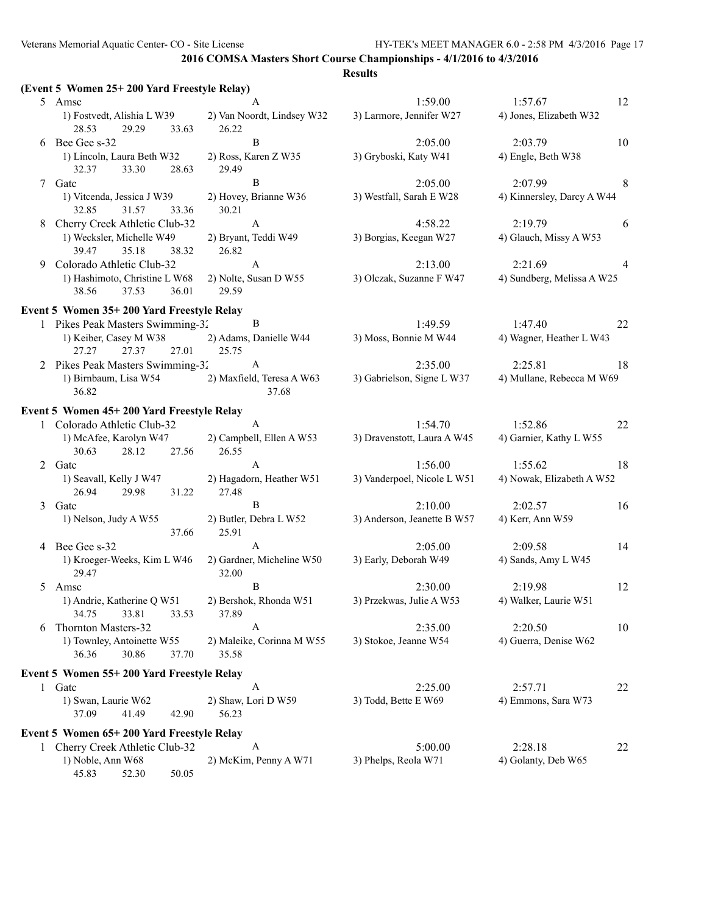**2016 COMSA Masters Short Course Championships - 4/1/2016 to 4/3/2016**

**Results**

**(Event 5 Women 25+ 200 Yard Freestyle Relay)**

| | | | | | |
|---|---|---|---|---|---|
| 5 Amsc | A | 1:59.00 | 1:57.67 | 12 |
| 1) Fostvedt, Alishia L W39 | 2) Van Noordt, Lindsey W32 | 3) Larmore, Jennifer W27 | 4) Jones, Elizabeth W32 | |
| 28.53 29.29 33.63 | 26.22 | | | |
| 6 Bee Gee s-32 | B | 2:05.00 | 2:03.79 | 10 |
| 1) Lincoln, Laura Beth W32 | 2) Ross, Karen Z W35 | 3) Gryboski, Katy W41 | 4) Engle, Beth W38 | |
| 32.37 33.30 28.63 | 29.49 | | | |
| 7 Gatc | B | 2:05.00 | 2:07.99 | 8 |
| 1) Vitcenda, Jessica J W39 | 2) Hovey, Brianne W36 | 3) Westfall, Sarah E W28 | 4) Kinnersley, Darcy A W44 | |
| 32.85 31.57 33.36 | 30.21 | | | |
| 8 Cherry Creek Athletic Club-32 | A | 4:58.22 | 2:19.79 | 6 |
| 1) Wecksler, Michelle W49 | 2) Bryant, Teddi W49 | 3) Borgias, Keegan W27 | 4) Glauch, Missy A W53 | |
| 39.47 35.18 38.32 | 26.82 | | | |
| 9 Colorado Athletic Club-32 | A | 2:13.00 | 2:21.69 | 4 |
| 1) Hashimoto, Christine L W68 | 2) Nolte, Susan D W55 | 3) Olczak, Suzanne F W47 | 4) Sundberg, Melissa A W25 | |
| 38.56 37.53 36.01 | 29.59 | | | |

**Event 5 Women 35+ 200 Yard Freestyle Relay**

| | | | | |
|---|---|---|---|---|
| 1 Pikes Peak Masters Swimming-32 | B | 1:49.59 | 1:47.40 | 22 |
| 1) Keiber, Casey M W38 | 2) Adams, Danielle W44 | 3) Moss, Bonnie M W44 | 4) Wagner, Heather L W43 | |
| 27.27 27.37 27.01 | 25.75 | | | |
| 2 Pikes Peak Masters Swimming-32 | A | 2:35.00 | 2:25.81 | 18 |
| 1) Birnbaum, Lisa W54 | 2) Maxfield, Teresa A W63 | 3) Gabrielson, Signe L W37 | 4) Mullane, Rebecca M W69 | |
| 36.82 | 37.68 | | | |

**Event 5 Women 45+ 200 Yard Freestyle Relay**

| | | | | |
|---|---|---|---|---|
| 1 Colorado Athletic Club-32 | A | 1:54.70 | 1:52.86 | 22 |
| 1) McAfee, Karolyn W47 | 2) Campbell, Ellen A W53 | 3) Dravenstott, Laura A W45 | 4) Garnier, Kathy L W55 | |
| 30.63 28.12 27.56 | 26.55 | | | |
| 2 Gatc | A | 1:56.00 | 1:55.62 | 18 |
| 1) Seavall, Kelly J W47 | 2) Hagadorn, Heather W51 | 3) Vanderpoel, Nicole L W51 | 4) Nowak, Elizabeth A W52 | |
| 26.94 29.98 31.22 | 27.48 | | | |
| 3 Gatc | B | 2:10.00 | 2:02.57 | 16 |
| 1) Nelson, Judy A W55 | 2) Butler, Debra L W52 | 3) Anderson, Jeanette B W57 | 4) Kerr, Ann W59 | |
| 37.66 | 25.91 | | | |
| 4 Bee Gee s-32 | A | 2:05.00 | 2:09.58 | 14 |
| 1) Kroeger-Weeks, Kim L W46 | 2) Gardner, Micheline W50 | 3) Early, Deborah W49 | 4) Sands, Amy L W45 | |
| 29.47 | 32.00 | | | |
| 5 Amsc | B | 2:30.00 | 2:19.98 | 12 |
| 1) Andrie, Katherine Q W51 | 2) Bershok, Rhonda W51 | 3) Przekwas, Julie A W53 | 4) Walker, Laurie W51 | |
| 34.75 33.81 33.53 | 37.89 | | | |
| 6 Thornton Masters-32 | A | 2:35.00 | 2:20.50 | 10 |
| 1) Townley, Antoinette W55 | 2) Maleike, Corinna M W55 | 3) Stokoe, Jeanne W54 | 4) Guerra, Denise W62 | |
| 36.36 30.86 37.70 | 35.58 | | | |

**Event 5 Women 55+ 200 Yard Freestyle Relay**

| | | | | |
|---|---|---|---|---|
| 1 Gatc | A | 2:25.00 | 2:57.71 | 22 |
| 1) Swan, Laurie W62 | 2) Shaw, Lori D W59 | 3) Todd, Bette E W69 | 4) Emmons, Sara W73 | |
| 37.09 41.49 42.90 | 56.23 | | | |

**Event 5 Women 65+ 200 Yard Freestyle Relay**

| | | | | |
|---|---|---|---|---|
| 1 Cherry Creek Athletic Club-32 | A | 5:00.00 | 2:28.18 | 22 |
| 1) Noble, Ann W68 | 2) McKim, Penny A W71 | 3) Phelps, Reola W71 | 4) Golanty, Deb W65 | |
| 45.83 52.30 50.05 | | | | |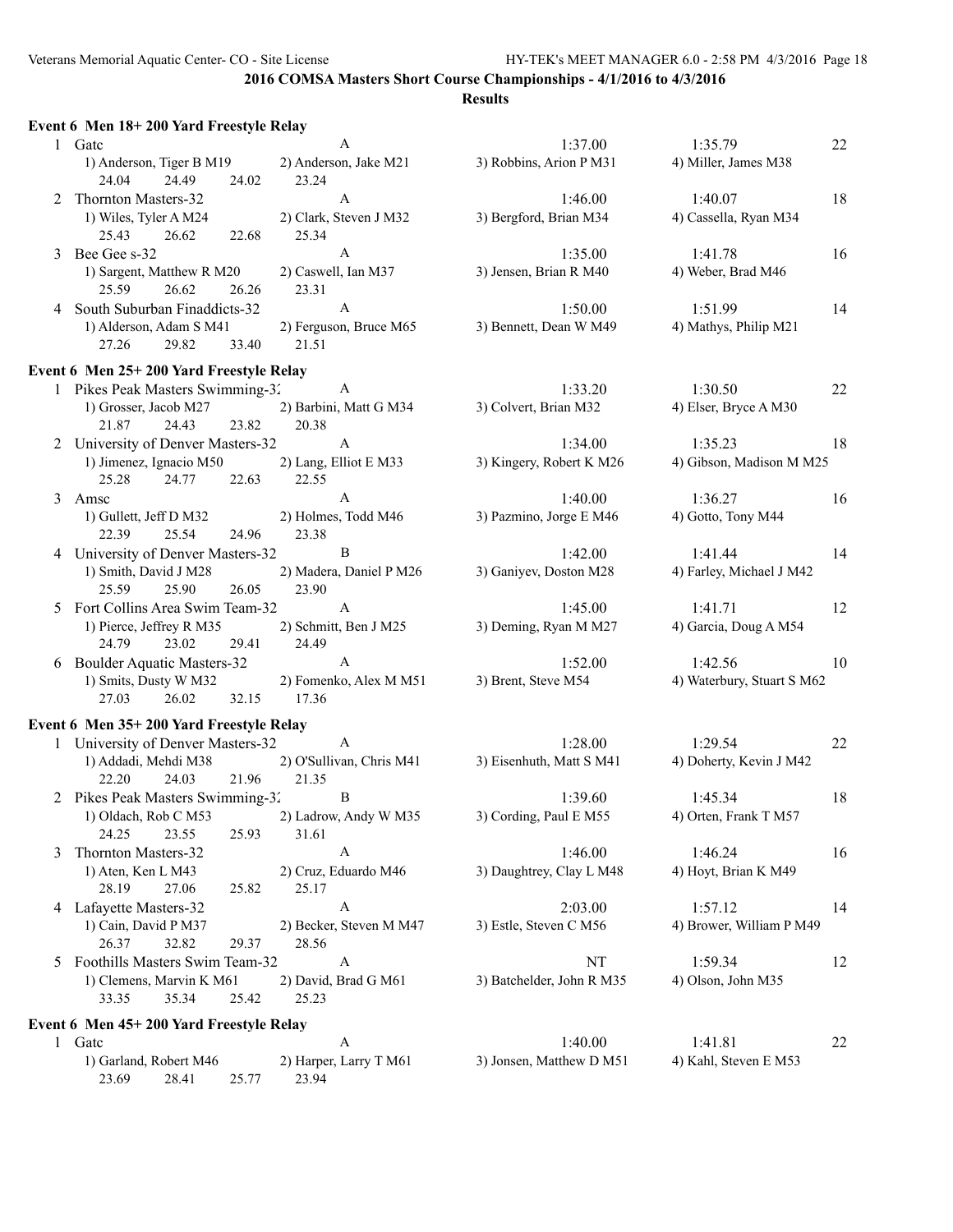## 2016 COMSA Masters Short Course Championships - 4/1/2016 to 4/3/2016

### Results

**Event 6 Men 18+ 200 Yard Freestyle Relay**

| | Team | Relay | Seed Time | Finals Time | Points |
|---|---|---|---|---|---|
| 1 | Gatc | A | 1:37.00 | 1:35.79 | 22 |
| | 1) Anderson, Tiger B M19 | 2) Anderson, Jake M21 | 3) Robbins, Arion P M31 | 4) Miller, James M38 | |
| | 24.04 24.49 24.02 23.24 | | | | |
| 2 | Thornton Masters-32 | A | 1:46.00 | 1:40.07 | 18 |
| | 1) Wiles, Tyler A M24 | 2) Clark, Steven J M32 | 3) Bergford, Brian M34 | 4) Cassella, Ryan M34 | |
| | 25.43 26.62 22.68 25.34 | | | | |
| 3 | Bee Gee s-32 | A | 1:35.00 | 1:41.78 | 16 |
| | 1) Sargent, Matthew R M20 | 2) Caswell, Ian M37 | 3) Jensen, Brian R M40 | 4) Weber, Brad M46 | |
| | 25.59 26.62 26.26 23.31 | | | | |
| 4 | South Suburban Finaddicts-32 | A | 1:50.00 | 1:51.99 | 14 |
| | 1) Alderson, Adam S M41 | 2) Ferguson, Bruce M65 | 3) Bennett, Dean W M49 | 4) Mathys, Philip M21 | |
| | 27.26 29.82 33.40 21.51 | | | | |

**Event 6 Men 25+ 200 Yard Freestyle Relay**

| | Team | Relay | Seed Time | Finals Time | Points |
|---|---|---|---|---|---|
| 1 | Pikes Peak Masters Swimming-32 | A | 1:33.20 | 1:30.50 | 22 |
| | 1) Grosser, Jacob M27 | 2) Barbini, Matt G M34 | 3) Colvert, Brian M32 | 4) Elser, Bryce A M30 | |
| | 21.87 24.43 23.82 20.38 | | | | |
| 2 | University of Denver Masters-32 | A | 1:34.00 | 1:35.23 | 18 |
| | 1) Jimenez, Ignacio M50 | 2) Lang, Elliot E M33 | 3) Kingery, Robert K M26 | 4) Gibson, Madison M M25 | |
| | 25.28 24.77 22.63 22.55 | | | | |
| 3 | Amsc | A | 1:40.00 | 1:36.27 | 16 |
| | 1) Gullett, Jeff D M32 | 2) Holmes, Todd M46 | 3) Pazmino, Jorge E M46 | 4) Gotto, Tony M44 | |
| | 22.39 25.54 24.96 23.38 | | | | |
| 4 | University of Denver Masters-32 | B | 1:42.00 | 1:41.44 | 14 |
| | 1) Smith, David J M28 | 2) Madera, Daniel P M26 | 3) Ganiyev, Doston M28 | 4) Farley, Michael J M42 | |
| | 25.59 25.90 26.05 23.90 | | | | |
| 5 | Fort Collins Area Swim Team-32 | A | 1:45.00 | 1:41.71 | 12 |
| | 1) Pierce, Jeffrey R M35 | 2) Schmitt, Ben J M25 | 3) Deming, Ryan M M27 | 4) Garcia, Doug A M54 | |
| | 24.79 23.02 29.41 24.49 | | | | |
| 6 | Boulder Aquatic Masters-32 | A | 1:52.00 | 1:42.56 | 10 |
| | 1) Smits, Dusty W M32 | 2) Fomenko, Alex M M51 | 3) Brent, Steve M54 | 4) Waterbury, Stuart S M62 | |
| | 27.03 26.02 32.15 17.36 | | | | |

**Event 6 Men 35+ 200 Yard Freestyle Relay**

| | Team | Relay | Seed Time | Finals Time | Points |
|---|---|---|---|---|---|
| 1 | University of Denver Masters-32 | A | 1:28.00 | 1:29.54 | 22 |
| | 1) Addadi, Mehdi M38 | 2) O'Sullivan, Chris M41 | 3) Eisenhuth, Matt S M41 | 4) Doherty, Kevin J M42 | |
| | 22.20 24.03 21.96 21.35 | | | | |
| 2 | Pikes Peak Masters Swimming-32 | B | 1:39.60 | 1:45.34 | 18 |
| | 1) Oldach, Rob C M53 | 2) Ladrow, Andy W M35 | 3) Cording, Paul E M55 | 4) Orten, Frank T M57 | |
| | 24.25 23.55 25.93 31.61 | | | | |
| 3 | Thornton Masters-32 | A | 1:46.00 | 1:46.24 | 16 |
| | 1) Aten, Ken L M43 | 2) Cruz, Eduardo M46 | 3) Daughtrey, Clay L M48 | 4) Hoyt, Brian K M49 | |
| | 28.19 27.06 25.82 25.17 | | | | |
| 4 | Lafayette Masters-32 | A | 2:03.00 | 1:57.12 | 14 |
| | 1) Cain, David P M37 | 2) Becker, Steven M M47 | 3) Estle, Steven C M56 | 4) Brower, William P M49 | |
| | 26.37 32.82 29.37 28.56 | | | | |
| 5 | Foothills Masters Swim Team-32 | A | NT | 1:59.34 | 12 |
| | 1) Clemens, Marvin K M61 | 2) David, Brad G M61 | 3) Batchelder, John R M35 | 4) Olson, John M35 | |
| | 33.35 35.34 25.42 25.23 | | | | |

**Event 6 Men 45+ 200 Yard Freestyle Relay**

| | Team | Relay | Seed Time | Finals Time | Points |
|---|---|---|---|---|---|
| 1 | Gatc | A | 1:40.00 | 1:41.81 | 22 |
| | 1) Garland, Robert M46 | 2) Harper, Larry T M61 | 3) Jonsen, Matthew D M51 | 4) Kahl, Steven E M53 | |
| | 23.69 28.41 25.77 23.94 | | | | |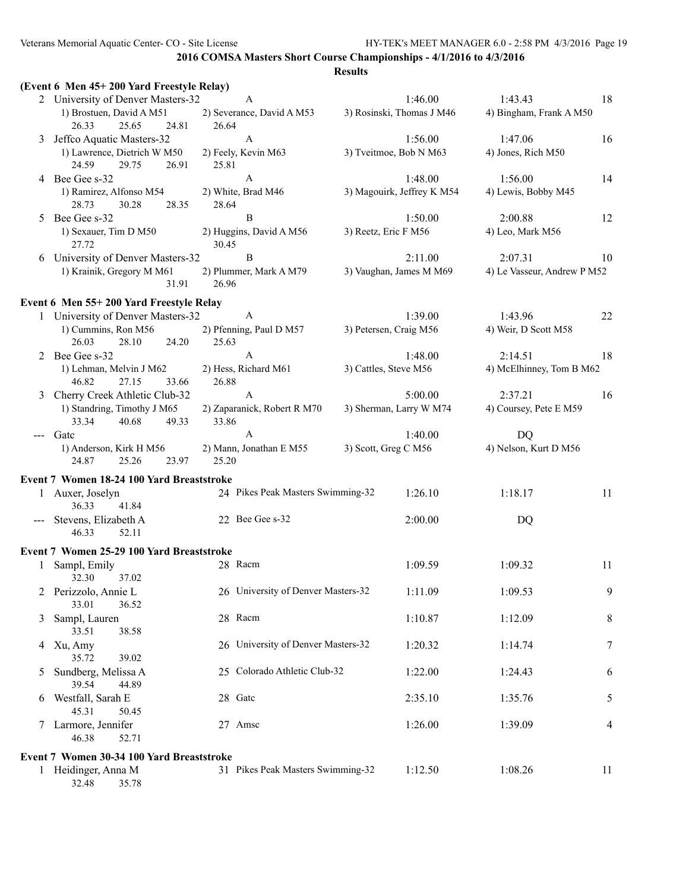**2016 COMSA Masters Short Course Championships - 4/1/2016 to 4/3/2016**

**Results**

**(Event 6 Men 45+ 200 Yard Freestyle Relay)**

| | Team | Relay | Seed Time | Finals Time | Points |
|---|---|---|---|---|---|
| 2 | University of Denver Masters-32 | A | 1:46.00 | 1:43.43 | 18 |
| | 1) Brostuen, David A M51 | 2) Severance, David A M53 | 3) Rosinski, Thomas J M46 | 4) Bingham, Frank A M50 | |
| | 26.33 25.65 24.81 26.64 | | | | |
| 3 | Jeffco Aquatic Masters-32 | A | 1:56.00 | 1:47.06 | 16 |
| | 1) Lawrence, Dietrich W M50 | 2) Feely, Kevin M63 | 3) Tveitmoe, Bob N M63 | 4) Jones, Rich M50 | |
| | 24.59 29.75 26.91 25.81 | | | | |
| 4 | Bee Gee s-32 | A | 1:48.00 | 1:56.00 | 14 |
| | 1) Ramirez, Alfonso M54 | 2) White, Brad M46 | 3) Magouirk, Jeffrey K M54 | 4) Lewis, Bobby M45 | |
| | 28.73 30.28 28.35 28.64 | | | | |
| 5 | Bee Gee s-32 | B | 1:50.00 | 2:00.88 | 12 |
| | 1) Sexauer, Tim D M50 | 2) Huggins, David A M56 | 3) Reetz, Eric F M56 | 4) Leo, Mark M56 | |
| | 27.72 30.45 | | | | |
| 6 | University of Denver Masters-32 | B | 2:11.00 | 2:07.31 | 10 |
| | 1) Krainik, Gregory M M61 | 2) Plummer, Mark A M79 | 3) Vaughan, James M M69 | 4) Le Vasseur, Andrew P M52 | |
| | 31.91 26.96 | | | | |

**Event 6 Men 55+ 200 Yard Freestyle Relay**

| | Team | Relay | Seed Time | Finals Time | Points |
|---|---|---|---|---|---|
| 1 | University of Denver Masters-32 | A | 1:39.00 | 1:43.96 | 22 |
| | 1) Cummins, Ron M56 | 2) Pfenning, Paul D M57 | 3) Petersen, Craig M56 | 4) Weir, D Scott M58 | |
| | 26.03 28.10 24.20 25.63 | | | | |
| 2 | Bee Gee s-32 | A | 1:48.00 | 2:14.51 | 18 |
| | 1) Lehman, Melvin J M62 | 2) Hess, Richard M61 | 3) Cattles, Steve M56 | 4) McElhinney, Tom B M62 | |
| | 46.82 27.15 33.66 26.88 | | | | |
| 3 | Cherry Creek Athletic Club-32 | A | 5:00.00 | 2:37.21 | 16 |
| | 1) Standring, Timothy J M65 | 2) Zaparanick, Robert R M70 | 3) Sherman, Larry W M74 | 4) Coursey, Pete E M59 | |
| | 33.34 40.68 49.33 33.86 | | | | |
| --- | Gatc | A | 1:40.00 | DQ | |
| | 1) Anderson, Kirk H M56 | 2) Mann, Jonathan E M55 | 3) Scott, Greg C M56 | 4) Nelson, Kurt D M56 | |
| | 24.87 25.26 23.97 25.20 | | | | |

**Event 7 Women 18-24 100 Yard Breaststroke**

| | Name | Age | Team | Seed Time | Finals Time | Points |
|---|---|---|---|---|---|---|
| 1 | Auxer, Joselyn | 24 | Pikes Peak Masters Swimming-32 | 1:26.10 | 1:18.17 | 11 |
| | 36.33 41.84 | | | | | |
| --- | Stevens, Elizabeth A | 22 | Bee Gee s-32 | 2:00.00 | DQ | |
| | 46.33 52.11 | | | | | |

**Event 7 Women 25-29 100 Yard Breaststroke**

| | Name | Age | Team | Seed Time | Finals Time | Points |
|---|---|---|---|---|---|---|
| 1 | Sampl, Emily | 28 | Racm | 1:09.59 | 1:09.32 | 11 |
| | 32.30 37.02 | | | | | |
| 2 | Perizzolo, Annie L | 26 | University of Denver Masters-32 | 1:11.09 | 1:09.53 | 9 |
| | 33.01 36.52 | | | | | |
| 3 | Sampl, Lauren | 28 | Racm | 1:10.87 | 1:12.09 | 8 |
| | 33.51 38.58 | | | | | |
| 4 | Xu, Amy | 26 | University of Denver Masters-32 | 1:20.32 | 1:14.74 | 7 |
| | 35.72 39.02 | | | | | |
| 5 | Sundberg, Melissa A | 25 | Colorado Athletic Club-32 | 1:22.00 | 1:24.43 | 6 |
| | 39.54 44.89 | | | | | |
| 6 | Westfall, Sarah E | 28 | Gatc | 2:35.10 | 1:35.76 | 5 |
| | 45.31 50.45 | | | | | |
| 7 | Larmore, Jennifer | 27 | Amsc | 1:26.00 | 1:39.09 | 4 |
| | 46.38 52.71 | | | | | |

**Event 7 Women 30-34 100 Yard Breaststroke**

| | Name | Age | Team | Seed Time | Finals Time | Points |
|---|---|---|---|---|---|---|
| 1 | Heidinger, Anna M | 31 | Pikes Peak Masters Swimming-32 | 1:12.50 | 1:08.26 | 11 |
| | 32.48 35.78 | | | | | |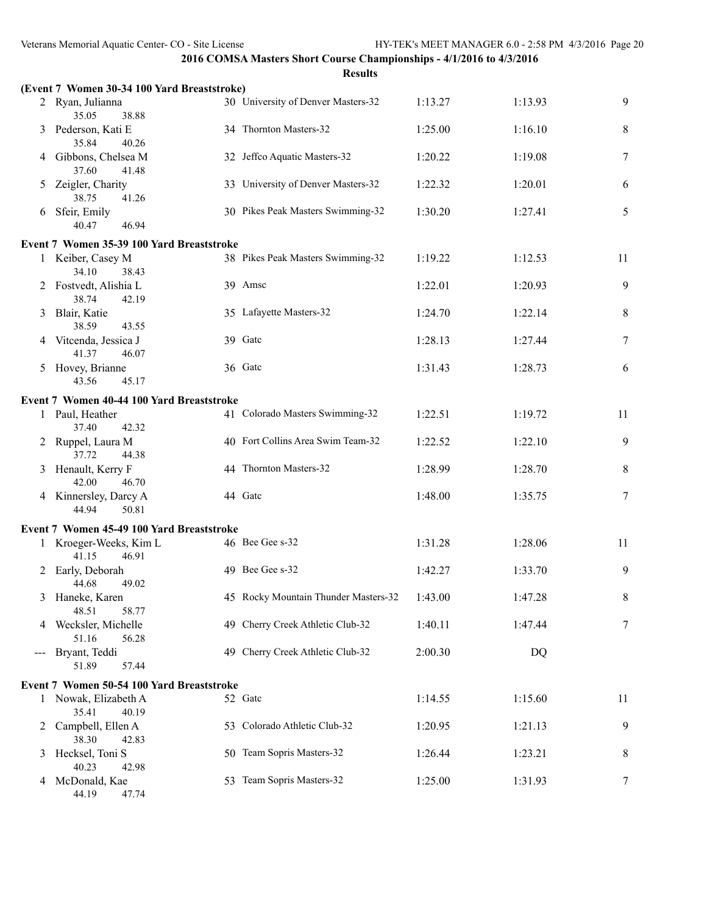## 2016 COMSA Masters Short Course Championships - 4/1/2016 to 4/3/2016

### Results

**(Event 7 Women 30-34 100 Yard Breaststroke)**

| | Name | Age | Team | Seed Time | Finals Time | Points |
|---|---|---|---|---|---|---|
| 2 | Ryan, Julianna | 30 | University of Denver Masters-32 | 1:13.27 | 1:13.93 | 9 |
| | 35.05 38.88 | | | | | |
| 3 | Pederson, Kati E | 34 | Thornton Masters-32 | 1:25.00 | 1:16.10 | 8 |
| | 35.84 40.26 | | | | | |
| 4 | Gibbons, Chelsea M | 32 | Jeffco Aquatic Masters-32 | 1:20.22 | 1:19.08 | 7 |
| | 37.60 41.48 | | | | | |
| 5 | Zeigler, Charity | 33 | University of Denver Masters-32 | 1:22.32 | 1:20.01 | 6 |
| | 38.75 41.26 | | | | | |
| 6 | Sfeir, Emily | 30 | Pikes Peak Masters Swimming-32 | 1:30.20 | 1:27.41 | 5 |
| | 40.47 46.94 | | | | | |

**Event 7 Women 35-39 100 Yard Breaststroke**

| | Name | Age | Team | Seed Time | Finals Time | Points |
|---|---|---|---|---|---|---|
| 1 | Keiber, Casey M | 38 | Pikes Peak Masters Swimming-32 | 1:19.22 | 1:12.53 | 11 |
| | 34.10 38.43 | | | | | |
| 2 | Fostvedt, Alishia L | 39 | Amsc | 1:22.01 | 1:20.93 | 9 |
| | 38.74 42.19 | | | | | |
| 3 | Blair, Katie | 35 | Lafayette Masters-32 | 1:24.70 | 1:22.14 | 8 |
| | 38.59 43.55 | | | | | |
| 4 | Vitcenda, Jessica J | 39 | Gatc | 1:28.13 | 1:27.44 | 7 |
| | 41.37 46.07 | | | | | |
| 5 | Hovey, Brianne | 36 | Gatc | 1:31.43 | 1:28.73 | 6 |
| | 43.56 45.17 | | | | | |

**Event 7 Women 40-44 100 Yard Breaststroke**

| | Name | Age | Team | Seed Time | Finals Time | Points |
|---|---|---|---|---|---|---|
| 1 | Paul, Heather | 41 | Colorado Masters Swimming-32 | 1:22.51 | 1:19.72 | 11 |
| | 37.40 42.32 | | | | | |
| 2 | Ruppel, Laura M | 40 | Fort Collins Area Swim Team-32 | 1:22.52 | 1:22.10 | 9 |
| | 37.72 44.38 | | | | | |
| 3 | Henault, Kerry F | 44 | Thornton Masters-32 | 1:28.99 | 1:28.70 | 8 |
| | 42.00 46.70 | | | | | |
| 4 | Kinnersley, Darcy A | 44 | Gatc | 1:48.00 | 1:35.75 | 7 |
| | 44.94 50.81 | | | | | |

**Event 7 Women 45-49 100 Yard Breaststroke**

| | Name | Age | Team | Seed Time | Finals Time | Points |
|---|---|---|---|---|---|---|
| 1 | Kroeger-Weeks, Kim L | 46 | Bee Gee s-32 | 1:31.28 | 1:28.06 | 11 |
| | 41.15 46.91 | | | | | |
| 2 | Early, Deborah | 49 | Bee Gee s-32 | 1:42.27 | 1:33.70 | 9 |
| | 44.68 49.02 | | | | | |
| 3 | Haneke, Karen | 45 | Rocky Mountain Thunder Masters-32 | 1:43.00 | 1:47.28 | 8 |
| | 48.51 58.77 | | | | | |
| 4 | Wecksler, Michelle | 49 | Cherry Creek Athletic Club-32 | 1:40.11 | 1:47.44 | 7 |
| | 51.16 56.28 | | | | | |
| --- | Bryant, Teddi | 49 | Cherry Creek Athletic Club-32 | 2:00.30 | DQ | |
| | 51.89 57.44 | | | | | |

**Event 7 Women 50-54 100 Yard Breaststroke**

| | Name | Age | Team | Seed Time | Finals Time | Points |
|---|---|---|---|---|---|---|
| 1 | Nowak, Elizabeth A | 52 | Gatc | 1:14.55 | 1:15.60 | 11 |
| | 35.41 40.19 | | | | | |
| 2 | Campbell, Ellen A | 53 | Colorado Athletic Club-32 | 1:20.95 | 1:21.13 | 9 |
| | 38.30 42.83 | | | | | |
| 3 | Hecksel, Toni S | 50 | Team Sopris Masters-32 | 1:26.44 | 1:23.21 | 8 |
| | 40.23 42.98 | | | | | |
| 4 | McDonald, Kae | 53 | Team Sopris Masters-32 | 1:25.00 | 1:31.93 | 7 |
| | 44.19 47.74 | | | | | |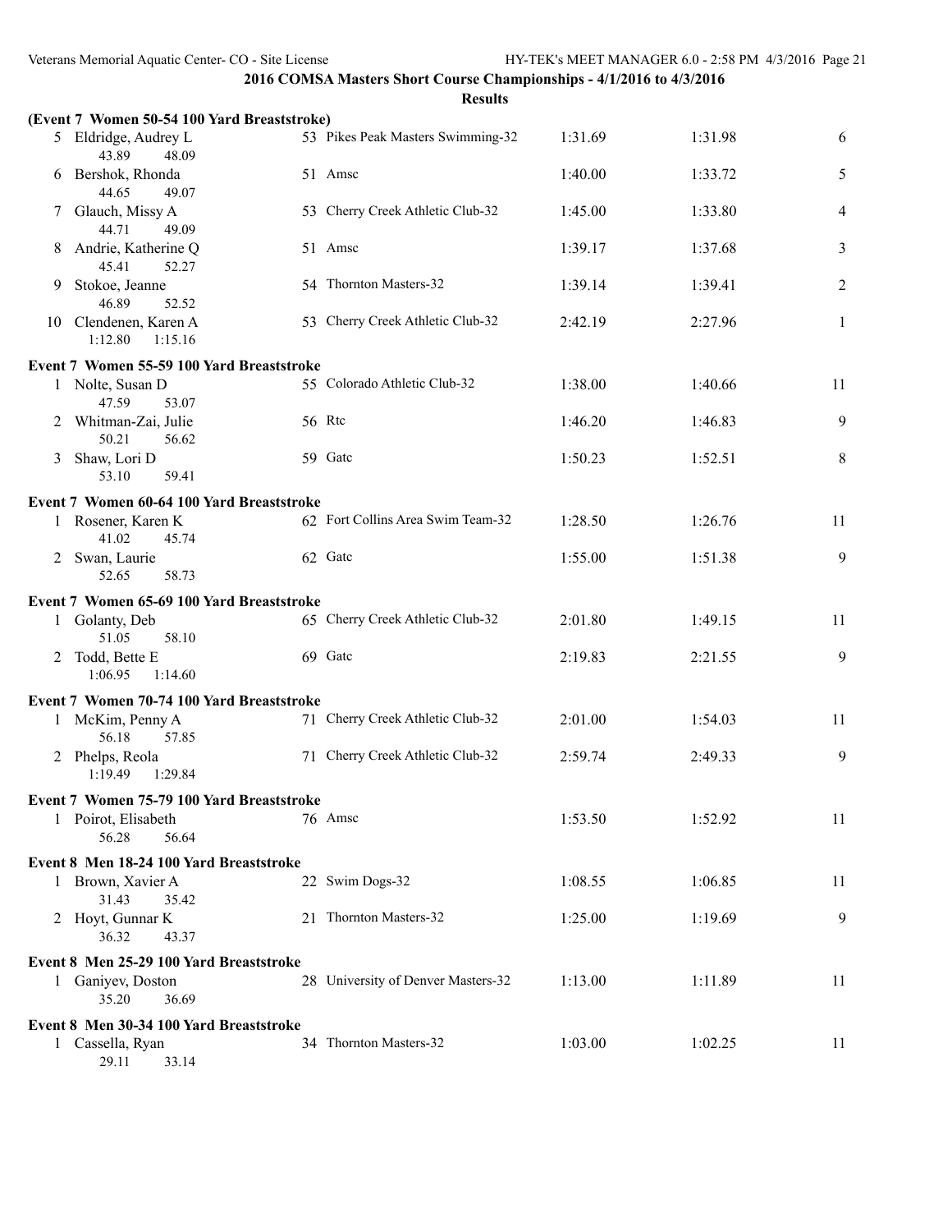**2016 COMSA Masters Short Course Championships - 4/1/2016 to 4/3/2016**

**Results**

**(Event 7 Women 50-54 100 Yard Breaststroke)**

| | | | | | | |
|---|---|---|---|---|---|---|
| 5 | Eldridge, Audrey L | 53 | Pikes Peak Masters Swimming-32 | 1:31.69 | 1:31.98 | 6 |
| | 43.89 48.09 | | | | | |
| 6 | Bershok, Rhonda | 51 | Amsc | 1:40.00 | 1:33.72 | 5 |
| | 44.65 49.07 | | | | | |
| 7 | Glauch, Missy A | 53 | Cherry Creek Athletic Club-32 | 1:45.00 | 1:33.80 | 4 |
| | 44.71 49.09 | | | | | |
| 8 | Andrie, Katherine Q | 51 | Amsc | 1:39.17 | 1:37.68 | 3 |
| | 45.41 52.27 | | | | | |
| 9 | Stokoe, Jeanne | 54 | Thornton Masters-32 | 1:39.14 | 1:39.41 | 2 |
| | 46.89 52.52 | | | | | |
| 10 | Clendenen, Karen A | 53 | Cherry Creek Athletic Club-32 | 2:42.19 | 2:27.96 | 1 |
| | 1:12.80 1:15.16 | | | | | |

**Event 7 Women 55-59 100 Yard Breaststroke**

| | | | | | | |
|---|---|---|---|---|---|---|
| 1 | Nolte, Susan D | 55 | Colorado Athletic Club-32 | 1:38.00 | 1:40.66 | 11 |
| | 47.59 53.07 | | | | | |
| 2 | Whitman-Zai, Julie | 56 | Rtc | 1:46.20 | 1:46.83 | 9 |
| | 50.21 56.62 | | | | | |
| 3 | Shaw, Lori D | 59 | Gatc | 1:50.23 | 1:52.51 | 8 |
| | 53.10 59.41 | | | | | |

**Event 7 Women 60-64 100 Yard Breaststroke**

| | | | | | | |
|---|---|---|---|---|---|---|
| 1 | Rosener, Karen K | 62 | Fort Collins Area Swim Team-32 | 1:28.50 | 1:26.76 | 11 |
| | 41.02 45.74 | | | | | |
| 2 | Swan, Laurie | 62 | Gatc | 1:55.00 | 1:51.38 | 9 |
| | 52.65 58.73 | | | | | |

**Event 7 Women 65-69 100 Yard Breaststroke**

| | | | | | | |
|---|---|---|---|---|---|---|
| 1 | Golanty, Deb | 65 | Cherry Creek Athletic Club-32 | 2:01.80 | 1:49.15 | 11 |
| | 51.05 58.10 | | | | | |
| 2 | Todd, Bette E | 69 | Gatc | 2:19.83 | 2:21.55 | 9 |
| | 1:06.95 1:14.60 | | | | | |

**Event 7 Women 70-74 100 Yard Breaststroke**

| | | | | | | |
|---|---|---|---|---|---|---|
| 1 | McKim, Penny A | 71 | Cherry Creek Athletic Club-32 | 2:01.00 | 1:54.03 | 11 |
| | 56.18 57.85 | | | | | |
| 2 | Phelps, Reola | 71 | Cherry Creek Athletic Club-32 | 2:59.74 | 2:49.33 | 9 |
| | 1:19.49 1:29.84 | | | | | |

**Event 7 Women 75-79 100 Yard Breaststroke**

| | | | | | | |
|---|---|---|---|---|---|---|
| 1 | Poirot, Elisabeth | 76 | Amsc | 1:53.50 | 1:52.92 | 11 |
| | 56.28 56.64 | | | | | |

**Event 8 Men 18-24 100 Yard Breaststroke**

| | | | | | | |
|---|---|---|---|---|---|---|
| 1 | Brown, Xavier A | 22 | Swim Dogs-32 | 1:08.55 | 1:06.85 | 11 |
| | 31.43 35.42 | | | | | |
| 2 | Hoyt, Gunnar K | 21 | Thornton Masters-32 | 1:25.00 | 1:19.69 | 9 |
| | 36.32 43.37 | | | | | |

**Event 8 Men 25-29 100 Yard Breaststroke**

| | | | | | | |
|---|---|---|---|---|---|---|
| 1 | Ganiyev, Doston | 28 | University of Denver Masters-32 | 1:13.00 | 1:11.89 | 11 |
| | 35.20 36.69 | | | | | |

**Event 8 Men 30-34 100 Yard Breaststroke**

| | | | | | | |
|---|---|---|---|---|---|---|
| 1 | Cassella, Ryan | 34 | Thornton Masters-32 | 1:03.00 | 1:02.25 | 11 |
| | 29.11 33.14 | | | | | |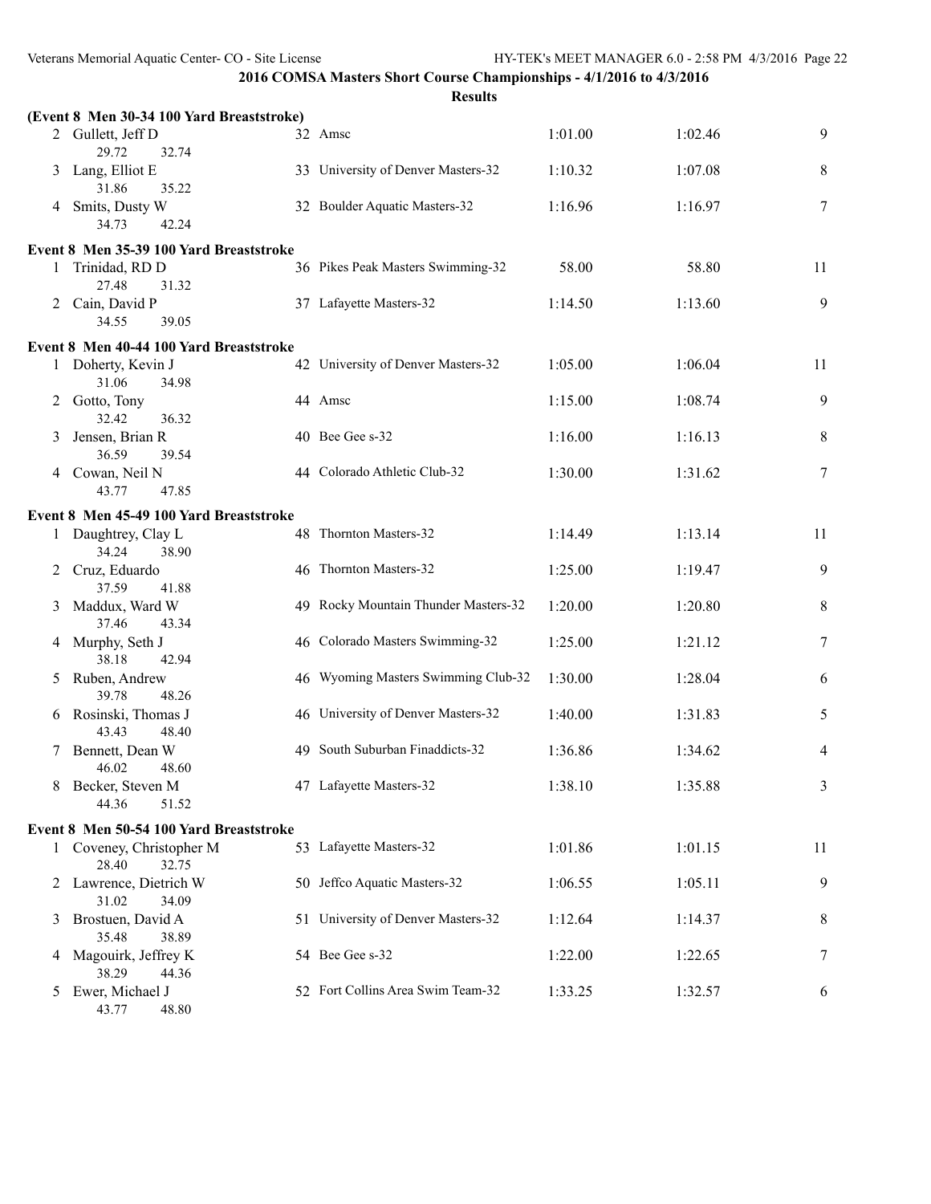## 2016 COMSA Masters Short Course Championships - 4/1/2016 to 4/3/2016

### Results

**(Event 8 Men 30-34 100 Yard Breaststroke)**

| Place | Name | Age | Team | Seed Time | Finals Time | Points |
|---|---|---|---|---|---|---|
| 2 | Gullett, Jeff D | 32 | Amsc | 1:01.00 | 1:02.46 | 9 |
| | 29.72 32.74 | | | | | |
| 3 | Lang, Elliot E | 33 | University of Denver Masters-32 | 1:10.32 | 1:07.08 | 8 |
| | 31.86 35.22 | | | | | |
| 4 | Smits, Dusty W | 32 | Boulder Aquatic Masters-32 | 1:16.96 | 1:16.97 | 7 |
| | 34.73 42.24 | | | | | |

**Event 8 Men 35-39 100 Yard Breaststroke**

| Place | Name | Age | Team | Seed Time | Finals Time | Points |
|---|---|---|---|---|---|---|
| 1 | Trinidad, RD D | 36 | Pikes Peak Masters Swimming-32 | 58.00 | 58.80 | 11 |
| | 27.48 31.32 | | | | | |
| 2 | Cain, David P | 37 | Lafayette Masters-32 | 1:14.50 | 1:13.60 | 9 |
| | 34.55 39.05 | | | | | |

**Event 8 Men 40-44 100 Yard Breaststroke**

| Place | Name | Age | Team | Seed Time | Finals Time | Points |
|---|---|---|---|---|---|---|
| 1 | Doherty, Kevin J | 42 | University of Denver Masters-32 | 1:05.00 | 1:06.04 | 11 |
| | 31.06 34.98 | | | | | |
| 2 | Gotto, Tony | 44 | Amsc | 1:15.00 | 1:08.74 | 9 |
| | 32.42 36.32 | | | | | |
| 3 | Jensen, Brian R | 40 | Bee Gee s-32 | 1:16.00 | 1:16.13 | 8 |
| | 36.59 39.54 | | | | | |
| 4 | Cowan, Neil N | 44 | Colorado Athletic Club-32 | 1:30.00 | 1:31.62 | 7 |
| | 43.77 47.85 | | | | | |

**Event 8 Men 45-49 100 Yard Breaststroke**

| Place | Name | Age | Team | Seed Time | Finals Time | Points |
|---|---|---|---|---|---|---|
| 1 | Daughtrey, Clay L | 48 | Thornton Masters-32 | 1:14.49 | 1:13.14 | 11 |
| | 34.24 38.90 | | | | | |
| 2 | Cruz, Eduardo | 46 | Thornton Masters-32 | 1:25.00 | 1:19.47 | 9 |
| | 37.59 41.88 | | | | | |
| 3 | Maddux, Ward W | 49 | Rocky Mountain Thunder Masters-32 | 1:20.00 | 1:20.80 | 8 |
| | 37.46 43.34 | | | | | |
| 4 | Murphy, Seth J | 46 | Colorado Masters Swimming-32 | 1:25.00 | 1:21.12 | 7 |
| | 38.18 42.94 | | | | | |
| 5 | Ruben, Andrew | 46 | Wyoming Masters Swimming Club-32 | 1:30.00 | 1:28.04 | 6 |
| | 39.78 48.26 | | | | | |
| 6 | Rosinski, Thomas J | 46 | University of Denver Masters-32 | 1:40.00 | 1:31.83 | 5 |
| | 43.43 48.40 | | | | | |
| 7 | Bennett, Dean W | 49 | South Suburban Finaddicts-32 | 1:36.86 | 1:34.62 | 4 |
| | 46.02 48.60 | | | | | |
| 8 | Becker, Steven M | 47 | Lafayette Masters-32 | 1:38.10 | 1:35.88 | 3 |
| | 44.36 51.52 | | | | | |

**Event 8 Men 50-54 100 Yard Breaststroke**

| Place | Name | Age | Team | Seed Time | Finals Time | Points |
|---|---|---|---|---|---|---|
| 1 | Coveney, Christopher M | 53 | Lafayette Masters-32 | 1:01.86 | 1:01.15 | 11 |
| | 28.40 32.75 | | | | | |
| 2 | Lawrence, Dietrich W | 50 | Jeffco Aquatic Masters-32 | 1:06.55 | 1:05.11 | 9 |
| | 31.02 34.09 | | | | | |
| 3 | Brostuen, David A | 51 | University of Denver Masters-32 | 1:12.64 | 1:14.37 | 8 |
| | 35.48 38.89 | | | | | |
| 4 | Magouirk, Jeffrey K | 54 | Bee Gee s-32 | 1:22.00 | 1:22.65 | 7 |
| | 38.29 44.36 | | | | | |
| 5 | Ewer, Michael J | 52 | Fort Collins Area Swim Team-32 | 1:33.25 | 1:32.57 | 6 |
| | 43.77 48.80 | | | | | |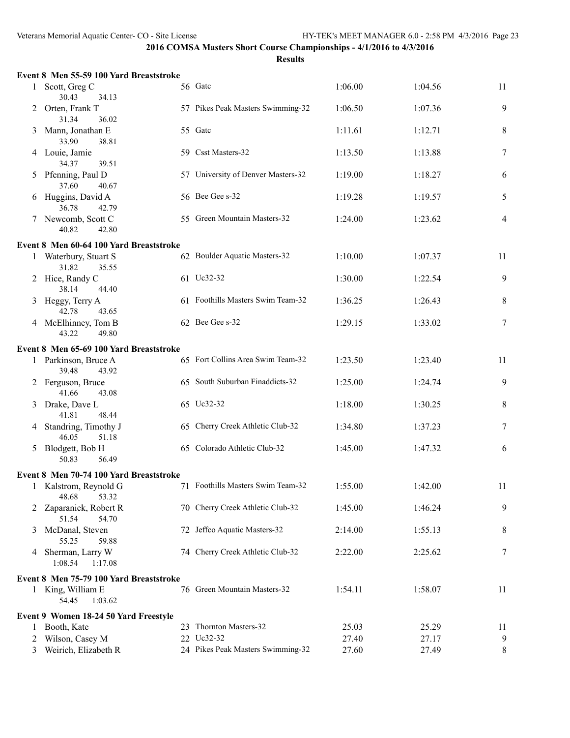## 2016 COMSA Masters Short Course Championships - 4/1/2016 to 4/3/2016

**Results**

### Event 8 Men 55-59 100 Yard Breaststroke

| | | | | | | |
|---|---|---|---|---|---|---|
| 1 | Scott, Greg C | 56 | Gatc | 1:06.00 | 1:04.56 | 11 |
| | 30.43 34.13 | | | | | |
| 2 | Orten, Frank T | 57 | Pikes Peak Masters Swimming-32 | 1:06.50 | 1:07.36 | 9 |
| | 31.34 36.02 | | | | | |
| 3 | Mann, Jonathan E | 55 | Gatc | 1:11.61 | 1:12.71 | 8 |
| | 33.90 38.81 | | | | | |
| 4 | Louie, Jamie | 59 | Csst Masters-32 | 1:13.50 | 1:13.88 | 7 |
| | 34.37 39.51 | | | | | |
| 5 | Pfenning, Paul D | 57 | University of Denver Masters-32 | 1:19.00 | 1:18.27 | 6 |
| | 37.60 40.67 | | | | | |
| 6 | Huggins, David A | 56 | Bee Gee s-32 | 1:19.28 | 1:19.57 | 5 |
| | 36.78 42.79 | | | | | |
| 7 | Newcomb, Scott C | 55 | Green Mountain Masters-32 | 1:24.00 | 1:23.62 | 4 |
| | 40.82 42.80 | | | | | |

### Event 8 Men 60-64 100 Yard Breaststroke

| | | | | | | |
|---|---|---|---|---|---|---|
| 1 | Waterbury, Stuart S | 62 | Boulder Aquatic Masters-32 | 1:10.00 | 1:07.37 | 11 |
| | 31.82 35.55 | | | | | |
| 2 | Hice, Randy C | 61 | Uc32-32 | 1:30.00 | 1:22.54 | 9 |
| | 38.14 44.40 | | | | | |
| 3 | Heggy, Terry A | 61 | Foothills Masters Swim Team-32 | 1:36.25 | 1:26.43 | 8 |
| | 42.78 43.65 | | | | | |
| 4 | McElhinney, Tom B | 62 | Bee Gee s-32 | 1:29.15 | 1:33.02 | 7 |
| | 43.22 49.80 | | | | | |

### Event 8 Men 65-69 100 Yard Breaststroke

| | | | | | | |
|---|---|---|---|---|---|---|
| 1 | Parkinson, Bruce A | 65 | Fort Collins Area Swim Team-32 | 1:23.50 | 1:23.40 | 11 |
| | 39.48 43.92 | | | | | |
| 2 | Ferguson, Bruce | 65 | South Suburban Finaddicts-32 | 1:25.00 | 1:24.74 | 9 |
| | 41.66 43.08 | | | | | |
| 3 | Drake, Dave L | 65 | Uc32-32 | 1:18.00 | 1:30.25 | 8 |
| | 41.81 48.44 | | | | | |
| 4 | Standring, Timothy J | 65 | Cherry Creek Athletic Club-32 | 1:34.80 | 1:37.23 | 7 |
| | 46.05 51.18 | | | | | |
| 5 | Blodgett, Bob H | 65 | Colorado Athletic Club-32 | 1:45.00 | 1:47.32 | 6 |
| | 50.83 56.49 | | | | | |

### Event 8 Men 70-74 100 Yard Breaststroke

| | | | | | | |
|---|---|---|---|---|---|---|
| 1 | Kalstrom, Reynold G | 71 | Foothills Masters Swim Team-32 | 1:55.00 | 1:42.00 | 11 |
| | 48.68 53.32 | | | | | |
| 2 | Zaparanick, Robert R | 70 | Cherry Creek Athletic Club-32 | 1:45.00 | 1:46.24 | 9 |
| | 51.54 54.70 | | | | | |
| 3 | McDanal, Steven | 72 | Jeffco Aquatic Masters-32 | 2:14.00 | 1:55.13 | 8 |
| | 55.25 59.88 | | | | | |
| 4 | Sherman, Larry W | 74 | Cherry Creek Athletic Club-32 | 2:22.00 | 2:25.62 | 7 |
| | 1:08.54 1:17.08 | | | | | |

### Event 8 Men 75-79 100 Yard Breaststroke

| | | | | | | |
|---|---|---|---|---|---|---|
| 1 | King, William E | 76 | Green Mountain Masters-32 | 1:54.11 | 1:58.07 | 11 |
| | 54.45 1:03.62 | | | | | |

### Event 9 Women 18-24 50 Yard Freestyle

| | | | | | | |
|---|---|---|---|---|---|---|
| 1 | Booth, Kate | 23 | Thornton Masters-32 | 25.03 | 25.29 | 11 |
| 2 | Wilson, Casey M | 22 | Uc32-32 | 27.40 | 27.17 | 9 |
| 3 | Weirich, Elizabeth R | 24 | Pikes Peak Masters Swimming-32 | 27.60 | 27.49 | 8 |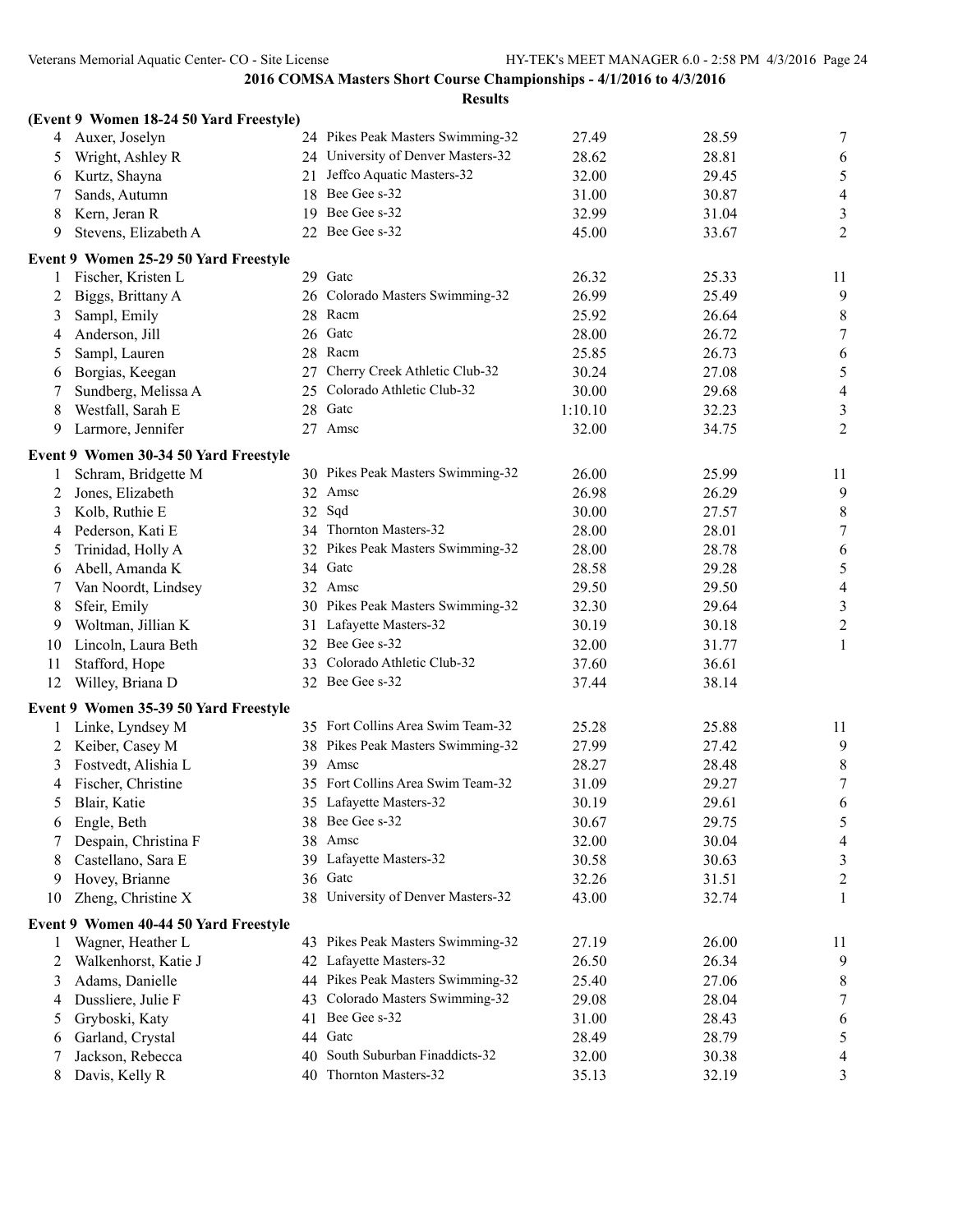## 2016 COMSA Masters Short Course Championships - 4/1/2016 to 4/3/2016

### Results

**(Event 9 Women 18-24 50 Yard Freestyle)**

| | | | | | | |
|---|---|---|---|---|---|---|
| 4 | Auxer, Joselyn | 24 | Pikes Peak Masters Swimming-32 | 27.49 | 28.59 | 7 |
| 5 | Wright, Ashley R | 24 | University of Denver Masters-32 | 28.62 | 28.81 | 6 |
| 6 | Kurtz, Shayna | 21 | Jeffco Aquatic Masters-32 | 32.00 | 29.45 | 5 |
| 7 | Sands, Autumn | 18 | Bee Gee s-32 | 31.00 | 30.87 | 4 |
| 8 | Kern, Jeran R | 19 | Bee Gee s-32 | 32.99 | 31.04 | 3 |
| 9 | Stevens, Elizabeth A | 22 | Bee Gee s-32 | 45.00 | 33.67 | 2 |

**Event 9 Women 25-29 50 Yard Freestyle**

| | | | | | | |
|---|---|---|---|---|---|---|
| 1 | Fischer, Kristen L | 29 | Gatc | 26.32 | 25.33 | 11 |
| 2 | Biggs, Brittany A | 26 | Colorado Masters Swimming-32 | 26.99 | 25.49 | 9 |
| 3 | Sampl, Emily | 28 | Racm | 25.92 | 26.64 | 8 |
| 4 | Anderson, Jill | 26 | Gatc | 28.00 | 26.72 | 7 |
| 5 | Sampl, Lauren | 28 | Racm | 25.85 | 26.73 | 6 |
| 6 | Borgias, Keegan | 27 | Cherry Creek Athletic Club-32 | 30.24 | 27.08 | 5 |
| 7 | Sundberg, Melissa A | 25 | Colorado Athletic Club-32 | 30.00 | 29.68 | 4 |
| 8 | Westfall, Sarah E | 28 | Gatc | 1:10.10 | 32.23 | 3 |
| 9 | Larmore, Jennifer | 27 | Amsc | 32.00 | 34.75 | 2 |

**Event 9 Women 30-34 50 Yard Freestyle**

| | | | | | | |
|---|---|---|---|---|---|---|
| 1 | Schram, Bridgette M | 30 | Pikes Peak Masters Swimming-32 | 26.00 | 25.99 | 11 |
| 2 | Jones, Elizabeth | 32 | Amsc | 26.98 | 26.29 | 9 |
| 3 | Kolb, Ruthie E | 32 | Sqd | 30.00 | 27.57 | 8 |
| 4 | Pederson, Kati E | 34 | Thornton Masters-32 | 28.00 | 28.01 | 7 |
| 5 | Trinidad, Holly A | 32 | Pikes Peak Masters Swimming-32 | 28.00 | 28.78 | 6 |
| 6 | Abell, Amanda K | 34 | Gatc | 28.58 | 29.28 | 5 |
| 7 | Van Noordt, Lindsey | 32 | Amsc | 29.50 | 29.50 | 4 |
| 8 | Sfeir, Emily | 30 | Pikes Peak Masters Swimming-32 | 32.30 | 29.64 | 3 |
| 9 | Woltman, Jillian K | 31 | Lafayette Masters-32 | 30.19 | 30.18 | 2 |
| 10 | Lincoln, Laura Beth | 32 | Bee Gee s-32 | 32.00 | 31.77 | 1 |
| 11 | Stafford, Hope | 33 | Colorado Athletic Club-32 | 37.60 | 36.61 | |
| 12 | Willey, Briana D | 32 | Bee Gee s-32 | 37.44 | 38.14 | |

**Event 9 Women 35-39 50 Yard Freestyle**

| | | | | | | |
|---|---|---|---|---|---|---|
| 1 | Linke, Lyndsey M | 35 | Fort Collins Area Swim Team-32 | 25.28 | 25.88 | 11 |
| 2 | Keiber, Casey M | 38 | Pikes Peak Masters Swimming-32 | 27.99 | 27.42 | 9 |
| 3 | Fostvedt, Alishia L | 39 | Amsc | 28.27 | 28.48 | 8 |
| 4 | Fischer, Christine | 35 | Fort Collins Area Swim Team-32 | 31.09 | 29.27 | 7 |
| 5 | Blair, Katie | 35 | Lafayette Masters-32 | 30.19 | 29.61 | 6 |
| 6 | Engle, Beth | 38 | Bee Gee s-32 | 30.67 | 29.75 | 5 |
| 7 | Despain, Christina F | 38 | Amsc | 32.00 | 30.04 | 4 |
| 8 | Castellano, Sara E | 39 | Lafayette Masters-32 | 30.58 | 30.63 | 3 |
| 9 | Hovey, Brianne | 36 | Gatc | 32.26 | 31.51 | 2 |
| 10 | Zheng, Christine X | 38 | University of Denver Masters-32 | 43.00 | 32.74 | 1 |

**Event 9 Women 40-44 50 Yard Freestyle**

| | | | | | | |
|---|---|---|---|---|---|---|
| 1 | Wagner, Heather L | 43 | Pikes Peak Masters Swimming-32 | 27.19 | 26.00 | 11 |
| 2 | Walkenhorst, Katie J | 42 | Lafayette Masters-32 | 26.50 | 26.34 | 9 |
| 3 | Adams, Danielle | 44 | Pikes Peak Masters Swimming-32 | 25.40 | 27.06 | 8 |
| 4 | Dussliere, Julie F | 43 | Colorado Masters Swimming-32 | 29.08 | 28.04 | 7 |
| 5 | Gryboski, Katy | 41 | Bee Gee s-32 | 31.00 | 28.43 | 6 |
| 6 | Garland, Crystal | 44 | Gatc | 28.49 | 28.79 | 5 |
| 7 | Jackson, Rebecca | 40 | South Suburban Finaddicts-32 | 32.00 | 30.38 | 4 |
| 8 | Davis, Kelly R | 40 | Thornton Masters-32 | 35.13 | 32.19 | 3 |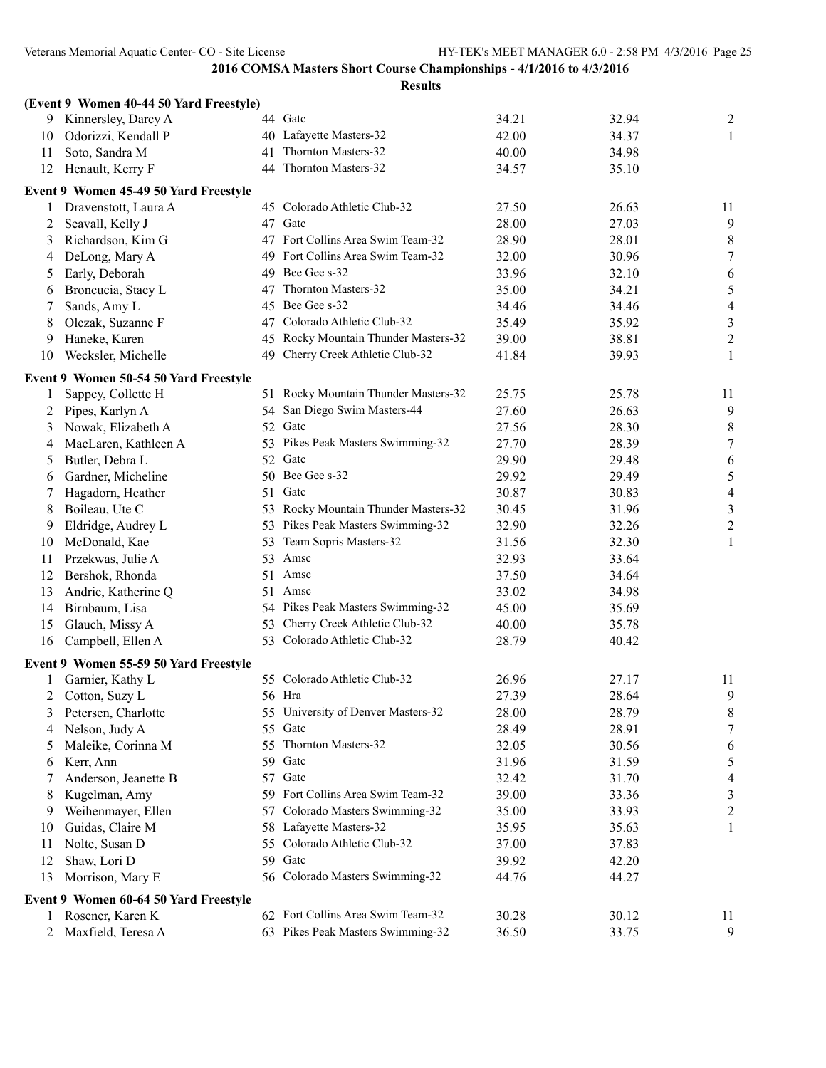## 2016 COMSA Masters Short Course Championships - 4/1/2016 to 4/3/2016

**Results**

**(Event 9 Women 40-44 50 Yard Freestyle)**

| | | | | | | |
|---|---|---|---|---|---|---|
| 9 | Kinnersley, Darcy A | 44 | Gatc | 34.21 | 32.94 | 2 |
| 10 | Odorizzi, Kendall P | 40 | Lafayette Masters-32 | 42.00 | 34.37 | 1 |
| 11 | Soto, Sandra M | 41 | Thornton Masters-32 | 40.00 | 34.98 | |
| 12 | Henault, Kerry F | 44 | Thornton Masters-32 | 34.57 | 35.10 | |

**Event 9 Women 45-49 50 Yard Freestyle**

| | | | | | | |
|---|---|---|---|---|---|---|
| 1 | Dravenstott, Laura A | 45 | Colorado Athletic Club-32 | 27.50 | 26.63 | 11 |
| 2 | Seavall, Kelly J | 47 | Gatc | 28.00 | 27.03 | 9 |
| 3 | Richardson, Kim G | 47 | Fort Collins Area Swim Team-32 | 28.90 | 28.01 | 8 |
| 4 | DeLong, Mary A | 49 | Fort Collins Area Swim Team-32 | 32.00 | 30.96 | 7 |
| 5 | Early, Deborah | 49 | Bee Gee s-32 | 33.96 | 32.10 | 6 |
| 6 | Broncucia, Stacy L | 47 | Thornton Masters-32 | 35.00 | 34.21 | 5 |
| 7 | Sands, Amy L | 45 | Bee Gee s-32 | 34.46 | 34.46 | 4 |
| 8 | Olczak, Suzanne F | 47 | Colorado Athletic Club-32 | 35.49 | 35.92 | 3 |
| 9 | Haneke, Karen | 45 | Rocky Mountain Thunder Masters-32 | 39.00 | 38.81 | 2 |
| 10 | Wecksler, Michelle | 49 | Cherry Creek Athletic Club-32 | 41.84 | 39.93 | 1 |

**Event 9 Women 50-54 50 Yard Freestyle**

| | | | | | | |
|---|---|---|---|---|---|---|
| 1 | Sappey, Collette H | 51 | Rocky Mountain Thunder Masters-32 | 25.75 | 25.78 | 11 |
| 2 | Pipes, Karlyn A | 54 | San Diego Swim Masters-44 | 27.60 | 26.63 | 9 |
| 3 | Nowak, Elizabeth A | 52 | Gatc | 27.56 | 28.30 | 8 |
| 4 | MacLaren, Kathleen A | 53 | Pikes Peak Masters Swimming-32 | 27.70 | 28.39 | 7 |
| 5 | Butler, Debra L | 52 | Gatc | 29.90 | 29.48 | 6 |
| 6 | Gardner, Micheline | 50 | Bee Gee s-32 | 29.92 | 29.49 | 5 |
| 7 | Hagadorn, Heather | 51 | Gatc | 30.87 | 30.83 | 4 |
| 8 | Boileau, Ute C | 53 | Rocky Mountain Thunder Masters-32 | 30.45 | 31.96 | 3 |
| 9 | Eldridge, Audrey L | 53 | Pikes Peak Masters Swimming-32 | 32.90 | 32.26 | 2 |
| 10 | McDonald, Kae | 53 | Team Sopris Masters-32 | 31.56 | 32.30 | 1 |
| 11 | Przekwas, Julie A | 53 | Amsc | 32.93 | 33.64 | |
| 12 | Bershok, Rhonda | 51 | Amsc | 37.50 | 34.64 | |
| 13 | Andrie, Katherine Q | 51 | Amsc | 33.02 | 34.98 | |
| 14 | Birnbaum, Lisa | 54 | Pikes Peak Masters Swimming-32 | 45.00 | 35.69 | |
| 15 | Glauch, Missy A | 53 | Cherry Creek Athletic Club-32 | 40.00 | 35.78 | |
| 16 | Campbell, Ellen A | 53 | Colorado Athletic Club-32 | 28.79 | 40.42 | |

**Event 9 Women 55-59 50 Yard Freestyle**

| | | | | | | |
|---|---|---|---|---|---|---|
| 1 | Garnier, Kathy L | 55 | Colorado Athletic Club-32 | 26.96 | 27.17 | 11 |
| 2 | Cotton, Suzy L | 56 | Hra | 27.39 | 28.64 | 9 |
| 3 | Petersen, Charlotte | 55 | University of Denver Masters-32 | 28.00 | 28.79 | 8 |
| 4 | Nelson, Judy A | 55 | Gatc | 28.49 | 28.91 | 7 |
| 5 | Maleike, Corinna M | 55 | Thornton Masters-32 | 32.05 | 30.56 | 6 |
| 6 | Kerr, Ann | 59 | Gatc | 31.96 | 31.59 | 5 |
| 7 | Anderson, Jeanette B | 57 | Gatc | 32.42 | 31.70 | 4 |
| 8 | Kugelman, Amy | 59 | Fort Collins Area Swim Team-32 | 39.00 | 33.36 | 3 |
| 9 | Weihenmayer, Ellen | 57 | Colorado Masters Swimming-32 | 35.00 | 33.93 | 2 |
| 10 | Guidas, Claire M | 58 | Lafayette Masters-32 | 35.95 | 35.63 | 1 |
| 11 | Nolte, Susan D | 55 | Colorado Athletic Club-32 | 37.00 | 37.83 | |
| 12 | Shaw, Lori D | 59 | Gatc | 39.92 | 42.20 | |
| 13 | Morrison, Mary E | 56 | Colorado Masters Swimming-32 | 44.76 | 44.27 | |

**Event 9 Women 60-64 50 Yard Freestyle**

| | | | | | | |
|---|---|---|---|---|---|---|
| 1 | Rosener, Karen K | 62 | Fort Collins Area Swim Team-32 | 30.28 | 30.12 | 11 |
| 2 | Maxfield, Teresa A | 63 | Pikes Peak Masters Swimming-32 | 36.50 | 33.75 | 9 |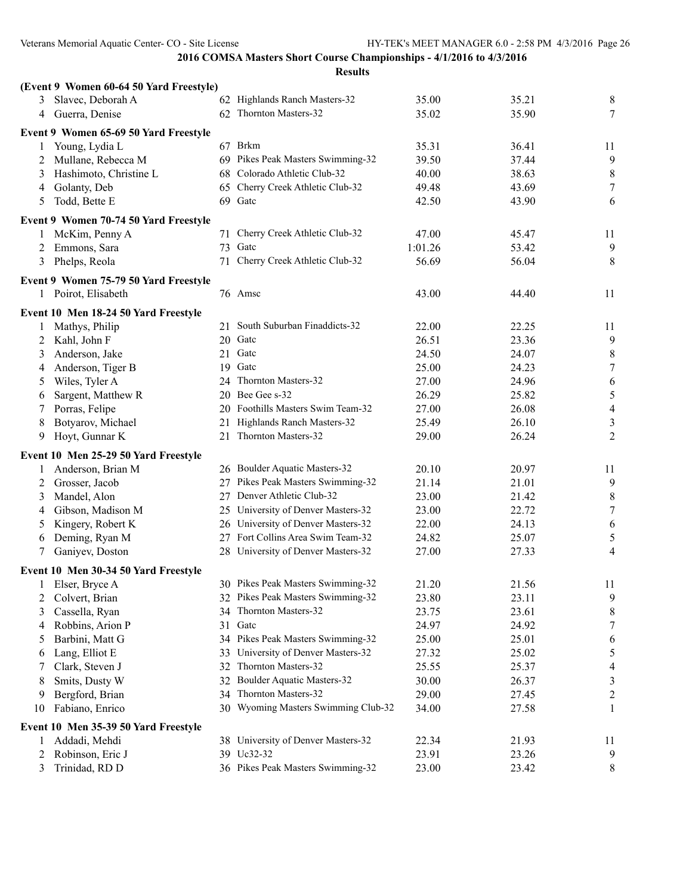**2016 COMSA Masters Short Course Championships - 4/1/2016 to 4/3/2016**

**Results**

**(Event 9 Women 60-64 50 Yard Freestyle)**

| | | | | | | |
|---|---|---|---|---|---|---|
| 3 | Slavec, Deborah A | 62 | Highlands Ranch Masters-32 | 35.00 | 35.21 | 8 |
| 4 | Guerra, Denise | 62 | Thornton Masters-32 | 35.02 | 35.90 | 7 |

**Event 9 Women 65-69 50 Yard Freestyle**

| | | | | | | |
|---|---|---|---|---|---|---|
| 1 | Young, Lydia L | 67 | Brkm | 35.31 | 36.41 | 11 |
| 2 | Mullane, Rebecca M | 69 | Pikes Peak Masters Swimming-32 | 39.50 | 37.44 | 9 |
| 3 | Hashimoto, Christine L | 68 | Colorado Athletic Club-32 | 40.00 | 38.63 | 8 |
| 4 | Golanty, Deb | 65 | Cherry Creek Athletic Club-32 | 49.48 | 43.69 | 7 |
| 5 | Todd, Bette E | 69 | Gatc | 42.50 | 43.90 | 6 |

**Event 9 Women 70-74 50 Yard Freestyle**

| | | | | | | |
|---|---|---|---|---|---|---|
| 1 | McKim, Penny A | 71 | Cherry Creek Athletic Club-32 | 47.00 | 45.47 | 11 |
| 2 | Emmons, Sara | 73 | Gatc | 1:01.26 | 53.42 | 9 |
| 3 | Phelps, Reola | 71 | Cherry Creek Athletic Club-32 | 56.69 | 56.04 | 8 |

**Event 9 Women 75-79 50 Yard Freestyle**

| | | | | | | |
|---|---|---|---|---|---|---|
| 1 | Poirot, Elisabeth | 76 | Amsc | 43.00 | 44.40 | 11 |

**Event 10 Men 18-24 50 Yard Freestyle**

| | | | | | | |
|---|---|---|---|---|---|---|
| 1 | Mathys, Philip | 21 | South Suburban Finaddicts-32 | 22.00 | 22.25 | 11 |
| 2 | Kahl, John F | 20 | Gatc | 26.51 | 23.36 | 9 |
| 3 | Anderson, Jake | 21 | Gatc | 24.50 | 24.07 | 8 |
| 4 | Anderson, Tiger B | 19 | Gatc | 25.00 | 24.23 | 7 |
| 5 | Wiles, Tyler A | 24 | Thornton Masters-32 | 27.00 | 24.96 | 6 |
| 6 | Sargent, Matthew R | 20 | Bee Gee s-32 | 26.29 | 25.82 | 5 |
| 7 | Porras, Felipe | 20 | Foothills Masters Swim Team-32 | 27.00 | 26.08 | 4 |
| 8 | Botyarov, Michael | 21 | Highlands Ranch Masters-32 | 25.49 | 26.10 | 3 |
| 9 | Hoyt, Gunnar K | 21 | Thornton Masters-32 | 29.00 | 26.24 | 2 |

**Event 10 Men 25-29 50 Yard Freestyle**

| | | | | | | |
|---|---|---|---|---|---|---|
| 1 | Anderson, Brian M | 26 | Boulder Aquatic Masters-32 | 20.10 | 20.97 | 11 |
| 2 | Grosser, Jacob | 27 | Pikes Peak Masters Swimming-32 | 21.14 | 21.01 | 9 |
| 3 | Mandel, Alon | 27 | Denver Athletic Club-32 | 23.00 | 21.42 | 8 |
| 4 | Gibson, Madison M | 25 | University of Denver Masters-32 | 23.00 | 22.72 | 7 |
| 5 | Kingery, Robert K | 26 | University of Denver Masters-32 | 22.00 | 24.13 | 6 |
| 6 | Deming, Ryan M | 27 | Fort Collins Area Swim Team-32 | 24.82 | 25.07 | 5 |
| 7 | Ganiyev, Doston | 28 | University of Denver Masters-32 | 27.00 | 27.33 | 4 |

**Event 10 Men 30-34 50 Yard Freestyle**

| | | | | | | |
|---|---|---|---|---|---|---|
| 1 | Elser, Bryce A | 30 | Pikes Peak Masters Swimming-32 | 21.20 | 21.56 | 11 |
| 2 | Colvert, Brian | 32 | Pikes Peak Masters Swimming-32 | 23.80 | 23.11 | 9 |
| 3 | Cassella, Ryan | 34 | Thornton Masters-32 | 23.75 | 23.61 | 8 |
| 4 | Robbins, Arion P | 31 | Gatc | 24.97 | 24.92 | 7 |
| 5 | Barbini, Matt G | 34 | Pikes Peak Masters Swimming-32 | 25.00 | 25.01 | 6 |
| 6 | Lang, Elliot E | 33 | University of Denver Masters-32 | 27.32 | 25.02 | 5 |
| 7 | Clark, Steven J | 32 | Thornton Masters-32 | 25.55 | 25.37 | 4 |
| 8 | Smits, Dusty W | 32 | Boulder Aquatic Masters-32 | 30.00 | 26.37 | 3 |
| 9 | Bergford, Brian | 34 | Thornton Masters-32 | 29.00 | 27.45 | 2 |
| 10 | Fabiano, Enrico | 30 | Wyoming Masters Swimming Club-32 | 34.00 | 27.58 | 1 |

**Event 10 Men 35-39 50 Yard Freestyle**

| | | | | | | |
|---|---|---|---|---|---|---|
| 1 | Addadi, Mehdi | 38 | University of Denver Masters-32 | 22.34 | 21.93 | 11 |
| 2 | Robinson, Eric J | 39 | Uc32-32 | 23.91 | 23.26 | 9 |
| 3 | Trinidad, RD D | 36 | Pikes Peak Masters Swimming-32 | 23.00 | 23.42 | 8 |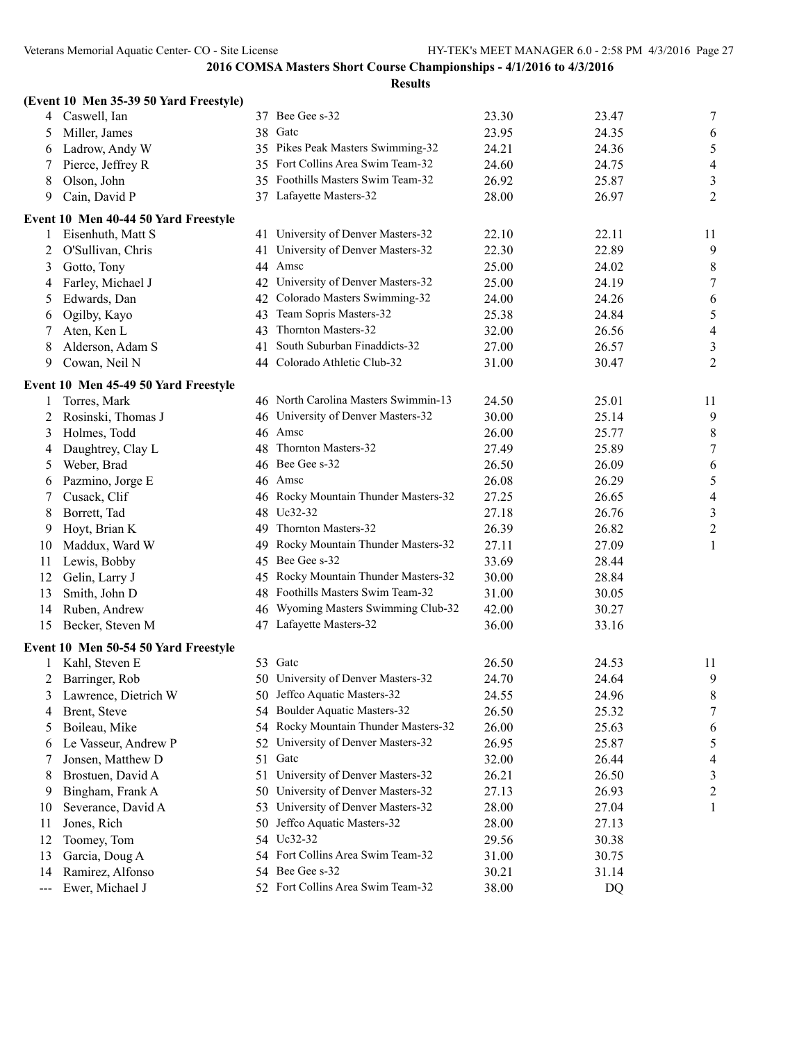## 2016 COMSA Masters Short Course Championships - 4/1/2016 to 4/3/2016

### Results

**(Event 10 Men 35-39 50 Yard Freestyle)**

| | | | | | | |
|---|---|---|---|---|---|---|
| 4 | Caswell, Ian | 37 | Bee Gee s-32 | 23.30 | 23.47 | 7 |
| 5 | Miller, James | 38 | Gatc | 23.95 | 24.35 | 6 |
| 6 | Ladrow, Andy W | 35 | Pikes Peak Masters Swimming-32 | 24.21 | 24.36 | 5 |
| 7 | Pierce, Jeffrey R | 35 | Fort Collins Area Swim Team-32 | 24.60 | 24.75 | 4 |
| 8 | Olson, John | 35 | Foothills Masters Swim Team-32 | 26.92 | 25.87 | 3 |
| 9 | Cain, David P | 37 | Lafayette Masters-32 | 28.00 | 26.97 | 2 |

**Event 10 Men 40-44 50 Yard Freestyle**

| | | | | | | |
|---|---|---|---|---|---|---|
| 1 | Eisenhuth, Matt S | 41 | University of Denver Masters-32 | 22.10 | 22.11 | 11 |
| 2 | O'Sullivan, Chris | 41 | University of Denver Masters-32 | 22.30 | 22.89 | 9 |
| 3 | Gotto, Tony | 44 | Amsc | 25.00 | 24.02 | 8 |
| 4 | Farley, Michael J | 42 | University of Denver Masters-32 | 25.00 | 24.19 | 7 |
| 5 | Edwards, Dan | 42 | Colorado Masters Swimming-32 | 24.00 | 24.26 | 6 |
| 6 | Ogilby, Kayo | 43 | Team Sopris Masters-32 | 25.38 | 24.84 | 5 |
| 7 | Aten, Ken L | 43 | Thornton Masters-32 | 32.00 | 26.56 | 4 |
| 8 | Alderson, Adam S | 41 | South Suburban Finaddicts-32 | 27.00 | 26.57 | 3 |
| 9 | Cowan, Neil N | 44 | Colorado Athletic Club-32 | 31.00 | 30.47 | 2 |

**Event 10 Men 45-49 50 Yard Freestyle**

| | | | | | | |
|---|---|---|---|---|---|---|
| 1 | Torres, Mark | 46 | North Carolina Masters Swimmin-13 | 24.50 | 25.01 | 11 |
| 2 | Rosinski, Thomas J | 46 | University of Denver Masters-32 | 30.00 | 25.14 | 9 |
| 3 | Holmes, Todd | 46 | Amsc | 26.00 | 25.77 | 8 |
| 4 | Daughtrey, Clay L | 48 | Thornton Masters-32 | 27.49 | 25.89 | 7 |
| 5 | Weber, Brad | 46 | Bee Gee s-32 | 26.50 | 26.09 | 6 |
| 6 | Pazmino, Jorge E | 46 | Amsc | 26.08 | 26.29 | 5 |
| 7 | Cusack, Clif | 46 | Rocky Mountain Thunder Masters-32 | 27.25 | 26.65 | 4 |
| 8 | Borrett, Tad | 48 | Uc32-32 | 27.18 | 26.76 | 3 |
| 9 | Hoyt, Brian K | 49 | Thornton Masters-32 | 26.39 | 26.82 | 2 |
| 10 | Maddux, Ward W | 49 | Rocky Mountain Thunder Masters-32 | 27.11 | 27.09 | 1 |
| 11 | Lewis, Bobby | 45 | Bee Gee s-32 | 33.69 | 28.44 | |
| 12 | Gelin, Larry J | 45 | Rocky Mountain Thunder Masters-32 | 30.00 | 28.84 | |
| 13 | Smith, John D | 48 | Foothills Masters Swim Team-32 | 31.00 | 30.05 | |
| 14 | Ruben, Andrew | 46 | Wyoming Masters Swimming Club-32 | 42.00 | 30.27 | |
| 15 | Becker, Steven M | 47 | Lafayette Masters-32 | 36.00 | 33.16 | |

**Event 10 Men 50-54 50 Yard Freestyle**

| | | | | | | |
|---|---|---|---|---|---|---|
| 1 | Kahl, Steven E | 53 | Gatc | 26.50 | 24.53 | 11 |
| 2 | Barringer, Rob | 50 | University of Denver Masters-32 | 24.70 | 24.64 | 9 |
| 3 | Lawrence, Dietrich W | 50 | Jeffco Aquatic Masters-32 | 24.55 | 24.96 | 8 |
| 4 | Brent, Steve | 54 | Boulder Aquatic Masters-32 | 26.50 | 25.32 | 7 |
| 5 | Boileau, Mike | 54 | Rocky Mountain Thunder Masters-32 | 26.00 | 25.63 | 6 |
| 6 | Le Vasseur, Andrew P | 52 | University of Denver Masters-32 | 26.95 | 25.87 | 5 |
| 7 | Jonsen, Matthew D | 51 | Gatc | 32.00 | 26.44 | 4 |
| 8 | Brostuen, David A | 51 | University of Denver Masters-32 | 26.21 | 26.50 | 3 |
| 9 | Bingham, Frank A | 50 | University of Denver Masters-32 | 27.13 | 26.93 | 2 |
| 10 | Severance, David A | 53 | University of Denver Masters-32 | 28.00 | 27.04 | 1 |
| 11 | Jones, Rich | 50 | Jeffco Aquatic Masters-32 | 28.00 | 27.13 | |
| 12 | Toomey, Tom | 54 | Uc32-32 | 29.56 | 30.38 | |
| 13 | Garcia, Doug A | 54 | Fort Collins Area Swim Team-32 | 31.00 | 30.75 | |
| 14 | Ramirez, Alfonso | 54 | Bee Gee s-32 | 30.21 | 31.14 | |
| --- | Ewer, Michael J | 52 | Fort Collins Area Swim Team-32 | 38.00 | DQ | |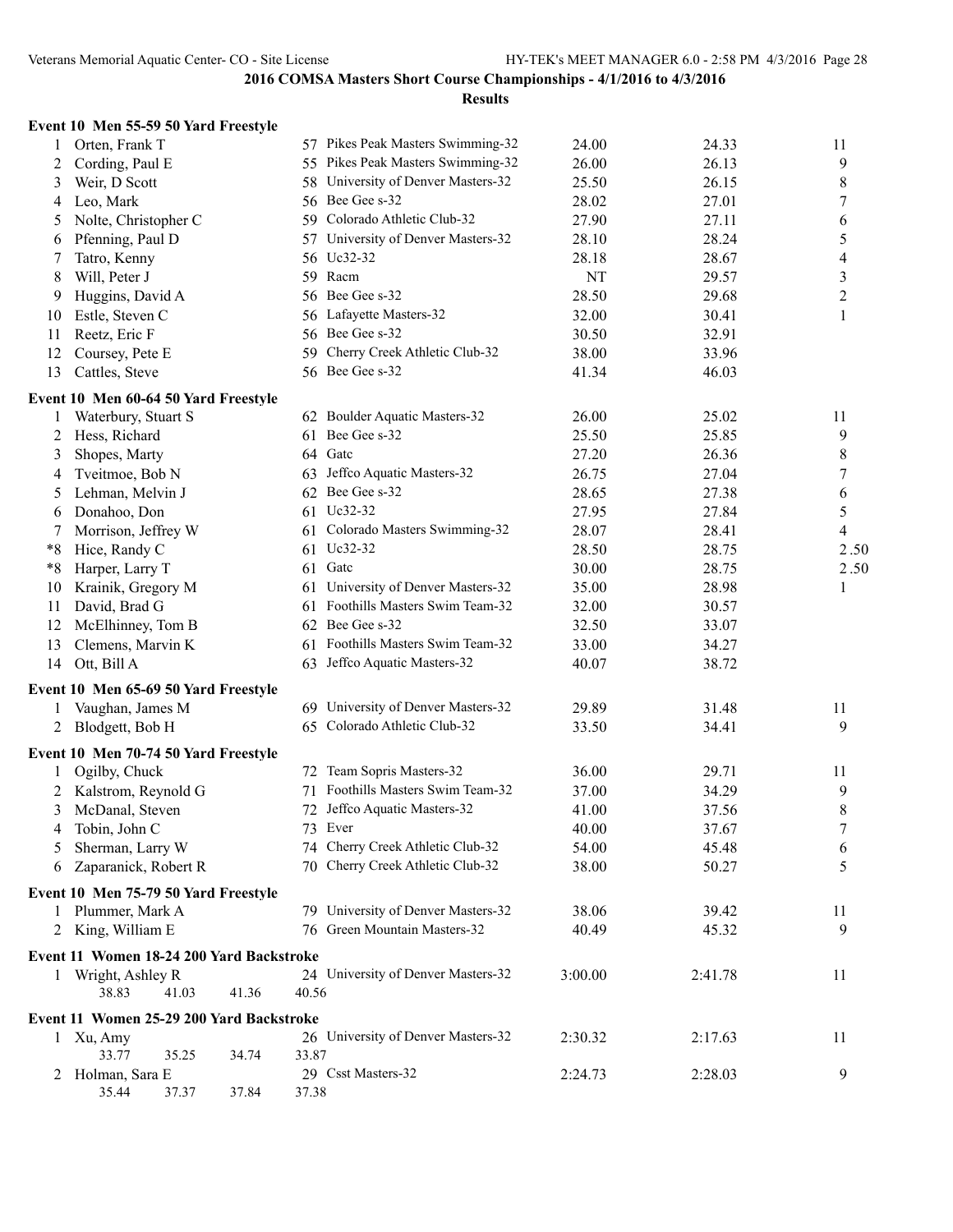## 2016 COMSA Masters Short Course Championships - 4/1/2016 to 4/3/2016

### Results

**Event 10 Men 55-59 50 Yard Freestyle**

| | | | | | | |
|---|---|---|---|---|---|---|
| 1 | Orten, Frank T | 57 | Pikes Peak Masters Swimming-32 | 24.00 | 24.33 | 11 |
| 2 | Cording, Paul E | 55 | Pikes Peak Masters Swimming-32 | 26.00 | 26.13 | 9 |
| 3 | Weir, D Scott | 58 | University of Denver Masters-32 | 25.50 | 26.15 | 8 |
| 4 | Leo, Mark | 56 | Bee Gee s-32 | 28.02 | 27.01 | 7 |
| 5 | Nolte, Christopher C | 59 | Colorado Athletic Club-32 | 27.90 | 27.11 | 6 |
| 6 | Pfenning, Paul D | 57 | University of Denver Masters-32 | 28.10 | 28.24 | 5 |
| 7 | Tatro, Kenny | 56 | Uc32-32 | 28.18 | 28.67 | 4 |
| 8 | Will, Peter J | 59 | Racm | NT | 29.57 | 3 |
| 9 | Huggins, David A | 56 | Bee Gee s-32 | 28.50 | 29.68 | 2 |
| 10 | Estle, Steven C | 56 | Lafayette Masters-32 | 32.00 | 30.41 | 1 |
| 11 | Reetz, Eric F | 56 | Bee Gee s-32 | 30.50 | 32.91 | |
| 12 | Coursey, Pete E | 59 | Cherry Creek Athletic Club-32 | 38.00 | 33.96 | |
| 13 | Cattles, Steve | 56 | Bee Gee s-32 | 41.34 | 46.03 | |

**Event 10 Men 60-64 50 Yard Freestyle**

| | | | | | | |
|---|---|---|---|---|---|---|
| 1 | Waterbury, Stuart S | 62 | Boulder Aquatic Masters-32 | 26.00 | 25.02 | 11 |
| 2 | Hess, Richard | 61 | Bee Gee s-32 | 25.50 | 25.85 | 9 |
| 3 | Shopes, Marty | 64 | Gatc | 27.20 | 26.36 | 8 |
| 4 | Tveitmoe, Bob N | 63 | Jeffco Aquatic Masters-32 | 26.75 | 27.04 | 7 |
| 5 | Lehman, Melvin J | 62 | Bee Gee s-32 | 28.65 | 27.38 | 6 |
| 6 | Donahoo, Don | 61 | Uc32-32 | 27.95 | 27.84 | 5 |
| 7 | Morrison, Jeffrey W | 61 | Colorado Masters Swimming-32 | 28.07 | 28.41 | 4 |
| *8 | Hice, Randy C | 61 | Uc32-32 | 28.50 | 28.75 | 2.50 |
| *8 | Harper, Larry T | 61 | Gatc | 30.00 | 28.75 | 2.50 |
| 10 | Krainik, Gregory M | 61 | University of Denver Masters-32 | 35.00 | 28.98 | 1 |
| 11 | David, Brad G | 61 | Foothills Masters Swim Team-32 | 32.00 | 30.57 | |
| 12 | McElhinney, Tom B | 62 | Bee Gee s-32 | 32.50 | 33.07 | |
| 13 | Clemens, Marvin K | 61 | Foothills Masters Swim Team-32 | 33.00 | 34.27 | |
| 14 | Ott, Bill A | 63 | Jeffco Aquatic Masters-32 | 40.07 | 38.72 | |

**Event 10 Men 65-69 50 Yard Freestyle**

| | | | | | | |
|---|---|---|---|---|---|---|
| 1 | Vaughan, James M | 69 | University of Denver Masters-32 | 29.89 | 31.48 | 11 |
| 2 | Blodgett, Bob H | 65 | Colorado Athletic Club-32 | 33.50 | 34.41 | 9 |

**Event 10 Men 70-74 50 Yard Freestyle**

| | | | | | | |
|---|---|---|---|---|---|---|
| 1 | Ogilby, Chuck | 72 | Team Sopris Masters-32 | 36.00 | 29.71 | 11 |
| 2 | Kalstrom, Reynold G | 71 | Foothills Masters Swim Team-32 | 37.00 | 34.29 | 9 |
| 3 | McDanal, Steven | 72 | Jeffco Aquatic Masters-32 | 41.00 | 37.56 | 8 |
| 4 | Tobin, John C | 73 | Ever | 40.00 | 37.67 | 7 |
| 5 | Sherman, Larry W | 74 | Cherry Creek Athletic Club-32 | 54.00 | 45.48 | 6 |
| 6 | Zaparanick, Robert R | 70 | Cherry Creek Athletic Club-32 | 38.00 | 50.27 | 5 |

**Event 10 Men 75-79 50 Yard Freestyle**

| | | | | | | |
|---|---|---|---|---|---|---|
| 1 | Plummer, Mark A | 79 | University of Denver Masters-32 | 38.06 | 39.42 | 11 |
| 2 | King, William E | 76 | Green Mountain Masters-32 | 40.49 | 45.32 | 9 |

**Event 11 Women 18-24 200 Yard Backstroke**

| | | | | | | |
|---|---|---|---|---|---|---|
| 1 | Wright, Ashley R | 24 | University of Denver Masters-32 | 3:00.00 | 2:41.78 | 11 |
| | 38.83 41.03 41.36 40.56 | | | | | |

**Event 11 Women 25-29 200 Yard Backstroke**

| | | | | | | |
|---|---|---|---|---|---|---|
| 1 | Xu, Amy | 26 | University of Denver Masters-32 | 2:30.32 | 2:17.63 | 11 |
| | 33.77 35.25 34.74 33.87 | | | | | |
| 2 | Holman, Sara E | 29 | Csst Masters-32 | 2:24.73 | 2:28.03 | 9 |
| | 35.44 37.37 37.84 37.38 | | | | | |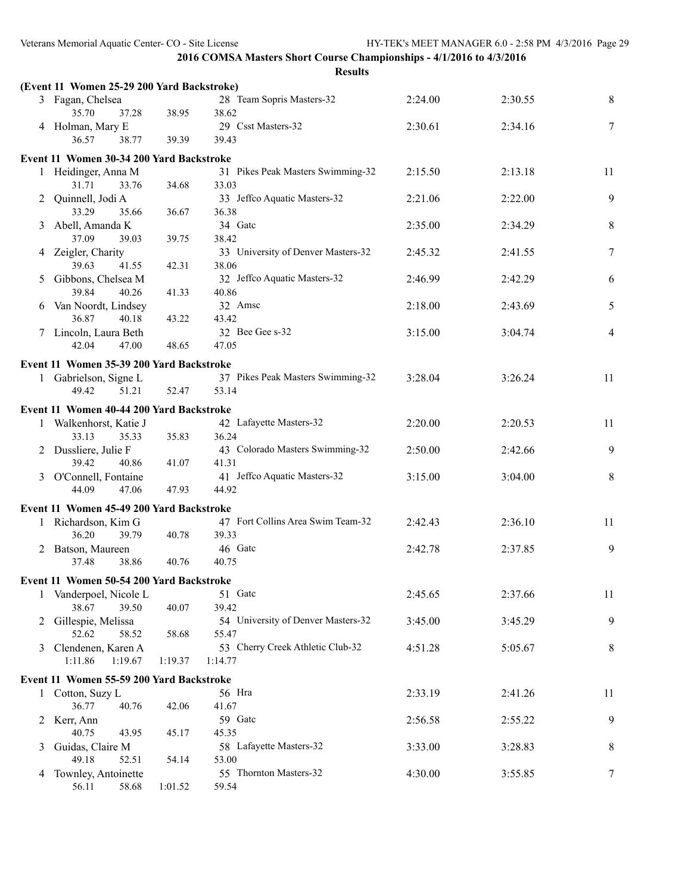## 2016 COMSA Masters Short Course Championships - 4/1/2016 to 4/3/2016

### Results

**(Event 11 Women 25-29 200 Yard Backstroke)**

| | Name | Age | Team | Seed Time | Finals Time | Points |
|---|---|---|---|---|---|---|
| 3 | Fagan, Chelsea | 28 | Team Sopris Masters-32 | 2:24.00 | 2:30.55 | 8 |
| | 35.70 37.28 38.95 38.62 | | | | | |
| 4 | Holman, Mary E | 29 | Csst Masters-32 | 2:30.61 | 2:34.16 | 7 |
| | 36.57 38.77 39.39 39.43 | | | | | |

**Event 11 Women 30-34 200 Yard Backstroke**

| | Name | Age | Team | Seed Time | Finals Time | Points |
|---|---|---|---|---|---|---|
| 1 | Heidinger, Anna M | 31 | Pikes Peak Masters Swimming-32 | 2:15.50 | 2:13.18 | 11 |
| | 31.71 33.76 34.68 33.03 | | | | | |
| 2 | Quinnell, Jodi A | 33 | Jeffco Aquatic Masters-32 | 2:21.06 | 2:22.00 | 9 |
| | 33.29 35.66 36.67 36.38 | | | | | |
| 3 | Abell, Amanda K | 34 | Gatc | 2:35.00 | 2:34.29 | 8 |
| | 37.09 39.03 39.75 38.42 | | | | | |
| 4 | Zeigler, Charity | 33 | University of Denver Masters-32 | 2:45.32 | 2:41.55 | 7 |
| | 39.63 41.55 42.31 38.06 | | | | | |
| 5 | Gibbons, Chelsea M | 32 | Jeffco Aquatic Masters-32 | 2:46.99 | 2:42.29 | 6 |
| | 39.84 40.26 41.33 40.86 | | | | | |
| 6 | Van Noordt, Lindsey | 32 | Amsc | 2:18.00 | 2:43.69 | 5 |
| | 36.87 40.18 43.22 43.42 | | | | | |
| 7 | Lincoln, Laura Beth | 32 | Bee Gee s-32 | 3:15.00 | 3:04.74 | 4 |
| | 42.04 47.00 48.65 47.05 | | | | | |

**Event 11 Women 35-39 200 Yard Backstroke**

| | Name | Age | Team | Seed Time | Finals Time | Points |
|---|---|---|---|---|---|---|
| 1 | Gabrielson, Signe L | 37 | Pikes Peak Masters Swimming-32 | 3:28.04 | 3:26.24 | 11 |
| | 49.42 51.21 52.47 53.14 | | | | | |

**Event 11 Women 40-44 200 Yard Backstroke**

| | Name | Age | Team | Seed Time | Finals Time | Points |
|---|---|---|---|---|---|---|
| 1 | Walkenhorst, Katie J | 42 | Lafayette Masters-32 | 2:20.00 | 2:20.53 | 11 |
| | 33.13 35.33 35.83 36.24 | | | | | |
| 2 | Dussliere, Julie F | 43 | Colorado Masters Swimming-32 | 2:50.00 | 2:42.66 | 9 |
| | 39.42 40.86 41.07 41.31 | | | | | |
| 3 | O'Connell, Fontaine | 41 | Jeffco Aquatic Masters-32 | 3:15.00 | 3:04.00 | 8 |
| | 44.09 47.06 47.93 44.92 | | | | | |

**Event 11 Women 45-49 200 Yard Backstroke**

| | Name | Age | Team | Seed Time | Finals Time | Points |
|---|---|---|---|---|---|---|
| 1 | Richardson, Kim G | 47 | Fort Collins Area Swim Team-32 | 2:42.43 | 2:36.10 | 11 |
| | 36.20 39.79 40.78 39.33 | | | | | |
| 2 | Batson, Maureen | 46 | Gatc | 2:42.78 | 2:37.85 | 9 |
| | 37.48 38.86 40.76 40.75 | | | | | |

**Event 11 Women 50-54 200 Yard Backstroke**

| | Name | Age | Team | Seed Time | Finals Time | Points |
|---|---|---|---|---|---|---|
| 1 | Vanderpoel, Nicole L | 51 | Gatc | 2:45.65 | 2:37.66 | 11 |
| | 38.67 39.50 40.07 39.42 | | | | | |
| 2 | Gillespie, Melissa | 54 | University of Denver Masters-32 | 3:45.00 | 3:45.29 | 9 |
| | 52.62 58.52 58.68 55.47 | | | | | |
| 3 | Clendenen, Karen A | 53 | Cherry Creek Athletic Club-32 | 4:51.28 | 5:05.67 | 8 |
| | 1:11.86 1:19.67 1:19.37 1:14.77 | | | | | |

**Event 11 Women 55-59 200 Yard Backstroke**

| | Name | Age | Team | Seed Time | Finals Time | Points |
|---|---|---|---|---|---|---|
| 1 | Cotton, Suzy L | 56 | Hra | 2:33.19 | 2:41.26 | 11 |
| | 36.77 40.76 42.06 41.67 | | | | | |
| 2 | Kerr, Ann | 59 | Gatc | 2:56.58 | 2:55.22 | 9 |
| | 40.75 43.95 45.17 45.35 | | | | | |
| 3 | Guidas, Claire M | 58 | Lafayette Masters-32 | 3:33.00 | 3:28.83 | 8 |
| | 49.18 52.51 54.14 53.00 | | | | | |
| 4 | Townley, Antoinette | 55 | Thornton Masters-32 | 4:30.00 | 3:55.85 | 7 |
| | 56.11 58.68 1:01.52 59.54 | | | | | |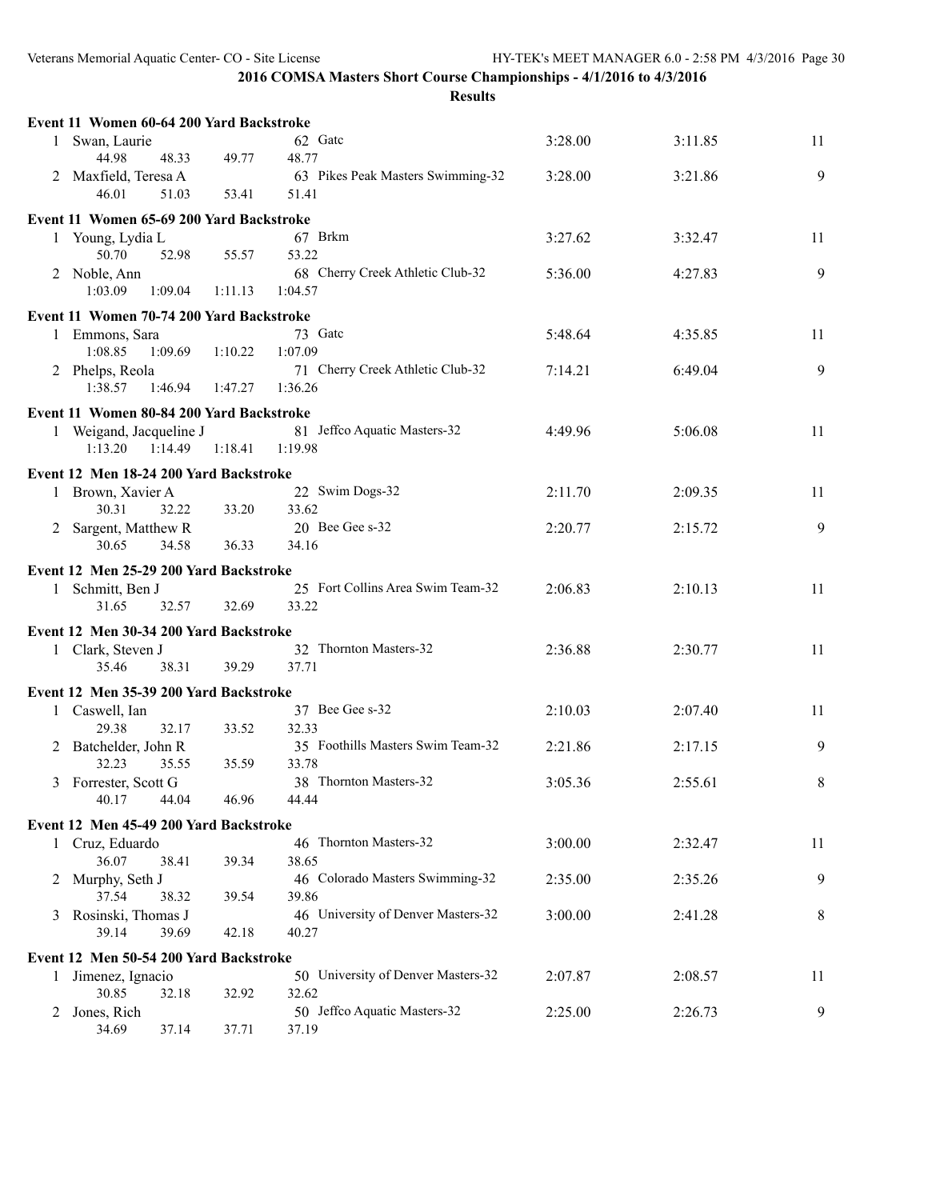## 2016 COMSA Masters Short Course Championships - 4/1/2016 to 4/3/2016

### Results

**Event 11 Women 60-64 200 Yard Backstroke**

| | Name | Age | Team | Seed Time | Finals Time | Points |
|---|---|---|---|---|---|---|
| 1 | Swan, Laurie | 62 | Gatc | 3:28.00 | 3:11.85 | 11 |
| | 44.98 48.33 49.77 48.77 | | | | | |
| 2 | Maxfield, Teresa A | 63 | Pikes Peak Masters Swimming-32 | 3:28.00 | 3:21.86 | 9 |
| | 46.01 51.03 53.41 51.41 | | | | | |

**Event 11 Women 65-69 200 Yard Backstroke**

| | Name | Age | Team | Seed Time | Finals Time | Points |
|---|---|---|---|---|---|---|
| 1 | Young, Lydia L | 67 | Brkm | 3:27.62 | 3:32.47 | 11 |
| | 50.70 52.98 55.57 53.22 | | | | | |
| 2 | Noble, Ann | 68 | Cherry Creek Athletic Club-32 | 5:36.00 | 4:27.83 | 9 |
| | 1:03.09 1:09.04 1:11.13 1:04.57 | | | | | |

**Event 11 Women 70-74 200 Yard Backstroke**

| | Name | Age | Team | Seed Time | Finals Time | Points |
|---|---|---|---|---|---|---|
| 1 | Emmons, Sara | 73 | Gatc | 5:48.64 | 4:35.85 | 11 |
| | 1:08.85 1:09.69 1:10.22 1:07.09 | | | | | |
| 2 | Phelps, Reola | 71 | Cherry Creek Athletic Club-32 | 7:14.21 | 6:49.04 | 9 |
| | 1:38.57 1:46.94 1:47.27 1:36.26 | | | | | |

**Event 11 Women 80-84 200 Yard Backstroke**

| | Name | Age | Team | Seed Time | Finals Time | Points |
|---|---|---|---|---|---|---|
| 1 | Weigand, Jacqueline J | 81 | Jeffco Aquatic Masters-32 | 4:49.96 | 5:06.08 | 11 |
| | 1:13.20 1:14.49 1:18.41 1:19.98 | | | | | |

**Event 12 Men 18-24 200 Yard Backstroke**

| | Name | Age | Team | Seed Time | Finals Time | Points |
|---|---|---|---|---|---|---|
| 1 | Brown, Xavier A | 22 | Swim Dogs-32 | 2:11.70 | 2:09.35 | 11 |
| | 30.31 32.22 33.20 33.62 | | | | | |
| 2 | Sargent, Matthew R | 20 | Bee Gee s-32 | 2:20.77 | 2:15.72 | 9 |
| | 30.65 34.58 36.33 34.16 | | | | | |

**Event 12 Men 25-29 200 Yard Backstroke**

| | Name | Age | Team | Seed Time | Finals Time | Points |
|---|---|---|---|---|---|---|
| 1 | Schmitt, Ben J | 25 | Fort Collins Area Swim Team-32 | 2:06.83 | 2:10.13 | 11 |
| | 31.65 32.57 32.69 33.22 | | | | | |

**Event 12 Men 30-34 200 Yard Backstroke**

| | Name | Age | Team | Seed Time | Finals Time | Points |
|---|---|---|---|---|---|---|
| 1 | Clark, Steven J | 32 | Thornton Masters-32 | 2:36.88 | 2:30.77 | 11 |
| | 35.46 38.31 39.29 37.71 | | | | | |

**Event 12 Men 35-39 200 Yard Backstroke**

| | Name | Age | Team | Seed Time | Finals Time | Points |
|---|---|---|---|---|---|---|
| 1 | Caswell, Ian | 37 | Bee Gee s-32 | 2:10.03 | 2:07.40 | 11 |
| | 29.38 32.17 33.52 32.33 | | | | | |
| 2 | Batchelder, John R | 35 | Foothills Masters Swim Team-32 | 2:21.86 | 2:17.15 | 9 |
| | 32.23 35.55 35.59 33.78 | | | | | |
| 3 | Forrester, Scott G | 38 | Thornton Masters-32 | 3:05.36 | 2:55.61 | 8 |
| | 40.17 44.04 46.96 44.44 | | | | | |

**Event 12 Men 45-49 200 Yard Backstroke**

| | Name | Age | Team | Seed Time | Finals Time | Points |
|---|---|---|---|---|---|---|
| 1 | Cruz, Eduardo | 46 | Thornton Masters-32 | 3:00.00 | 2:32.47 | 11 |
| | 36.07 38.41 39.34 38.65 | | | | | |
| 2 | Murphy, Seth J | 46 | Colorado Masters Swimming-32 | 2:35.00 | 2:35.26 | 9 |
| | 37.54 38.32 39.54 39.86 | | | | | |
| 3 | Rosinski, Thomas J | 46 | University of Denver Masters-32 | 3:00.00 | 2:41.28 | 8 |
| | 39.14 39.69 42.18 40.27 | | | | | |

**Event 12 Men 50-54 200 Yard Backstroke**

| | Name | Age | Team | Seed Time | Finals Time | Points |
|---|---|---|---|---|---|---|
| 1 | Jimenez, Ignacio | 50 | University of Denver Masters-32 | 2:07.87 | 2:08.57 | 11 |
| | 30.85 32.18 32.92 32.62 | | | | | |
| 2 | Jones, Rich | 50 | Jeffco Aquatic Masters-32 | 2:25.00 | 2:26.73 | 9 |
| | 34.69 37.14 37.71 37.19 | | | | | |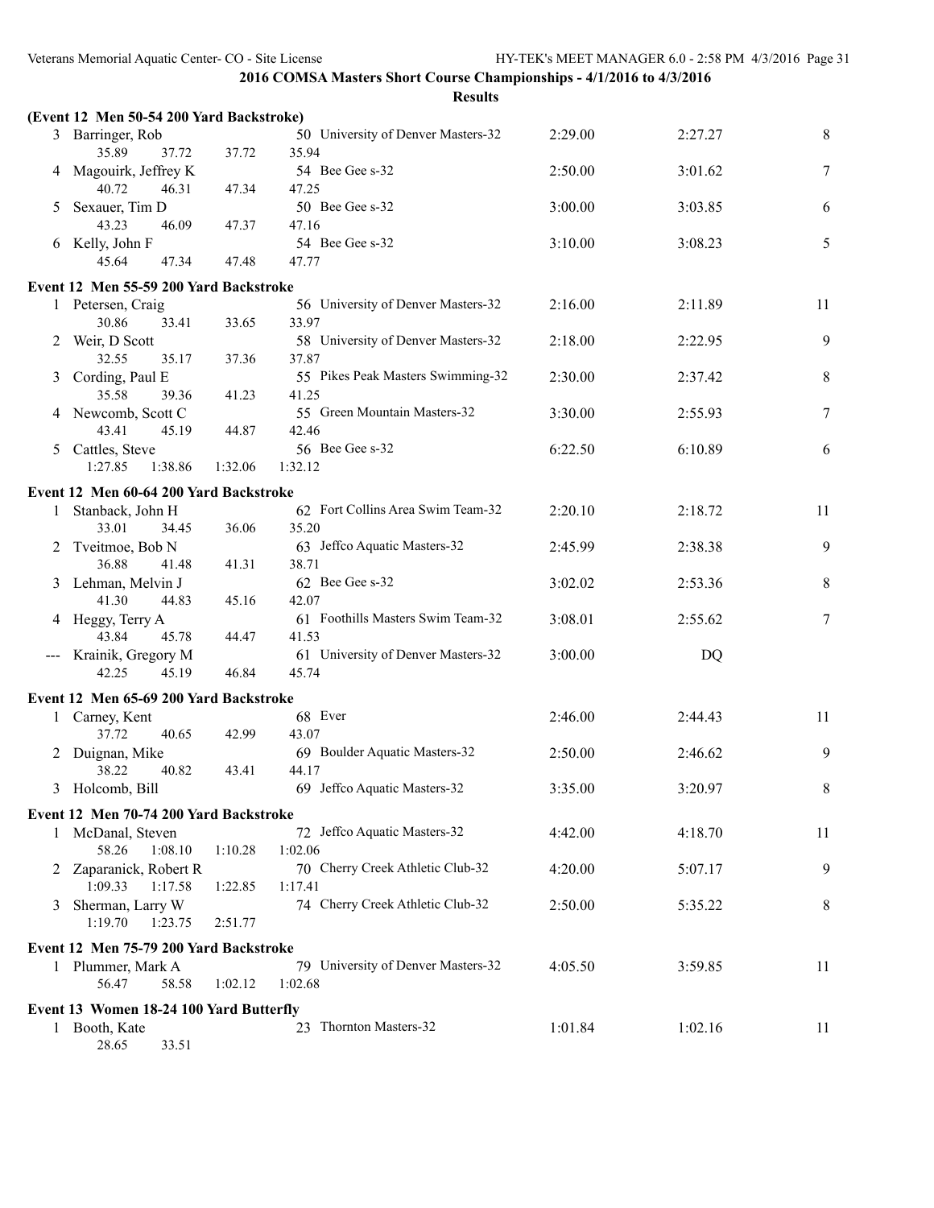**2016 COMSA Masters Short Course Championships - 4/1/2016 to 4/3/2016**

**Results**

**(Event 12 Men 50-54 200 Yard Backstroke)**

| | | | | | | |
|---|---|---|---|---|---|---|
| 3 | Barringer, Rob | 50 | University of Denver Masters-32 | 2:29.00 | 2:27.27 | 8 |
| | 35.89 37.72 37.72 35.94 | | | | | |
| 4 | Magouirk, Jeffrey K | 54 | Bee Gee s-32 | 2:50.00 | 3:01.62 | 7 |
| | 40.72 46.31 47.34 47.25 | | | | | |
| 5 | Sexauer, Tim D | 50 | Bee Gee s-32 | 3:00.00 | 3:03.85 | 6 |
| | 43.23 46.09 47.37 47.16 | | | | | |
| 6 | Kelly, John F | 54 | Bee Gee s-32 | 3:10.00 | 3:08.23 | 5 |
| | 45.64 47.34 47.48 47.77 | | | | | |

**Event 12 Men 55-59 200 Yard Backstroke**

| | | | | | | |
|---|---|---|---|---|---|---|
| 1 | Petersen, Craig | 56 | University of Denver Masters-32 | 2:16.00 | 2:11.89 | 11 |
| | 30.86 33.41 33.65 33.97 | | | | | |
| 2 | Weir, D Scott | 58 | University of Denver Masters-32 | 2:18.00 | 2:22.95 | 9 |
| | 32.55 35.17 37.36 37.87 | | | | | |
| 3 | Cording, Paul E | 55 | Pikes Peak Masters Swimming-32 | 2:30.00 | 2:37.42 | 8 |
| | 35.58 39.36 41.23 41.25 | | | | | |
| 4 | Newcomb, Scott C | 55 | Green Mountain Masters-32 | 3:30.00 | 2:55.93 | 7 |
| | 43.41 45.19 44.87 42.46 | | | | | |
| 5 | Cattles, Steve | 56 | Bee Gee s-32 | 6:22.50 | 6:10.89 | 6 |
| | 1:27.85 1:38.86 1:32.06 1:32.12 | | | | | |

**Event 12 Men 60-64 200 Yard Backstroke**

| | | | | | | |
|---|---|---|---|---|---|---|
| 1 | Stanback, John H | 62 | Fort Collins Area Swim Team-32 | 2:20.10 | 2:18.72 | 11 |
| | 33.01 34.45 36.06 35.20 | | | | | |
| 2 | Tveitmoe, Bob N | 63 | Jeffco Aquatic Masters-32 | 2:45.99 | 2:38.38 | 9 |
| | 36.88 41.48 41.31 38.71 | | | | | |
| 3 | Lehman, Melvin J | 62 | Bee Gee s-32 | 3:02.02 | 2:53.36 | 8 |
| | 41.30 44.83 45.16 42.07 | | | | | |
| 4 | Heggy, Terry A | 61 | Foothills Masters Swim Team-32 | 3:08.01 | 2:55.62 | 7 |
| | 43.84 45.78 44.47 41.53 | | | | | |
| --- | Krainik, Gregory M | 61 | University of Denver Masters-32 | 3:00.00 | DQ | |
| | 42.25 45.19 46.84 45.74 | | | | | |

**Event 12 Men 65-69 200 Yard Backstroke**

| | | | | | | |
|---|---|---|---|---|---|---|
| 1 | Carney, Kent | 68 | Ever | 2:46.00 | 2:44.43 | 11 |
| | 37.72 40.65 42.99 43.07 | | | | | |
| 2 | Duignan, Mike | 69 | Boulder Aquatic Masters-32 | 2:50.00 | 2:46.62 | 9 |
| | 38.22 40.82 43.41 44.17 | | | | | |
| 3 | Holcomb, Bill | 69 | Jeffco Aquatic Masters-32 | 3:35.00 | 3:20.97 | 8 |

**Event 12 Men 70-74 200 Yard Backstroke**

| | | | | | | |
|---|---|---|---|---|---|---|
| 1 | McDanal, Steven | 72 | Jeffco Aquatic Masters-32 | 4:42.00 | 4:18.70 | 11 |
| | 58.26 1:08.10 1:10.28 1:02.06 | | | | | |
| 2 | Zaparanick, Robert R | 70 | Cherry Creek Athletic Club-32 | 4:20.00 | 5:07.17 | 9 |
| | 1:09.33 1:17.58 1:22.85 1:17.41 | | | | | |
| 3 | Sherman, Larry W | 74 | Cherry Creek Athletic Club-32 | 2:50.00 | 5:35.22 | 8 |
| | 1:19.70 1:23.75 2:51.77 | | | | | |

**Event 12 Men 75-79 200 Yard Backstroke**

| | | | | | | |
|---|---|---|---|---|---|---|
| 1 | Plummer, Mark A | 79 | University of Denver Masters-32 | 4:05.50 | 3:59.85 | 11 |
| | 56.47 58.58 1:02.12 1:02.68 | | | | | |

**Event 13 Women 18-24 100 Yard Butterfly**

| | | | | | | |
|---|---|---|---|---|---|---|
| 1 | Booth, Kate | 23 | Thornton Masters-32 | 1:01.84 | 1:02.16 | 11 |
| | 28.65 33.51 | | | | | |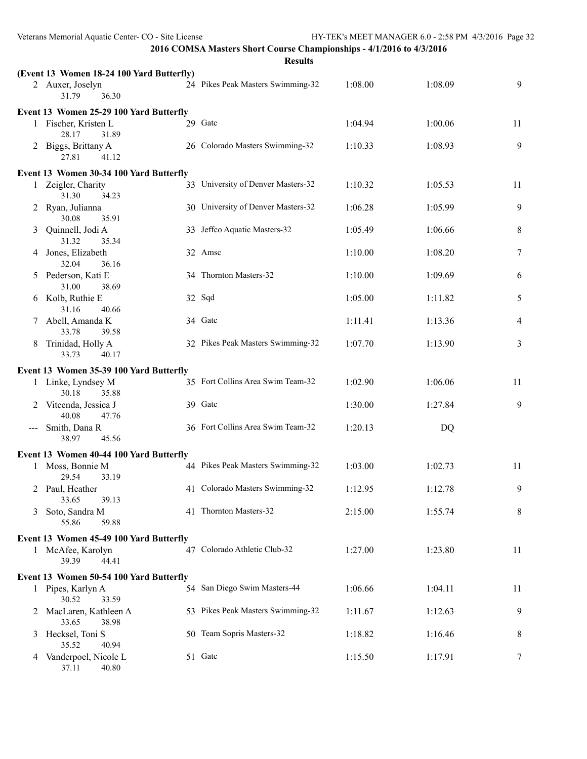**2016 COMSA Masters Short Course Championships - 4/1/2016 to 4/3/2016**

**Results**

**(Event 13 Women 18-24 100 Yard Butterfly)**

| | | | | | | |
|---|---|---|---|---|---|---|
| 2 | Auxer, Joselyn | 24 | Pikes Peak Masters Swimming-32 | 1:08.00 | 1:08.09 | 9 |
| | 31.79 36.30 | | | | | |

**Event 13 Women 25-29 100 Yard Butterfly**

| | | | | | | |
|---|---|---|---|---|---|---|
| 1 | Fischer, Kristen L | 29 | Gatc | 1:04.94 | 1:00.06 | 11 |
| | 28.17 31.89 | | | | | |
| 2 | Biggs, Brittany A | 26 | Colorado Masters Swimming-32 | 1:10.33 | 1:08.93 | 9 |
| | 27.81 41.12 | | | | | |

**Event 13 Women 30-34 100 Yard Butterfly**

| | | | | | | |
|---|---|---|---|---|---|---|
| 1 | Zeigler, Charity | 33 | University of Denver Masters-32 | 1:10.32 | 1:05.53 | 11 |
| | 31.30 34.23 | | | | | |
| 2 | Ryan, Julianna | 30 | University of Denver Masters-32 | 1:06.28 | 1:05.99 | 9 |
| | 30.08 35.91 | | | | | |
| 3 | Quinnell, Jodi A | 33 | Jeffco Aquatic Masters-32 | 1:05.49 | 1:06.66 | 8 |
| | 31.32 35.34 | | | | | |
| 4 | Jones, Elizabeth | 32 | Amsc | 1:10.00 | 1:08.20 | 7 |
| | 32.04 36.16 | | | | | |
| 5 | Pederson, Kati E | 34 | Thornton Masters-32 | 1:10.00 | 1:09.69 | 6 |
| | 31.00 38.69 | | | | | |
| 6 | Kolb, Ruthie E | 32 | Sqd | 1:05.00 | 1:11.82 | 5 |
| | 31.16 40.66 | | | | | |
| 7 | Abell, Amanda K | 34 | Gatc | 1:11.41 | 1:13.36 | 4 |
| | 33.78 39.58 | | | | | |
| 8 | Trinidad, Holly A | 32 | Pikes Peak Masters Swimming-32 | 1:07.70 | 1:13.90 | 3 |
| | 33.73 40.17 | | | | | |

**Event 13 Women 35-39 100 Yard Butterfly**

| | | | | | | |
|---|---|---|---|---|---|---|
| 1 | Linke, Lyndsey M | 35 | Fort Collins Area Swim Team-32 | 1:02.90 | 1:06.06 | 11 |
| | 30.18 35.88 | | | | | |
| 2 | Vitcenda, Jessica J | 39 | Gatc | 1:30.00 | 1:27.84 | 9 |
| | 40.08 47.76 | | | | | |
| --- | Smith, Dana R | 36 | Fort Collins Area Swim Team-32 | 1:20.13 | DQ | |
| | 38.97 45.56 | | | | | |

**Event 13 Women 40-44 100 Yard Butterfly**

| | | | | | | |
|---|---|---|---|---|---|---|
| 1 | Moss, Bonnie M | 44 | Pikes Peak Masters Swimming-32 | 1:03.00 | 1:02.73 | 11 |
| | 29.54 33.19 | | | | | |
| 2 | Paul, Heather | 41 | Colorado Masters Swimming-32 | 1:12.95 | 1:12.78 | 9 |
| | 33.65 39.13 | | | | | |
| 3 | Soto, Sandra M | 41 | Thornton Masters-32 | 2:15.00 | 1:55.74 | 8 |
| | 55.86 59.88 | | | | | |

**Event 13 Women 45-49 100 Yard Butterfly**

| | | | | | | |
|---|---|---|---|---|---|---|
| 1 | McAfee, Karolyn | 47 | Colorado Athletic Club-32 | 1:27.00 | 1:23.80 | 11 |
| | 39.39 44.41 | | | | | |

**Event 13 Women 50-54 100 Yard Butterfly**

| | | | | | | |
|---|---|---|---|---|---|---|
| 1 | Pipes, Karlyn A | 54 | San Diego Swim Masters-44 | 1:06.66 | 1:04.11 | 11 |
| | 30.52 33.59 | | | | | |
| 2 | MacLaren, Kathleen A | 53 | Pikes Peak Masters Swimming-32 | 1:11.67 | 1:12.63 | 9 |
| | 33.65 38.98 | | | | | |
| 3 | Hecksel, Toni S | 50 | Team Sopris Masters-32 | 1:18.82 | 1:16.46 | 8 |
| | 35.52 40.94 | | | | | |
| 4 | Vanderpoel, Nicole L | 51 | Gatc | 1:15.50 | 1:17.91 | 7 |
| | 37.11 40.80 | | | | | |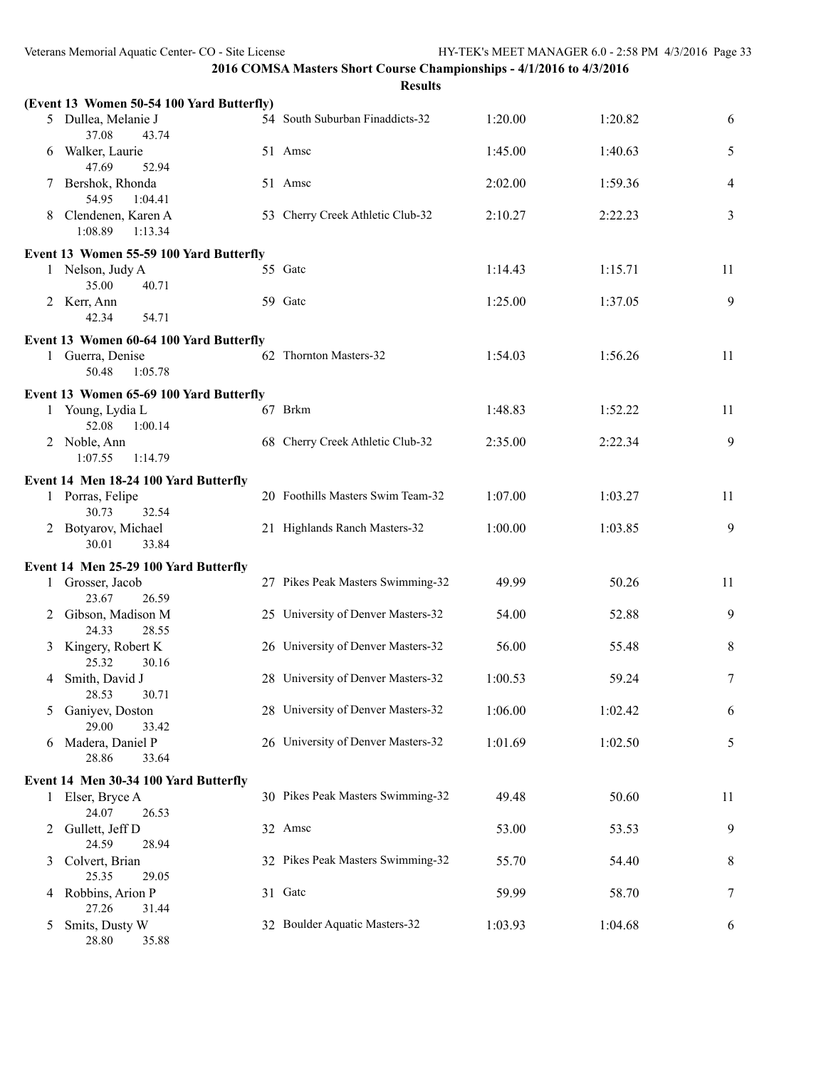**2016 COMSA Masters Short Course Championships - 4/1/2016 to 4/3/2016**

**Results**

**(Event 13 Women 50-54 100 Yard Butterfly)**

| | | | | | | |
|---|---|---|---|---|---|---|
| 5 | Dullea, Melanie J | 54 | South Suburban Finaddicts-32 | 1:20.00 | 1:20.82 | 6 |
| | 37.08 43.74 | | | | | |
| 6 | Walker, Laurie | 51 | Amsc | 1:45.00 | 1:40.63 | 5 |
| | 47.69 52.94 | | | | | |
| 7 | Bershok, Rhonda | 51 | Amsc | 2:02.00 | 1:59.36 | 4 |
| | 54.95 1:04.41 | | | | | |
| 8 | Clendenen, Karen A | 53 | Cherry Creek Athletic Club-32 | 2:10.27 | 2:22.23 | 3 |
| | 1:08.89 1:13.34 | | | | | |

**Event 13 Women 55-59 100 Yard Butterfly**

| | | | | | | |
|---|---|---|---|---|---|---|
| 1 | Nelson, Judy A | 55 | Gatc | 1:14.43 | 1:15.71 | 11 |
| | 35.00 40.71 | | | | | |
| 2 | Kerr, Ann | 59 | Gatc | 1:25.00 | 1:37.05 | 9 |
| | 42.34 54.71 | | | | | |

**Event 13 Women 60-64 100 Yard Butterfly**

| | | | | | | |
|---|---|---|---|---|---|---|
| 1 | Guerra, Denise | 62 | Thornton Masters-32 | 1:54.03 | 1:56.26 | 11 |
| | 50.48 1:05.78 | | | | | |

**Event 13 Women 65-69 100 Yard Butterfly**

| | | | | | | |
|---|---|---|---|---|---|---|
| 1 | Young, Lydia L | 67 | Brkm | 1:48.83 | 1:52.22 | 11 |
| | 52.08 1:00.14 | | | | | |
| 2 | Noble, Ann | 68 | Cherry Creek Athletic Club-32 | 2:35.00 | 2:22.34 | 9 |
| | 1:07.55 1:14.79 | | | | | |

**Event 14 Men 18-24 100 Yard Butterfly**

| | | | | | | |
|---|---|---|---|---|---|---|
| 1 | Porras, Felipe | 20 | Foothills Masters Swim Team-32 | 1:07.00 | 1:03.27 | 11 |
| | 30.73 32.54 | | | | | |
| 2 | Botyarov, Michael | 21 | Highlands Ranch Masters-32 | 1:00.00 | 1:03.85 | 9 |
| | 30.01 33.84 | | | | | |

**Event 14 Men 25-29 100 Yard Butterfly**

| | | | | | | |
|---|---|---|---|---|---|---|
| 1 | Grosser, Jacob | 27 | Pikes Peak Masters Swimming-32 | 49.99 | 50.26 | 11 |
| | 23.67 26.59 | | | | | |
| 2 | Gibson, Madison M | 25 | University of Denver Masters-32 | 54.00 | 52.88 | 9 |
| | 24.33 28.55 | | | | | |
| 3 | Kingery, Robert K | 26 | University of Denver Masters-32 | 56.00 | 55.48 | 8 |
| | 25.32 30.16 | | | | | |
| 4 | Smith, David J | 28 | University of Denver Masters-32 | 1:00.53 | 59.24 | 7 |
| | 28.53 30.71 | | | | | |
| 5 | Ganiyev, Doston | 28 | University of Denver Masters-32 | 1:06.00 | 1:02.42 | 6 |
| | 29.00 33.42 | | | | | |
| 6 | Madera, Daniel P | 26 | University of Denver Masters-32 | 1:01.69 | 1:02.50 | 5 |
| | 28.86 33.64 | | | | | |

**Event 14 Men 30-34 100 Yard Butterfly**

| | | | | | | |
|---|---|---|---|---|---|---|
| 1 | Elser, Bryce A | 30 | Pikes Peak Masters Swimming-32 | 49.48 | 50.60 | 11 |
| | 24.07 26.53 | | | | | |
| 2 | Gullett, Jeff D | 32 | Amsc | 53.00 | 53.53 | 9 |
| | 24.59 28.94 | | | | | |
| 3 | Colvert, Brian | 32 | Pikes Peak Masters Swimming-32 | 55.70 | 54.40 | 8 |
| | 25.35 29.05 | | | | | |
| 4 | Robbins, Arion P | 31 | Gatc | 59.99 | 58.70 | 7 |
| | 27.26 31.44 | | | | | |
| 5 | Smits, Dusty W | 32 | Boulder Aquatic Masters-32 | 1:03.93 | 1:04.68 | 6 |
| | 28.80 35.88 | | | | | |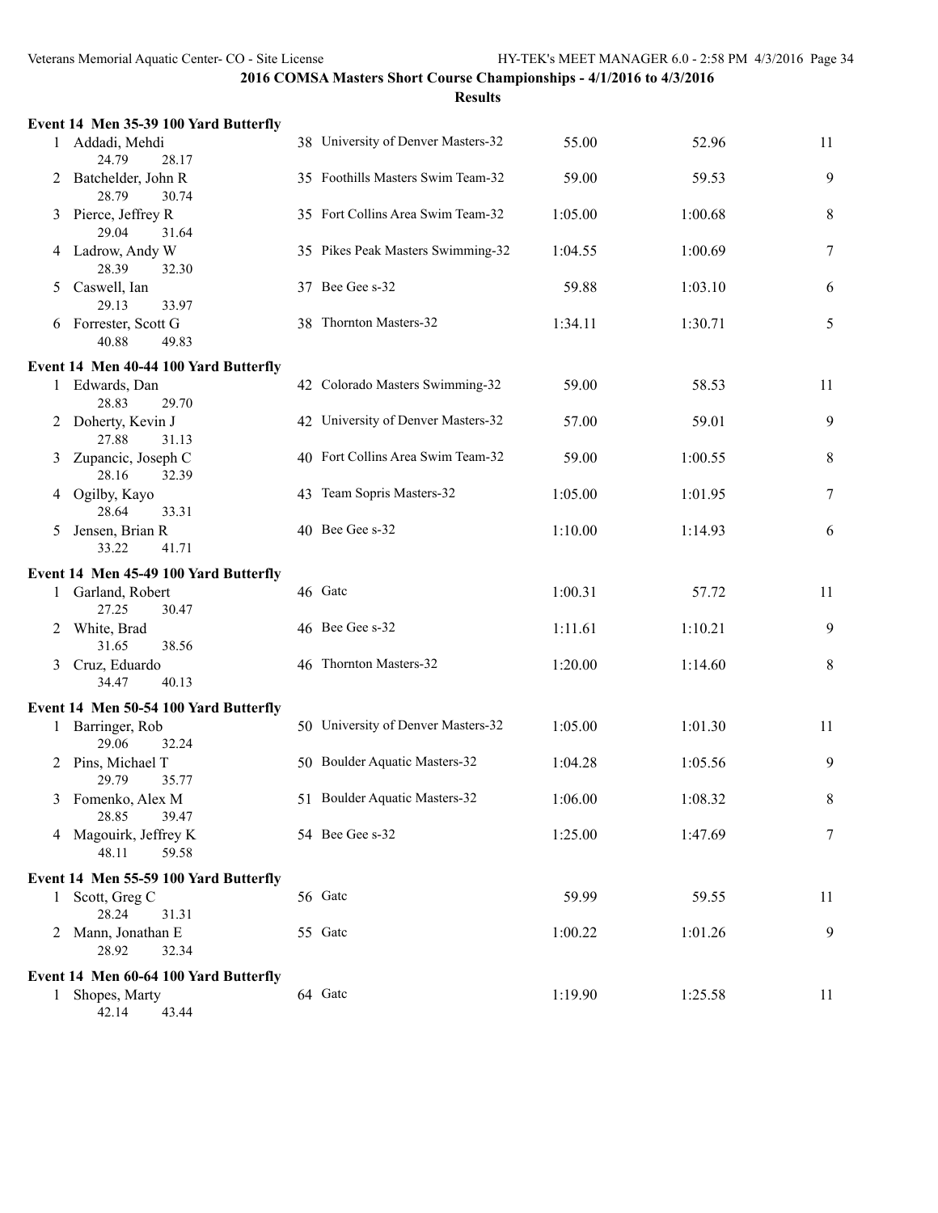## 2016 COMSA Masters Short Course Championships - 4/1/2016 to 4/3/2016

### Results

**Event 14 Men 35-39 100 Yard Butterfly**

| | | | | | | |
|---|---|---|---|---|---|---|
| 1 | Addadi, Mehdi | 38 | University of Denver Masters-32 | 55.00 | 52.96 | 11 |
| | 24.79 28.17 | | | | | |
| 2 | Batchelder, John R | 35 | Foothills Masters Swim Team-32 | 59.00 | 59.53 | 9 |
| | 28.79 30.74 | | | | | |
| 3 | Pierce, Jeffrey R | 35 | Fort Collins Area Swim Team-32 | 1:05.00 | 1:00.68 | 8 |
| | 29.04 31.64 | | | | | |
| 4 | Ladrow, Andy W | 35 | Pikes Peak Masters Swimming-32 | 1:04.55 | 1:00.69 | 7 |
| | 28.39 32.30 | | | | | |
| 5 | Caswell, Ian | 37 | Bee Gee s-32 | 59.88 | 1:03.10 | 6 |
| | 29.13 33.97 | | | | | |
| 6 | Forrester, Scott G | 38 | Thornton Masters-32 | 1:34.11 | 1:30.71 | 5 |
| | 40.88 49.83 | | | | | |

**Event 14 Men 40-44 100 Yard Butterfly**

| | | | | | | |
|---|---|---|---|---|---|---|
| 1 | Edwards, Dan | 42 | Colorado Masters Swimming-32 | 59.00 | 58.53 | 11 |
| | 28.83 29.70 | | | | | |
| 2 | Doherty, Kevin J | 42 | University of Denver Masters-32 | 57.00 | 59.01 | 9 |
| | 27.88 31.13 | | | | | |
| 3 | Zupancic, Joseph C | 40 | Fort Collins Area Swim Team-32 | 59.00 | 1:00.55 | 8 |
| | 28.16 32.39 | | | | | |
| 4 | Ogilby, Kayo | 43 | Team Sopris Masters-32 | 1:05.00 | 1:01.95 | 7 |
| | 28.64 33.31 | | | | | |
| 5 | Jensen, Brian R | 40 | Bee Gee s-32 | 1:10.00 | 1:14.93 | 6 |
| | 33.22 41.71 | | | | | |

**Event 14 Men 45-49 100 Yard Butterfly**

| | | | | | | |
|---|---|---|---|---|---|---|
| 1 | Garland, Robert | 46 | Gatc | 1:00.31 | 57.72 | 11 |
| | 27.25 30.47 | | | | | |
| 2 | White, Brad | 46 | Bee Gee s-32 | 1:11.61 | 1:10.21 | 9 |
| | 31.65 38.56 | | | | | |
| 3 | Cruz, Eduardo | 46 | Thornton Masters-32 | 1:20.00 | 1:14.60 | 8 |
| | 34.47 40.13 | | | | | |

**Event 14 Men 50-54 100 Yard Butterfly**

| | | | | | | |
|---|---|---|---|---|---|---|
| 1 | Barringer, Rob | 50 | University of Denver Masters-32 | 1:05.00 | 1:01.30 | 11 |
| | 29.06 32.24 | | | | | |
| 2 | Pins, Michael T | 50 | Boulder Aquatic Masters-32 | 1:04.28 | 1:05.56 | 9 |
| | 29.79 35.77 | | | | | |
| 3 | Fomenko, Alex M | 51 | Boulder Aquatic Masters-32 | 1:06.00 | 1:08.32 | 8 |
| | 28.85 39.47 | | | | | |
| 4 | Magouirk, Jeffrey K | 54 | Bee Gee s-32 | 1:25.00 | 1:47.69 | 7 |
| | 48.11 59.58 | | | | | |

**Event 14 Men 55-59 100 Yard Butterfly**

| | | | | | | |
|---|---|---|---|---|---|---|
| 1 | Scott, Greg C | 56 | Gatc | 59.99 | 59.55 | 11 |
| | 28.24 31.31 | | | | | |
| 2 | Mann, Jonathan E | 55 | Gatc | 1:00.22 | 1:01.26 | 9 |
| | 28.92 32.34 | | | | | |

**Event 14 Men 60-64 100 Yard Butterfly**

| | | | | | | |
|---|---|---|---|---|---|---|
| 1 | Shopes, Marty | 64 | Gatc | 1:19.90 | 1:25.58 | 11 |
| | 42.14 43.44 | | | | | |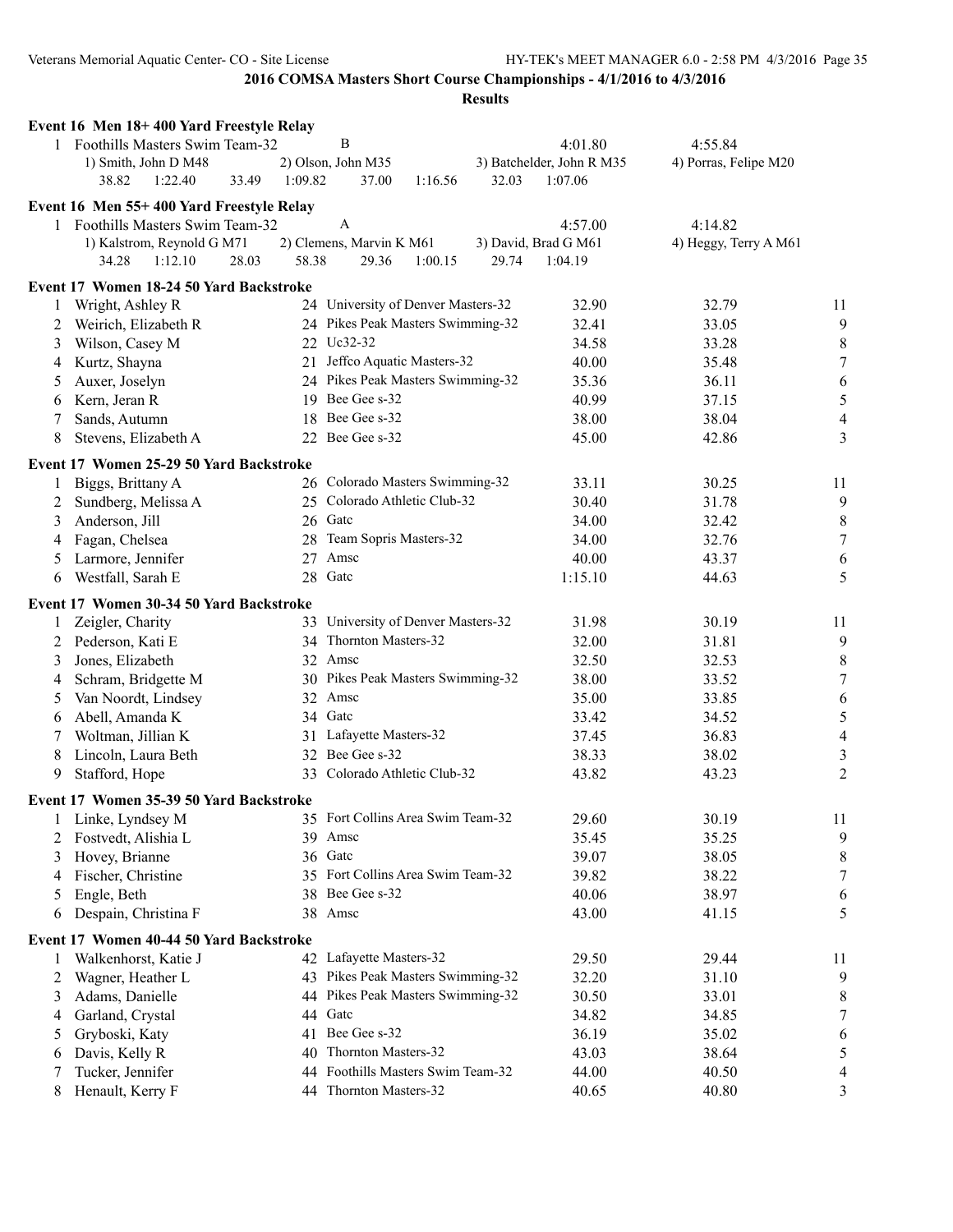2016 COMSA Masters Short Course Championships - 4/1/2016 to 4/3/2016

**Results**

**Event 16 Men 18+ 400 Yard Freestyle Relay**

| | | | | | |
|---|---|---|---|---|---|
| 1 | Foothills Masters Swim Team-32 | B | 4:01.80 | 4:55.84 | |

1) Smith, John D M48 | 2) Olson, John M35 | 3) Batchelder, John R M35 | 4) Porras, Felipe M20

38.82 1:22.40 33.49 1:09.82 37.00 1:16.56 32.03 1:07.06

**Event 16 Men 55+ 400 Yard Freestyle Relay**

| | | | | | |
|---|---|---|---|---|---|
| 1 | Foothills Masters Swim Team-32 | A | 4:57.00 | 4:14.82 | |

1) Kalstrom, Reynold G M71 | 2) Clemens, Marvin K M61 | 3) David, Brad G M61 | 4) Heggy, Terry A M61

34.28 1:12.10 28.03 58.38 29.36 1:00.15 29.74 1:04.19

**Event 17 Women 18-24 50 Yard Backstroke**

| | | | | | | |
|---|---|---|---|---|---|---|
| 1 | Wright, Ashley R | 24 | University of Denver Masters-32 | 32.90 | 32.79 | 11 |
| 2 | Weirich, Elizabeth R | 24 | Pikes Peak Masters Swimming-32 | 32.41 | 33.05 | 9 |
| 3 | Wilson, Casey M | 22 | Uc32-32 | 34.58 | 33.28 | 8 |
| 4 | Kurtz, Shayna | 21 | Jeffco Aquatic Masters-32 | 40.00 | 35.48 | 7 |
| 5 | Auxer, Joselyn | 24 | Pikes Peak Masters Swimming-32 | 35.36 | 36.11 | 6 |
| 6 | Kern, Jeran R | 19 | Bee Gee s-32 | 40.99 | 37.15 | 5 |
| 7 | Sands, Autumn | 18 | Bee Gee s-32 | 38.00 | 38.04 | 4 |
| 8 | Stevens, Elizabeth A | 22 | Bee Gee s-32 | 45.00 | 42.86 | 3 |

**Event 17 Women 25-29 50 Yard Backstroke**

| | | | | | | |
|---|---|---|---|---|---|---|
| 1 | Biggs, Brittany A | 26 | Colorado Masters Swimming-32 | 33.11 | 30.25 | 11 |
| 2 | Sundberg, Melissa A | 25 | Colorado Athletic Club-32 | 30.40 | 31.78 | 9 |
| 3 | Anderson, Jill | 26 | Gatc | 34.00 | 32.42 | 8 |
| 4 | Fagan, Chelsea | 28 | Team Sopris Masters-32 | 34.00 | 32.76 | 7 |
| 5 | Larmore, Jennifer | 27 | Amsc | 40.00 | 43.37 | 6 |
| 6 | Westfall, Sarah E | 28 | Gatc | 1:15.10 | 44.63 | 5 |

**Event 17 Women 30-34 50 Yard Backstroke**

| | | | | | | |
|---|---|---|---|---|---|---|
| 1 | Zeigler, Charity | 33 | University of Denver Masters-32 | 31.98 | 30.19 | 11 |
| 2 | Pederson, Kati E | 34 | Thornton Masters-32 | 32.00 | 31.81 | 9 |
| 3 | Jones, Elizabeth | 32 | Amsc | 32.50 | 32.53 | 8 |
| 4 | Schram, Bridgette M | 30 | Pikes Peak Masters Swimming-32 | 38.00 | 33.52 | 7 |
| 5 | Van Noordt, Lindsey | 32 | Amsc | 35.00 | 33.85 | 6 |
| 6 | Abell, Amanda K | 34 | Gatc | 33.42 | 34.52 | 5 |
| 7 | Woltman, Jillian K | 31 | Lafayette Masters-32 | 37.45 | 36.83 | 4 |
| 8 | Lincoln, Laura Beth | 32 | Bee Gee s-32 | 38.33 | 38.02 | 3 |
| 9 | Stafford, Hope | 33 | Colorado Athletic Club-32 | 43.82 | 43.23 | 2 |

**Event 17 Women 35-39 50 Yard Backstroke**

| | | | | | | |
|---|---|---|---|---|---|---|
| 1 | Linke, Lyndsey M | 35 | Fort Collins Area Swim Team-32 | 29.60 | 30.19 | 11 |
| 2 | Fostvedt, Alishia L | 39 | Amsc | 35.45 | 35.25 | 9 |
| 3 | Hovey, Brianne | 36 | Gatc | 39.07 | 38.05 | 8 |
| 4 | Fischer, Christine | 35 | Fort Collins Area Swim Team-32 | 39.82 | 38.22 | 7 |
| 5 | Engle, Beth | 38 | Bee Gee s-32 | 40.06 | 38.97 | 6 |
| 6 | Despain, Christina F | 38 | Amsc | 43.00 | 41.15 | 5 |

**Event 17 Women 40-44 50 Yard Backstroke**

| | | | | | | |
|---|---|---|---|---|---|---|
| 1 | Walkenhorst, Katie J | 42 | Lafayette Masters-32 | 29.50 | 29.44 | 11 |
| 2 | Wagner, Heather L | 43 | Pikes Peak Masters Swimming-32 | 32.20 | 31.10 | 9 |
| 3 | Adams, Danielle | 44 | Pikes Peak Masters Swimming-32 | 30.50 | 33.01 | 8 |
| 4 | Garland, Crystal | 44 | Gatc | 34.82 | 34.85 | 7 |
| 5 | Gryboski, Katy | 41 | Bee Gee s-32 | 36.19 | 35.02 | 6 |
| 6 | Davis, Kelly R | 40 | Thornton Masters-32 | 43.03 | 38.64 | 5 |
| 7 | Tucker, Jennifer | 44 | Foothills Masters Swim Team-32 | 44.00 | 40.50 | 4 |
| 8 | Henault, Kerry F | 44 | Thornton Masters-32 | 40.65 | 40.80 | 3 |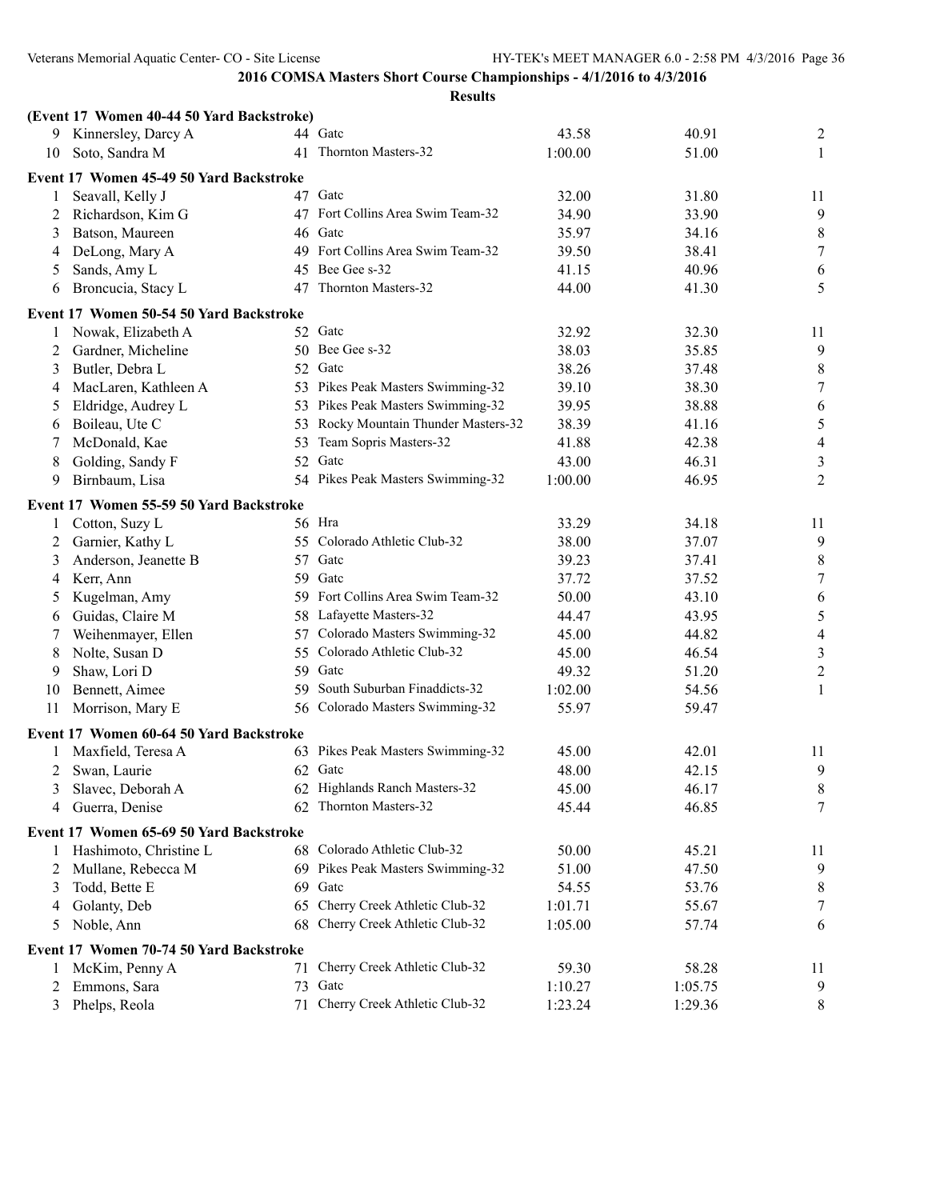**2016 COMSA Masters Short Course Championships - 4/1/2016 to 4/3/2016**

**Results**

**(Event 17 Women 40-44 50 Yard Backstroke)**

| | | | | | | |
|---|---|---|---|---|---|---|
| 9 | Kinnersley, Darcy A | 44 | Gatc | 43.58 | 40.91 | 2 |
| 10 | Soto, Sandra M | 41 | Thornton Masters-32 | 1:00.00 | 51.00 | 1 |

**Event 17 Women 45-49 50 Yard Backstroke**

| | | | | | | |
|---|---|---|---|---|---|---|
| 1 | Seavall, Kelly J | 47 | Gatc | 32.00 | 31.80 | 11 |
| 2 | Richardson, Kim G | 47 | Fort Collins Area Swim Team-32 | 34.90 | 33.90 | 9 |
| 3 | Batson, Maureen | 46 | Gatc | 35.97 | 34.16 | 8 |
| 4 | DeLong, Mary A | 49 | Fort Collins Area Swim Team-32 | 39.50 | 38.41 | 7 |
| 5 | Sands, Amy L | 45 | Bee Gee s-32 | 41.15 | 40.96 | 6 |
| 6 | Broncucia, Stacy L | 47 | Thornton Masters-32 | 44.00 | 41.30 | 5 |

**Event 17 Women 50-54 50 Yard Backstroke**

| | | | | | | |
|---|---|---|---|---|---|---|
| 1 | Nowak, Elizabeth A | 52 | Gatc | 32.92 | 32.30 | 11 |
| 2 | Gardner, Micheline | 50 | Bee Gee s-32 | 38.03 | 35.85 | 9 |
| 3 | Butler, Debra L | 52 | Gatc | 38.26 | 37.48 | 8 |
| 4 | MacLaren, Kathleen A | 53 | Pikes Peak Masters Swimming-32 | 39.10 | 38.30 | 7 |
| 5 | Eldridge, Audrey L | 53 | Pikes Peak Masters Swimming-32 | 39.95 | 38.88 | 6 |
| 6 | Boileau, Ute C | 53 | Rocky Mountain Thunder Masters-32 | 38.39 | 41.16 | 5 |
| 7 | McDonald, Kae | 53 | Team Sopris Masters-32 | 41.88 | 42.38 | 4 |
| 8 | Golding, Sandy F | 52 | Gatc | 43.00 | 46.31 | 3 |
| 9 | Birnbaum, Lisa | 54 | Pikes Peak Masters Swimming-32 | 1:00.00 | 46.95 | 2 |

**Event 17 Women 55-59 50 Yard Backstroke**

| | | | | | | |
|---|---|---|---|---|---|---|
| 1 | Cotton, Suzy L | 56 | Hra | 33.29 | 34.18 | 11 |
| 2 | Garnier, Kathy L | 55 | Colorado Athletic Club-32 | 38.00 | 37.07 | 9 |
| 3 | Anderson, Jeanette B | 57 | Gatc | 39.23 | 37.41 | 8 |
| 4 | Kerr, Ann | 59 | Gatc | 37.72 | 37.52 | 7 |
| 5 | Kugelman, Amy | 59 | Fort Collins Area Swim Team-32 | 50.00 | 43.10 | 6 |
| 6 | Guidas, Claire M | 58 | Lafayette Masters-32 | 44.47 | 43.95 | 5 |
| 7 | Weihenmayer, Ellen | 57 | Colorado Masters Swimming-32 | 45.00 | 44.82 | 4 |
| 8 | Nolte, Susan D | 55 | Colorado Athletic Club-32 | 45.00 | 46.54 | 3 |
| 9 | Shaw, Lori D | 59 | Gatc | 49.32 | 51.20 | 2 |
| 10 | Bennett, Aimee | 59 | South Suburban Finaddicts-32 | 1:02.00 | 54.56 | 1 |
| 11 | Morrison, Mary E | 56 | Colorado Masters Swimming-32 | 55.97 | 59.47 | |

**Event 17 Women 60-64 50 Yard Backstroke**

| | | | | | | |
|---|---|---|---|---|---|---|
| 1 | Maxfield, Teresa A | 63 | Pikes Peak Masters Swimming-32 | 45.00 | 42.01 | 11 |
| 2 | Swan, Laurie | 62 | Gatc | 48.00 | 42.15 | 9 |
| 3 | Slavec, Deborah A | 62 | Highlands Ranch Masters-32 | 45.00 | 46.17 | 8 |
| 4 | Guerra, Denise | 62 | Thornton Masters-32 | 45.44 | 46.85 | 7 |

**Event 17 Women 65-69 50 Yard Backstroke**

| | | | | | | |
|---|---|---|---|---|---|---|
| 1 | Hashimoto, Christine L | 68 | Colorado Athletic Club-32 | 50.00 | 45.21 | 11 |
| 2 | Mullane, Rebecca M | 69 | Pikes Peak Masters Swimming-32 | 51.00 | 47.50 | 9 |
| 3 | Todd, Bette E | 69 | Gatc | 54.55 | 53.76 | 8 |
| 4 | Golanty, Deb | 65 | Cherry Creek Athletic Club-32 | 1:01.71 | 55.67 | 7 |
| 5 | Noble, Ann | 68 | Cherry Creek Athletic Club-32 | 1:05.00 | 57.74 | 6 |

**Event 17 Women 70-74 50 Yard Backstroke**

| | | | | | | |
|---|---|---|---|---|---|---|
| 1 | McKim, Penny A | 71 | Cherry Creek Athletic Club-32 | 59.30 | 58.28 | 11 |
| 2 | Emmons, Sara | 73 | Gatc | 1:10.27 | 1:05.75 | 9 |
| 3 | Phelps, Reola | 71 | Cherry Creek Athletic Club-32 | 1:23.24 | 1:29.36 | 8 |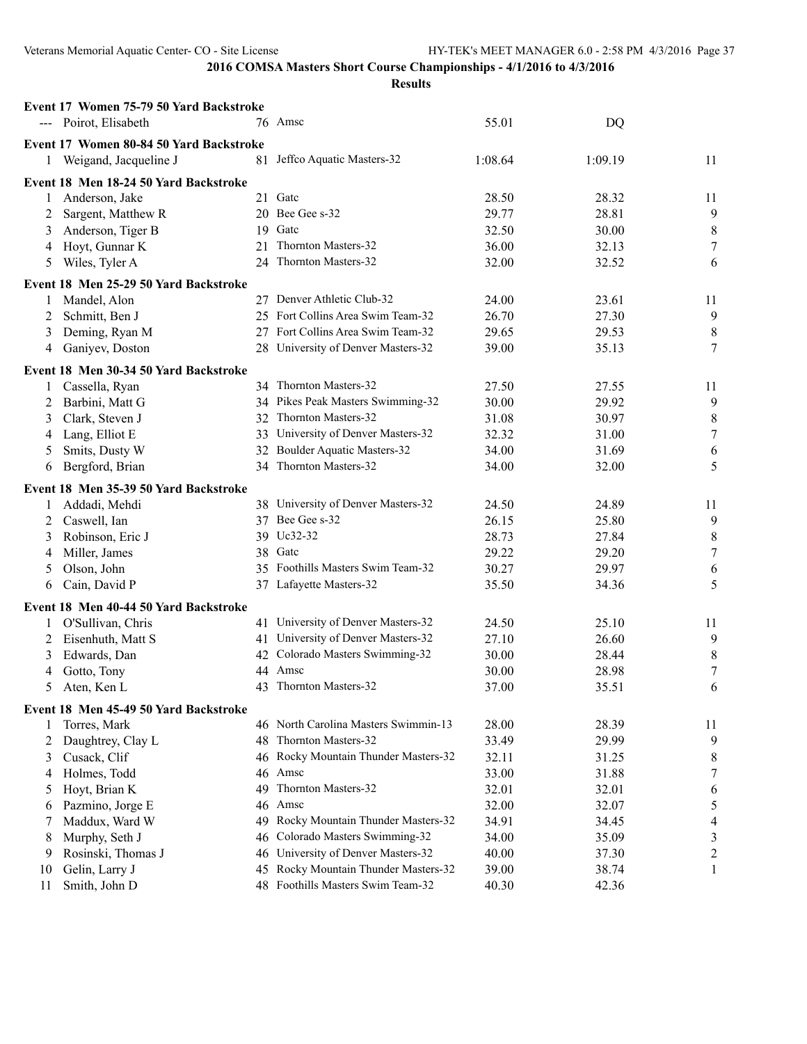## 2016 COMSA Masters Short Course Championships - 4/1/2016 to 4/3/2016

### Results

**Event 17 Women 75-79 50 Yard Backstroke**

| | | | | | | |
|---|---|---|---|---|---|---|
| --- | Poirot, Elisabeth | 76 | Amsc | 55.01 | DQ | |

**Event 17 Women 80-84 50 Yard Backstroke**

| | | | | | | |
|---|---|---|---|---|---|---|
| 1 | Weigand, Jacqueline J | 81 | Jeffco Aquatic Masters-32 | 1:08.64 | 1:09.19 | 11 |

**Event 18 Men 18-24 50 Yard Backstroke**

| | | | | | | |
|---|---|---|---|---|---|---|
| 1 | Anderson, Jake | 21 | Gatc | 28.50 | 28.32 | 11 |
| 2 | Sargent, Matthew R | 20 | Bee Gee s-32 | 29.77 | 28.81 | 9 |
| 3 | Anderson, Tiger B | 19 | Gatc | 32.50 | 30.00 | 8 |
| 4 | Hoyt, Gunnar K | 21 | Thornton Masters-32 | 36.00 | 32.13 | 7 |
| 5 | Wiles, Tyler A | 24 | Thornton Masters-32 | 32.00 | 32.52 | 6 |

**Event 18 Men 25-29 50 Yard Backstroke**

| | | | | | | |
|---|---|---|---|---|---|---|
| 1 | Mandel, Alon | 27 | Denver Athletic Club-32 | 24.00 | 23.61 | 11 |
| 2 | Schmitt, Ben J | 25 | Fort Collins Area Swim Team-32 | 26.70 | 27.30 | 9 |
| 3 | Deming, Ryan M | 27 | Fort Collins Area Swim Team-32 | 29.65 | 29.53 | 8 |
| 4 | Ganiyev, Doston | 28 | University of Denver Masters-32 | 39.00 | 35.13 | 7 |

**Event 18 Men 30-34 50 Yard Backstroke**

| | | | | | | |
|---|---|---|---|---|---|---|
| 1 | Cassella, Ryan | 34 | Thornton Masters-32 | 27.50 | 27.55 | 11 |
| 2 | Barbini, Matt G | 34 | Pikes Peak Masters Swimming-32 | 30.00 | 29.92 | 9 |
| 3 | Clark, Steven J | 32 | Thornton Masters-32 | 31.08 | 30.97 | 8 |
| 4 | Lang, Elliot E | 33 | University of Denver Masters-32 | 32.32 | 31.00 | 7 |
| 5 | Smits, Dusty W | 32 | Boulder Aquatic Masters-32 | 34.00 | 31.69 | 6 |
| 6 | Bergford, Brian | 34 | Thornton Masters-32 | 34.00 | 32.00 | 5 |

**Event 18 Men 35-39 50 Yard Backstroke**

| | | | | | | |
|---|---|---|---|---|---|---|
| 1 | Addadi, Mehdi | 38 | University of Denver Masters-32 | 24.50 | 24.89 | 11 |
| 2 | Caswell, Ian | 37 | Bee Gee s-32 | 26.15 | 25.80 | 9 |
| 3 | Robinson, Eric J | 39 | Uc32-32 | 28.73 | 27.84 | 8 |
| 4 | Miller, James | 38 | Gatc | 29.22 | 29.20 | 7 |
| 5 | Olson, John | 35 | Foothills Masters Swim Team-32 | 30.27 | 29.97 | 6 |
| 6 | Cain, David P | 37 | Lafayette Masters-32 | 35.50 | 34.36 | 5 |

**Event 18 Men 40-44 50 Yard Backstroke**

| | | | | | | |
|---|---|---|---|---|---|---|
| 1 | O'Sullivan, Chris | 41 | University of Denver Masters-32 | 24.50 | 25.10 | 11 |
| 2 | Eisenhuth, Matt S | 41 | University of Denver Masters-32 | 27.10 | 26.60 | 9 |
| 3 | Edwards, Dan | 42 | Colorado Masters Swimming-32 | 30.00 | 28.44 | 8 |
| 4 | Gotto, Tony | 44 | Amsc | 30.00 | 28.98 | 7 |
| 5 | Aten, Ken L | 43 | Thornton Masters-32 | 37.00 | 35.51 | 6 |

**Event 18 Men 45-49 50 Yard Backstroke**

| | | | | | | |
|---|---|---|---|---|---|---|
| 1 | Torres, Mark | 46 | North Carolina Masters Swimmin-13 | 28.00 | 28.39 | 11 |
| 2 | Daughtrey, Clay L | 48 | Thornton Masters-32 | 33.49 | 29.99 | 9 |
| 3 | Cusack, Clif | 46 | Rocky Mountain Thunder Masters-32 | 32.11 | 31.25 | 8 |
| 4 | Holmes, Todd | 46 | Amsc | 33.00 | 31.88 | 7 |
| 5 | Hoyt, Brian K | 49 | Thornton Masters-32 | 32.01 | 32.01 | 6 |
| 6 | Pazmino, Jorge E | 46 | Amsc | 32.00 | 32.07 | 5 |
| 7 | Maddux, Ward W | 49 | Rocky Mountain Thunder Masters-32 | 34.91 | 34.45 | 4 |
| 8 | Murphy, Seth J | 46 | Colorado Masters Swimming-32 | 34.00 | 35.09 | 3 |
| 9 | Rosinski, Thomas J | 46 | University of Denver Masters-32 | 40.00 | 37.30 | 2 |
| 10 | Gelin, Larry J | 45 | Rocky Mountain Thunder Masters-32 | 39.00 | 38.74 | 1 |
| 11 | Smith, John D | 48 | Foothills Masters Swim Team-32 | 40.30 | 42.36 | |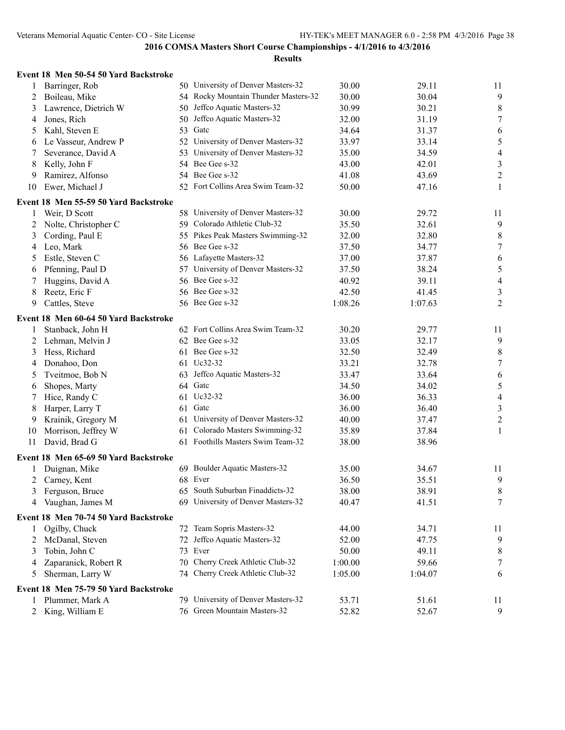## 2016 COMSA Masters Short Course Championships - 4/1/2016 to 4/3/2016

### Results

**Event 18 Men 50-54 50 Yard Backstroke**

| | | | | | | |
|---|---|---|---|---|---|---|
| 1 | Barringer, Rob | 50 | University of Denver Masters-32 | 30.00 | 29.11 | 11 |
| 2 | Boileau, Mike | 54 | Rocky Mountain Thunder Masters-32 | 30.00 | 30.04 | 9 |
| 3 | Lawrence, Dietrich W | 50 | Jeffco Aquatic Masters-32 | 30.99 | 30.21 | 8 |
| 4 | Jones, Rich | 50 | Jeffco Aquatic Masters-32 | 32.00 | 31.19 | 7 |
| 5 | Kahl, Steven E | 53 | Gatc | 34.64 | 31.37 | 6 |
| 6 | Le Vasseur, Andrew P | 52 | University of Denver Masters-32 | 33.97 | 33.14 | 5 |
| 7 | Severance, David A | 53 | University of Denver Masters-32 | 35.00 | 34.59 | 4 |
| 8 | Kelly, John F | 54 | Bee Gee s-32 | 43.00 | 42.01 | 3 |
| 9 | Ramirez, Alfonso | 54 | Bee Gee s-32 | 41.08 | 43.69 | 2 |
| 10 | Ewer, Michael J | 52 | Fort Collins Area Swim Team-32 | 50.00 | 47.16 | 1 |

**Event 18 Men 55-59 50 Yard Backstroke**

| | | | | | | |
|---|---|---|---|---|---|---|
| 1 | Weir, D Scott | 58 | University of Denver Masters-32 | 30.00 | 29.72 | 11 |
| 2 | Nolte, Christopher C | 59 | Colorado Athletic Club-32 | 35.50 | 32.61 | 9 |
| 3 | Cording, Paul E | 55 | Pikes Peak Masters Swimming-32 | 32.00 | 32.80 | 8 |
| 4 | Leo, Mark | 56 | Bee Gee s-32 | 37.50 | 34.77 | 7 |
| 5 | Estle, Steven C | 56 | Lafayette Masters-32 | 37.00 | 37.87 | 6 |
| 6 | Pfenning, Paul D | 57 | University of Denver Masters-32 | 37.50 | 38.24 | 5 |
| 7 | Huggins, David A | 56 | Bee Gee s-32 | 40.92 | 39.11 | 4 |
| 8 | Reetz, Eric F | 56 | Bee Gee s-32 | 42.50 | 41.45 | 3 |
| 9 | Cattles, Steve | 56 | Bee Gee s-32 | 1:08.26 | 1:07.63 | 2 |

**Event 18 Men 60-64 50 Yard Backstroke**

| | | | | | | |
|---|---|---|---|---|---|---|
| 1 | Stanback, John H | 62 | Fort Collins Area Swim Team-32 | 30.20 | 29.77 | 11 |
| 2 | Lehman, Melvin J | 62 | Bee Gee s-32 | 33.05 | 32.17 | 9 |
| 3 | Hess, Richard | 61 | Bee Gee s-32 | 32.50 | 32.49 | 8 |
| 4 | Donahoo, Don | 61 | Uc32-32 | 33.21 | 32.78 | 7 |
| 5 | Tveitmoe, Bob N | 63 | Jeffco Aquatic Masters-32 | 33.47 | 33.64 | 6 |
| 6 | Shopes, Marty | 64 | Gatc | 34.50 | 34.02 | 5 |
| 7 | Hice, Randy C | 61 | Uc32-32 | 36.00 | 36.33 | 4 |
| 8 | Harper, Larry T | 61 | Gatc | 36.00 | 36.40 | 3 |
| 9 | Krainik, Gregory M | 61 | University of Denver Masters-32 | 40.00 | 37.47 | 2 |
| 10 | Morrison, Jeffrey W | 61 | Colorado Masters Swimming-32 | 35.89 | 37.84 | 1 |
| 11 | David, Brad G | 61 | Foothills Masters Swim Team-32 | 38.00 | 38.96 | |

**Event 18 Men 65-69 50 Yard Backstroke**

| | | | | | | |
|---|---|---|---|---|---|---|
| 1 | Duignan, Mike | 69 | Boulder Aquatic Masters-32 | 35.00 | 34.67 | 11 |
| 2 | Carney, Kent | 68 | Ever | 36.50 | 35.51 | 9 |
| 3 | Ferguson, Bruce | 65 | South Suburban Finaddicts-32 | 38.00 | 38.91 | 8 |
| 4 | Vaughan, James M | 69 | University of Denver Masters-32 | 40.47 | 41.51 | 7 |

**Event 18 Men 70-74 50 Yard Backstroke**

| | | | | | | |
|---|---|---|---|---|---|---|
| 1 | Ogilby, Chuck | 72 | Team Sopris Masters-32 | 44.00 | 34.71 | 11 |
| 2 | McDanal, Steven | 72 | Jeffco Aquatic Masters-32 | 52.00 | 47.75 | 9 |
| 3 | Tobin, John C | 73 | Ever | 50.00 | 49.11 | 8 |
| 4 | Zaparanick, Robert R | 70 | Cherry Creek Athletic Club-32 | 1:00.00 | 59.66 | 7 |
| 5 | Sherman, Larry W | 74 | Cherry Creek Athletic Club-32 | 1:05.00 | 1:04.07 | 6 |

**Event 18 Men 75-79 50 Yard Backstroke**

| | | | | | | |
|---|---|---|---|---|---|---|
| 1 | Plummer, Mark A | 79 | University of Denver Masters-32 | 53.71 | 51.61 | 11 |
| 2 | King, William E | 76 | Green Mountain Masters-32 | 52.82 | 52.67 | 9 |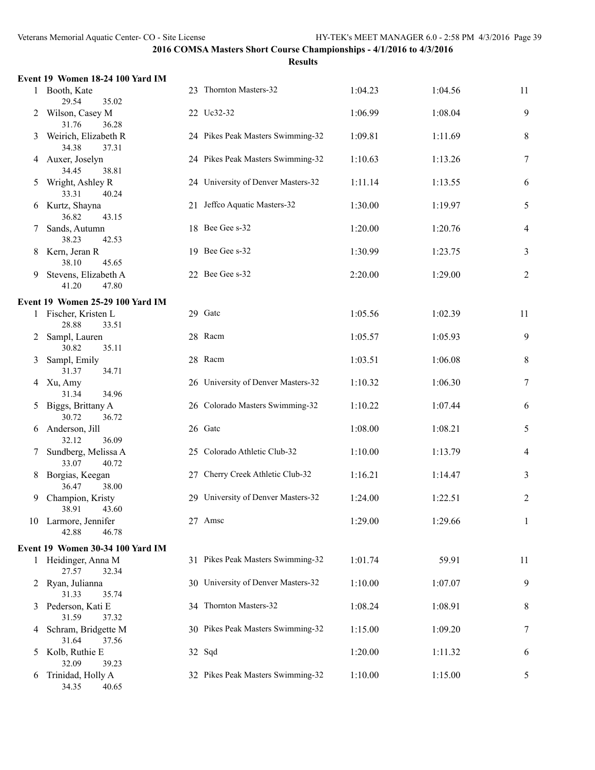**2016 COMSA Masters Short Course Championships - 4/1/2016 to 4/3/2016**

**Results**

### Event 19 Women 18-24 100 Yard IM

| | | | | | | |
|---|---|---|---|---|---|---|
| 1 | Booth, Kate | 23 | Thornton Masters-32 | 1:04.23 | 1:04.56 | 11 |
| | 29.54 35.02 | | | | | |
| 2 | Wilson, Casey M | 22 | Uc32-32 | 1:06.99 | 1:08.04 | 9 |
| | 31.76 36.28 | | | | | |
| 3 | Weirich, Elizabeth R | 24 | Pikes Peak Masters Swimming-32 | 1:09.81 | 1:11.69 | 8 |
| | 34.38 37.31 | | | | | |
| 4 | Auxer, Joselyn | 24 | Pikes Peak Masters Swimming-32 | 1:10.63 | 1:13.26 | 7 |
| | 34.45 38.81 | | | | | |
| 5 | Wright, Ashley R | 24 | University of Denver Masters-32 | 1:11.14 | 1:13.55 | 6 |
| | 33.31 40.24 | | | | | |
| 6 | Kurtz, Shayna | 21 | Jeffco Aquatic Masters-32 | 1:30.00 | 1:19.97 | 5 |
| | 36.82 43.15 | | | | | |
| 7 | Sands, Autumn | 18 | Bee Gee s-32 | 1:20.00 | 1:20.76 | 4 |
| | 38.23 42.53 | | | | | |
| 8 | Kern, Jeran R | 19 | Bee Gee s-32 | 1:30.99 | 1:23.75 | 3 |
| | 38.10 45.65 | | | | | |
| 9 | Stevens, Elizabeth A | 22 | Bee Gee s-32 | 2:20.00 | 1:29.00 | 2 |
| | 41.20 47.80 | | | | | |

### Event 19 Women 25-29 100 Yard IM

| | | | | | | |
|---|---|---|---|---|---|---|
| 1 | Fischer, Kristen L | 29 | Gatc | 1:05.56 | 1:02.39 | 11 |
| | 28.88 33.51 | | | | | |
| 2 | Sampl, Lauren | 28 | Racm | 1:05.57 | 1:05.93 | 9 |
| | 30.82 35.11 | | | | | |
| 3 | Sampl, Emily | 28 | Racm | 1:03.51 | 1:06.08 | 8 |
| | 31.37 34.71 | | | | | |
| 4 | Xu, Amy | 26 | University of Denver Masters-32 | 1:10.32 | 1:06.30 | 7 |
| | 31.34 34.96 | | | | | |
| 5 | Biggs, Brittany A | 26 | Colorado Masters Swimming-32 | 1:10.22 | 1:07.44 | 6 |
| | 30.72 36.72 | | | | | |
| 6 | Anderson, Jill | 26 | Gatc | 1:08.00 | 1:08.21 | 5 |
| | 32.12 36.09 | | | | | |
| 7 | Sundberg, Melissa A | 25 | Colorado Athletic Club-32 | 1:10.00 | 1:13.79 | 4 |
| | 33.07 40.72 | | | | | |
| 8 | Borgias, Keegan | 27 | Cherry Creek Athletic Club-32 | 1:16.21 | 1:14.47 | 3 |
| | 36.47 38.00 | | | | | |
| 9 | Champion, Kristy | 29 | University of Denver Masters-32 | 1:24.00 | 1:22.51 | 2 |
| | 38.91 43.60 | | | | | |
| 10 | Larmore, Jennifer | 27 | Amsc | 1:29.00 | 1:29.66 | 1 |
| | 42.88 46.78 | | | | | |

### Event 19 Women 30-34 100 Yard IM

| | | | | | | |
|---|---|---|---|---|---|---|
| 1 | Heidinger, Anna M | 31 | Pikes Peak Masters Swimming-32 | 1:01.74 | 59.91 | 11 |
| | 27.57 32.34 | | | | | |
| 2 | Ryan, Julianna | 30 | University of Denver Masters-32 | 1:10.00 | 1:07.07 | 9 |
| | 31.33 35.74 | | | | | |
| 3 | Pederson, Kati E | 34 | Thornton Masters-32 | 1:08.24 | 1:08.91 | 8 |
| | 31.59 37.32 | | | | | |
| 4 | Schram, Bridgette M | 30 | Pikes Peak Masters Swimming-32 | 1:15.00 | 1:09.20 | 7 |
| | 31.64 37.56 | | | | | |
| 5 | Kolb, Ruthie E | 32 | Sqd | 1:20.00 | 1:11.32 | 6 |
| | 32.09 39.23 | | | | | |
| 6 | Trinidad, Holly A | 32 | Pikes Peak Masters Swimming-32 | 1:10.00 | 1:15.00 | 5 |
| | 34.35 40.65 | | | | | |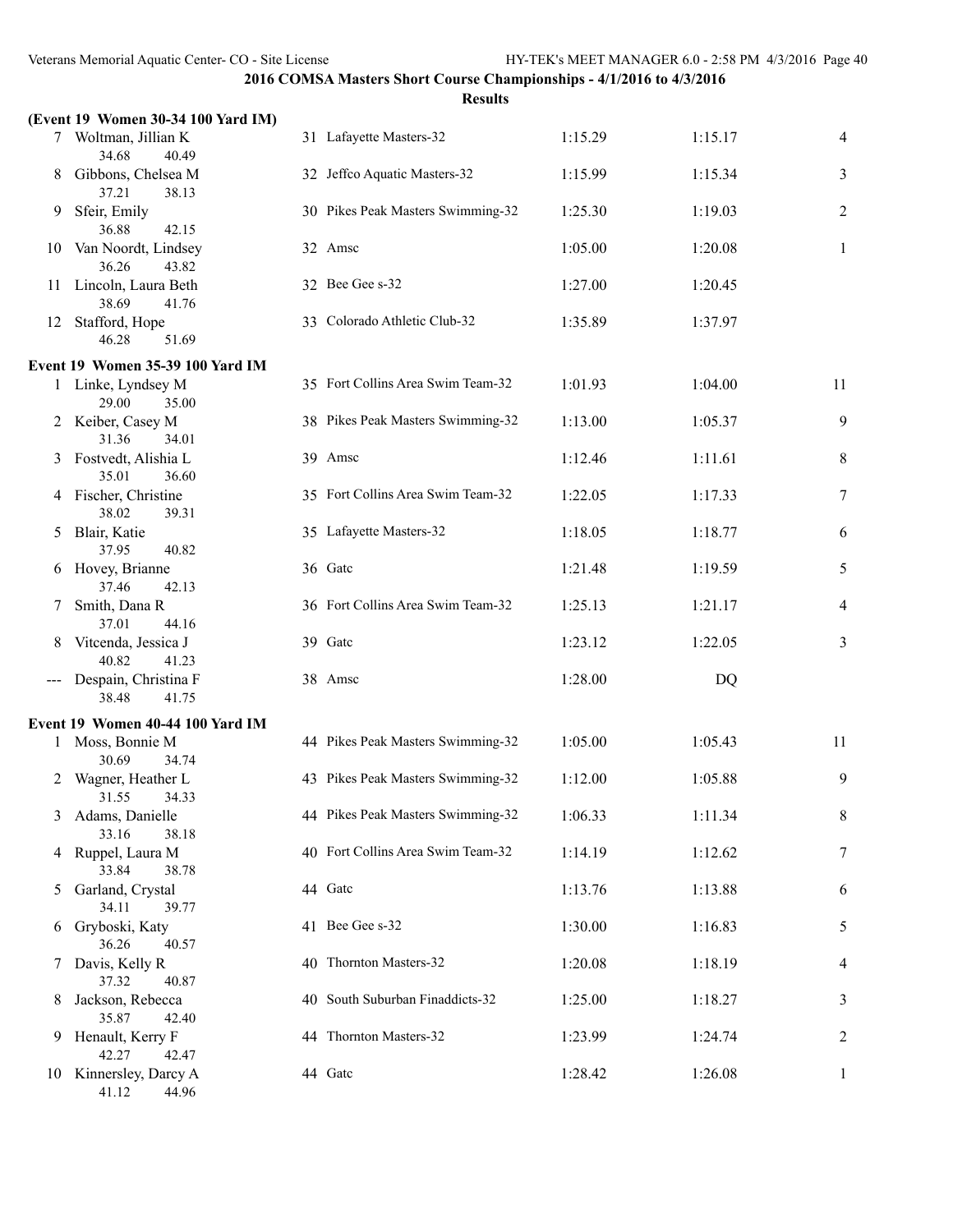## 2016 COMSA Masters Short Course Championships - 4/1/2016 to 4/3/2016

### Results

**(Event 19 Women 30-34 100 Yard IM)**

| | Name | Age | Team | Seed Time | Finals Time | Points |
|---|---|---|---|---|---|---|
| 7 | Woltman, Jillian K | 31 | Lafayette Masters-32 | 1:15.29 | 1:15.17 | 4 |
| | 34.68 40.49 | | | | | |
| 8 | Gibbons, Chelsea M | 32 | Jeffco Aquatic Masters-32 | 1:15.99 | 1:15.34 | 3 |
| | 37.21 38.13 | | | | | |
| 9 | Sfeir, Emily | 30 | Pikes Peak Masters Swimming-32 | 1:25.30 | 1:19.03 | 2 |
| | 36.88 42.15 | | | | | |
| 10 | Van Noordt, Lindsey | 32 | Amsc | 1:05.00 | 1:20.08 | 1 |
| | 36.26 43.82 | | | | | |
| 11 | Lincoln, Laura Beth | 32 | Bee Gee s-32 | 1:27.00 | 1:20.45 | |
| | 38.69 41.76 | | | | | |
| 12 | Stafford, Hope | 33 | Colorado Athletic Club-32 | 1:35.89 | 1:37.97 | |
| | 46.28 51.69 | | | | | |

**Event 19 Women 35-39 100 Yard IM**

| | Name | Age | Team | Seed Time | Finals Time | Points |
|---|---|---|---|---|---|---|
| 1 | Linke, Lyndsey M | 35 | Fort Collins Area Swim Team-32 | 1:01.93 | 1:04.00 | 11 |
| | 29.00 35.00 | | | | | |
| 2 | Keiber, Casey M | 38 | Pikes Peak Masters Swimming-32 | 1:13.00 | 1:05.37 | 9 |
| | 31.36 34.01 | | | | | |
| 3 | Fostvedt, Alishia L | 39 | Amsc | 1:12.46 | 1:11.61 | 8 |
| | 35.01 36.60 | | | | | |
| 4 | Fischer, Christine | 35 | Fort Collins Area Swim Team-32 | 1:22.05 | 1:17.33 | 7 |
| | 38.02 39.31 | | | | | |
| 5 | Blair, Katie | 35 | Lafayette Masters-32 | 1:18.05 | 1:18.77 | 6 |
| | 37.95 40.82 | | | | | |
| 6 | Hovey, Brianne | 36 | Gatc | 1:21.48 | 1:19.59 | 5 |
| | 37.46 42.13 | | | | | |
| 7 | Smith, Dana R | 36 | Fort Collins Area Swim Team-32 | 1:25.13 | 1:21.17 | 4 |
| | 37.01 44.16 | | | | | |
| 8 | Vitcenda, Jessica J | 39 | Gatc | 1:23.12 | 1:22.05 | 3 |
| | 40.82 41.23 | | | | | |
| --- | Despain, Christina F | 38 | Amsc | 1:28.00 | DQ | |
| | 38.48 41.75 | | | | | |

**Event 19 Women 40-44 100 Yard IM**

| | Name | Age | Team | Seed Time | Finals Time | Points |
|---|---|---|---|---|---|---|
| 1 | Moss, Bonnie M | 44 | Pikes Peak Masters Swimming-32 | 1:05.00 | 1:05.43 | 11 |
| | 30.69 34.74 | | | | | |
| 2 | Wagner, Heather L | 43 | Pikes Peak Masters Swimming-32 | 1:12.00 | 1:05.88 | 9 |
| | 31.55 34.33 | | | | | |
| 3 | Adams, Danielle | 44 | Pikes Peak Masters Swimming-32 | 1:06.33 | 1:11.34 | 8 |
| | 33.16 38.18 | | | | | |
| 4 | Ruppel, Laura M | 40 | Fort Collins Area Swim Team-32 | 1:14.19 | 1:12.62 | 7 |
| | 33.84 38.78 | | | | | |
| 5 | Garland, Crystal | 44 | Gatc | 1:13.76 | 1:13.88 | 6 |
| | 34.11 39.77 | | | | | |
| 6 | Gryboski, Katy | 41 | Bee Gee s-32 | 1:30.00 | 1:16.83 | 5 |
| | 36.26 40.57 | | | | | |
| 7 | Davis, Kelly R | 40 | Thornton Masters-32 | 1:20.08 | 1:18.19 | 4 |
| | 37.32 40.87 | | | | | |
| 8 | Jackson, Rebecca | 40 | South Suburban Finaddicts-32 | 1:25.00 | 1:18.27 | 3 |
| | 35.87 42.40 | | | | | |
| 9 | Henault, Kerry F | 44 | Thornton Masters-32 | 1:23.99 | 1:24.74 | 2 |
| | 42.27 42.47 | | | | | |
| 10 | Kinnersley, Darcy A | 44 | Gatc | 1:28.42 | 1:26.08 | 1 |
| | 41.12 44.96 | | | | | |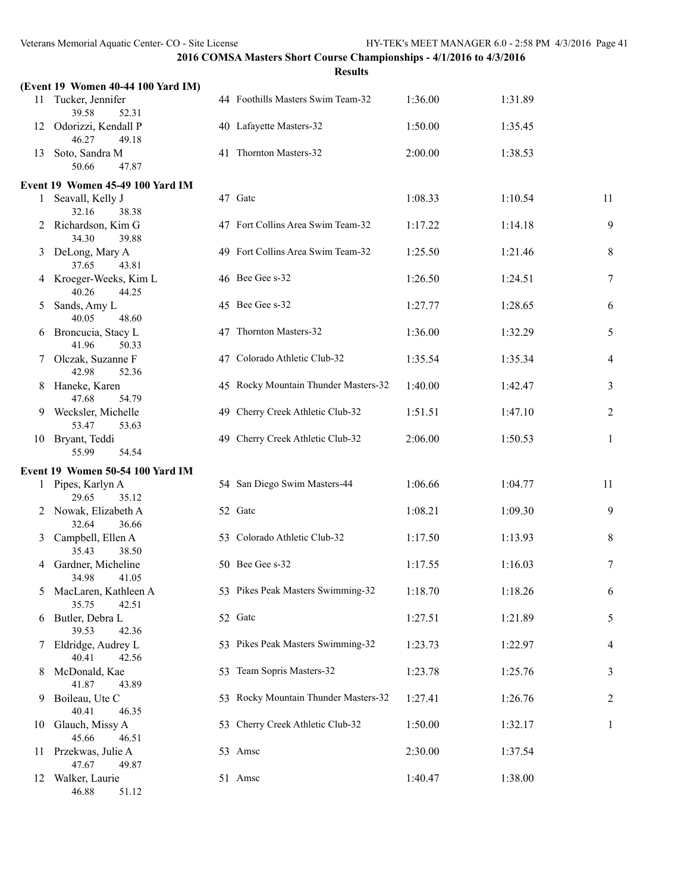## 2016 COMSA Masters Short Course Championships - 4/1/2016 to 4/3/2016

### Results

**(Event 19 Women 40-44 100 Yard IM)**

| | Name | Age | Team | Seed Time | Finals Time | Points |
|---|---|---|---|---|---|---|
| 11 | Tucker, Jennifer | 44 | Foothills Masters Swim Team-32 | 1:36.00 | 1:31.89 | |
| | 39.58 52.31 | | | | | |
| 12 | Odorizzi, Kendall P | 40 | Lafayette Masters-32 | 1:50.00 | 1:35.45 | |
| | 46.27 49.18 | | | | | |
| 13 | Soto, Sandra M | 41 | Thornton Masters-32 | 2:00.00 | 1:38.53 | |
| | 50.66 47.87 | | | | | |

**Event 19 Women 45-49 100 Yard IM**

| | Name | Age | Team | Seed Time | Finals Time | Points |
|---|---|---|---|---|---|---|
| 1 | Seavall, Kelly J | 47 | Gatc | 1:08.33 | 1:10.54 | 11 |
| | 32.16 38.38 | | | | | |
| 2 | Richardson, Kim G | 47 | Fort Collins Area Swim Team-32 | 1:17.22 | 1:14.18 | 9 |
| | 34.30 39.88 | | | | | |
| 3 | DeLong, Mary A | 49 | Fort Collins Area Swim Team-32 | 1:25.50 | 1:21.46 | 8 |
| | 37.65 43.81 | | | | | |
| 4 | Kroeger-Weeks, Kim L | 46 | Bee Gee s-32 | 1:26.50 | 1:24.51 | 7 |
| | 40.26 44.25 | | | | | |
| 5 | Sands, Amy L | 45 | Bee Gee s-32 | 1:27.77 | 1:28.65 | 6 |
| | 40.05 48.60 | | | | | |
| 6 | Broncucia, Stacy L | 47 | Thornton Masters-32 | 1:36.00 | 1:32.29 | 5 |
| | 41.96 50.33 | | | | | |
| 7 | Olczak, Suzanne F | 47 | Colorado Athletic Club-32 | 1:35.54 | 1:35.34 | 4 |
| | 42.98 52.36 | | | | | |
| 8 | Haneke, Karen | 45 | Rocky Mountain Thunder Masters-32 | 1:40.00 | 1:42.47 | 3 |
| | 47.68 54.79 | | | | | |
| 9 | Wecksler, Michelle | 49 | Cherry Creek Athletic Club-32 | 1:51.51 | 1:47.10 | 2 |
| | 53.47 53.63 | | | | | |
| 10 | Bryant, Teddi | 49 | Cherry Creek Athletic Club-32 | 2:06.00 | 1:50.53 | 1 |
| | 55.99 54.54 | | | | | |

**Event 19 Women 50-54 100 Yard IM**

| | Name | Age | Team | Seed Time | Finals Time | Points |
|---|---|---|---|---|---|---|
| 1 | Pipes, Karlyn A | 54 | San Diego Swim Masters-44 | 1:06.66 | 1:04.77 | 11 |
| | 29.65 35.12 | | | | | |
| 2 | Nowak, Elizabeth A | 52 | Gatc | 1:08.21 | 1:09.30 | 9 |
| | 32.64 36.66 | | | | | |
| 3 | Campbell, Ellen A | 53 | Colorado Athletic Club-32 | 1:17.50 | 1:13.93 | 8 |
| | 35.43 38.50 | | | | | |
| 4 | Gardner, Micheline | 50 | Bee Gee s-32 | 1:17.55 | 1:16.03 | 7 |
| | 34.98 41.05 | | | | | |
| 5 | MacLaren, Kathleen A | 53 | Pikes Peak Masters Swimming-32 | 1:18.70 | 1:18.26 | 6 |
| | 35.75 42.51 | | | | | |
| 6 | Butler, Debra L | 52 | Gatc | 1:27.51 | 1:21.89 | 5 |
| | 39.53 42.36 | | | | | |
| 7 | Eldridge, Audrey L | 53 | Pikes Peak Masters Swimming-32 | 1:23.73 | 1:22.97 | 4 |
| | 40.41 42.56 | | | | | |
| 8 | McDonald, Kae | 53 | Team Sopris Masters-32 | 1:23.78 | 1:25.76 | 3 |
| | 41.87 43.89 | | | | | |
| 9 | Boileau, Ute C | 53 | Rocky Mountain Thunder Masters-32 | 1:27.41 | 1:26.76 | 2 |
| | 40.41 46.35 | | | | | |
| 10 | Glauch, Missy A | 53 | Cherry Creek Athletic Club-32 | 1:50.00 | 1:32.17 | 1 |
| | 45.66 46.51 | | | | | |
| 11 | Przekwas, Julie A | 53 | Amsc | 2:30.00 | 1:37.54 | |
| | 47.67 49.87 | | | | | |
| 12 | Walker, Laurie | 51 | Amsc | 1:40.47 | 1:38.00 | |
| | 46.88 51.12 | | | | | |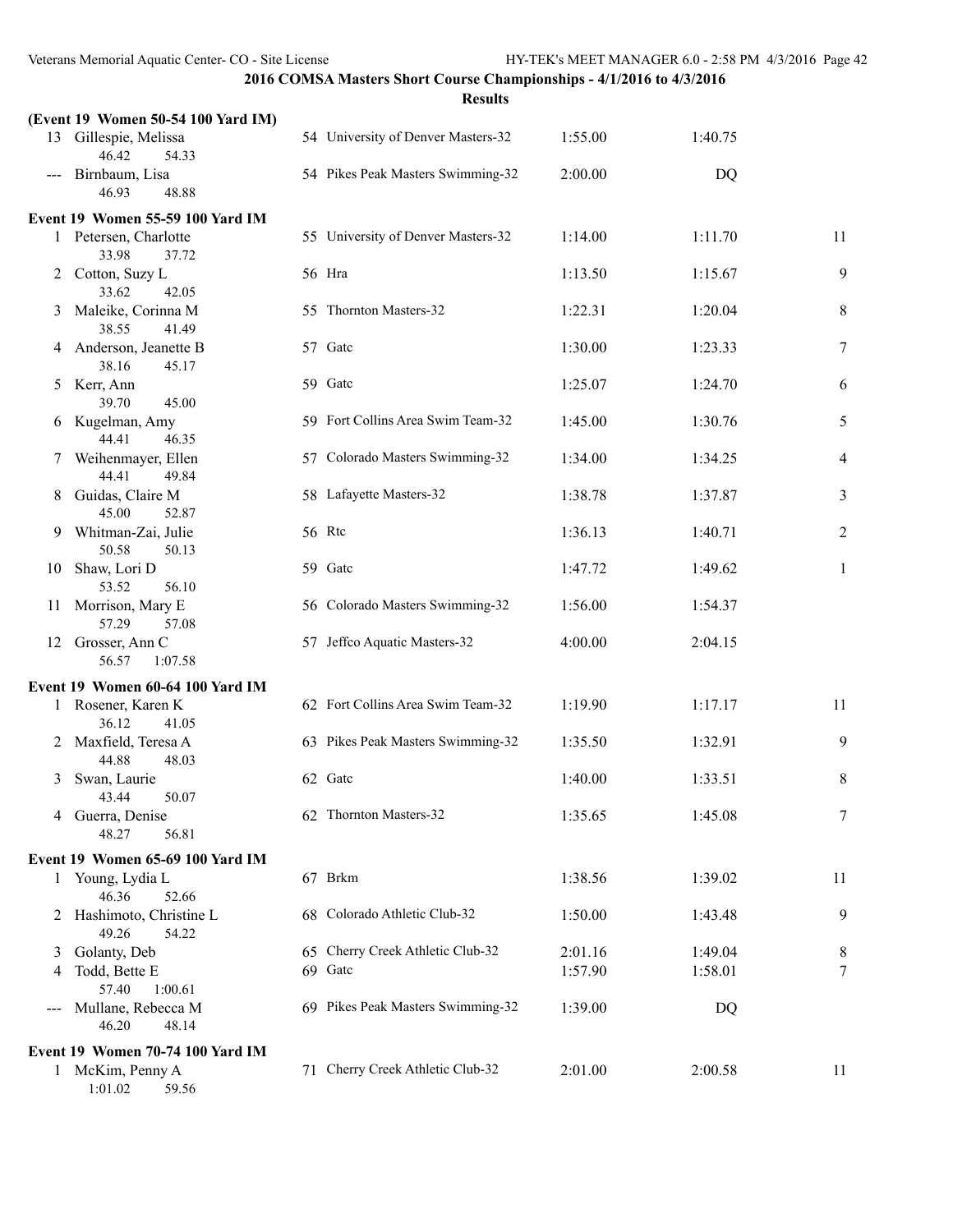**2016 COMSA Masters Short Course Championships - 4/1/2016 to 4/3/2016**

**Results**

**(Event 19 Women 50-54 100 Yard IM)**

| | | | | | | |
|---|---|---|---|---|---|---|
| 13 | Gillespie, Melissa | 54 | University of Denver Masters-32 | 1:55.00 | 1:40.75 | |
| | 46.42 54.33 | | | | | |
| --- | Birnbaum, Lisa | 54 | Pikes Peak Masters Swimming-32 | 2:00.00 | DQ | |
| | 46.93 48.88 | | | | | |

**Event 19 Women 55-59 100 Yard IM**

| | | | | | | |
|---|---|---|---|---|---|---|
| 1 | Petersen, Charlotte | 55 | University of Denver Masters-32 | 1:14.00 | 1:11.70 | 11 |
| | 33.98 37.72 | | | | | |
| 2 | Cotton, Suzy L | 56 | Hra | 1:13.50 | 1:15.67 | 9 |
| | 33.62 42.05 | | | | | |
| 3 | Maleike, Corinna M | 55 | Thornton Masters-32 | 1:22.31 | 1:20.04 | 8 |
| | 38.55 41.49 | | | | | |
| 4 | Anderson, Jeanette B | 57 | Gatc | 1:30.00 | 1:23.33 | 7 |
| | 38.16 45.17 | | | | | |
| 5 | Kerr, Ann | 59 | Gatc | 1:25.07 | 1:24.70 | 6 |
| | 39.70 45.00 | | | | | |
| 6 | Kugelman, Amy | 59 | Fort Collins Area Swim Team-32 | 1:45.00 | 1:30.76 | 5 |
| | 44.41 46.35 | | | | | |
| 7 | Weihenmayer, Ellen | 57 | Colorado Masters Swimming-32 | 1:34.00 | 1:34.25 | 4 |
| | 44.41 49.84 | | | | | |
| 8 | Guidas, Claire M | 58 | Lafayette Masters-32 | 1:38.78 | 1:37.87 | 3 |
| | 45.00 52.87 | | | | | |
| 9 | Whitman-Zai, Julie | 56 | Rtc | 1:36.13 | 1:40.71 | 2 |
| | 50.58 50.13 | | | | | |
| 10 | Shaw, Lori D | 59 | Gatc | 1:47.72 | 1:49.62 | 1 |
| | 53.52 56.10 | | | | | |
| 11 | Morrison, Mary E | 56 | Colorado Masters Swimming-32 | 1:56.00 | 1:54.37 | |
| | 57.29 57.08 | | | | | |
| 12 | Grosser, Ann C | 57 | Jeffco Aquatic Masters-32 | 4:00.00 | 2:04.15 | |
| | 56.57 1:07.58 | | | | | |

**Event 19 Women 60-64 100 Yard IM**

| | | | | | | |
|---|---|---|---|---|---|---|
| 1 | Rosener, Karen K | 62 | Fort Collins Area Swim Team-32 | 1:19.90 | 1:17.17 | 11 |
| | 36.12 41.05 | | | | | |
| 2 | Maxfield, Teresa A | 63 | Pikes Peak Masters Swimming-32 | 1:35.50 | 1:32.91 | 9 |
| | 44.88 48.03 | | | | | |
| 3 | Swan, Laurie | 62 | Gatc | 1:40.00 | 1:33.51 | 8 |
| | 43.44 50.07 | | | | | |
| 4 | Guerra, Denise | 62 | Thornton Masters-32 | 1:35.65 | 1:45.08 | 7 |
| | 48.27 56.81 | | | | | |

**Event 19 Women 65-69 100 Yard IM**

| | | | | | | |
|---|---|---|---|---|---|---|
| 1 | Young, Lydia L | 67 | Brkm | 1:38.56 | 1:39.02 | 11 |
| | 46.36 52.66 | | | | | |
| 2 | Hashimoto, Christine L | 68 | Colorado Athletic Club-32 | 1:50.00 | 1:43.48 | 9 |
| | 49.26 54.22 | | | | | |
| 3 | Golanty, Deb | 65 | Cherry Creek Athletic Club-32 | 2:01.16 | 1:49.04 | 8 |
| 4 | Todd, Bette E | 69 | Gatc | 1:57.90 | 1:58.01 | 7 |
| | 57.40 1:00.61 | | | | | |
| --- | Mullane, Rebecca M | 69 | Pikes Peak Masters Swimming-32 | 1:39.00 | DQ | |
| | 46.20 48.14 | | | | | |

**Event 19 Women 70-74 100 Yard IM**

| | | | | | | |
|---|---|---|---|---|---|---|
| 1 | McKim, Penny A | 71 | Cherry Creek Athletic Club-32 | 2:01.00 | 2:00.58 | 11 |
| | 1:01.02 59.56 | | | | | |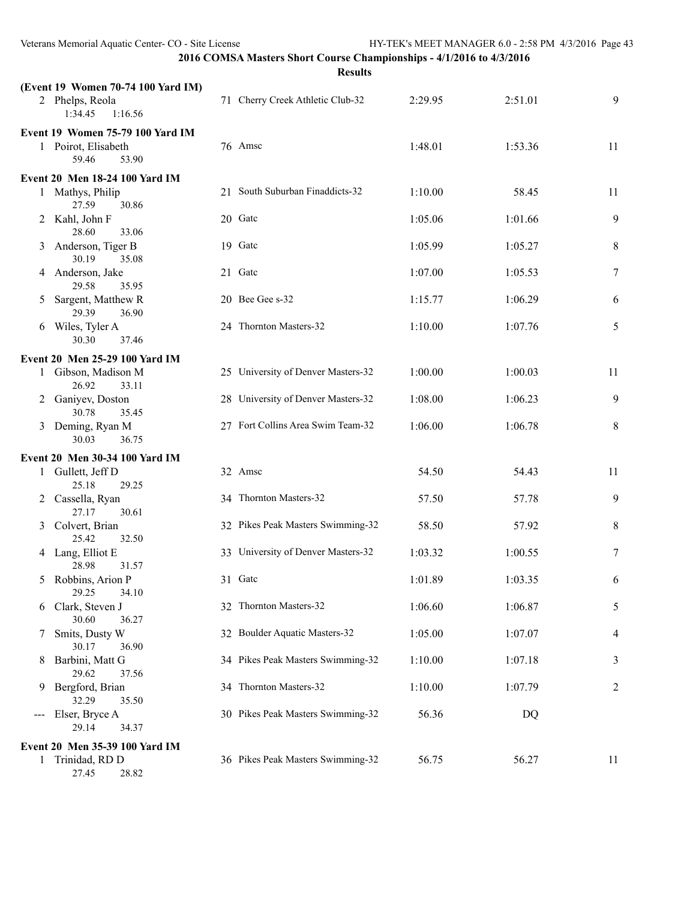**2016 COMSA Masters Short Course Championships - 4/1/2016 to 4/3/2016**

**Results**

**(Event 19 Women 70-74 100 Yard IM)**

| | | | | | | |
|---|---|---|---|---|---|---|
| 2 | Phelps, Reola | 71 | Cherry Creek Athletic Club-32 | 2:29.95 | 2:51.01 | 9 |
| | 1:34.45 1:16.56 | | | | | |

**Event 19 Women 75-79 100 Yard IM**

| | | | | | | |
|---|---|---|---|---|---|---|
| 1 | Poirot, Elisabeth | 76 | Amsc | 1:48.01 | 1:53.36 | 11 |
| | 59.46 53.90 | | | | | |

**Event 20 Men 18-24 100 Yard IM**

| | | | | | | |
|---|---|---|---|---|---|---|
| 1 | Mathys, Philip | 21 | South Suburban Finaddicts-32 | 1:10.00 | 58.45 | 11 |
| | 27.59 30.86 | | | | | |
| 2 | Kahl, John F | 20 | Gatc | 1:05.06 | 1:01.66 | 9 |
| | 28.60 33.06 | | | | | |
| 3 | Anderson, Tiger B | 19 | Gatc | 1:05.99 | 1:05.27 | 8 |
| | 30.19 35.08 | | | | | |
| 4 | Anderson, Jake | 21 | Gatc | 1:07.00 | 1:05.53 | 7 |
| | 29.58 35.95 | | | | | |
| 5 | Sargent, Matthew R | 20 | Bee Gee s-32 | 1:15.77 | 1:06.29 | 6 |
| | 29.39 36.90 | | | | | |
| 6 | Wiles, Tyler A | 24 | Thornton Masters-32 | 1:10.00 | 1:07.76 | 5 |
| | 30.30 37.46 | | | | | |

**Event 20 Men 25-29 100 Yard IM**

| | | | | | | |
|---|---|---|---|---|---|---|
| 1 | Gibson, Madison M | 25 | University of Denver Masters-32 | 1:00.00 | 1:00.03 | 11 |
| | 26.92 33.11 | | | | | |
| 2 | Ganiyev, Doston | 28 | University of Denver Masters-32 | 1:08.00 | 1:06.23 | 9 |
| | 30.78 35.45 | | | | | |
| 3 | Deming, Ryan M | 27 | Fort Collins Area Swim Team-32 | 1:06.00 | 1:06.78 | 8 |
| | 30.03 36.75 | | | | | |

**Event 20 Men 30-34 100 Yard IM**

| | | | | | | |
|---|---|---|---|---|---|---|
| 1 | Gullett, Jeff D | 32 | Amsc | 54.50 | 54.43 | 11 |
| | 25.18 29.25 | | | | | |
| 2 | Cassella, Ryan | 34 | Thornton Masters-32 | 57.50 | 57.78 | 9 |
| | 27.17 30.61 | | | | | |
| 3 | Colvert, Brian | 32 | Pikes Peak Masters Swimming-32 | 58.50 | 57.92 | 8 |
| | 25.42 32.50 | | | | | |
| 4 | Lang, Elliot E | 33 | University of Denver Masters-32 | 1:03.32 | 1:00.55 | 7 |
| | 28.98 31.57 | | | | | |
| 5 | Robbins, Arion P | 31 | Gatc | 1:01.89 | 1:03.35 | 6 |
| | 29.25 34.10 | | | | | |
| 6 | Clark, Steven J | 32 | Thornton Masters-32 | 1:06.60 | 1:06.87 | 5 |
| | 30.60 36.27 | | | | | |
| 7 | Smits, Dusty W | 32 | Boulder Aquatic Masters-32 | 1:05.00 | 1:07.07 | 4 |
| | 30.17 36.90 | | | | | |
| 8 | Barbini, Matt G | 34 | Pikes Peak Masters Swimming-32 | 1:10.00 | 1:07.18 | 3 |
| | 29.62 37.56 | | | | | |
| 9 | Bergford, Brian | 34 | Thornton Masters-32 | 1:10.00 | 1:07.79 | 2 |
| | 32.29 35.50 | | | | | |
| --- | Elser, Bryce A | 30 | Pikes Peak Masters Swimming-32 | 56.36 | DQ | |
| | 29.14 34.37 | | | | | |

**Event 20 Men 35-39 100 Yard IM**

| | | | | | | |
|---|---|---|---|---|---|---|
| 1 | Trinidad, RD D | 36 | Pikes Peak Masters Swimming-32 | 56.75 | 56.27 | 11 |
| | 27.45 28.82 | | | | | |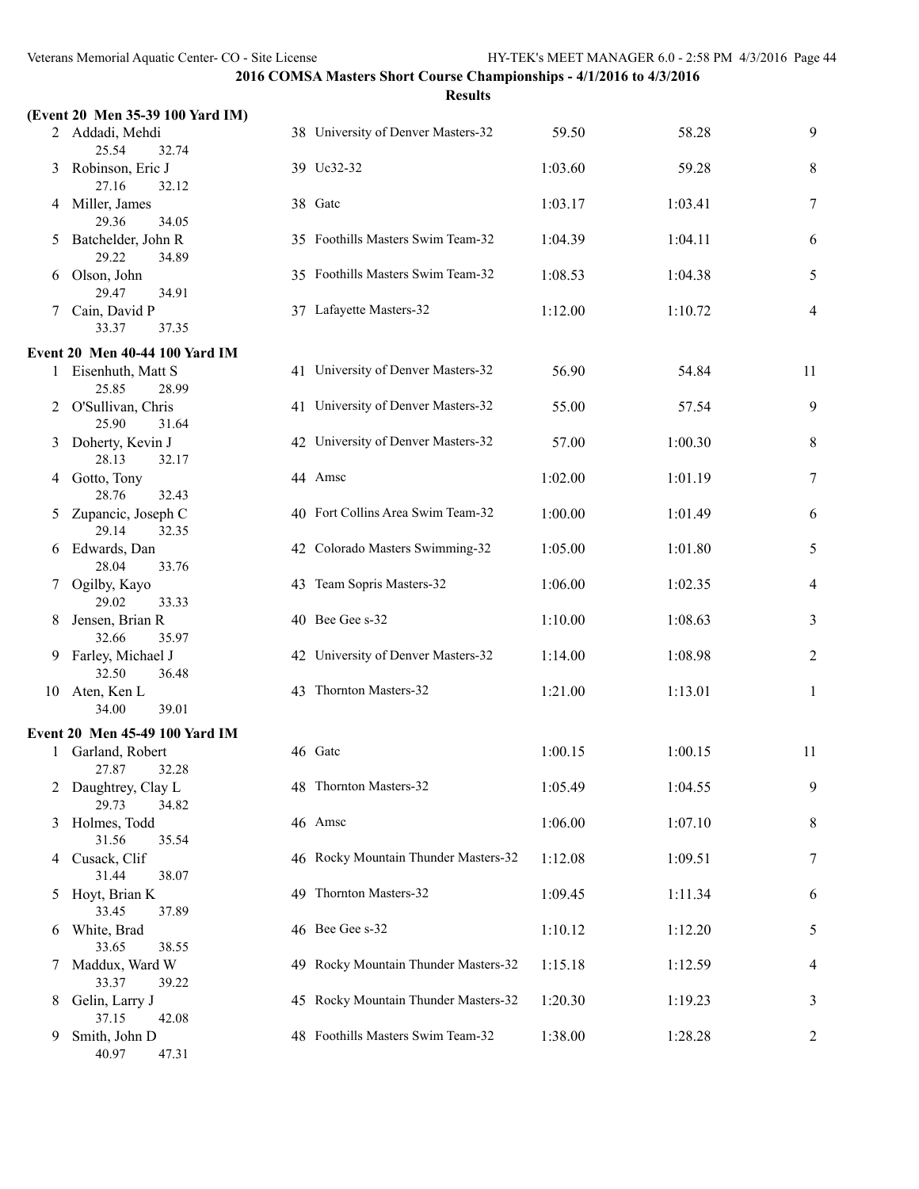## 2016 COMSA Masters Short Course Championships - 4/1/2016 to 4/3/2016

### Results

**(Event 20 Men 35-39 100 Yard IM)**

| | | | | | | |
|---|---|---|---|---|---|---|
| 2 | Addadi, Mehdi | 38 | University of Denver Masters-32 | 59.50 | 58.28 | 9 |
| | 25.54 32.74 | | | | | |
| 3 | Robinson, Eric J | 39 | Uc32-32 | 1:03.60 | 59.28 | 8 |
| | 27.16 32.12 | | | | | |
| 4 | Miller, James | 38 | Gatc | 1:03.17 | 1:03.41 | 7 |
| | 29.36 34.05 | | | | | |
| 5 | Batchelder, John R | 35 | Foothills Masters Swim Team-32 | 1:04.39 | 1:04.11 | 6 |
| | 29.22 34.89 | | | | | |
| 6 | Olson, John | 35 | Foothills Masters Swim Team-32 | 1:08.53 | 1:04.38 | 5 |
| | 29.47 34.91 | | | | | |
| 7 | Cain, David P | 37 | Lafayette Masters-32 | 1:12.00 | 1:10.72 | 4 |
| | 33.37 37.35 | | | | | |

**Event 20 Men 40-44 100 Yard IM**

| | | | | | | |
|---|---|---|---|---|---|---|
| 1 | Eisenhuth, Matt S | 41 | University of Denver Masters-32 | 56.90 | 54.84 | 11 |
| | 25.85 28.99 | | | | | |
| 2 | O'Sullivan, Chris | 41 | University of Denver Masters-32 | 55.00 | 57.54 | 9 |
| | 25.90 31.64 | | | | | |
| 3 | Doherty, Kevin J | 42 | University of Denver Masters-32 | 57.00 | 1:00.30 | 8 |
| | 28.13 32.17 | | | | | |
| 4 | Gotto, Tony | 44 | Amsc | 1:02.00 | 1:01.19 | 7 |
| | 28.76 32.43 | | | | | |
| 5 | Zupancic, Joseph C | 40 | Fort Collins Area Swim Team-32 | 1:00.00 | 1:01.49 | 6 |
| | 29.14 32.35 | | | | | |
| 6 | Edwards, Dan | 42 | Colorado Masters Swimming-32 | 1:05.00 | 1:01.80 | 5 |
| | 28.04 33.76 | | | | | |
| 7 | Ogilby, Kayo | 43 | Team Sopris Masters-32 | 1:06.00 | 1:02.35 | 4 |
| | 29.02 33.33 | | | | | |
| 8 | Jensen, Brian R | 40 | Bee Gee s-32 | 1:10.00 | 1:08.63 | 3 |
| | 32.66 35.97 | | | | | |
| 9 | Farley, Michael J | 42 | University of Denver Masters-32 | 1:14.00 | 1:08.98 | 2 |
| | 32.50 36.48 | | | | | |
| 10 | Aten, Ken L | 43 | Thornton Masters-32 | 1:21.00 | 1:13.01 | 1 |
| | 34.00 39.01 | | | | | |

**Event 20 Men 45-49 100 Yard IM**

| | | | | | | |
|---|---|---|---|---|---|---|
| 1 | Garland, Robert | 46 | Gatc | 1:00.15 | 1:00.15 | 11 |
| | 27.87 32.28 | | | | | |
| 2 | Daughtrey, Clay L | 48 | Thornton Masters-32 | 1:05.49 | 1:04.55 | 9 |
| | 29.73 34.82 | | | | | |
| 3 | Holmes, Todd | 46 | Amsc | 1:06.00 | 1:07.10 | 8 |
| | 31.56 35.54 | | | | | |
| 4 | Cusack, Clif | 46 | Rocky Mountain Thunder Masters-32 | 1:12.08 | 1:09.51 | 7 |
| | 31.44 38.07 | | | | | |
| 5 | Hoyt, Brian K | 49 | Thornton Masters-32 | 1:09.45 | 1:11.34 | 6 |
| | 33.45 37.89 | | | | | |
| 6 | White, Brad | 46 | Bee Gee s-32 | 1:10.12 | 1:12.20 | 5 |
| | 33.65 38.55 | | | | | |
| 7 | Maddux, Ward W | 49 | Rocky Mountain Thunder Masters-32 | 1:15.18 | 1:12.59 | 4 |
| | 33.37 39.22 | | | | | |
| 8 | Gelin, Larry J | 45 | Rocky Mountain Thunder Masters-32 | 1:20.30 | 1:19.23 | 3 |
| | 37.15 42.08 | | | | | |
| 9 | Smith, John D | 48 | Foothills Masters Swim Team-32 | 1:38.00 | 1:28.28 | 2 |
| | 40.97 47.31 | | | | | |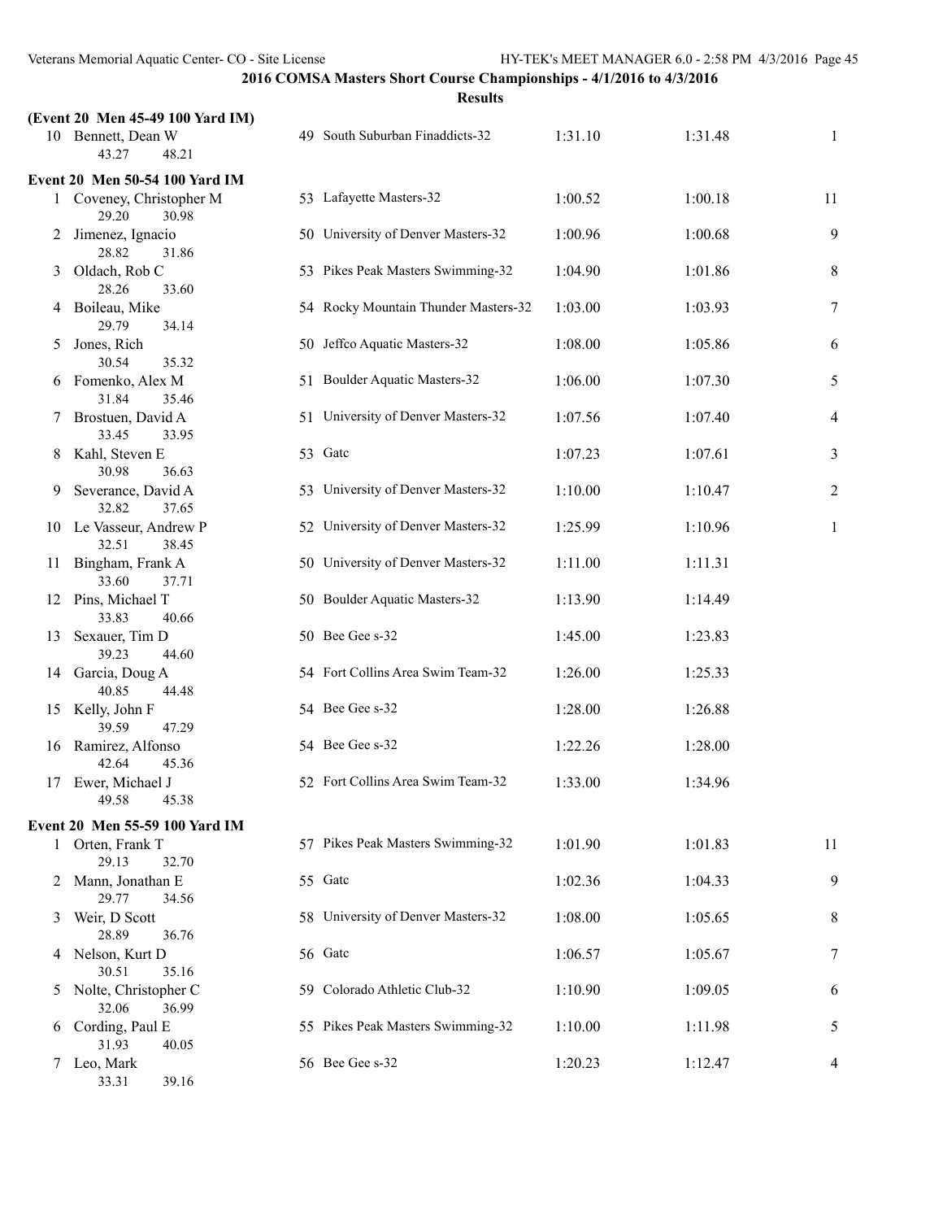**2016 COMSA Masters Short Course Championships - 4/1/2016 to 4/3/2016**

**Results**

**(Event 20 Men 45-49 100 Yard IM)**

| | | | | | | |
|---|---|---|---|---|---|---|
| 10 | Bennett, Dean W | 49 | South Suburban Finaddicts-32 | 1:31.10 | 1:31.48 | 1 |
| | 43.27 48.21 | | | | | |

**Event 20 Men 50-54 100 Yard IM**

| | | | | | | |
|---|---|---|---|---|---|---|
| 1 | Coveney, Christopher M | 53 | Lafayette Masters-32 | 1:00.52 | 1:00.18 | 11 |
| | 29.20 30.98 | | | | | |
| 2 | Jimenez, Ignacio | 50 | University of Denver Masters-32 | 1:00.96 | 1:00.68 | 9 |
| | 28.82 31.86 | | | | | |
| 3 | Oldach, Rob C | 53 | Pikes Peak Masters Swimming-32 | 1:04.90 | 1:01.86 | 8 |
| | 28.26 33.60 | | | | | |
| 4 | Boileau, Mike | 54 | Rocky Mountain Thunder Masters-32 | 1:03.00 | 1:03.93 | 7 |
| | 29.79 34.14 | | | | | |
| 5 | Jones, Rich | 50 | Jeffco Aquatic Masters-32 | 1:08.00 | 1:05.86 | 6 |
| | 30.54 35.32 | | | | | |
| 6 | Fomenko, Alex M | 51 | Boulder Aquatic Masters-32 | 1:06.00 | 1:07.30 | 5 |
| | 31.84 35.46 | | | | | |
| 7 | Brostuen, David A | 51 | University of Denver Masters-32 | 1:07.56 | 1:07.40 | 4 |
| | 33.45 33.95 | | | | | |
| 8 | Kahl, Steven E | 53 | Gatc | 1:07.23 | 1:07.61 | 3 |
| | 30.98 36.63 | | | | | |
| 9 | Severance, David A | 53 | University of Denver Masters-32 | 1:10.00 | 1:10.47 | 2 |
| | 32.82 37.65 | | | | | |
| 10 | Le Vasseur, Andrew P | 52 | University of Denver Masters-32 | 1:25.99 | 1:10.96 | 1 |
| | 32.51 38.45 | | | | | |
| 11 | Bingham, Frank A | 50 | University of Denver Masters-32 | 1:11.00 | 1:11.31 | |
| | 33.60 37.71 | | | | | |
| 12 | Pins, Michael T | 50 | Boulder Aquatic Masters-32 | 1:13.90 | 1:14.49 | |
| | 33.83 40.66 | | | | | |
| 13 | Sexauer, Tim D | 50 | Bee Gee s-32 | 1:45.00 | 1:23.83 | |
| | 39.23 44.60 | | | | | |
| 14 | Garcia, Doug A | 54 | Fort Collins Area Swim Team-32 | 1:26.00 | 1:25.33 | |
| | 40.85 44.48 | | | | | |
| 15 | Kelly, John F | 54 | Bee Gee s-32 | 1:28.00 | 1:26.88 | |
| | 39.59 47.29 | | | | | |
| 16 | Ramirez, Alfonso | 54 | Bee Gee s-32 | 1:22.26 | 1:28.00 | |
| | 42.64 45.36 | | | | | |
| 17 | Ewer, Michael J | 52 | Fort Collins Area Swim Team-32 | 1:33.00 | 1:34.96 | |
| | 49.58 45.38 | | | | | |

**Event 20 Men 55-59 100 Yard IM**

| | | | | | | |
|---|---|---|---|---|---|---|
| 1 | Orten, Frank T | 57 | Pikes Peak Masters Swimming-32 | 1:01.90 | 1:01.83 | 11 |
| | 29.13 32.70 | | | | | |
| 2 | Mann, Jonathan E | 55 | Gatc | 1:02.36 | 1:04.33 | 9 |
| | 29.77 34.56 | | | | | |
| 3 | Weir, D Scott | 58 | University of Denver Masters-32 | 1:08.00 | 1:05.65 | 8 |
| | 28.89 36.76 | | | | | |
| 4 | Nelson, Kurt D | 56 | Gatc | 1:06.57 | 1:05.67 | 7 |
| | 30.51 35.16 | | | | | |
| 5 | Nolte, Christopher C | 59 | Colorado Athletic Club-32 | 1:10.90 | 1:09.05 | 6 |
| | 32.06 36.99 | | | | | |
| 6 | Cording, Paul E | 55 | Pikes Peak Masters Swimming-32 | 1:10.00 | 1:11.98 | 5 |
| | 31.93 40.05 | | | | | |
| 7 | Leo, Mark | 56 | Bee Gee s-32 | 1:20.23 | 1:12.47 | 4 |
| | 33.31 39.16 | | | | | |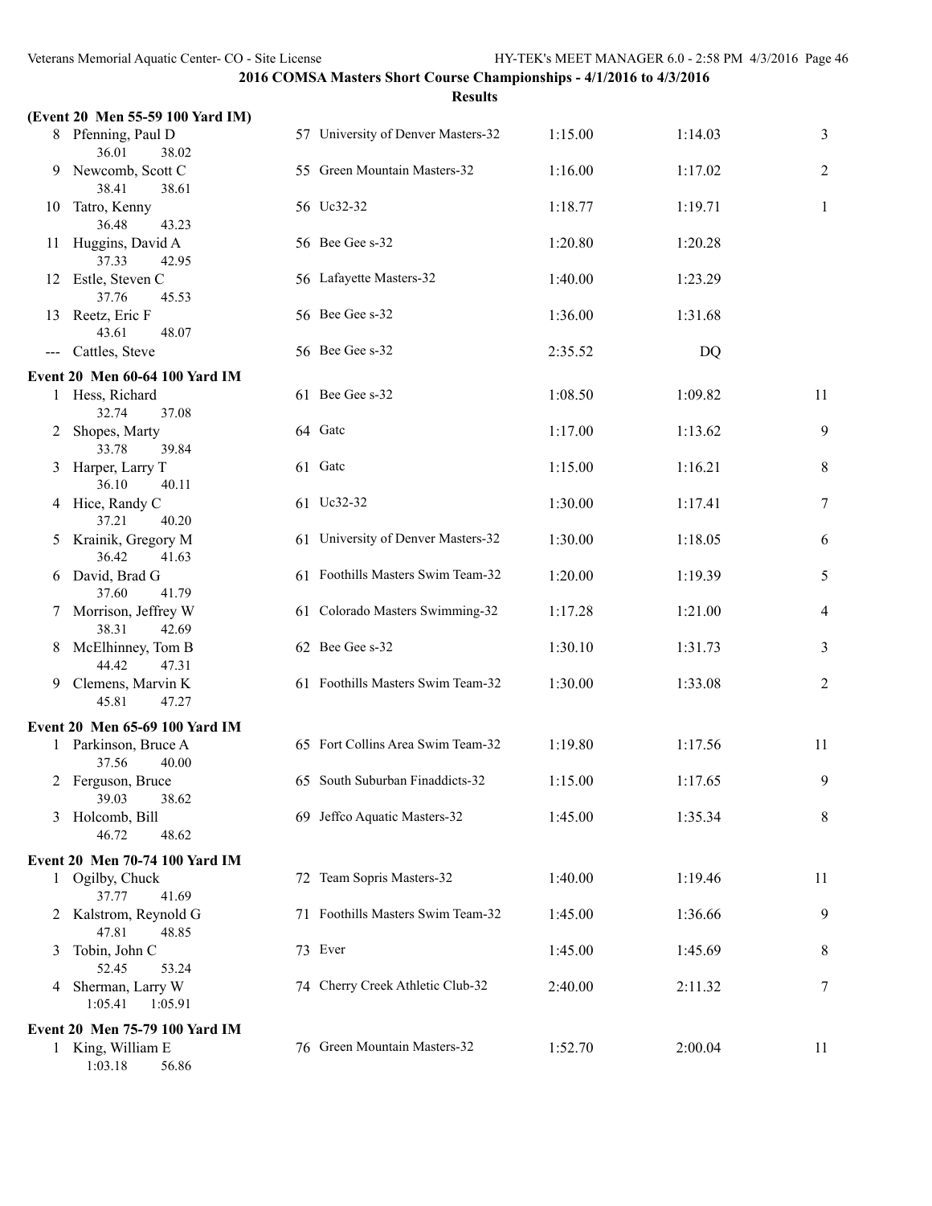## 2016 COMSA Masters Short Course Championships - 4/1/2016 to 4/3/2016

### Results

**(Event 20 Men 55-59 100 Yard IM)**

| | | | | | | |
|---|---|---|---|---|---|---|
| 8 | Pfenning, Paul D | 57 | University of Denver Masters-32 | 1:15.00 | 1:14.03 | 3 |
| | 36.01 38.02 | | | | | |
| 9 | Newcomb, Scott C | 55 | Green Mountain Masters-32 | 1:16.00 | 1:17.02 | 2 |
| | 38.41 38.61 | | | | | |
| 10 | Tatro, Kenny | 56 | Uc32-32 | 1:18.77 | 1:19.71 | 1 |
| | 36.48 43.23 | | | | | |
| 11 | Huggins, David A | 56 | Bee Gee s-32 | 1:20.80 | 1:20.28 | |
| | 37.33 42.95 | | | | | |
| 12 | Estle, Steven C | 56 | Lafayette Masters-32 | 1:40.00 | 1:23.29 | |
| | 37.76 45.53 | | | | | |
| 13 | Reetz, Eric F | 56 | Bee Gee s-32 | 1:36.00 | 1:31.68 | |
| | 43.61 48.07 | | | | | |
| --- | Cattles, Steve | 56 | Bee Gee s-32 | 2:35.52 | DQ | |

**Event 20 Men 60-64 100 Yard IM**

| | | | | | | |
|---|---|---|---|---|---|---|
| 1 | Hess, Richard | 61 | Bee Gee s-32 | 1:08.50 | 1:09.82 | 11 |
| | 32.74 37.08 | | | | | |
| 2 | Shopes, Marty | 64 | Gatc | 1:17.00 | 1:13.62 | 9 |
| | 33.78 39.84 | | | | | |
| 3 | Harper, Larry T | 61 | Gatc | 1:15.00 | 1:16.21 | 8 |
| | 36.10 40.11 | | | | | |
| 4 | Hice, Randy C | 61 | Uc32-32 | 1:30.00 | 1:17.41 | 7 |
| | 37.21 40.20 | | | | | |
| 5 | Krainik, Gregory M | 61 | University of Denver Masters-32 | 1:30.00 | 1:18.05 | 6 |
| | 36.42 41.63 | | | | | |
| 6 | David, Brad G | 61 | Foothills Masters Swim Team-32 | 1:20.00 | 1:19.39 | 5 |
| | 37.60 41.79 | | | | | |
| 7 | Morrison, Jeffrey W | 61 | Colorado Masters Swimming-32 | 1:17.28 | 1:21.00 | 4 |
| | 38.31 42.69 | | | | | |
| 8 | McElhinney, Tom B | 62 | Bee Gee s-32 | 1:30.10 | 1:31.73 | 3 |
| | 44.42 47.31 | | | | | |
| 9 | Clemens, Marvin K | 61 | Foothills Masters Swim Team-32 | 1:30.00 | 1:33.08 | 2 |
| | 45.81 47.27 | | | | | |

**Event 20 Men 65-69 100 Yard IM**

| | | | | | | |
|---|---|---|---|---|---|---|
| 1 | Parkinson, Bruce A | 65 | Fort Collins Area Swim Team-32 | 1:19.80 | 1:17.56 | 11 |
| | 37.56 40.00 | | | | | |
| 2 | Ferguson, Bruce | 65 | South Suburban Finaddicts-32 | 1:15.00 | 1:17.65 | 9 |
| | 39.03 38.62 | | | | | |
| 3 | Holcomb, Bill | 69 | Jeffco Aquatic Masters-32 | 1:45.00 | 1:35.34 | 8 |
| | 46.72 48.62 | | | | | |

**Event 20 Men 70-74 100 Yard IM**

| | | | | | | |
|---|---|---|---|---|---|---|
| 1 | Ogilby, Chuck | 72 | Team Sopris Masters-32 | 1:40.00 | 1:19.46 | 11 |
| | 37.77 41.69 | | | | | |
| 2 | Kalstrom, Reynold G | 71 | Foothills Masters Swim Team-32 | 1:45.00 | 1:36.66 | 9 |
| | 47.81 48.85 | | | | | |
| 3 | Tobin, John C | 73 | Ever | 1:45.00 | 1:45.69 | 8 |
| | 52.45 53.24 | | | | | |
| 4 | Sherman, Larry W | 74 | Cherry Creek Athletic Club-32 | 2:40.00 | 2:11.32 | 7 |
| | 1:05.41 1:05.91 | | | | | |

**Event 20 Men 75-79 100 Yard IM**

| | | | | | | |
|---|---|---|---|---|---|---|
| 1 | King, William E | 76 | Green Mountain Masters-32 | 1:52.70 | 2:00.04 | 11 |
| | 1:03.18 56.86 | | | | | |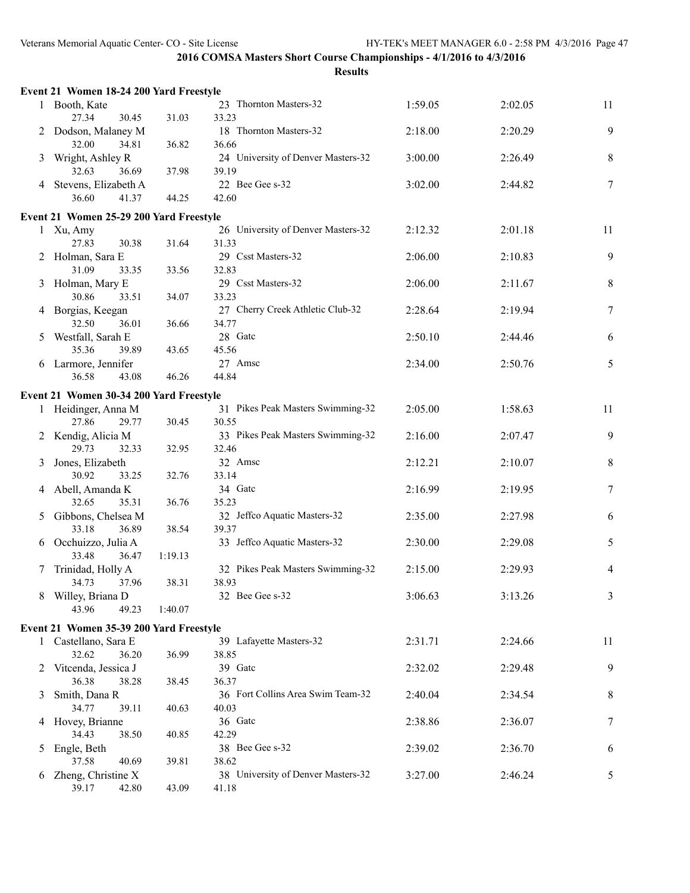## 2016 COMSA Masters Short Course Championships - 4/1/2016 to 4/3/2016

### Results

#### Event 21 Women 18-24 200 Yard Freestyle

| | Name | Age | Team | Seed Time | Finals Time | Points |
|---|---|---|---|---|---|---|
| 1 | Booth, Kate | 23 | Thornton Masters-32 | 1:59.05 | 2:02.05 | 11 |
| | 27.34 30.45 31.03 33.23 | | | | | |
| 2 | Dodson, Malaney M | 18 | Thornton Masters-32 | 2:18.00 | 2:20.29 | 9 |
| | 32.00 34.81 36.82 36.66 | | | | | |
| 3 | Wright, Ashley R | 24 | University of Denver Masters-32 | 3:00.00 | 2:26.49 | 8 |
| | 32.63 36.69 37.98 39.19 | | | | | |
| 4 | Stevens, Elizabeth A | 22 | Bee Gee s-32 | 3:02.00 | 2:44.82 | 7 |
| | 36.60 41.37 44.25 42.60 | | | | | |

#### Event 21 Women 25-29 200 Yard Freestyle

| | Name | Age | Team | Seed Time | Finals Time | Points |
|---|---|---|---|---|---|---|
| 1 | Xu, Amy | 26 | University of Denver Masters-32 | 2:12.32 | 2:01.18 | 11 |
| | 27.83 30.38 31.64 31.33 | | | | | |
| 2 | Holman, Sara E | 29 | Csst Masters-32 | 2:06.00 | 2:10.83 | 9 |
| | 31.09 33.35 33.56 32.83 | | | | | |
| 3 | Holman, Mary E | 29 | Csst Masters-32 | 2:06.00 | 2:11.67 | 8 |
| | 30.86 33.51 34.07 33.23 | | | | | |
| 4 | Borgias, Keegan | 27 | Cherry Creek Athletic Club-32 | 2:28.64 | 2:19.94 | 7 |
| | 32.50 36.01 36.66 34.77 | | | | | |
| 5 | Westfall, Sarah E | 28 | Gatc | 2:50.10 | 2:44.46 | 6 |
| | 35.36 39.89 43.65 45.56 | | | | | |
| 6 | Larmore, Jennifer | 27 | Amsc | 2:34.00 | 2:50.76 | 5 |
| | 36.58 43.08 46.26 44.84 | | | | | |

#### Event 21 Women 30-34 200 Yard Freestyle

| | Name | Age | Team | Seed Time | Finals Time | Points |
|---|---|---|---|---|---|---|
| 1 | Heidinger, Anna M | 31 | Pikes Peak Masters Swimming-32 | 2:05.00 | 1:58.63 | 11 |
| | 27.86 29.77 30.45 30.55 | | | | | |
| 2 | Kendig, Alicia M | 33 | Pikes Peak Masters Swimming-32 | 2:16.00 | 2:07.47 | 9 |
| | 29.73 32.33 32.95 32.46 | | | | | |
| 3 | Jones, Elizabeth | 32 | Amsc | 2:12.21 | 2:10.07 | 8 |
| | 30.92 33.25 32.76 33.14 | | | | | |
| 4 | Abell, Amanda K | 34 | Gatc | 2:16.99 | 2:19.95 | 7 |
| | 32.65 35.31 36.76 35.23 | | | | | |
| 5 | Gibbons, Chelsea M | 32 | Jeffco Aquatic Masters-32 | 2:35.00 | 2:27.98 | 6 |
| | 33.18 36.89 38.54 39.37 | | | | | |
| 6 | Occhuizzo, Julia A | 33 | Jeffco Aquatic Masters-32 | 2:30.00 | 2:29.08 | 5 |
| | 33.48 36.47 1:19.13 | | | | | |
| 7 | Trinidad, Holly A | 32 | Pikes Peak Masters Swimming-32 | 2:15.00 | 2:29.93 | 4 |
| | 34.73 37.96 38.31 38.93 | | | | | |
| 8 | Willey, Briana D | 32 | Bee Gee s-32 | 3:06.63 | 3:13.26 | 3 |
| | 43.96 49.23 1:40.07 | | | | | |

#### Event 21 Women 35-39 200 Yard Freestyle

| | Name | Age | Team | Seed Time | Finals Time | Points |
|---|---|---|---|---|---|---|
| 1 | Castellano, Sara E | 39 | Lafayette Masters-32 | 2:31.71 | 2:24.66 | 11 |
| | 32.62 36.20 36.99 38.85 | | | | | |
| 2 | Vitcenda, Jessica J | 39 | Gatc | 2:32.02 | 2:29.48 | 9 |
| | 36.38 38.28 38.45 36.37 | | | | | |
| 3 | Smith, Dana R | 36 | Fort Collins Area Swim Team-32 | 2:40.04 | 2:34.54 | 8 |
| | 34.77 39.11 40.63 40.03 | | | | | |
| 4 | Hovey, Brianne | 36 | Gatc | 2:38.86 | 2:36.07 | 7 |
| | 34.43 38.50 40.85 42.29 | | | | | |
| 5 | Engle, Beth | 38 | Bee Gee s-32 | 2:39.02 | 2:36.70 | 6 |
| | 37.58 40.69 39.81 38.62 | | | | | |
| 6 | Zheng, Christine X | 38 | University of Denver Masters-32 | 3:27.00 | 2:46.24 | 5 |
| | 39.17 42.80 43.09 41.18 | | | | | |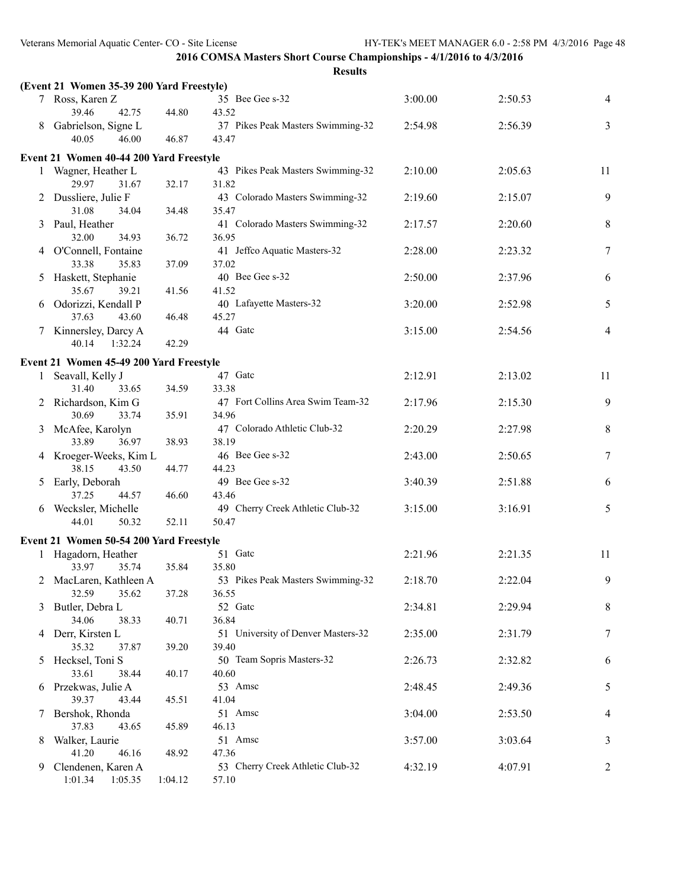## 2016 COMSA Masters Short Course Championships - 4/1/2016 to 4/3/2016

### Results

**(Event 21 Women 35-39 200 Yard Freestyle)**

| | Name | Age | Team | Seed Time | Finals Time | Points |
|---|---|---|---|---|---|---|
| 7 | Ross, Karen Z | 35 | Bee Gee s-32 | 3:00.00 | 2:50.53 | 4 |
| | 39.46 42.75 44.80 43.52 | | | | | |
| 8 | Gabrielson, Signe L | 37 | Pikes Peak Masters Swimming-32 | 2:54.98 | 2:56.39 | 3 |
| | 40.05 46.00 46.87 43.47 | | | | | |

**Event 21 Women 40-44 200 Yard Freestyle**

| | Name | Age | Team | Seed Time | Finals Time | Points |
|---|---|---|---|---|---|---|
| 1 | Wagner, Heather L | 43 | Pikes Peak Masters Swimming-32 | 2:10.00 | 2:05.63 | 11 |
| | 29.97 31.67 32.17 31.82 | | | | | |
| 2 | Dussliere, Julie F | 43 | Colorado Masters Swimming-32 | 2:19.60 | 2:15.07 | 9 |
| | 31.08 34.04 34.48 35.47 | | | | | |
| 3 | Paul, Heather | 41 | Colorado Masters Swimming-32 | 2:17.57 | 2:20.60 | 8 |
| | 32.00 34.93 36.72 36.95 | | | | | |
| 4 | O'Connell, Fontaine | 41 | Jeffco Aquatic Masters-32 | 2:28.00 | 2:23.32 | 7 |
| | 33.38 35.83 37.09 37.02 | | | | | |
| 5 | Haskett, Stephanie | 40 | Bee Gee s-32 | 2:50.00 | 2:37.96 | 6 |
| | 35.67 39.21 41.56 41.52 | | | | | |
| 6 | Odorizzi, Kendall P | 40 | Lafayette Masters-32 | 3:20.00 | 2:52.98 | 5 |
| | 37.63 43.60 46.48 45.27 | | | | | |
| 7 | Kinnersley, Darcy A | 44 | Gatc | 3:15.00 | 2:54.56 | 4 |
| | 40.14 1:32.24 42.29 | | | | | |

**Event 21 Women 45-49 200 Yard Freestyle**

| | Name | Age | Team | Seed Time | Finals Time | Points |
|---|---|---|---|---|---|---|
| 1 | Seavall, Kelly J | 47 | Gatc | 2:12.91 | 2:13.02 | 11 |
| | 31.40 33.65 34.59 33.38 | | | | | |
| 2 | Richardson, Kim G | 47 | Fort Collins Area Swim Team-32 | 2:17.96 | 2:15.30 | 9 |
| | 30.69 33.74 35.91 34.96 | | | | | |
| 3 | McAfee, Karolyn | 47 | Colorado Athletic Club-32 | 2:20.29 | 2:27.98 | 8 |
| | 33.89 36.97 38.93 38.19 | | | | | |
| 4 | Kroeger-Weeks, Kim L | 46 | Bee Gee s-32 | 2:43.00 | 2:50.65 | 7 |
| | 38.15 43.50 44.77 44.23 | | | | | |
| 5 | Early, Deborah | 49 | Bee Gee s-32 | 3:40.39 | 2:51.88 | 6 |
| | 37.25 44.57 46.60 43.46 | | | | | |
| 6 | Wecksler, Michelle | 49 | Cherry Creek Athletic Club-32 | 3:15.00 | 3:16.91 | 5 |
| | 44.01 50.32 52.11 50.47 | | | | | |

**Event 21 Women 50-54 200 Yard Freestyle**

| | Name | Age | Team | Seed Time | Finals Time | Points |
|---|---|---|---|---|---|---|
| 1 | Hagadorn, Heather | 51 | Gatc | 2:21.96 | 2:21.35 | 11 |
| | 33.97 35.74 35.84 35.80 | | | | | |
| 2 | MacLaren, Kathleen A | 53 | Pikes Peak Masters Swimming-32 | 2:18.70 | 2:22.04 | 9 |
| | 32.59 35.62 37.28 36.55 | | | | | |
| 3 | Butler, Debra L | 52 | Gatc | 2:34.81 | 2:29.94 | 8 |
| | 34.06 38.33 40.71 36.84 | | | | | |
| 4 | Derr, Kirsten L | 51 | University of Denver Masters-32 | 2:35.00 | 2:31.79 | 7 |
| | 35.32 37.87 39.20 39.40 | | | | | |
| 5 | Hecksel, Toni S | 50 | Team Sopris Masters-32 | 2:26.73 | 2:32.82 | 6 |
| | 33.61 38.44 40.17 40.60 | | | | | |
| 6 | Przekwas, Julie A | 53 | Amsc | 2:48.45 | 2:49.36 | 5 |
| | 39.37 43.44 45.51 41.04 | | | | | |
| 7 | Bershok, Rhonda | 51 | Amsc | 3:04.00 | 2:53.50 | 4 |
| | 37.83 43.65 45.89 46.13 | | | | | |
| 8 | Walker, Laurie | 51 | Amsc | 3:57.00 | 3:03.64 | 3 |
| | 41.20 46.16 48.92 47.36 | | | | | |
| 9 | Clendenen, Karen A | 53 | Cherry Creek Athletic Club-32 | 4:32.19 | 4:07.91 | 2 |
| | 1:01.34 1:05.35 1:04.12 57.10 | | | | | |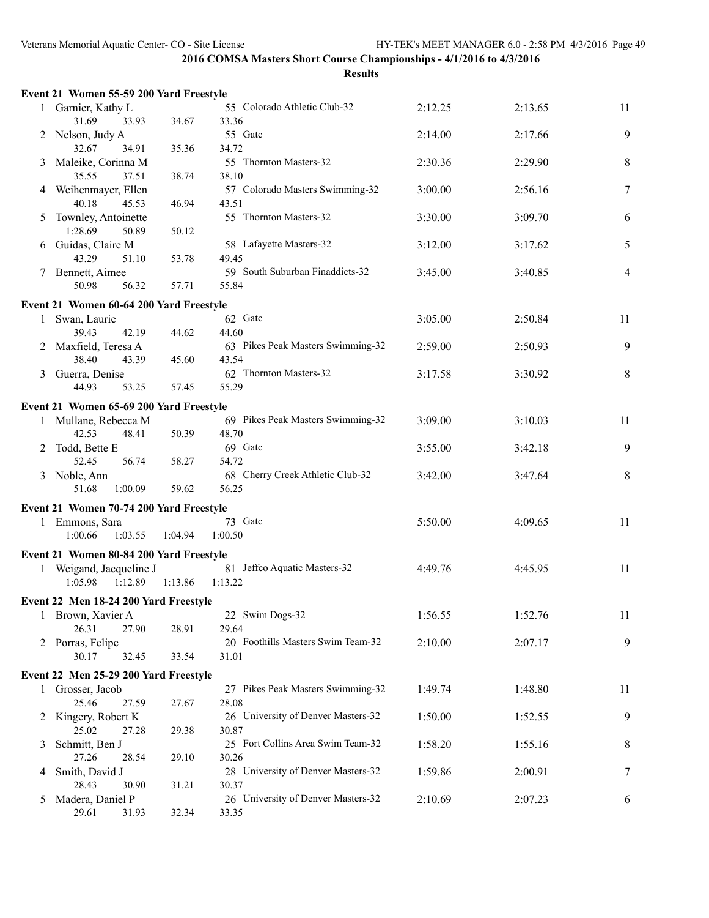## 2016 COMSA Masters Short Course Championships - 4/1/2016 to 4/3/2016

### Results

**Event 21 Women 55-59 200 Yard Freestyle**

| | | | | | |
|---|---|---|---|---|---|
| 1 | Garnier, Kathy L | 55 Colorado Athletic Club-32 | 2:12.25 | 2:13.65 | 11 |
| | 31.69 33.93 34.67 33.36 | | | | |
| 2 | Nelson, Judy A | 55 Gatc | 2:14.00 | 2:17.66 | 9 |
| | 32.67 34.91 35.36 34.72 | | | | |
| 3 | Maleike, Corinna M | 55 Thornton Masters-32 | 2:30.36 | 2:29.90 | 8 |
| | 35.55 37.51 38.74 38.10 | | | | |
| 4 | Weihenmayer, Ellen | 57 Colorado Masters Swimming-32 | 3:00.00 | 2:56.16 | 7 |
| | 40.18 45.53 46.94 43.51 | | | | |
| 5 | Townley, Antoinette | 55 Thornton Masters-32 | 3:30.00 | 3:09.70 | 6 |
| | 1:28.69 50.89 50.12 | | | | |
| 6 | Guidas, Claire M | 58 Lafayette Masters-32 | 3:12.00 | 3:17.62 | 5 |
| | 43.29 51.10 53.78 49.45 | | | | |
| 7 | Bennett, Aimee | 59 South Suburban Finaddicts-32 | 3:45.00 | 3:40.85 | 4 |
| | 50.98 56.32 57.71 55.84 | | | | |

**Event 21 Women 60-64 200 Yard Freestyle**

| | | | | | |
|---|---|---|---|---|---|
| 1 | Swan, Laurie | 62 Gatc | 3:05.00 | 2:50.84 | 11 |
| | 39.43 42.19 44.62 44.60 | | | | |
| 2 | Maxfield, Teresa A | 63 Pikes Peak Masters Swimming-32 | 2:59.00 | 2:50.93 | 9 |
| | 38.40 43.39 45.60 43.54 | | | | |
| 3 | Guerra, Denise | 62 Thornton Masters-32 | 3:17.58 | 3:30.92 | 8 |
| | 44.93 53.25 57.45 55.29 | | | | |

**Event 21 Women 65-69 200 Yard Freestyle**

| | | | | | |
|---|---|---|---|---|---|
| 1 | Mullane, Rebecca M | 69 Pikes Peak Masters Swimming-32 | 3:09.00 | 3:10.03 | 11 |
| | 42.53 48.41 50.39 48.70 | | | | |
| 2 | Todd, Bette E | 69 Gatc | 3:55.00 | 3:42.18 | 9 |
| | 52.45 56.74 58.27 54.72 | | | | |
| 3 | Noble, Ann | 68 Cherry Creek Athletic Club-32 | 3:42.00 | 3:47.64 | 8 |
| | 51.68 1:00.09 59.62 56.25 | | | | |

**Event 21 Women 70-74 200 Yard Freestyle**

| | | | | | |
|---|---|---|---|---|---|
| 1 | Emmons, Sara | 73 Gatc | 5:50.00 | 4:09.65 | 11 |
| | 1:00.66 1:03.55 1:04.94 1:00.50 | | | | |

**Event 21 Women 80-84 200 Yard Freestyle**

| | | | | | |
|---|---|---|---|---|---|
| 1 | Weigand, Jacqueline J | 81 Jeffco Aquatic Masters-32 | 4:49.76 | 4:45.95 | 11 |
| | 1:05.98 1:12.89 1:13.86 1:13.22 | | | | |

**Event 22 Men 18-24 200 Yard Freestyle**

| | | | | | |
|---|---|---|---|---|---|
| 1 | Brown, Xavier A | 22 Swim Dogs-32 | 1:56.55 | 1:52.76 | 11 |
| | 26.31 27.90 28.91 29.64 | | | | |
| 2 | Porras, Felipe | 20 Foothills Masters Swim Team-32 | 2:10.00 | 2:07.17 | 9 |
| | 30.17 32.45 33.54 31.01 | | | | |

**Event 22 Men 25-29 200 Yard Freestyle**

| | | | | | |
|---|---|---|---|---|---|
| 1 | Grosser, Jacob | 27 Pikes Peak Masters Swimming-32 | 1:49.74 | 1:48.80 | 11 |
| | 25.46 27.59 27.67 28.08 | | | | |
| 2 | Kingery, Robert K | 26 University of Denver Masters-32 | 1:50.00 | 1:52.55 | 9 |
| | 25.02 27.28 29.38 30.87 | | | | |
| 3 | Schmitt, Ben J | 25 Fort Collins Area Swim Team-32 | 1:58.20 | 1:55.16 | 8 |
| | 27.26 28.54 29.10 30.26 | | | | |
| 4 | Smith, David J | 28 University of Denver Masters-32 | 1:59.86 | 2:00.91 | 7 |
| | 28.43 30.90 31.21 30.37 | | | | |
| 5 | Madera, Daniel P | 26 University of Denver Masters-32 | 2:10.69 | 2:07.23 | 6 |
| | 29.61 31.93 32.34 33.35 | | | | |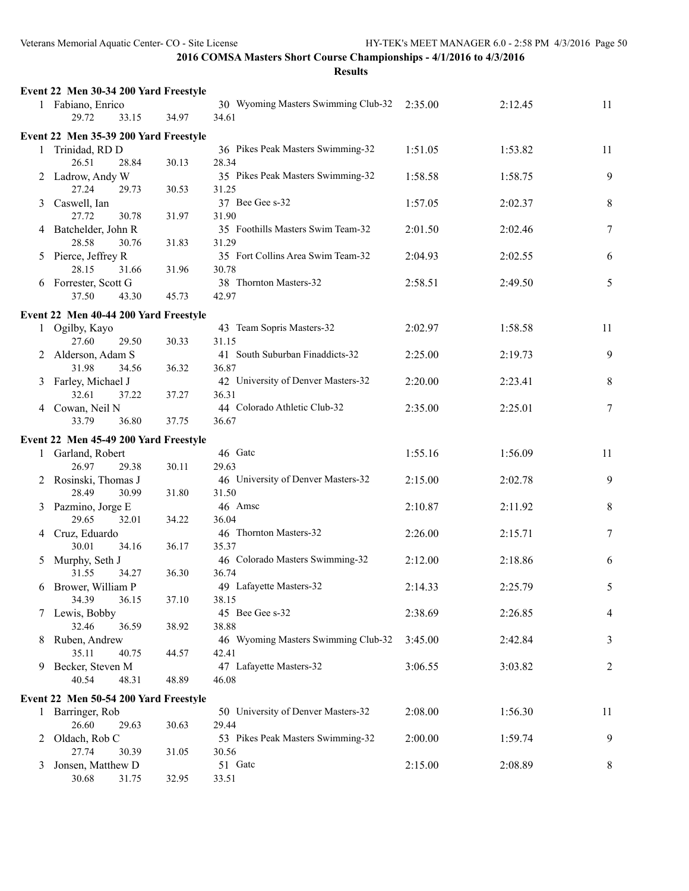## 2016 COMSA Masters Short Course Championships - 4/1/2016 to 4/3/2016

### Results

**Event 22 Men 30-34 200 Yard Freestyle**

| | Name | Age | Team | Seed Time | Finals Time | Points |
|---|---|---|---|---|---|---|
| 1 | Fabiano, Enrico | 30 | Wyoming Masters Swimming Club-32 | 2:35.00 | 2:12.45 | 11 |
| | 29.72 33.15 34.97 34.61 | | | | | |

**Event 22 Men 35-39 200 Yard Freestyle**

| | Name | Age | Team | Seed Time | Finals Time | Points |
|---|---|---|---|---|---|---|
| 1 | Trinidad, RD D | 36 | Pikes Peak Masters Swimming-32 | 1:51.05 | 1:53.82 | 11 |
| | 26.51 28.84 30.13 28.34 | | | | | |
| 2 | Ladrow, Andy W | 35 | Pikes Peak Masters Swimming-32 | 1:58.58 | 1:58.75 | 9 |
| | 27.24 29.73 30.53 31.25 | | | | | |
| 3 | Caswell, Ian | 37 | Bee Gee s-32 | 1:57.05 | 2:02.37 | 8 |
| | 27.72 30.78 31.97 31.90 | | | | | |
| 4 | Batchelder, John R | 35 | Foothills Masters Swim Team-32 | 2:01.50 | 2:02.46 | 7 |
| | 28.58 30.76 31.83 31.29 | | | | | |
| 5 | Pierce, Jeffrey R | 35 | Fort Collins Area Swim Team-32 | 2:04.93 | 2:02.55 | 6 |
| | 28.15 31.66 31.96 30.78 | | | | | |
| 6 | Forrester, Scott G | 38 | Thornton Masters-32 | 2:58.51 | 2:49.50 | 5 |
| | 37.50 43.30 45.73 42.97 | | | | | |

**Event 22 Men 40-44 200 Yard Freestyle**

| | Name | Age | Team | Seed Time | Finals Time | Points |
|---|---|---|---|---|---|---|
| 1 | Ogilby, Kayo | 43 | Team Sopris Masters-32 | 2:02.97 | 1:58.58 | 11 |
| | 27.60 29.50 30.33 31.15 | | | | | |
| 2 | Alderson, Adam S | 41 | South Suburban Finaddicts-32 | 2:25.00 | 2:19.73 | 9 |
| | 31.98 34.56 36.32 36.87 | | | | | |
| 3 | Farley, Michael J | 42 | University of Denver Masters-32 | 2:20.00 | 2:23.41 | 8 |
| | 32.61 37.22 37.27 36.31 | | | | | |
| 4 | Cowan, Neil N | 44 | Colorado Athletic Club-32 | 2:35.00 | 2:25.01 | 7 |
| | 33.79 36.80 37.75 36.67 | | | | | |

**Event 22 Men 45-49 200 Yard Freestyle**

| | Name | Age | Team | Seed Time | Finals Time | Points |
|---|---|---|---|---|---|---|
| 1 | Garland, Robert | 46 | Gatc | 1:55.16 | 1:56.09 | 11 |
| | 26.97 29.38 30.11 29.63 | | | | | |
| 2 | Rosinski, Thomas J | 46 | University of Denver Masters-32 | 2:15.00 | 2:02.78 | 9 |
| | 28.49 30.99 31.80 31.50 | | | | | |
| 3 | Pazmino, Jorge E | 46 | Amsc | 2:10.87 | 2:11.92 | 8 |
| | 29.65 32.01 34.22 36.04 | | | | | |
| 4 | Cruz, Eduardo | 46 | Thornton Masters-32 | 2:26.00 | 2:15.71 | 7 |
| | 30.01 34.16 36.17 35.37 | | | | | |
| 5 | Murphy, Seth J | 46 | Colorado Masters Swimming-32 | 2:12.00 | 2:18.86 | 6 |
| | 31.55 34.27 36.30 36.74 | | | | | |
| 6 | Brower, William P | 49 | Lafayette Masters-32 | 2:14.33 | 2:25.79 | 5 |
| | 34.39 36.15 37.10 38.15 | | | | | |
| 7 | Lewis, Bobby | 45 | Bee Gee s-32 | 2:38.69 | 2:26.85 | 4 |
| | 32.46 36.59 38.92 38.88 | | | | | |
| 8 | Ruben, Andrew | 46 | Wyoming Masters Swimming Club-32 | 3:45.00 | 2:42.84 | 3 |
| | 35.11 40.75 44.57 42.41 | | | | | |
| 9 | Becker, Steven M | 47 | Lafayette Masters-32 | 3:06.55 | 3:03.82 | 2 |
| | 40.54 48.31 48.89 46.08 | | | | | |

**Event 22 Men 50-54 200 Yard Freestyle**

| | Name | Age | Team | Seed Time | Finals Time | Points |
|---|---|---|---|---|---|---|
| 1 | Barringer, Rob | 50 | University of Denver Masters-32 | 2:08.00 | 1:56.30 | 11 |
| | 26.60 29.63 30.63 29.44 | | | | | |
| 2 | Oldach, Rob C | 53 | Pikes Peak Masters Swimming-32 | 2:00.00 | 1:59.74 | 9 |
| | 27.74 30.39 31.05 30.56 | | | | | |
| 3 | Jonsen, Matthew D | 51 | Gatc | 2:15.00 | 2:08.89 | 8 |
| | 30.68 31.75 32.95 33.51 | | | | | |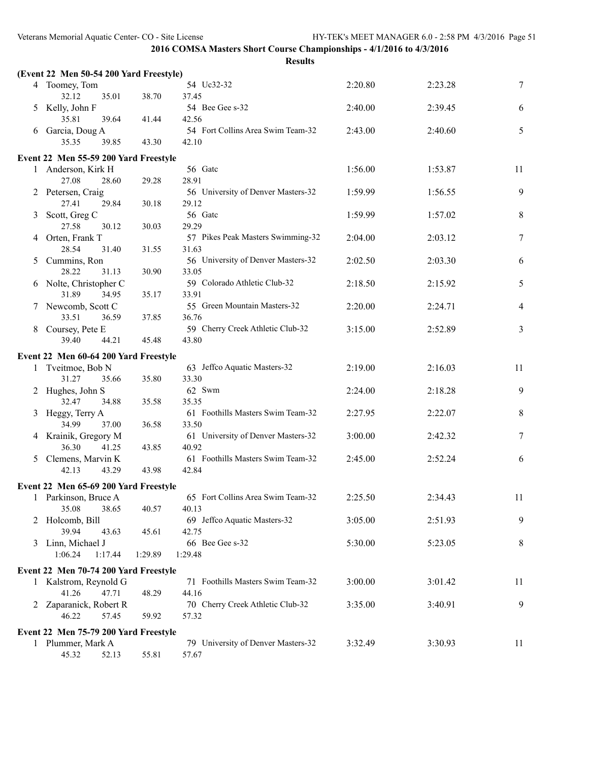## 2016 COMSA Masters Short Course Championships - 4/1/2016 to 4/3/2016

### Results

**(Event 22 Men 50-54 200 Yard Freestyle)**

| Place | Name | Age | Team | Seed Time | Finals Time | Points |
|---|---|---|---|---|---|---|
| 4 | Toomey, Tom | 54 | Uc32-32 | 2:20.80 | 2:23.28 | 7 |
| | 32.12 35.01 38.70 37.45 | | | | | |
| 5 | Kelly, John F | 54 | Bee Gee s-32 | 2:40.00 | 2:39.45 | 6 |
| | 35.81 39.64 41.44 42.56 | | | | | |
| 6 | Garcia, Doug A | 54 | Fort Collins Area Swim Team-32 | 2:43.00 | 2:40.60 | 5 |
| | 35.35 39.85 43.30 42.10 | | | | | |

**Event 22 Men 55-59 200 Yard Freestyle**

| Place | Name | Age | Team | Seed Time | Finals Time | Points |
|---|---|---|---|---|---|---|
| 1 | Anderson, Kirk H | 56 | Gatc | 1:56.00 | 1:53.87 | 11 |
| | 27.08 28.60 29.28 28.91 | | | | | |
| 2 | Petersen, Craig | 56 | University of Denver Masters-32 | 1:59.99 | 1:56.55 | 9 |
| | 27.41 29.84 30.18 29.12 | | | | | |
| 3 | Scott, Greg C | 56 | Gatc | 1:59.99 | 1:57.02 | 8 |
| | 27.58 30.12 30.03 29.29 | | | | | |
| 4 | Orten, Frank T | 57 | Pikes Peak Masters Swimming-32 | 2:04.00 | 2:03.12 | 7 |
| | 28.54 31.40 31.55 31.63 | | | | | |
| 5 | Cummins, Ron | 56 | University of Denver Masters-32 | 2:02.50 | 2:03.30 | 6 |
| | 28.22 31.13 30.90 33.05 | | | | | |
| 6 | Nolte, Christopher C | 59 | Colorado Athletic Club-32 | 2:18.50 | 2:15.92 | 5 |
| | 31.89 34.95 35.17 33.91 | | | | | |
| 7 | Newcomb, Scott C | 55 | Green Mountain Masters-32 | 2:20.00 | 2:24.71 | 4 |
| | 33.51 36.59 37.85 36.76 | | | | | |
| 8 | Coursey, Pete E | 59 | Cherry Creek Athletic Club-32 | 3:15.00 | 2:52.89 | 3 |
| | 39.40 44.21 45.48 43.80 | | | | | |

**Event 22 Men 60-64 200 Yard Freestyle**

| Place | Name | Age | Team | Seed Time | Finals Time | Points |
|---|---|---|---|---|---|---|
| 1 | Tveitmoe, Bob N | 63 | Jeffco Aquatic Masters-32 | 2:19.00 | 2:16.03 | 11 |
| | 31.27 35.66 35.80 33.30 | | | | | |
| 2 | Hughes, John S | 62 | Swm | 2:24.00 | 2:18.28 | 9 |
| | 32.47 34.88 35.58 35.35 | | | | | |
| 3 | Heggy, Terry A | 61 | Foothills Masters Swim Team-32 | 2:27.95 | 2:22.07 | 8 |
| | 34.99 37.00 36.58 33.50 | | | | | |
| 4 | Krainik, Gregory M | 61 | University of Denver Masters-32 | 3:00.00 | 2:42.32 | 7 |
| | 36.30 41.25 43.85 40.92 | | | | | |
| 5 | Clemens, Marvin K | 61 | Foothills Masters Swim Team-32 | 2:45.00 | 2:52.24 | 6 |
| | 42.13 43.29 43.98 42.84 | | | | | |

**Event 22 Men 65-69 200 Yard Freestyle**

| Place | Name | Age | Team | Seed Time | Finals Time | Points |
|---|---|---|---|---|---|---|
| 1 | Parkinson, Bruce A | 65 | Fort Collins Area Swim Team-32 | 2:25.50 | 2:34.43 | 11 |
| | 35.08 38.65 40.57 40.13 | | | | | |
| 2 | Holcomb, Bill | 69 | Jeffco Aquatic Masters-32 | 3:05.00 | 2:51.93 | 9 |
| | 39.94 43.63 45.61 42.75 | | | | | |
| 3 | Linn, Michael J | 66 | Bee Gee s-32 | 5:30.00 | 5:23.05 | 8 |
| | 1:06.24 1:17.44 1:29.89 1:29.48 | | | | | |

**Event 22 Men 70-74 200 Yard Freestyle**

| Place | Name | Age | Team | Seed Time | Finals Time | Points |
|---|---|---|---|---|---|---|
| 1 | Kalstrom, Reynold G | 71 | Foothills Masters Swim Team-32 | 3:00.00 | 3:01.42 | 11 |
| | 41.26 47.71 48.29 44.16 | | | | | |
| 2 | Zaparanick, Robert R | 70 | Cherry Creek Athletic Club-32 | 3:35.00 | 3:40.91 | 9 |
| | 46.22 57.45 59.92 57.32 | | | | | |

**Event 22 Men 75-79 200 Yard Freestyle**

| Place | Name | Age | Team | Seed Time | Finals Time | Points |
|---|---|---|---|---|---|---|
| 1 | Plummer, Mark A | 79 | University of Denver Masters-32 | 3:32.49 | 3:30.93 | 11 |
| | 45.32 52.13 55.81 57.67 | | | | | |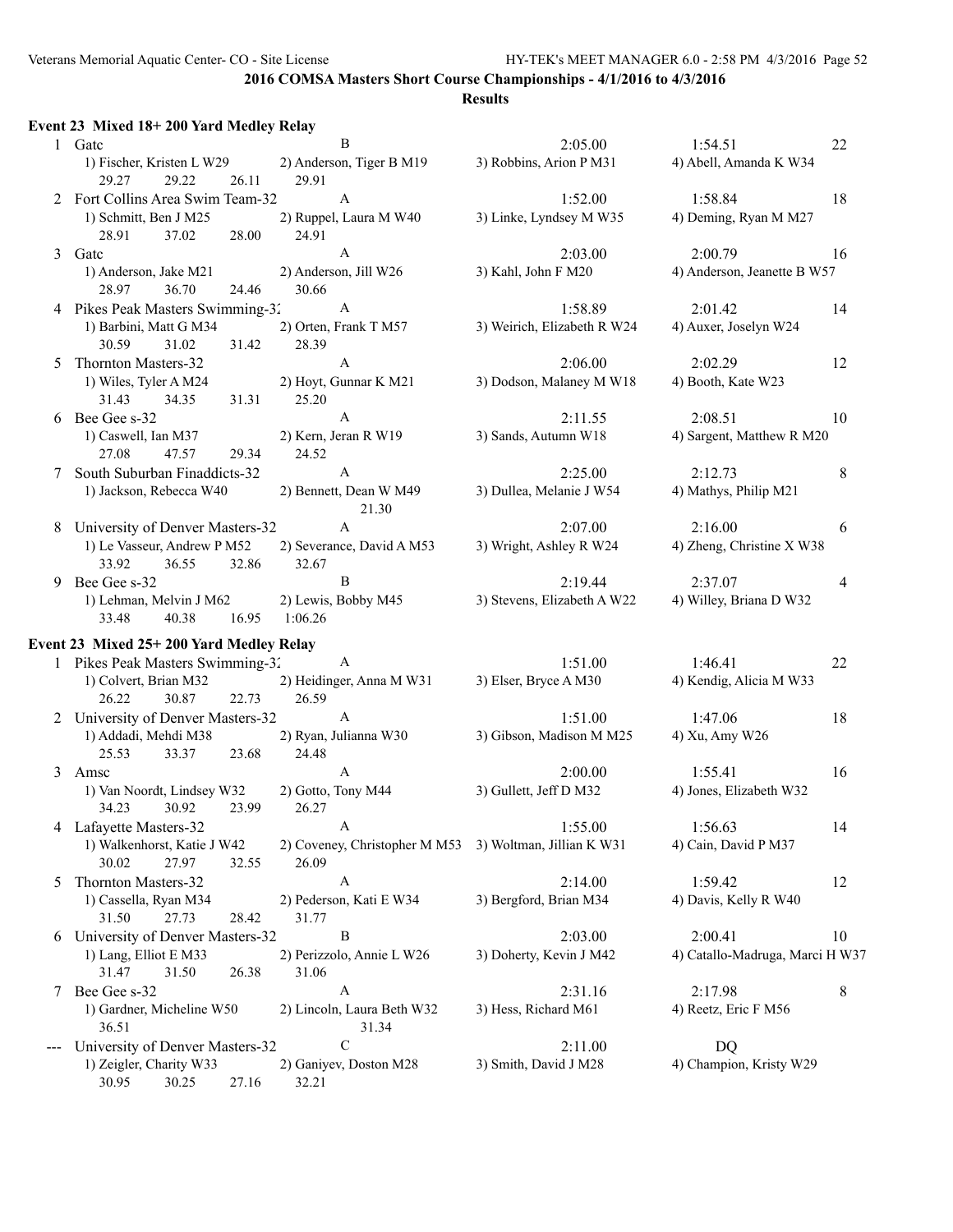## 2016 COMSA Masters Short Course Championships - 4/1/2016 to 4/3/2016

### Results

#### Event 23 Mixed 18+ 200 Yard Medley Relay

| | Team | Relay | Seed Time | Finals Time | Points |
|---|---|---|---|---|---|
| 1 | Gatc | B | 2:05.00 | 1:54.51 | 22 |
| | 1) Fischer, Kristen L W29 | 2) Anderson, Tiger B M19 | 3) Robbins, Arion P M31 | 4) Abell, Amanda K W34 | |
| | 29.27 | 29.22 | 26.11 | 29.91 | |
| 2 | Fort Collins Area Swim Team-32 | A | 1:52.00 | 1:58.84 | 18 |
| | 1) Schmitt, Ben J M25 | 2) Ruppel, Laura M W40 | 3) Linke, Lyndsey M W35 | 4) Deming, Ryan M M27 | |
| | 28.91 | 37.02 | 28.00 | 24.91 | |
| 3 | Gatc | A | 2:03.00 | 2:00.79 | 16 |
| | 1) Anderson, Jake M21 | 2) Anderson, Jill W26 | 3) Kahl, John F M20 | 4) Anderson, Jeanette B W57 | |
| | 28.97 | 36.70 | 24.46 | 30.66 | |
| 4 | Pikes Peak Masters Swimming-32 | A | 1:58.89 | 2:01.42 | 14 |
| | 1) Barbini, Matt G M34 | 2) Orten, Frank T M57 | 3) Weirich, Elizabeth R W24 | 4) Auxer, Joselyn W24 | |
| | 30.59 | 31.02 | 31.42 | 28.39 | |
| 5 | Thornton Masters-32 | A | 2:06.00 | 2:02.29 | 12 |
| | 1) Wiles, Tyler A M24 | 2) Hoyt, Gunnar K M21 | 3) Dodson, Malaney M W18 | 4) Booth, Kate W23 | |
| | 31.43 | 34.35 | 31.31 | 25.20 | |
| 6 | Bee Gee s-32 | A | 2:11.55 | 2:08.51 | 10 |
| | 1) Caswell, Ian M37 | 2) Kern, Jeran R W19 | 3) Sands, Autumn W18 | 4) Sargent, Matthew R M20 | |
| | 27.08 | 47.57 | 29.34 | 24.52 | |
| 7 | South Suburban Finaddicts-32 | A | 2:25.00 | 2:12.73 | 8 |
| | 1) Jackson, Rebecca W40 | 2) Bennett, Dean W M49 | 3) Dullea, Melanie J W54 | 4) Mathys, Philip M21 | |
| | | 21.30 | | | |
| 8 | University of Denver Masters-32 | A | 2:07.00 | 2:16.00 | 6 |
| | 1) Le Vasseur, Andrew P M52 | 2) Severance, David A M53 | 3) Wright, Ashley R W24 | 4) Zheng, Christine X W38 | |
| | 33.92 | 36.55 | 32.86 | 32.67 | |
| 9 | Bee Gee s-32 | B | 2:19.44 | 2:37.07 | 4 |
| | 1) Lehman, Melvin J M62 | 2) Lewis, Bobby M45 | 3) Stevens, Elizabeth A W22 | 4) Willey, Briana D W32 | |
| | 33.48 | 40.38 | 16.95 | 1:06.26 | |

#### Event 23 Mixed 25+ 200 Yard Medley Relay

| | Team | Relay | Seed Time | Finals Time | Points |
|---|---|---|---|---|---|
| 1 | Pikes Peak Masters Swimming-32 | A | 1:51.00 | 1:46.41 | 22 |
| | 1) Colvert, Brian M32 | 2) Heidinger, Anna M W31 | 3) Elser, Bryce A M30 | 4) Kendig, Alicia M W33 | |
| | 26.22 | 30.87 | 22.73 | 26.59 | |
| 2 | University of Denver Masters-32 | A | 1:51.00 | 1:47.06 | 18 |
| | 1) Addadi, Mehdi M38 | 2) Ryan, Julianna W30 | 3) Gibson, Madison M M25 | 4) Xu, Amy W26 | |
| | 25.53 | 33.37 | 23.68 | 24.48 | |
| 3 | Amsc | A | 2:00.00 | 1:55.41 | 16 |
| | 1) Van Noordt, Lindsey W32 | 2) Gotto, Tony M44 | 3) Gullett, Jeff D M32 | 4) Jones, Elizabeth W32 | |
| | 34.23 | 30.92 | 23.99 | 26.27 | |
| 4 | Lafayette Masters-32 | A | 1:55.00 | 1:56.63 | 14 |
| | 1) Walkenhorst, Katie J W42 | 2) Coveney, Christopher M M53 | 3) Woltman, Jillian K W31 | 4) Cain, David P M37 | |
| | 30.02 | 27.97 | 32.55 | 26.09 | |
| 5 | Thornton Masters-32 | A | 2:14.00 | 1:59.42 | 12 |
| | 1) Cassella, Ryan M34 | 2) Pederson, Kati E W34 | 3) Bergford, Brian M34 | 4) Davis, Kelly R W40 | |
| | 31.50 | 27.73 | 28.42 | 31.77 | |
| 6 | University of Denver Masters-32 | B | 2:03.00 | 2:00.41 | 10 |
| | 1) Lang, Elliot E M33 | 2) Perizzolo, Annie L W26 | 3) Doherty, Kevin J M42 | 4) Catallo-Madruga, Marci H W37 | |
| | 31.47 | 31.50 | 26.38 | 31.06 | |
| 7 | Bee Gee s-32 | A | 2:31.16 | 2:17.98 | 8 |
| | 1) Gardner, Micheline W50 | 2) Lincoln, Laura Beth W32 | 3) Hess, Richard M61 | 4) Reetz, Eric F M56 | |
| | 36.51 | 31.34 | | | |
| --- | University of Denver Masters-32 | C | 2:11.00 | DQ | |
| | 1) Zeigler, Charity W33 | 2) Ganiyev, Doston M28 | 3) Smith, David J M28 | 4) Champion, Kristy W29 | |
| | 30.95 | 30.25 | 27.16 | 32.21 | |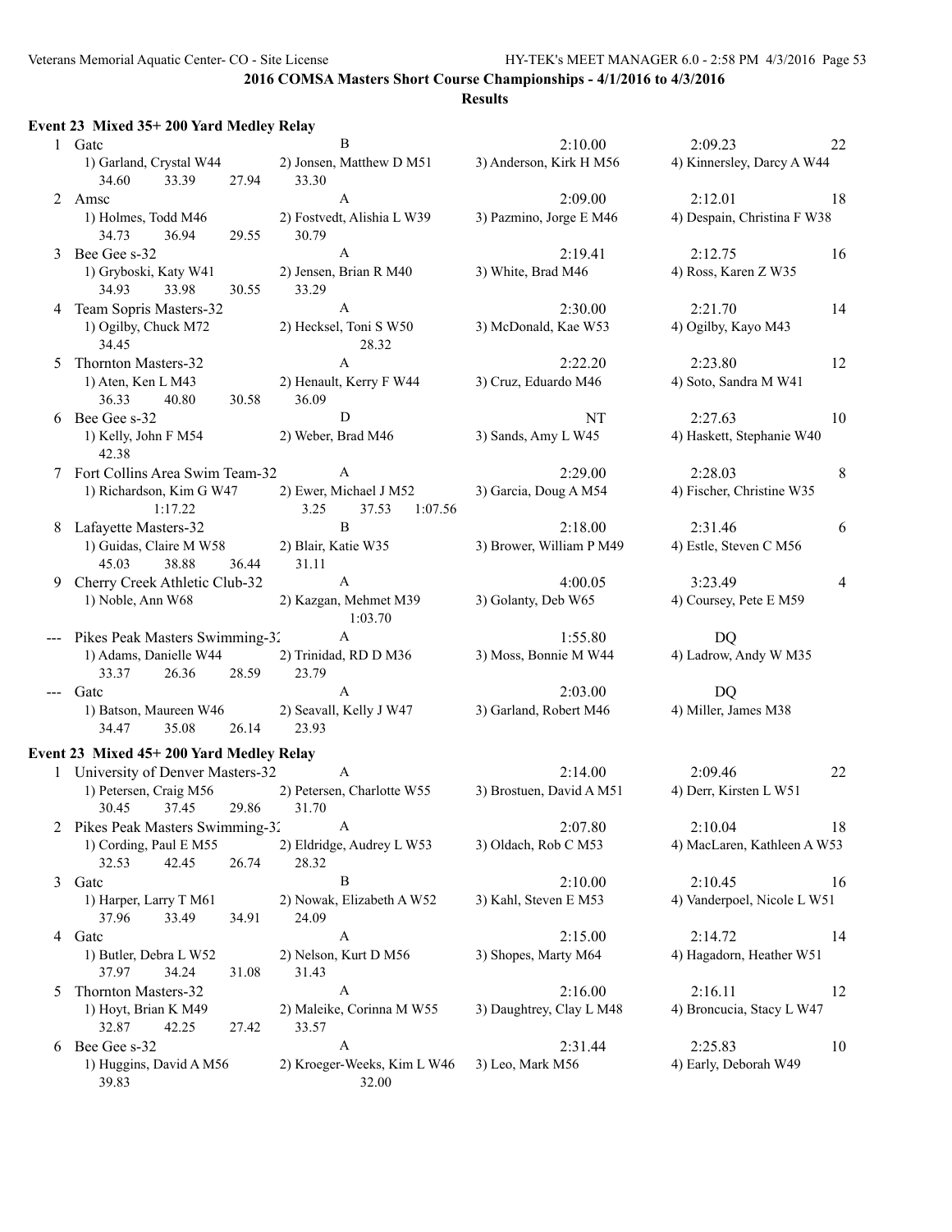**2016 COMSA Masters Short Course Championships - 4/1/2016 to 4/3/2016**

**Results**

### Event 23 Mixed 35+ 200 Yard Medley Relay

```
  1 Gatc                                  B                      2:10.00        2:09.23       22
      1) Garland, Crystal W44       2) Jonsen, Matthew D M51   3) Anderson, Kirk H M56    4) Kinnersley, Darcy A W44
        34.60     33.39     27.94     33.30
  2 Amsc                                  A                      2:09.00        2:12.01       18
      1) Holmes, Todd M46           2) Fostvedt, Alishia L W39 3) Pazmino, Jorge E M46    4) Despain, Christina F W38
        34.73     36.94     29.55     30.79
  3 Bee Gee s-32                          A                      2:19.41        2:12.75       16
      1) Gryboski, Katy W41         2) Jensen, Brian R M40     3) White, Brad M46         4) Ross, Karen Z W35
        34.93     33.98     30.55     33.29
  4 Team Sopris Masters-32                A                      2:30.00        2:21.70       14
      1) Ogilby, Chuck M72          2) Hecksel, Toni S W50     3) McDonald, Kae W53       4) Ogilby, Kayo M43
        34.45                         28.32
  5 Thornton Masters-32                   A                      2:22.20        2:23.80       12
      1) Aten, Ken L M43            2) Henault, Kerry F W44    3) Cruz, Eduardo M46       4) Soto, Sandra M W41
        36.33     40.80     30.58     36.09
  6 Bee Gee s-32                          D                           NT        2:27.63       10
      1) Kelly, John F M54          2) Weber, Brad M46         3) Sands, Amy L W45        4) Haskett, Stephanie W40
        42.38
  7 Fort Collins Area Swim Team-32        A                      2:29.00        2:28.03        8
      1) Richardson, Kim G W47      2) Ewer, Michael J M52     3) Garcia, Doug A M54      4) Fischer, Christine W35
               1:17.22                3.25      37.53   1:07.56
  8 Lafayette Masters-32                  B                      2:18.00        2:31.46        6
      1) Guidas, Claire M W58       2) Blair, Katie W35        3) Brower, William P M49   4) Estle, Steven C M56
        45.03     38.88     36.44     31.11
  9 Cherry Creek Athletic Club-32         A                      4:00.05        3:23.49        4
      1) Noble, Ann W68             2) Kazgan, Mehmet M39      3) Golanty, Deb W65        4) Coursey, Pete E M59
                                       1:03.70
--- Pikes Peak Masters Swimming-32        A                      1:55.80             DQ
      1) Adams, Danielle W44        2) Trinidad, RD D M36      3) Moss, Bonnie M W44      4) Ladrow, Andy W M35
        33.37     26.36     28.59     23.79
--- Gatc                                  A                      2:03.00             DQ
      1) Batson, Maureen W46        2) Seavall, Kelly J W47    3) Garland, Robert M46     4) Miller, James M38
        34.47     35.08     26.14     23.93
```

### Event 23 Mixed 45+ 200 Yard Medley Relay

```
  1 University of Denver Masters-32       A                      2:14.00        2:09.46       22
      1) Petersen, Craig M56        2) Petersen, Charlotte W55 3) Brostuen, David A M51   4) Derr, Kirsten L W51
        30.45     37.45     29.86     31.70
  2 Pikes Peak Masters Swimming-32        A                      2:07.80        2:10.04       18
      1) Cording, Paul E M55        2) Eldridge, Audrey L W53  3) Oldach, Rob C M53       4) MacLaren, Kathleen A W53
        32.53     42.45     26.74     28.32
  3 Gatc                                  B                      2:10.00        2:10.45       16
      1) Harper, Larry T M61        2) Nowak, Elizabeth A W52  3) Kahl, Steven E M53      4) Vanderpoel, Nicole L W51
        37.96     33.49     34.91     24.09
  4 Gatc                                  A                      2:15.00        2:14.72       14
      1) Butler, Debra L W52        2) Nelson, Kurt D M56      3) Shopes, Marty M64       4) Hagadorn, Heather W51
        37.97     34.24     31.08     31.43
  5 Thornton Masters-32                   A                      2:16.00        2:16.11       12
      1) Hoyt, Brian K M49          2) Maleike, Corinna M W55  3) Daughtrey, Clay L M48   4) Broncucia, Stacy L W47
        32.87     42.25     27.42     33.57
  6 Bee Gee s-32                          A                      2:31.44        2:25.83       10
      1) Huggins, David A M56       2) Kroeger-Weeks, Kim L W46 3) Leo, Mark M56          4) Early, Deborah W49
        39.83                         32.00
```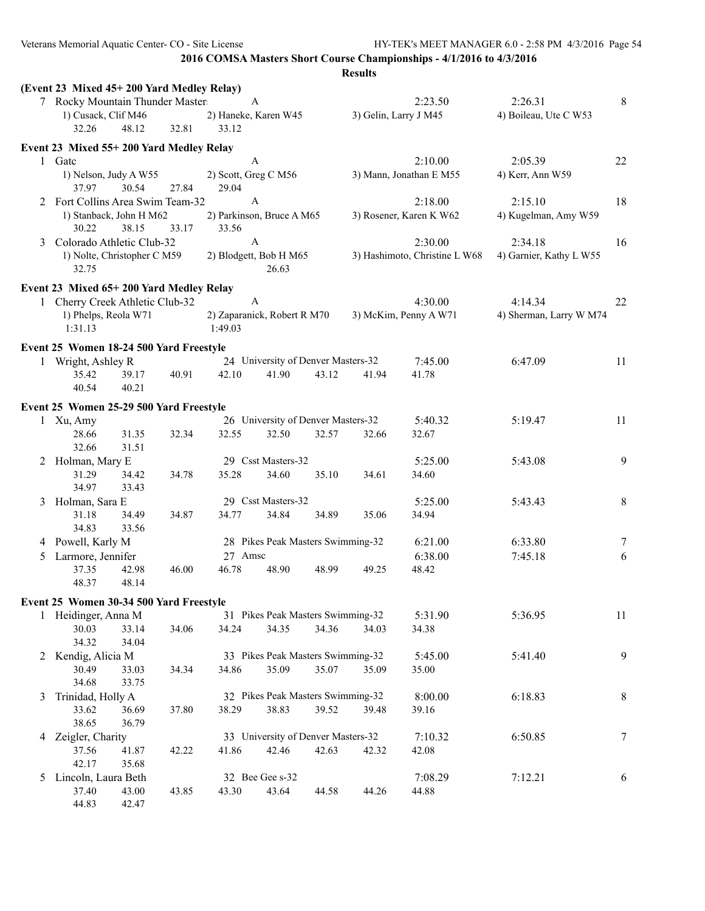## 2016 COMSA Masters Short Course Championships - 4/1/2016 to 4/3/2016

### Results

**(Event 23 Mixed 45+ 200 Yard Medley Relay)**

7 Rocky Mountain Thunder Master A 2:23.50 2:26.31 8
1) Cusack, Clif M46 2) Haneke, Karen W45 3) Gelin, Larry J M45 4) Boileau, Ute C W53
32.26 48.12 32.81 33.12

**Event 23 Mixed 55+ 200 Yard Medley Relay**

1 Gatc A 2:10.00 2:05.39 22
1) Nelson, Judy A W55 2) Scott, Greg C M56 3) Mann, Jonathan E M55 4) Kerr, Ann W59
37.97 30.54 27.84 29.04

2 Fort Collins Area Swim Team-32 A 2:18.00 2:15.10 18
1) Stanback, John H M62 2) Parkinson, Bruce A M65 3) Rosener, Karen K W62 4) Kugelman, Amy W59
30.22 38.15 33.17 33.56

3 Colorado Athletic Club-32 A 2:30.00 2:34.18 16
1) Nolte, Christopher C M59 2) Blodgett, Bob H M65 3) Hashimoto, Christine L W68 4) Garnier, Kathy L W55
32.75 26.63

**Event 23 Mixed 65+ 200 Yard Medley Relay**

1 Cherry Creek Athletic Club-32 A 4:30.00 4:14.34 22
1) Phelps, Reola W71 2) Zaparanick, Robert R M70 3) McKim, Penny A W71 4) Sherman, Larry W M74
1:31.13 1:49.03

**Event 25 Women 18-24 500 Yard Freestyle**

1 Wright, Ashley R 24 University of Denver Masters-32 7:45.00 6:47.09 11
35.42 39.17 40.91 42.10 41.90 43.12 41.94 41.78
40.54 40.21

**Event 25 Women 25-29 500 Yard Freestyle**

1 Xu, Amy 26 University of Denver Masters-32 5:40.32 5:19.47 11
28.66 31.35 32.34 32.55 32.50 32.57 32.66 32.67
32.66 31.51

2 Holman, Mary E 29 Csst Masters-32 5:25.00 5:43.08 9
31.29 34.42 34.78 35.28 34.60 35.10 34.61 34.60
34.97 33.43

3 Holman, Sara E 29 Csst Masters-32 5:25.00 5:43.43 8
31.18 34.49 34.87 34.77 34.84 34.89 35.06 34.94
34.83 33.56

4 Powell, Karly M 28 Pikes Peak Masters Swimming-32 6:21.00 6:33.80 7

5 Larmore, Jennifer 27 Amsc 6:38.00 7:45.18 6
37.35 42.98 46.00 46.78 48.90 48.99 49.25 48.42
48.37 48.14

**Event 25 Women 30-34 500 Yard Freestyle**

1 Heidinger, Anna M 31 Pikes Peak Masters Swimming-32 5:31.90 5:36.95 11
30.03 33.14 34.06 34.24 34.35 34.36 34.03 34.38
34.32 34.04

2 Kendig, Alicia M 33 Pikes Peak Masters Swimming-32 5:45.00 5:41.40 9
30.49 33.03 34.34 34.86 35.09 35.07 35.09 35.00
34.68 33.75

3 Trinidad, Holly A 32 Pikes Peak Masters Swimming-32 8:00.00 6:18.83 8
33.62 36.69 37.80 38.29 38.83 39.52 39.48 39.16
38.65 36.79

4 Zeigler, Charity 33 University of Denver Masters-32 7:10.32 6:50.85 7
37.56 41.87 42.22 41.86 42.46 42.63 42.32 42.08
42.17 35.68

5 Lincoln, Laura Beth 32 Bee Gee s-32 7:08.29 7:12.21 6
37.40 43.00 43.85 43.30 43.64 44.58 44.26 44.88
44.83 42.47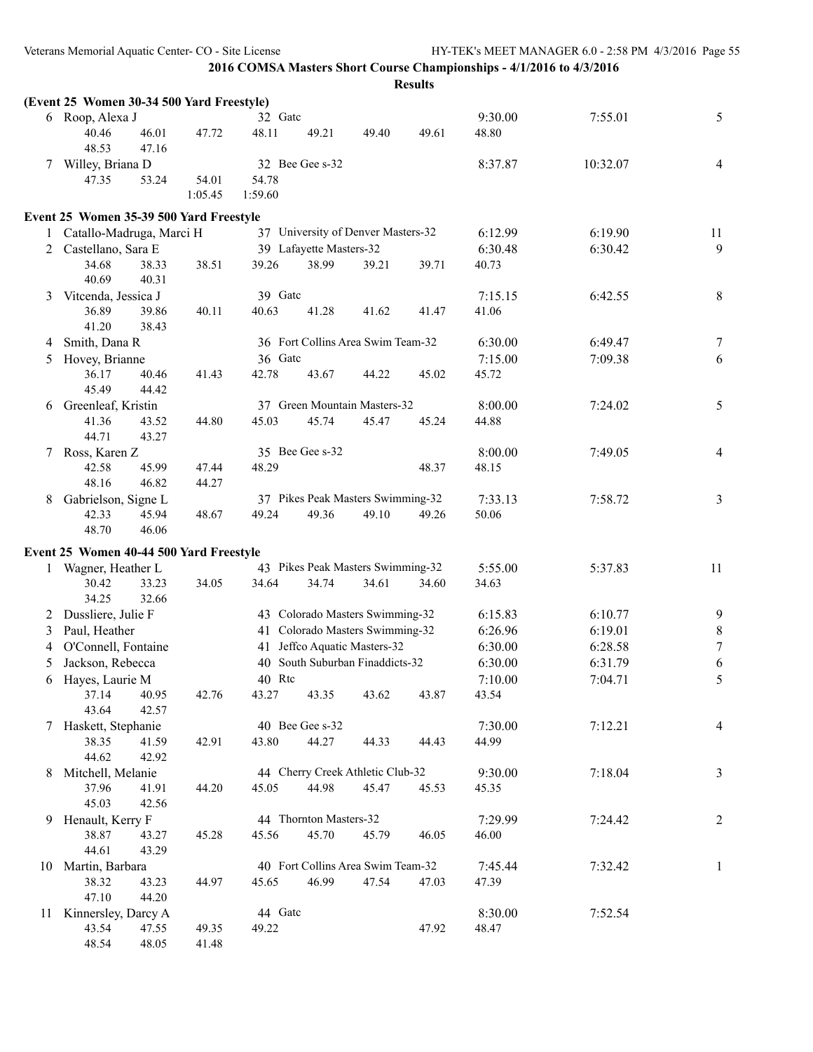**2016 COMSA Masters Short Course Championships - 4/1/2016 to 4/3/2016**

**Results**

**(Event 25 Women 30-34 500 Yard Freestyle)**

```
  6 Roop, Alexa J                 32 Gatc                              9:30.00      7:55.01       5
        40.46    46.01    47.72    48.11    49.21    49.40    49.61    48.80
        48.53    47.16
  7 Willey, Briana D              32 Bee Gee s-32                      8:37.87     10:32.07       4
        47.35    53.24    54.01    54.78
                        1:05.45  1:59.60
```

**Event 25 Women 35-39 500 Yard Freestyle**

```
  1 Catallo-Madruga, Marci H      37 University of Denver Masters-32   6:12.99      6:19.90      11
  2 Castellano, Sara E            39 Lafayette Masters-32              6:30.48      6:30.42       9
        34.68    38.33    38.51    39.26    38.99    39.21    39.71    40.73
        40.69    40.31
  3 Vitcenda, Jessica J           39 Gatc                              7:15.15      6:42.55       8
        36.89    39.86    40.11    40.63    41.28    41.62    41.47    41.06
        41.20    38.43
  4 Smith, Dana R                 36 Fort Collins Area Swim Team-32    6:30.00      6:49.47       7
  5 Hovey, Brianne                36 Gatc                              7:15.00      7:09.38       6
        36.17    40.46    41.43    42.78    43.67    44.22    45.02    45.72
        45.49    44.42
  6 Greenleaf, Kristin            37 Green Mountain Masters-32         8:00.00      7:24.02       5
        41.36    43.52    44.80    45.03    45.74    45.47    45.24    44.88
        44.71    43.27
  7 Ross, Karen Z                 35 Bee Gee s-32                      8:00.00      7:49.05       4
        42.58    45.99    47.44    48.29                      48.37    48.15
        48.16    46.82    44.27
  8 Gabrielson, Signe L           37 Pikes Peak Masters Swimming-32    7:33.13      7:58.72       3
        42.33    45.94    48.67    49.24    49.36    49.10    49.26    50.06
        48.70    46.06
```

**Event 25 Women 40-44 500 Yard Freestyle**

```
  1 Wagner, Heather L             43 Pikes Peak Masters Swimming-32    5:55.00      5:37.83      11
        30.42    33.23    34.05    34.64    34.74    34.61    34.60    34.63
        34.25    32.66
  2 Dussliere, Julie F            43 Colorado Masters Swimming-32      6:15.83      6:10.77       9
  3 Paul, Heather                 41 Colorado Masters Swimming-32      6:26.96      6:19.01       8
  4 O'Connell, Fontaine           41 Jeffco Aquatic Masters-32         6:30.00      6:28.58       7
  5 Jackson, Rebecca              40 South Suburban Finaddicts-32      6:30.00      6:31.79       6
  6 Hayes, Laurie M               40 Rtc                               7:10.00      7:04.71       5
        37.14    40.95    42.76    43.27    43.35    43.62    43.87    43.54
        43.64    42.57
  7 Haskett, Stephanie            40 Bee Gee s-32                      7:30.00      7:12.21       4
        38.35    41.59    42.91    43.80    44.27    44.33    44.43    44.99
        44.62    42.92
  8 Mitchell, Melanie             44 Cherry Creek Athletic Club-32     9:30.00      7:18.04       3
        37.96    41.91    44.20    45.05    44.98    45.47    45.53    45.35
        45.03    42.56
  9 Henault, Kerry F              44 Thornton Masters-32               7:29.99      7:24.42       2
        38.87    43.27    45.28    45.56    45.70    45.79    46.05    46.00
        44.61    43.29
 10 Martin, Barbara               40 Fort Collins Area Swim Team-32    7:45.44      7:32.42       1
        38.32    43.23    44.97    45.65    46.99    47.54    47.03    47.39
        47.10    44.20
 11 Kinnersley, Darcy A           44 Gatc                              8:30.00      7:52.54
        43.54    47.55    49.35    49.22                      47.92    48.47
        48.54    48.05    41.48
```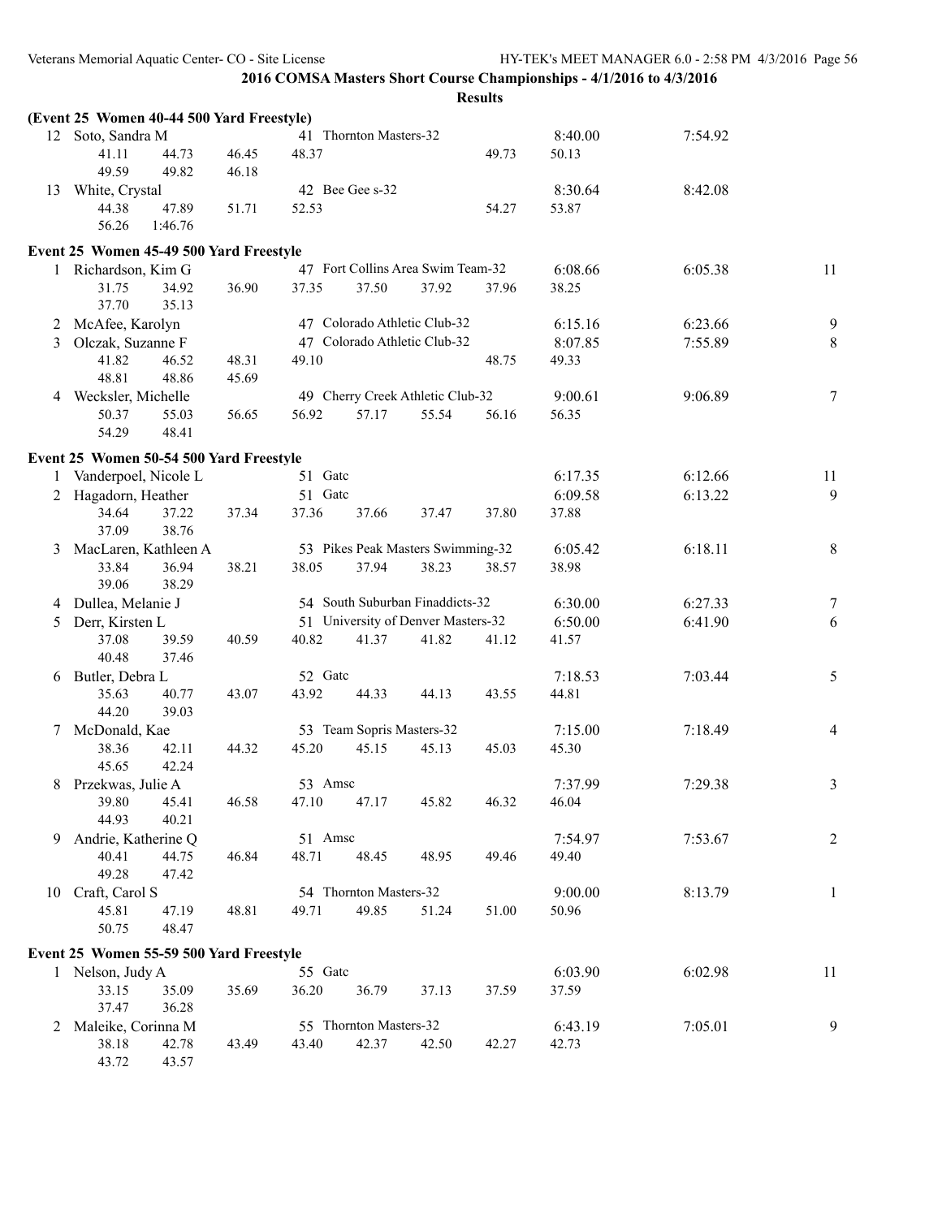## 2016 COMSA Masters Short Course Championships - 4/1/2016 to 4/3/2016

### Results

**(Event 25 Women 40-44 500 Yard Freestyle)**

| | Name | Age | Team | Seed Time | Finals Time | Points |
|---|---|---|---|---|---|---|
| 12 | Soto, Sandra M | 41 | Thornton Masters-32 | 8:40.00 | 7:54.92 | |
| | 41.11 44.73 46.45 48.37 49.73 50.13 49.59 49.82 46.18 | | | | | |
| 13 | White, Crystal | 42 | Bee Gee s-32 | 8:30.64 | 8:42.08 | |
| | 44.38 47.89 51.71 52.53 54.27 53.87 56.26 1:46.76 | | | | | |

**Event 25 Women 45-49 500 Yard Freestyle**

| | Name | Age | Team | Seed Time | Finals Time | Points |
|---|---|---|---|---|---|---|
| 1 | Richardson, Kim G | 47 | Fort Collins Area Swim Team-32 | 6:08.66 | 6:05.38 | 11 |
| | 31.75 34.92 36.90 37.35 37.50 37.92 37.96 38.25 37.70 35.13 | | | | | |
| 2 | McAfee, Karolyn | 47 | Colorado Athletic Club-32 | 6:15.16 | 6:23.66 | 9 |
| 3 | Olczak, Suzanne F | 47 | Colorado Athletic Club-32 | 8:07.85 | 7:55.89 | 8 |
| | 41.82 46.52 48.31 49.10 48.75 49.33 48.81 48.86 45.69 | | | | | |
| 4 | Wecksler, Michelle | 49 | Cherry Creek Athletic Club-32 | 9:00.61 | 9:06.89 | 7 |
| | 50.37 55.03 56.65 56.92 57.17 55.54 56.16 56.35 54.29 48.41 | | | | | |

**Event 25 Women 50-54 500 Yard Freestyle**

| | Name | Age | Team | Seed Time | Finals Time | Points |
|---|---|---|---|---|---|---|
| 1 | Vanderpoel, Nicole L | 51 | Gatc | 6:17.35 | 6:12.66 | 11 |
| 2 | Hagadorn, Heather | 51 | Gatc | 6:09.58 | 6:13.22 | 9 |
| | 34.64 37.22 37.34 37.36 37.66 37.47 37.80 37.88 37.09 38.76 | | | | | |
| 3 | MacLaren, Kathleen A | 53 | Pikes Peak Masters Swimming-32 | 6:05.42 | 6:18.11 | 8 |
| | 33.84 36.94 38.21 38.05 37.94 38.23 38.57 38.98 39.06 38.29 | | | | | |
| 4 | Dullea, Melanie J | 54 | South Suburban Finaddicts-32 | 6:30.00 | 6:27.33 | 7 |
| 5 | Derr, Kirsten L | 51 | University of Denver Masters-32 | 6:50.00 | 6:41.90 | 6 |
| | 37.08 39.59 40.59 40.82 41.37 41.82 41.12 41.57 40.48 37.46 | | | | | |
| 6 | Butler, Debra L | 52 | Gatc | 7:18.53 | 7:03.44 | 5 |
| | 35.63 40.77 43.07 43.92 44.33 44.13 43.55 44.81 44.20 39.03 | | | | | |
| 7 | McDonald, Kae | 53 | Team Sopris Masters-32 | 7:15.00 | 7:18.49 | 4 |
| | 38.36 42.11 44.32 45.20 45.15 45.13 45.03 45.30 45.65 42.24 | | | | | |
| 8 | Przekwas, Julie A | 53 | Amsc | 7:37.99 | 7:29.38 | 3 |
| | 39.80 45.41 46.58 47.10 47.17 45.82 46.32 46.04 44.93 40.21 | | | | | |
| 9 | Andrie, Katherine Q | 51 | Amsc | 7:54.97 | 7:53.67 | 2 |
| | 40.41 44.75 46.84 48.71 48.45 48.95 49.46 49.40 49.28 47.42 | | | | | |
| 10 | Craft, Carol S | 54 | Thornton Masters-32 | 9:00.00 | 8:13.79 | 1 |
| | 45.81 47.19 48.81 49.71 49.85 51.24 51.00 50.96 50.75 48.47 | | | | | |

**Event 25 Women 55-59 500 Yard Freestyle**

| | Name | Age | Team | Seed Time | Finals Time | Points |
|---|---|---|---|---|---|---|
| 1 | Nelson, Judy A | 55 | Gatc | 6:03.90 | 6:02.98 | 11 |
| | 33.15 35.09 35.69 36.20 36.79 37.13 37.59 37.59 37.47 36.28 | | | | | |
| 2 | Maleike, Corinna M | 55 | Thornton Masters-32 | 6:43.19 | 7:05.01 | 9 |
| | 38.18 42.78 43.49 43.40 42.37 42.50 42.27 42.73 43.72 43.57 | | | | | |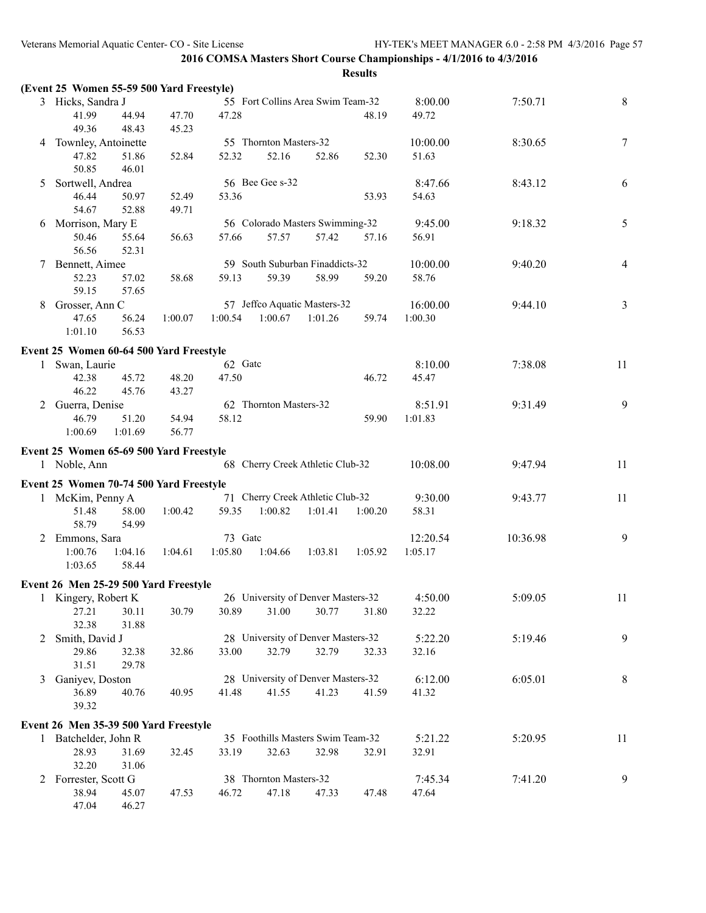**2016 COMSA Masters Short Course Championships - 4/1/2016 to 4/3/2016**

**Results**

**(Event 25 Women 55-59 500 Yard Freestyle)**

| | Name | Age | Team | Seed Time | Finals Time | Points |
|---|---|---|---|---|---|---|
| 3 | Hicks, Sandra J | 55 | Fort Collins Area Swim Team-32 | 8:00.00 | 7:50.71 | 8 |
| | 41.99 44.94 47.70 47.28 48.19 49.72 49.36 48.43 45.23 | | | | | |
| 4 | Townley, Antoinette | 55 | Thornton Masters-32 | 10:00.00 | 8:30.65 | 7 |
| | 47.82 51.86 52.84 52.32 52.16 52.86 52.30 51.63 50.85 46.01 | | | | | |
| 5 | Sortwell, Andrea | 56 | Bee Gee s-32 | 8:47.66 | 8:43.12 | 6 |
| | 46.44 50.97 52.49 53.36 53.93 54.63 54.67 52.88 49.71 | | | | | |
| 6 | Morrison, Mary E | 56 | Colorado Masters Swimming-32 | 9:45.00 | 9:18.32 | 5 |
| | 50.46 55.64 56.63 57.66 57.57 57.42 57.16 56.91 56.56 52.31 | | | | | |
| 7 | Bennett, Aimee | 59 | South Suburban Finaddicts-32 | 10:00.00 | 9:40.20 | 4 |
| | 52.23 57.02 58.68 59.13 59.39 58.99 59.20 58.76 59.15 57.65 | | | | | |
| 8 | Grosser, Ann C | 57 | Jeffco Aquatic Masters-32 | 16:00.00 | 9:44.10 | 3 |
| | 47.65 56.24 1:00.07 1:00.54 1:00.67 1:01.26 59.74 1:00.30 1:01.10 56.53 | | | | | |

**Event 25 Women 60-64 500 Yard Freestyle**

| | Name | Age | Team | Seed Time | Finals Time | Points |
|---|---|---|---|---|---|---|
| 1 | Swan, Laurie | 62 | Gatc | 8:10.00 | 7:38.08 | 11 |
| | 42.38 45.72 48.20 47.50 46.72 45.47 46.22 45.76 43.27 | | | | | |
| 2 | Guerra, Denise | 62 | Thornton Masters-32 | 8:51.91 | 9:31.49 | 9 |
| | 46.79 51.20 54.94 58.12 59.90 1:01.83 1:00.69 1:01.69 56.77 | | | | | |

**Event 25 Women 65-69 500 Yard Freestyle**

| | Name | Age | Team | Seed Time | Finals Time | Points |
|---|---|---|---|---|---|---|
| 1 | Noble, Ann | 68 | Cherry Creek Athletic Club-32 | 10:08.00 | 9:47.94 | 11 |

**Event 25 Women 70-74 500 Yard Freestyle**

| | Name | Age | Team | Seed Time | Finals Time | Points |
|---|---|---|---|---|---|---|
| 1 | McKim, Penny A | 71 | Cherry Creek Athletic Club-32 | 9:30.00 | 9:43.77 | 11 |
| | 51.48 58.00 1:00.42 59.35 1:00.82 1:01.41 1:00.20 58.31 58.79 54.99 | | | | | |
| 2 | Emmons, Sara | 73 | Gatc | 12:20.54 | 10:36.98 | 9 |
| | 1:00.76 1:04.16 1:04.61 1:05.80 1:04.66 1:03.81 1:05.92 1:05.17 1:03.65 58.44 | | | | | |

**Event 26 Men 25-29 500 Yard Freestyle**

| | Name | Age | Team | Seed Time | Finals Time | Points |
|---|---|---|---|---|---|---|
| 1 | Kingery, Robert K | 26 | University of Denver Masters-32 | 4:50.00 | 5:09.05 | 11 |
| | 27.21 30.11 30.79 30.89 31.00 30.77 31.80 32.22 32.38 31.88 | | | | | |
| 2 | Smith, David J | 28 | University of Denver Masters-32 | 5:22.20 | 5:19.46 | 9 |
| | 29.86 32.38 32.86 33.00 32.79 32.79 32.33 32.16 31.51 29.78 | | | | | |
| 3 | Ganiyev, Doston | 28 | University of Denver Masters-32 | 6:12.00 | 6:05.01 | 8 |
| | 36.89 40.76 40.95 41.48 41.55 41.23 41.59 41.32 39.32 | | | | | |

**Event 26 Men 35-39 500 Yard Freestyle**

| | Name | Age | Team | Seed Time | Finals Time | Points |
|---|---|---|---|---|---|---|
| 1 | Batchelder, John R | 35 | Foothills Masters Swim Team-32 | 5:21.22 | 5:20.95 | 11 |
| | 28.93 31.69 32.45 33.19 32.63 32.98 32.91 32.91 32.20 31.06 | | | | | |
| 2 | Forrester, Scott G | 38 | Thornton Masters-32 | 7:45.34 | 7:41.20 | 9 |
| | 38.94 45.07 47.53 46.72 47.18 47.33 47.48 47.64 47.04 46.27 | | | | | |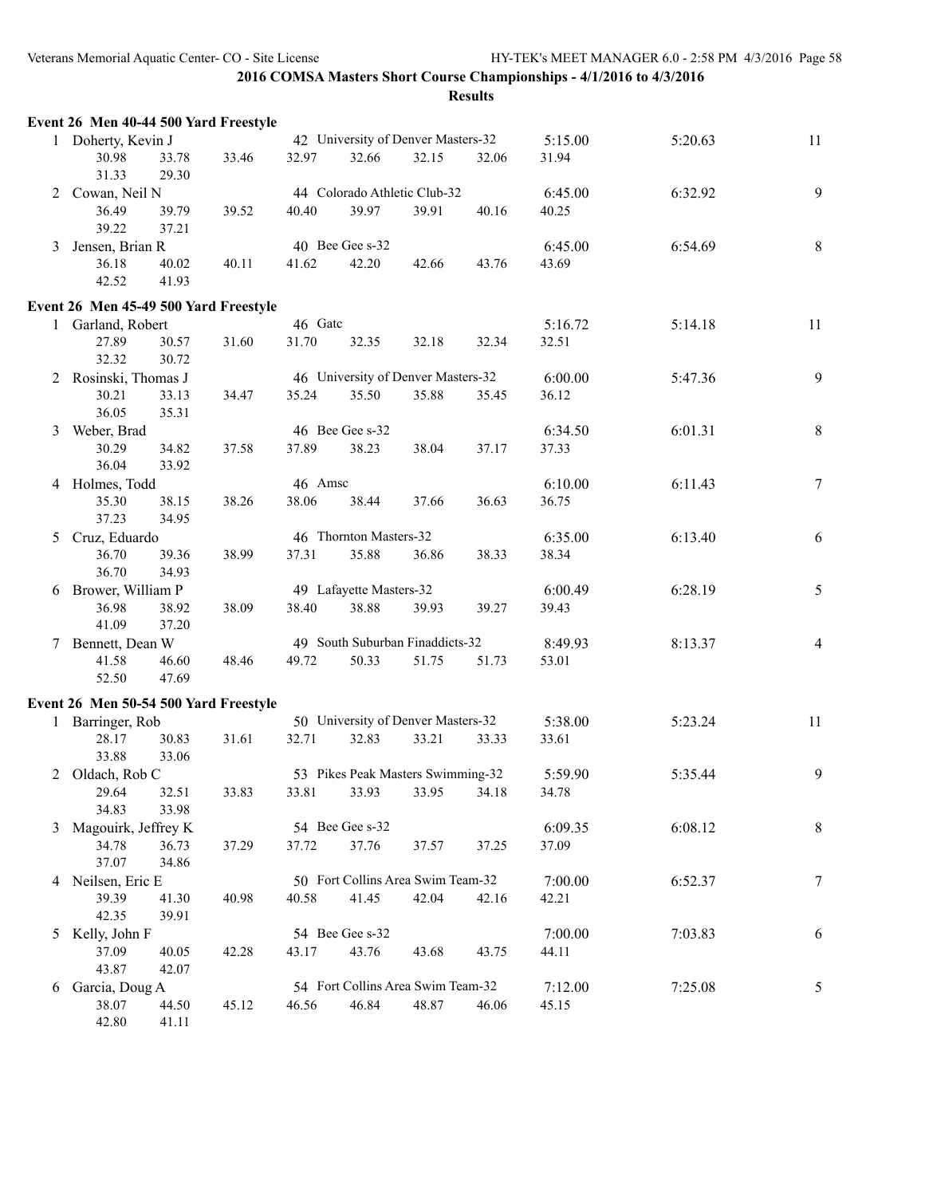## 2016 COMSA Masters Short Course Championships - 4/1/2016 to 4/3/2016

### Results

**Event 26 Men 40-44 500 Yard Freestyle**

| | | | | | | | | | | | |
|---|---|---|---|---|---|---|---|---|---|---|---|
| 1 | Doherty, Kevin J | | | 42 | University of Denver Masters-32 | | | | 5:15.00 | 5:20.63 | 11 |
| | 30.98 | 33.78 | 33.46 | 32.97 | 32.66 | 32.15 | 32.06 | | 31.94 | | |
| | 31.33 | 29.30 | | | | | | | | | |
| 2 | Cowan, Neil N | | | 44 | Colorado Athletic Club-32 | | | | 6:45.00 | 6:32.92 | 9 |
| | 36.49 | 39.79 | 39.52 | 40.40 | 39.97 | 39.91 | 40.16 | | 40.25 | | |
| | 39.22 | 37.21 | | | | | | | | | |
| 3 | Jensen, Brian R | | | 40 | Bee Gee s-32 | | | | 6:45.00 | 6:54.69 | 8 |
| | 36.18 | 40.02 | 40.11 | 41.62 | 42.20 | 42.66 | 43.76 | | 43.69 | | |
| | 42.52 | 41.93 | | | | | | | | | |

**Event 26 Men 45-49 500 Yard Freestyle**

| | | | | | | | | | | | |
|---|---|---|---|---|---|---|---|---|---|---|---|
| 1 | Garland, Robert | | | 46 | Gatc | | | | 5:16.72 | 5:14.18 | 11 |
| | 27.89 | 30.57 | 31.60 | 31.70 | 32.35 | 32.18 | 32.34 | | 32.51 | | |
| | 32.32 | 30.72 | | | | | | | | | |
| 2 | Rosinski, Thomas J | | | 46 | University of Denver Masters-32 | | | | 6:00.00 | 5:47.36 | 9 |
| | 30.21 | 33.13 | 34.47 | 35.24 | 35.50 | 35.88 | 35.45 | | 36.12 | | |
| | 36.05 | 35.31 | | | | | | | | | |
| 3 | Weber, Brad | | | 46 | Bee Gee s-32 | | | | 6:34.50 | 6:01.31 | 8 |
| | 30.29 | 34.82 | 37.58 | 37.89 | 38.23 | 38.04 | 37.17 | | 37.33 | | |
| | 36.04 | 33.92 | | | | | | | | | |
| 4 | Holmes, Todd | | | 46 | Amsc | | | | 6:10.00 | 6:11.43 | 7 |
| | 35.30 | 38.15 | 38.26 | 38.06 | 38.44 | 37.66 | 36.63 | | 36.75 | | |
| | 37.23 | 34.95 | | | | | | | | | |
| 5 | Cruz, Eduardo | | | 46 | Thornton Masters-32 | | | | 6:35.00 | 6:13.40 | 6 |
| | 36.70 | 39.36 | 38.99 | 37.31 | 35.88 | 36.86 | 38.33 | | 38.34 | | |
| | 36.70 | 34.93 | | | | | | | | | |
| 6 | Brower, William P | | | 49 | Lafayette Masters-32 | | | | 6:00.49 | 6:28.19 | 5 |
| | 36.98 | 38.92 | 38.09 | 38.40 | 38.88 | 39.93 | 39.27 | | 39.43 | | |
| | 41.09 | 37.20 | | | | | | | | | |
| 7 | Bennett, Dean W | | | 49 | South Suburban Finaddicts-32 | | | | 8:49.93 | 8:13.37 | 4 |
| | 41.58 | 46.60 | 48.46 | 49.72 | 50.33 | 51.75 | 51.73 | | 53.01 | | |
| | 52.50 | 47.69 | | | | | | | | | |

**Event 26 Men 50-54 500 Yard Freestyle**

| | | | | | | | | | | | |
|---|---|---|---|---|---|---|---|---|---|---|---|
| 1 | Barringer, Rob | | | 50 | University of Denver Masters-32 | | | | 5:38.00 | 5:23.24 | 11 |
| | 28.17 | 30.83 | 31.61 | 32.71 | 32.83 | 33.21 | 33.33 | | 33.61 | | |
| | 33.88 | 33.06 | | | | | | | | | |
| 2 | Oldach, Rob C | | | 53 | Pikes Peak Masters Swimming-32 | | | | 5:59.90 | 5:35.44 | 9 |
| | 29.64 | 32.51 | 33.83 | 33.81 | 33.93 | 33.95 | 34.18 | | 34.78 | | |
| | 34.83 | 33.98 | | | | | | | | | |
| 3 | Magouirk, Jeffrey K | | | 54 | Bee Gee s-32 | | | | 6:09.35 | 6:08.12 | 8 |
| | 34.78 | 36.73 | 37.29 | 37.72 | 37.76 | 37.57 | 37.25 | | 37.09 | | |
| | 37.07 | 34.86 | | | | | | | | | |
| 4 | Neilsen, Eric E | | | 50 | Fort Collins Area Swim Team-32 | | | | 7:00.00 | 6:52.37 | 7 |
| | 39.39 | 41.30 | 40.98 | 40.58 | 41.45 | 42.04 | 42.16 | | 42.21 | | |
| | 42.35 | 39.91 | | | | | | | | | |
| 5 | Kelly, John F | | | 54 | Bee Gee s-32 | | | | 7:00.00 | 7:03.83 | 6 |
| | 37.09 | 40.05 | 42.28 | 43.17 | 43.76 | 43.68 | 43.75 | | 44.11 | | |
| | 43.87 | 42.07 | | | | | | | | | |
| 6 | Garcia, Doug A | | | 54 | Fort Collins Area Swim Team-32 | | | | 7:12.00 | 7:25.08 | 5 |
| | 38.07 | 44.50 | 45.12 | 46.56 | 46.84 | 48.87 | 46.06 | | 45.15 | | |
| | 42.80 | 41.11 | | | | | | | | | |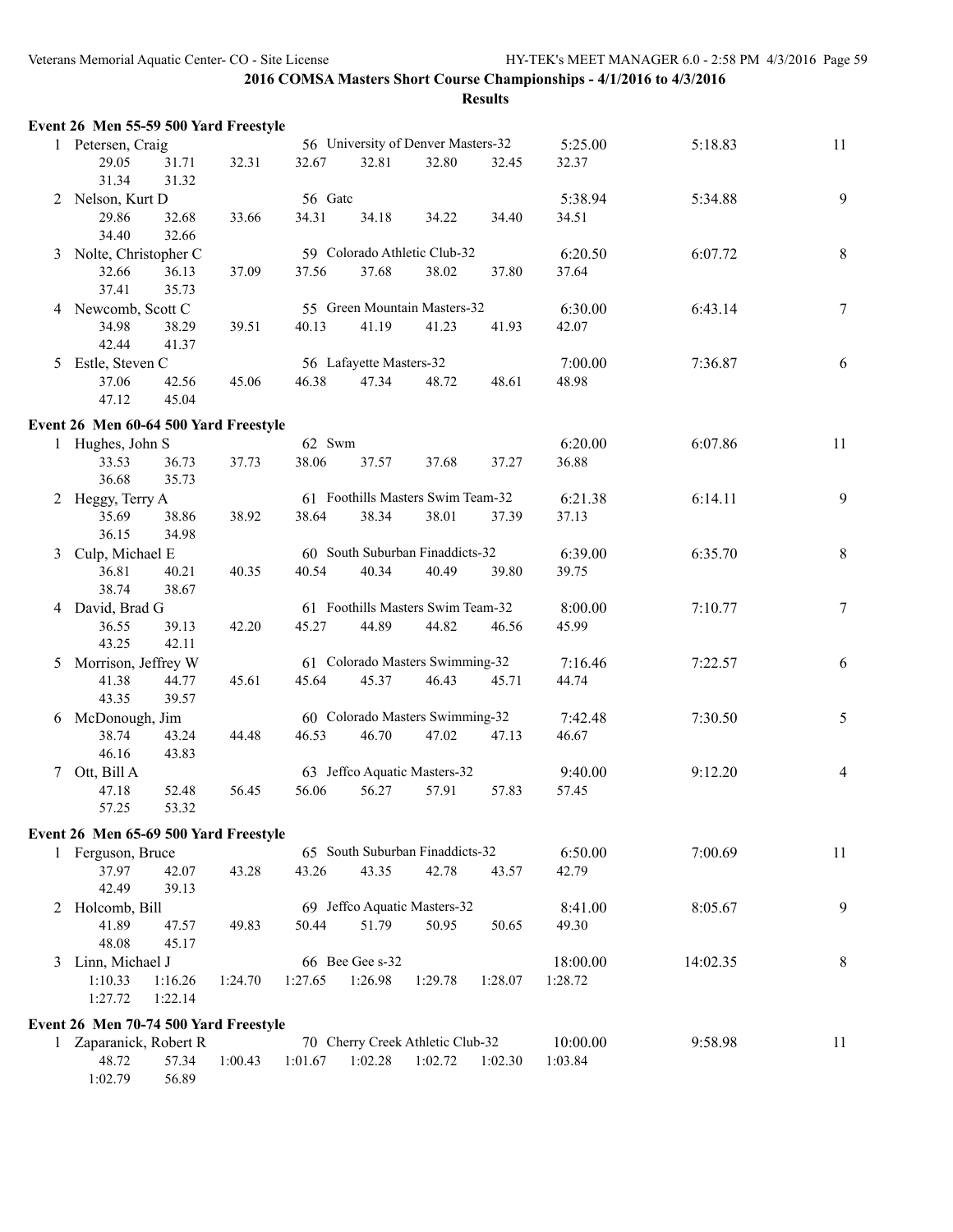## 2016 COMSA Masters Short Course Championships - 4/1/2016 to 4/3/2016

### Results

### Event 26 Men 55-59 500 Yard Freestyle

| | Name | Age | Team | Seed Time | Finals Time | Points |
|---|---|---|---|---|---|---|
| 1 | Petersen, Craig | 56 | University of Denver Masters-32 | 5:25.00 | 5:18.83 | 11 |
| | 29.05 31.71 32.31 32.67 32.81 32.80 32.45 32.37 31.34 31.32 | | | | | |
| 2 | Nelson, Kurt D | 56 | Gatc | 5:38.94 | 5:34.88 | 9 |
| | 29.86 32.68 33.66 34.31 34.18 34.22 34.40 34.51 34.40 32.66 | | | | | |
| 3 | Nolte, Christopher C | 59 | Colorado Athletic Club-32 | 6:20.50 | 6:07.72 | 8 |
| | 32.66 36.13 37.09 37.56 37.68 38.02 37.80 37.64 37.41 35.73 | | | | | |
| 4 | Newcomb, Scott C | 55 | Green Mountain Masters-32 | 6:30.00 | 6:43.14 | 7 |
| | 34.98 38.29 39.51 40.13 41.19 41.23 41.93 42.07 42.44 41.37 | | | | | |
| 5 | Estle, Steven C | 56 | Lafayette Masters-32 | 7:00.00 | 7:36.87 | 6 |
| | 37.06 42.56 45.06 46.38 47.34 48.72 48.61 48.98 47.12 45.04 | | | | | |

### Event 26 Men 60-64 500 Yard Freestyle

| | Name | Age | Team | Seed Time | Finals Time | Points |
|---|---|---|---|---|---|---|
| 1 | Hughes, John S | 62 | Swm | 6:20.00 | 6:07.86 | 11 |
| | 33.53 36.73 37.73 38.06 37.57 37.68 37.27 36.88 36.68 35.73 | | | | | |
| 2 | Heggy, Terry A | 61 | Foothills Masters Swim Team-32 | 6:21.38 | 6:14.11 | 9 |
| | 35.69 38.86 38.92 38.64 38.34 38.01 37.39 37.13 36.15 34.98 | | | | | |
| 3 | Culp, Michael E | 60 | South Suburban Finaddicts-32 | 6:39.00 | 6:35.70 | 8 |
| | 36.81 40.21 40.35 40.54 40.34 40.49 39.80 39.75 38.74 38.67 | | | | | |
| 4 | David, Brad G | 61 | Foothills Masters Swim Team-32 | 8:00.00 | 7:10.77 | 7 |
| | 36.55 39.13 42.20 45.27 44.89 44.82 46.56 45.99 43.25 42.11 | | | | | |
| 5 | Morrison, Jeffrey W | 61 | Colorado Masters Swimming-32 | 7:16.46 | 7:22.57 | 6 |
| | 41.38 44.77 45.61 45.64 45.37 46.43 45.71 44.74 43.35 39.57 | | | | | |
| 6 | McDonough, Jim | 60 | Colorado Masters Swimming-32 | 7:42.48 | 7:30.50 | 5 |
| | 38.74 43.24 44.48 46.53 46.70 47.02 47.13 46.67 46.16 43.83 | | | | | |
| 7 | Ott, Bill A | 63 | Jeffco Aquatic Masters-32 | 9:40.00 | 9:12.20 | 4 |
| | 47.18 52.48 56.45 56.06 56.27 57.91 57.83 57.45 57.25 53.32 | | | | | |

### Event 26 Men 65-69 500 Yard Freestyle

| | Name | Age | Team | Seed Time | Finals Time | Points |
|---|---|---|---|---|---|---|
| 1 | Ferguson, Bruce | 65 | South Suburban Finaddicts-32 | 6:50.00 | 7:00.69 | 11 |
| | 37.97 42.07 43.28 43.26 43.35 42.78 43.57 42.79 42.49 39.13 | | | | | |
| 2 | Holcomb, Bill | 69 | Jeffco Aquatic Masters-32 | 8:41.00 | 8:05.67 | 9 |
| | 41.89 47.57 49.83 50.44 51.79 50.95 50.65 49.30 48.08 45.17 | | | | | |
| 3 | Linn, Michael J | 66 | Bee Gee s-32 | 18:00.00 | 14:02.35 | 8 |
| | 1:10.33 1:16.26 1:24.70 1:27.65 1:26.98 1:29.78 1:28.07 1:28.72 1:27.72 1:22.14 | | | | | |

### Event 26 Men 70-74 500 Yard Freestyle

| | Name | Age | Team | Seed Time | Finals Time | Points |
|---|---|---|---|---|---|---|
| 1 | Zaparanick, Robert R | 70 | Cherry Creek Athletic Club-32 | 10:00.00 | 9:58.98 | 11 |
| | 48.72 57.34 1:00.43 1:01.67 1:02.28 1:02.72 1:02.30 1:03.84 1:02.79 56.89 | | | | | |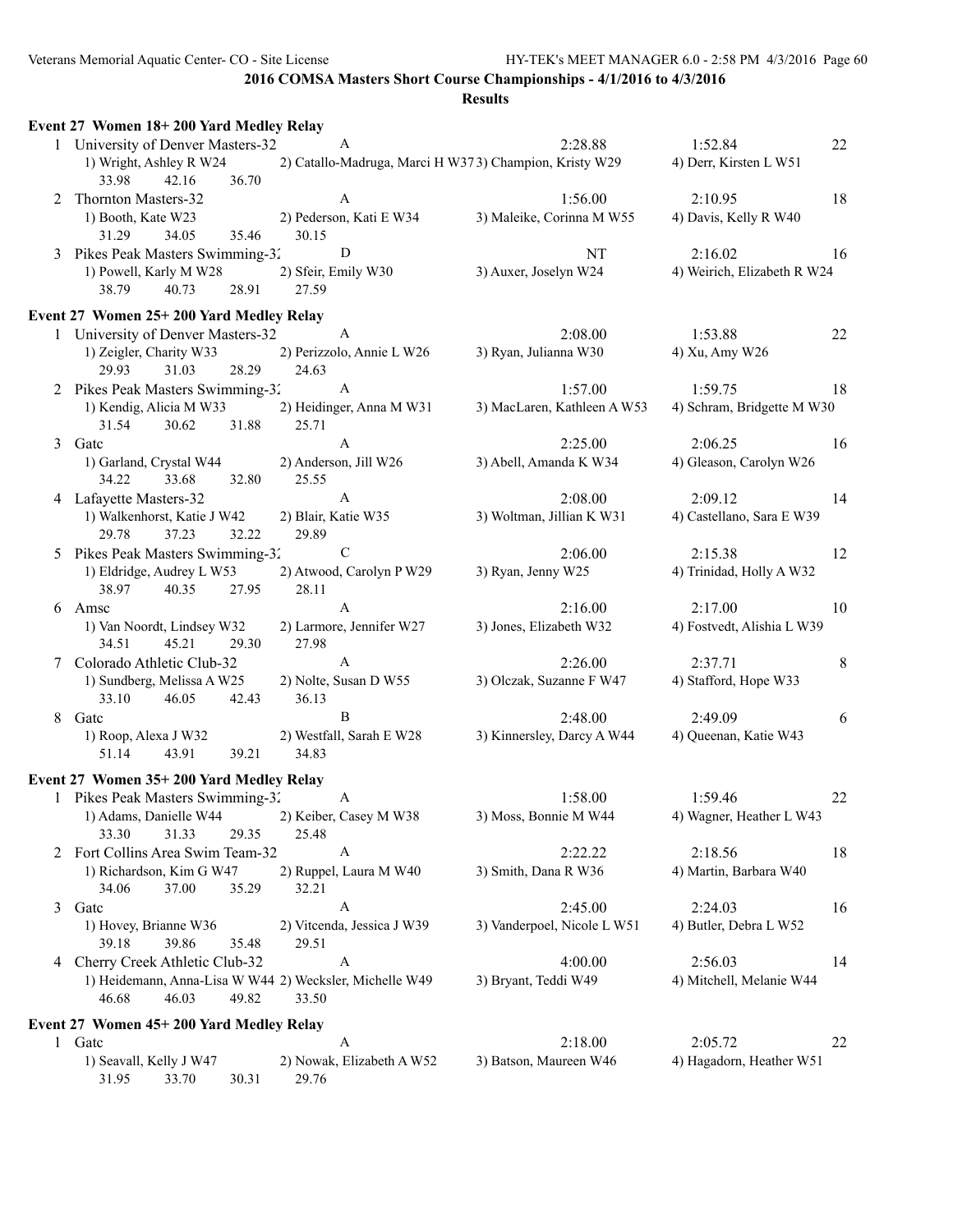**2016 COMSA Masters Short Course Championships - 4/1/2016 to 4/3/2016**

**Results**

### Event 27 Women 18+ 200 Yard Medley Relay

1 University of Denver Masters-32 — A — 2:28.88 — 1:52.84 — 22
1) Wright, Ashley R W24 — 2) Catallo-Madruga, Marci H W37 — 3) Champion, Kristy W29 — 4) Derr, Kirsten L W51
33.98 42.16 36.70

2 Thornton Masters-32 — A — 1:56.00 — 2:10.95 — 18
1) Booth, Kate W23 — 2) Pederson, Kati E W34 — 3) Maleike, Corinna M W55 — 4) Davis, Kelly R W40
31.29 34.05 35.46 30.15

3 Pikes Peak Masters Swimming-32 — D — NT — 2:16.02 — 16
1) Powell, Karly M W28 — 2) Sfeir, Emily W30 — 3) Auxer, Joselyn W24 — 4) Weirich, Elizabeth R W24
38.79 40.73 28.91 27.59

### Event 27 Women 25+ 200 Yard Medley Relay

1 University of Denver Masters-32 — A — 2:08.00 — 1:53.88 — 22
1) Zeigler, Charity W33 — 2) Perizzolo, Annie L W26 — 3) Ryan, Julianna W30 — 4) Xu, Amy W26
29.93 31.03 28.29 24.63

2 Pikes Peak Masters Swimming-32 — A — 1:57.00 — 1:59.75 — 18
1) Kendig, Alicia M W33 — 2) Heidinger, Anna M W31 — 3) MacLaren, Kathleen A W53 — 4) Schram, Bridgette M W30
31.54 30.62 31.88 25.71

3 Gatc — A — 2:25.00 — 2:06.25 — 16
1) Garland, Crystal W44 — 2) Anderson, Jill W26 — 3) Abell, Amanda K W34 — 4) Gleason, Carolyn W26
34.22 33.68 32.80 25.55

4 Lafayette Masters-32 — A — 2:08.00 — 2:09.12 — 14
1) Walkenhorst, Katie J W42 — 2) Blair, Katie W35 — 3) Woltman, Jillian K W31 — 4) Castellano, Sara E W39
29.78 37.23 32.22 29.89

5 Pikes Peak Masters Swimming-32 — C — 2:06.00 — 2:15.38 — 12
1) Eldridge, Audrey L W53 — 2) Atwood, Carolyn P W29 — 3) Ryan, Jenny W25 — 4) Trinidad, Holly A W32
38.97 40.35 27.95 28.11

6 Amsc — A — 2:16.00 — 2:17.00 — 10
1) Van Noordt, Lindsey W32 — 2) Larmore, Jennifer W27 — 3) Jones, Elizabeth W32 — 4) Fostvedt, Alishia L W39
34.51 45.21 29.30 27.98

7 Colorado Athletic Club-32 — A — 2:26.00 — 2:37.71 — 8
1) Sundberg, Melissa A W25 — 2) Nolte, Susan D W55 — 3) Olczak, Suzanne F W47 — 4) Stafford, Hope W33
33.10 46.05 42.43 36.13

8 Gatc — B — 2:48.00 — 2:49.09 — 6
1) Roop, Alexa J W32 — 2) Westfall, Sarah E W28 — 3) Kinnersley, Darcy A W44 — 4) Queenan, Katie W43
51.14 43.91 39.21 34.83

### Event 27 Women 35+ 200 Yard Medley Relay

1 Pikes Peak Masters Swimming-32 — A — 1:58.00 — 1:59.46 — 22
1) Adams, Danielle W44 — 2) Keiber, Casey M W38 — 3) Moss, Bonnie M W44 — 4) Wagner, Heather L W43
33.30 31.33 29.35 25.48

2 Fort Collins Area Swim Team-32 — A — 2:22.22 — 2:18.56 — 18
1) Richardson, Kim G W47 — 2) Ruppel, Laura M W40 — 3) Smith, Dana R W36 — 4) Martin, Barbara W40
34.06 37.00 35.29 32.21

3 Gatc — A — 2:45.00 — 2:24.03 — 16
1) Hovey, Brianne W36 — 2) Vitcenda, Jessica J W39 — 3) Vanderpoel, Nicole L W51 — 4) Butler, Debra L W52
39.18 39.86 35.48 29.51

4 Cherry Creek Athletic Club-32 — A — 4:00.00 — 2:56.03 — 14
1) Heidemann, Anna-Lisa W W44 — 2) Wecksler, Michelle W49 — 3) Bryant, Teddi W49 — 4) Mitchell, Melanie W44
46.68 46.03 49.82 33.50

### Event 27 Women 45+ 200 Yard Medley Relay

1 Gatc — A — 2:18.00 — 2:05.72 — 22
1) Seavall, Kelly J W47 — 2) Nowak, Elizabeth A W52 — 3) Batson, Maureen W46 — 4) Hagadorn, Heather W51
31.95 33.70 30.31 29.76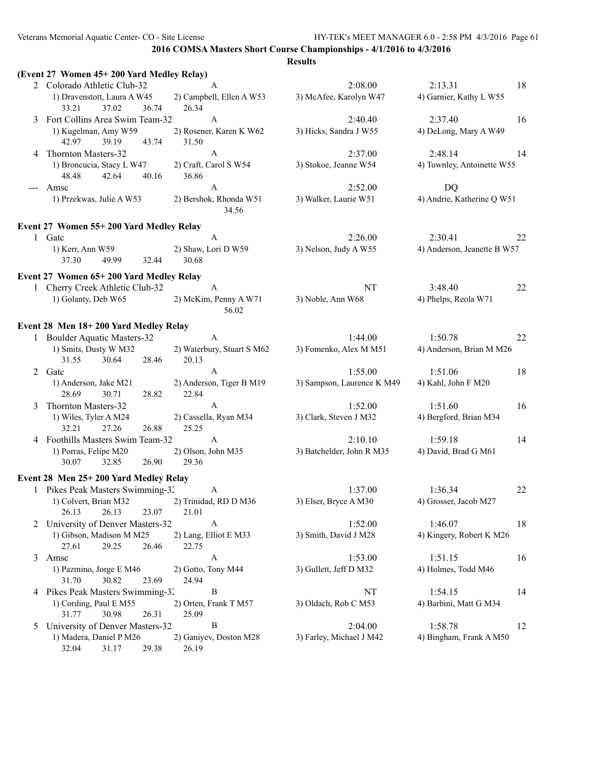**2016 COMSA Masters Short Course Championships - 4/1/2016 to 4/3/2016**

**Results**

**(Event 27 Women 45+ 200 Yard Medley Relay)**

| | Team | Relay | Seed Time | Finals Time | Points |
|---|---|---|---|---|---|
| 2 | Colorado Athletic Club-32 | A | 2:08.00 | 2:13.31 | 18 |
| | 1) Dravenstott, Laura A W45 | 2) Campbell, Ellen A W53 | 3) McAfee, Karolyn W47 | 4) Garnier, Kathy L W55 | |
| | 33.21 37.02 36.74 26.34 | | | | |
| 3 | Fort Collins Area Swim Team-32 | A | 2:40.40 | 2:37.40 | 16 |
| | 1) Kugelman, Amy W59 | 2) Rosener, Karen K W62 | 3) Hicks, Sandra J W55 | 4) DeLong, Mary A W49 | |
| | 42.97 39.19 43.74 31.50 | | | | |
| 4 | Thornton Masters-32 | A | 2:37.00 | 2:48.14 | 14 |
| | 1) Broncucia, Stacy L W47 | 2) Craft, Carol S W54 | 3) Stokoe, Jeanne W54 | 4) Townley, Antoinette W55 | |
| | 48.48 42.64 40.16 36.86 | | | | |
| --- | Amsc | A | 2:52.00 | DQ | |
| | 1) Przekwas, Julie A W53 | 2) Bershok, Rhonda W51 | 3) Walker, Laurie W51 | 4) Andrie, Katherine Q W51 | |
| | 34.56 | | | | |

**Event 27 Women 55+ 200 Yard Medley Relay**

| | Team | Relay | Seed Time | Finals Time | Points |
|---|---|---|---|---|---|
| 1 | Gatc | A | 2:26.00 | 2:30.41 | 22 |
| | 1) Kerr, Ann W59 | 2) Shaw, Lori D W59 | 3) Nelson, Judy A W55 | 4) Anderson, Jeanette B W57 | |
| | 37.30 49.99 32.44 30.68 | | | | |

**Event 27 Women 65+ 200 Yard Medley Relay**

| | Team | Relay | Seed Time | Finals Time | Points |
|---|---|---|---|---|---|
| 1 | Cherry Creek Athletic Club-32 | A | NT | 3:48.40 | 22 |
| | 1) Golanty, Deb W65 | 2) McKim, Penny A W71 | 3) Noble, Ann W68 | 4) Phelps, Reola W71 | |
| | 56.02 | | | | |

**Event 28 Men 18+ 200 Yard Medley Relay**

| | Team | Relay | Seed Time | Finals Time | Points |
|---|---|---|---|---|---|
| 1 | Boulder Aquatic Masters-32 | A | 1:44.00 | 1:50.78 | 22 |
| | 1) Smits, Dusty W M32 | 2) Waterbury, Stuart S M62 | 3) Fomenko, Alex M M51 | 4) Anderson, Brian M M26 | |
| | 31.55 30.64 28.46 20.13 | | | | |
| 2 | Gatc | A | 1:55.00 | 1:51.06 | 18 |
| | 1) Anderson, Jake M21 | 2) Anderson, Tiger B M19 | 3) Sampson, Laurence K M49 | 4) Kahl, John F M20 | |
| | 28.69 30.71 28.82 22.84 | | | | |
| 3 | Thornton Masters-32 | A | 1:52.00 | 1:51.60 | 16 |
| | 1) Wiles, Tyler A M24 | 2) Cassella, Ryan M34 | 3) Clark, Steven J M32 | 4) Bergford, Brian M34 | |
| | 32.21 27.26 26.88 25.25 | | | | |
| 4 | Foothills Masters Swim Team-32 | A | 2:10.10 | 1:59.18 | 14 |
| | 1) Porras, Felipe M20 | 2) Olson, John M35 | 3) Batchelder, John R M35 | 4) David, Brad G M61 | |
| | 30.07 32.85 26.90 29.36 | | | | |

**Event 28 Men 25+ 200 Yard Medley Relay**

| | Team | Relay | Seed Time | Finals Time | Points |
|---|---|---|---|---|---|
| 1 | Pikes Peak Masters Swimming-32 | A | 1:37.00 | 1:36.34 | 22 |
| | 1) Colvert, Brian M32 | 2) Trinidad, RD D M36 | 3) Elser, Bryce A M30 | 4) Grosser, Jacob M27 | |
| | 26.13 26.13 23.07 21.01 | | | | |
| 2 | University of Denver Masters-32 | A | 1:52.00 | 1:46.07 | 18 |
| | 1) Gibson, Madison M M25 | 2) Lang, Elliot E M33 | 3) Smith, David J M28 | 4) Kingery, Robert K M26 | |
| | 27.61 29.25 26.46 22.75 | | | | |
| 3 | Amsc | A | 1:53.00 | 1:51.15 | 16 |
| | 1) Pazmino, Jorge E M46 | 2) Gotto, Tony M44 | 3) Gullett, Jeff D M32 | 4) Holmes, Todd M46 | |
| | 31.70 30.82 23.69 24.94 | | | | |
| 4 | Pikes Peak Masters Swimming-32 | B | NT | 1:54.15 | 14 |
| | 1) Cording, Paul E M55 | 2) Orten, Frank T M57 | 3) Oldach, Rob C M53 | 4) Barbini, Matt G M34 | |
| | 31.77 30.98 26.31 25.09 | | | | |
| 5 | University of Denver Masters-32 | B | 2:04.00 | 1:58.78 | 12 |
| | 1) Madera, Daniel P M26 | 2) Ganiyev, Doston M28 | 3) Farley, Michael J M42 | 4) Bingham, Frank A M50 | |
| | 32.04 31.17 29.38 26.19 | | | | |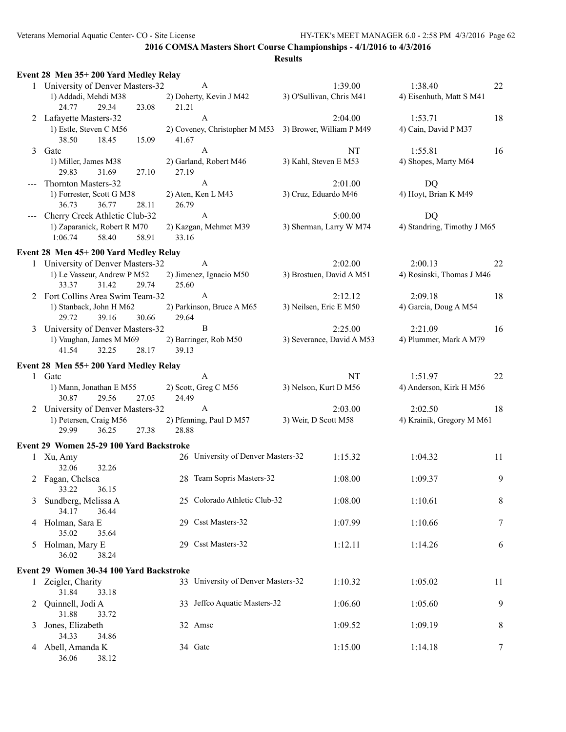**2016 COMSA Masters Short Course Championships - 4/1/2016 to 4/3/2016**

**Results**

### Event 28 Men 35+ 200 Yard Medley Relay

| | Team | Relay | Seed Time | Finals Time | Points |
|---|---|---|---|---|---|
| 1 | University of Denver Masters-32 | A | 1:39.00 | 1:38.40 | 22 |
| | 1) Addadi, Mehdi M38 | 2) Doherty, Kevin J M42 | 3) O'Sullivan, Chris M41 | 4) Eisenhuth, Matt S M41 | |
| | 24.77 29.34 23.08 21.21 | | | | |
| 2 | Lafayette Masters-32 | A | 2:04.00 | 1:53.71 | 18 |
| | 1) Estle, Steven C M56 | 2) Coveney, Christopher M M53 | 3) Brower, William P M49 | 4) Cain, David P M37 | |
| | 38.50 18.45 15.09 41.67 | | | | |
| 3 | Gatc | A | NT | 1:55.81 | 16 |
| | 1) Miller, James M38 | 2) Garland, Robert M46 | 3) Kahl, Steven E M53 | 4) Shopes, Marty M64 | |
| | 29.83 31.69 27.10 27.19 | | | | |
| --- | Thornton Masters-32 | A | 2:01.00 | DQ | |
| | 1) Forrester, Scott G M38 | 2) Aten, Ken L M43 | 3) Cruz, Eduardo M46 | 4) Hoyt, Brian K M49 | |
| | 36.73 36.77 28.11 26.79 | | | | |
| --- | Cherry Creek Athletic Club-32 | A | 5:00.00 | DQ | |
| | 1) Zaparanick, Robert R M70 | 2) Kazgan, Mehmet M39 | 3) Sherman, Larry W M74 | 4) Standring, Timothy J M65 | |
| | 1:06.74 58.40 58.91 33.16 | | | | |

### Event 28 Men 45+ 200 Yard Medley Relay

| | Team | Relay | Seed Time | Finals Time | Points |
|---|---|---|---|---|---|
| 1 | University of Denver Masters-32 | A | 2:02.00 | 2:00.13 | 22 |
| | 1) Le Vasseur, Andrew P M52 | 2) Jimenez, Ignacio M50 | 3) Brostuen, David A M51 | 4) Rosinski, Thomas J M46 | |
| | 33.37 31.42 29.74 25.60 | | | | |
| 2 | Fort Collins Area Swim Team-32 | A | 2:12.12 | 2:09.18 | 18 |
| | 1) Stanback, John H M62 | 2) Parkinson, Bruce A M65 | 3) Neilsen, Eric E M50 | 4) Garcia, Doug A M54 | |
| | 29.72 39.16 30.66 29.64 | | | | |
| 3 | University of Denver Masters-32 | B | 2:25.00 | 2:21.09 | 16 |
| | 1) Vaughan, James M M69 | 2) Barringer, Rob M50 | 3) Severance, David A M53 | 4) Plummer, Mark A M79 | |
| | 41.54 32.25 28.17 39.13 | | | | |

### Event 28 Men 55+ 200 Yard Medley Relay

| | Team | Relay | Seed Time | Finals Time | Points |
|---|---|---|---|---|---|
| 1 | Gatc | A | NT | 1:51.97 | 22 |
| | 1) Mann, Jonathan E M55 | 2) Scott, Greg C M56 | 3) Nelson, Kurt D M56 | 4) Anderson, Kirk H M56 | |
| | 30.87 29.56 27.05 24.49 | | | | |
| 2 | University of Denver Masters-32 | A | 2:03.00 | 2:02.50 | 18 |
| | 1) Petersen, Craig M56 | 2) Pfenning, Paul D M57 | 3) Weir, D Scott M58 | 4) Krainik, Gregory M M61 | |
| | 29.99 36.25 27.38 28.88 | | | | |

### Event 29 Women 25-29 100 Yard Backstroke

| | Name | Age | Team | Seed Time | Finals Time | Points |
|---|---|---|---|---|---|---|
| 1 | Xu, Amy | 26 | University of Denver Masters-32 | 1:15.32 | 1:04.32 | 11 |
| | 32.06 32.26 | | | | | |
| 2 | Fagan, Chelsea | 28 | Team Sopris Masters-32 | 1:08.00 | 1:09.37 | 9 |
| | 33.22 36.15 | | | | | |
| 3 | Sundberg, Melissa A | 25 | Colorado Athletic Club-32 | 1:08.00 | 1:10.61 | 8 |
| | 34.17 36.44 | | | | | |
| 4 | Holman, Sara E | 29 | Csst Masters-32 | 1:07.99 | 1:10.66 | 7 |
| | 35.02 35.64 | | | | | |
| 5 | Holman, Mary E | 29 | Csst Masters-32 | 1:12.11 | 1:14.26 | 6 |
| | 36.02 38.24 | | | | | |

### Event 29 Women 30-34 100 Yard Backstroke

| | Name | Age | Team | Seed Time | Finals Time | Points |
|---|---|---|---|---|---|---|
| 1 | Zeigler, Charity | 33 | University of Denver Masters-32 | 1:10.32 | 1:05.02 | 11 |
| | 31.84 33.18 | | | | | |
| 2 | Quinnell, Jodi A | 33 | Jeffco Aquatic Masters-32 | 1:06.60 | 1:05.60 | 9 |
| | 31.88 33.72 | | | | | |
| 3 | Jones, Elizabeth | 32 | Amsc | 1:09.52 | 1:09.19 | 8 |
| | 34.33 34.86 | | | | | |
| 4 | Abell, Amanda K | 34 | Gatc | 1:15.00 | 1:14.18 | 7 |
| | 36.06 38.12 | | | | | |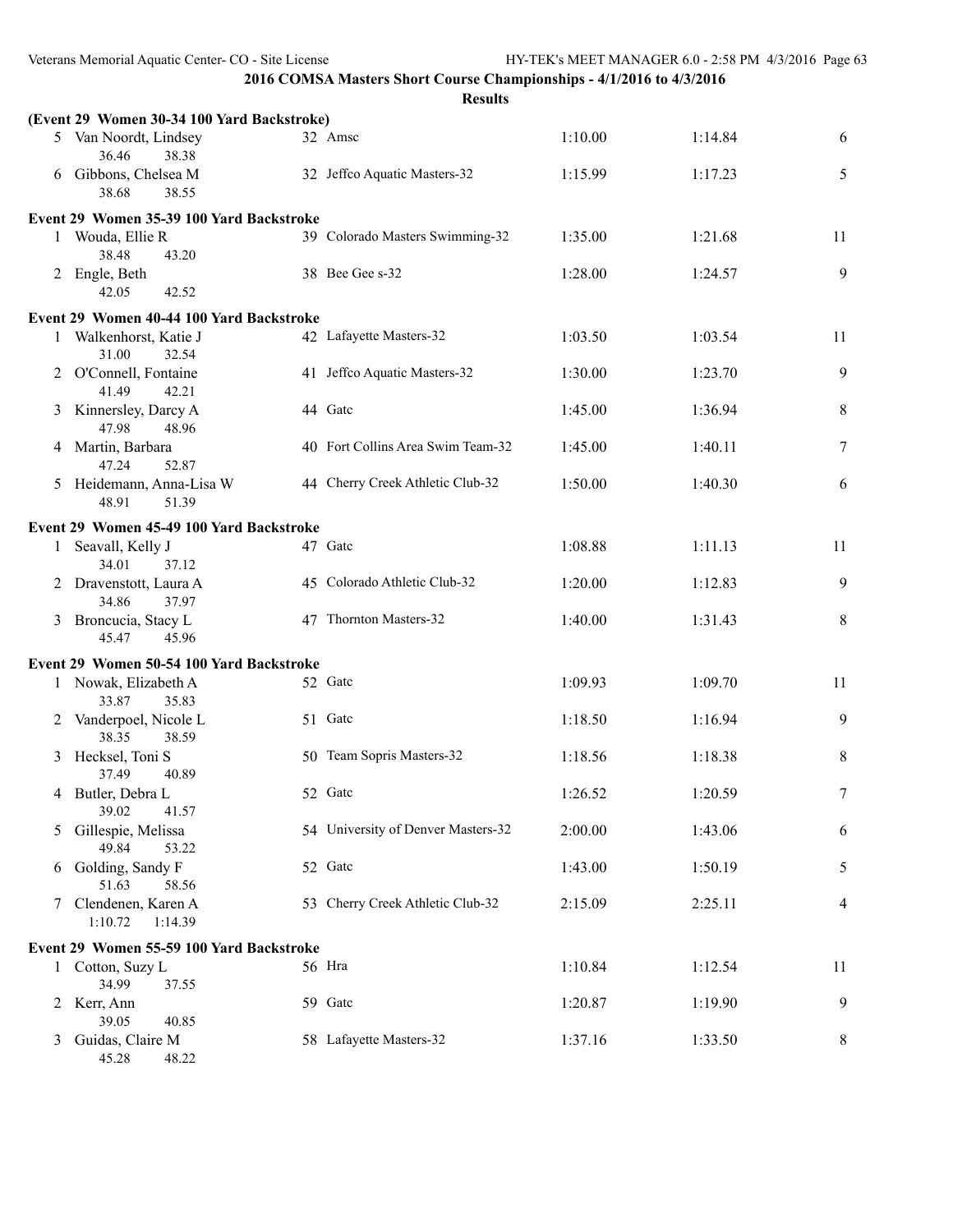**2016 COMSA Masters Short Course Championships - 4/1/2016 to 4/3/2016**

**Results**

**(Event 29 Women 30-34 100 Yard Backstroke)**

| | | | | | | |
|---|---|---|---|---|---|---|
| 5 | Van Noordt, Lindsey | 32 | Amsc | 1:10.00 | 1:14.84 | 6 |
| | 36.46 38.38 | | | | | |
| 6 | Gibbons, Chelsea M | 32 | Jeffco Aquatic Masters-32 | 1:15.99 | 1:17.23 | 5 |
| | 38.68 38.55 | | | | | |

**Event 29 Women 35-39 100 Yard Backstroke**

| | | | | | | |
|---|---|---|---|---|---|---|
| 1 | Wouda, Ellie R | 39 | Colorado Masters Swimming-32 | 1:35.00 | 1:21.68 | 11 |
| | 38.48 43.20 | | | | | |
| 2 | Engle, Beth | 38 | Bee Gee s-32 | 1:28.00 | 1:24.57 | 9 |
| | 42.05 42.52 | | | | | |

**Event 29 Women 40-44 100 Yard Backstroke**

| | | | | | | |
|---|---|---|---|---|---|---|
| 1 | Walkenhorst, Katie J | 42 | Lafayette Masters-32 | 1:03.50 | 1:03.54 | 11 |
| | 31.00 32.54 | | | | | |
| 2 | O'Connell, Fontaine | 41 | Jeffco Aquatic Masters-32 | 1:30.00 | 1:23.70 | 9 |
| | 41.49 42.21 | | | | | |
| 3 | Kinnersley, Darcy A | 44 | Gatc | 1:45.00 | 1:36.94 | 8 |
| | 47.98 48.96 | | | | | |
| 4 | Martin, Barbara | 40 | Fort Collins Area Swim Team-32 | 1:45.00 | 1:40.11 | 7 |
| | 47.24 52.87 | | | | | |
| 5 | Heidemann, Anna-Lisa W | 44 | Cherry Creek Athletic Club-32 | 1:50.00 | 1:40.30 | 6 |
| | 48.91 51.39 | | | | | |

**Event 29 Women 45-49 100 Yard Backstroke**

| | | | | | | |
|---|---|---|---|---|---|---|
| 1 | Seavall, Kelly J | 47 | Gatc | 1:08.88 | 1:11.13 | 11 |
| | 34.01 37.12 | | | | | |
| 2 | Dravenstott, Laura A | 45 | Colorado Athletic Club-32 | 1:20.00 | 1:12.83 | 9 |
| | 34.86 37.97 | | | | | |
| 3 | Broncucia, Stacy L | 47 | Thornton Masters-32 | 1:40.00 | 1:31.43 | 8 |
| | 45.47 45.96 | | | | | |

**Event 29 Women 50-54 100 Yard Backstroke**

| | | | | | | |
|---|---|---|---|---|---|---|
| 1 | Nowak, Elizabeth A | 52 | Gatc | 1:09.93 | 1:09.70 | 11 |
| | 33.87 35.83 | | | | | |
| 2 | Vanderpoel, Nicole L | 51 | Gatc | 1:18.50 | 1:16.94 | 9 |
| | 38.35 38.59 | | | | | |
| 3 | Hecksel, Toni S | 50 | Team Sopris Masters-32 | 1:18.56 | 1:18.38 | 8 |
| | 37.49 40.89 | | | | | |
| 4 | Butler, Debra L | 52 | Gatc | 1:26.52 | 1:20.59 | 7 |
| | 39.02 41.57 | | | | | |
| 5 | Gillespie, Melissa | 54 | University of Denver Masters-32 | 2:00.00 | 1:43.06 | 6 |
| | 49.84 53.22 | | | | | |
| 6 | Golding, Sandy F | 52 | Gatc | 1:43.00 | 1:50.19 | 5 |
| | 51.63 58.56 | | | | | |
| 7 | Clendenen, Karen A | 53 | Cherry Creek Athletic Club-32 | 2:15.09 | 2:25.11 | 4 |
| | 1:10.72 1:14.39 | | | | | |

**Event 29 Women 55-59 100 Yard Backstroke**

| | | | | | | |
|---|---|---|---|---|---|---|
| 1 | Cotton, Suzy L | 56 | Hra | 1:10.84 | 1:12.54 | 11 |
| | 34.99 37.55 | | | | | |
| 2 | Kerr, Ann | 59 | Gatc | 1:20.87 | 1:19.90 | 9 |
| | 39.05 40.85 | | | | | |
| 3 | Guidas, Claire M | 58 | Lafayette Masters-32 | 1:37.16 | 1:33.50 | 8 |
| | 45.28 48.22 | | | | | |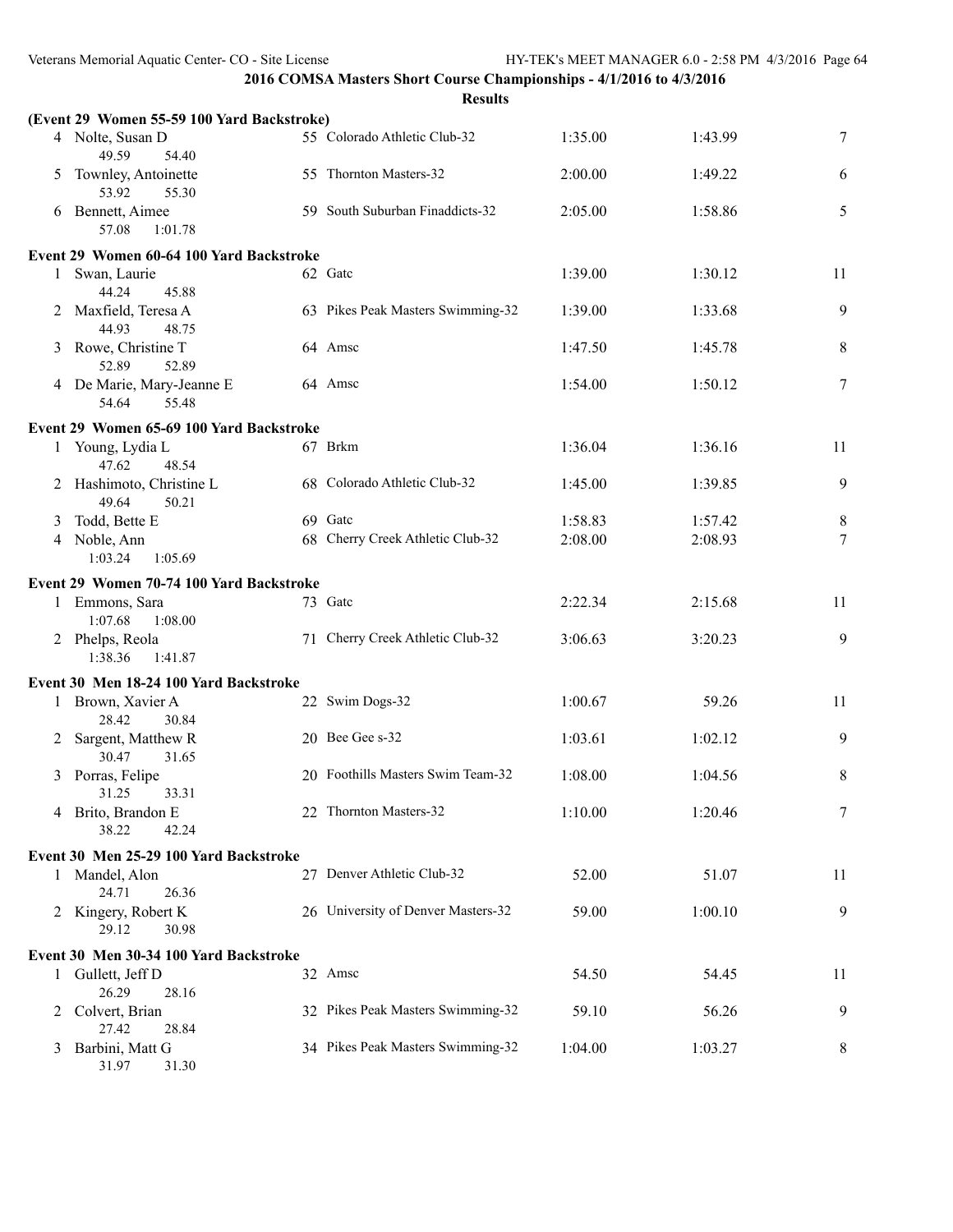**2016 COMSA Masters Short Course Championships - 4/1/2016 to 4/3/2016**

**Results**

**(Event 29 Women 55-59 100 Yard Backstroke)**

| | | | | | | |
|---|---|---|---|---|---|---|
| 4 | Nolte, Susan D | 55 | Colorado Athletic Club-32 | 1:35.00 | 1:43.99 | 7 |
| | 49.59 54.40 | | | | | |
| 5 | Townley, Antoinette | 55 | Thornton Masters-32 | 2:00.00 | 1:49.22 | 6 |
| | 53.92 55.30 | | | | | |
| 6 | Bennett, Aimee | 59 | South Suburban Finaddicts-32 | 2:05.00 | 1:58.86 | 5 |
| | 57.08 1:01.78 | | | | | |

**Event 29 Women 60-64 100 Yard Backstroke**

| | | | | | | |
|---|---|---|---|---|---|---|
| 1 | Swan, Laurie | 62 | Gatc | 1:39.00 | 1:30.12 | 11 |
| | 44.24 45.88 | | | | | |
| 2 | Maxfield, Teresa A | 63 | Pikes Peak Masters Swimming-32 | 1:39.00 | 1:33.68 | 9 |
| | 44.93 48.75 | | | | | |
| 3 | Rowe, Christine T | 64 | Amsc | 1:47.50 | 1:45.78 | 8 |
| | 52.89 52.89 | | | | | |
| 4 | De Marie, Mary-Jeanne E | 64 | Amsc | 1:54.00 | 1:50.12 | 7 |
| | 54.64 55.48 | | | | | |

**Event 29 Women 65-69 100 Yard Backstroke**

| | | | | | | |
|---|---|---|---|---|---|---|
| 1 | Young, Lydia L | 67 | Brkm | 1:36.04 | 1:36.16 | 11 |
| | 47.62 48.54 | | | | | |
| 2 | Hashimoto, Christine L | 68 | Colorado Athletic Club-32 | 1:45.00 | 1:39.85 | 9 |
| | 49.64 50.21 | | | | | |
| 3 | Todd, Bette E | 69 | Gatc | 1:58.83 | 1:57.42 | 8 |
| 4 | Noble, Ann | 68 | Cherry Creek Athletic Club-32 | 2:08.00 | 2:08.93 | 7 |
| | 1:03.24 1:05.69 | | | | | |

**Event 29 Women 70-74 100 Yard Backstroke**

| | | | | | | |
|---|---|---|---|---|---|---|
| 1 | Emmons, Sara | 73 | Gatc | 2:22.34 | 2:15.68 | 11 |
| | 1:07.68 1:08.00 | | | | | |
| 2 | Phelps, Reola | 71 | Cherry Creek Athletic Club-32 | 3:06.63 | 3:20.23 | 9 |
| | 1:38.36 1:41.87 | | | | | |

**Event 30 Men 18-24 100 Yard Backstroke**

| | | | | | | |
|---|---|---|---|---|---|---|
| 1 | Brown, Xavier A | 22 | Swim Dogs-32 | 1:00.67 | 59.26 | 11 |
| | 28.42 30.84 | | | | | |
| 2 | Sargent, Matthew R | 20 | Bee Gee s-32 | 1:03.61 | 1:02.12 | 9 |
| | 30.47 31.65 | | | | | |
| 3 | Porras, Felipe | 20 | Foothills Masters Swim Team-32 | 1:08.00 | 1:04.56 | 8 |
| | 31.25 33.31 | | | | | |
| 4 | Brito, Brandon E | 22 | Thornton Masters-32 | 1:10.00 | 1:20.46 | 7 |
| | 38.22 42.24 | | | | | |

**Event 30 Men 25-29 100 Yard Backstroke**

| | | | | | | |
|---|---|---|---|---|---|---|
| 1 | Mandel, Alon | 27 | Denver Athletic Club-32 | 52.00 | 51.07 | 11 |
| | 24.71 26.36 | | | | | |
| 2 | Kingery, Robert K | 26 | University of Denver Masters-32 | 59.00 | 1:00.10 | 9 |
| | 29.12 30.98 | | | | | |

**Event 30 Men 30-34 100 Yard Backstroke**

| | | | | | | |
|---|---|---|---|---|---|---|
| 1 | Gullett, Jeff D | 32 | Amsc | 54.50 | 54.45 | 11 |
| | 26.29 28.16 | | | | | |
| 2 | Colvert, Brian | 32 | Pikes Peak Masters Swimming-32 | 59.10 | 56.26 | 9 |
| | 27.42 28.84 | | | | | |
| 3 | Barbini, Matt G | 34 | Pikes Peak Masters Swimming-32 | 1:04.00 | 1:03.27 | 8 |
| | 31.97 31.30 | | | | | |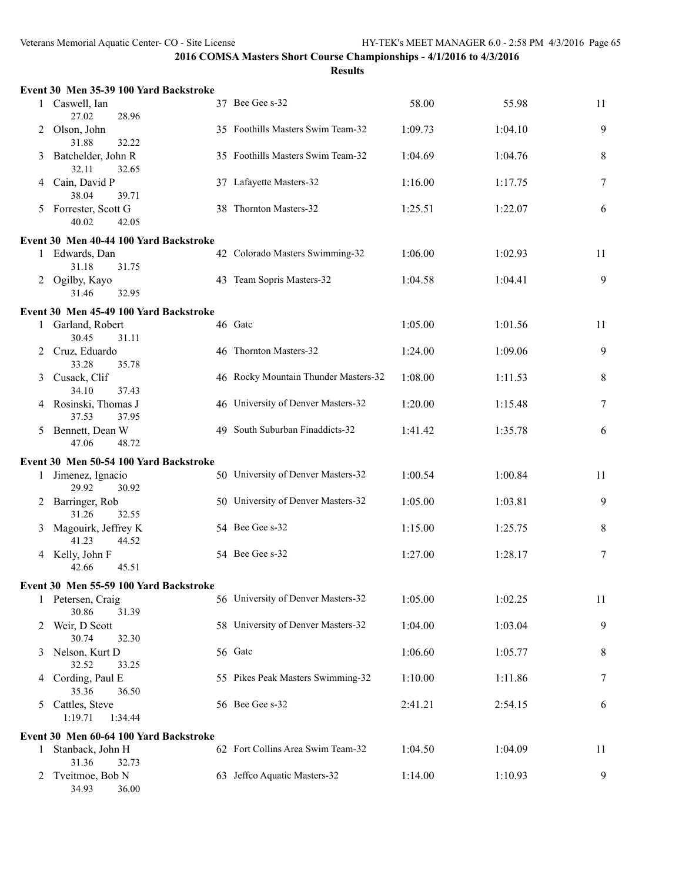## 2016 COMSA Masters Short Course Championships - 4/1/2016 to 4/3/2016

### Results

**Event 30 Men 35-39 100 Yard Backstroke**

| | | | | | | |
|---|---|---|---|---|---|---|
| 1 | Caswell, Ian | 37 | Bee Gee s-32 | 58.00 | 55.98 | 11 |
| | 27.02 28.96 | | | | | |
| 2 | Olson, John | 35 | Foothills Masters Swim Team-32 | 1:09.73 | 1:04.10 | 9 |
| | 31.88 32.22 | | | | | |
| 3 | Batchelder, John R | 35 | Foothills Masters Swim Team-32 | 1:04.69 | 1:04.76 | 8 |
| | 32.11 32.65 | | | | | |
| 4 | Cain, David P | 37 | Lafayette Masters-32 | 1:16.00 | 1:17.75 | 7 |
| | 38.04 39.71 | | | | | |
| 5 | Forrester, Scott G | 38 | Thornton Masters-32 | 1:25.51 | 1:22.07 | 6 |
| | 40.02 42.05 | | | | | |

**Event 30 Men 40-44 100 Yard Backstroke**

| | | | | | | |
|---|---|---|---|---|---|---|
| 1 | Edwards, Dan | 42 | Colorado Masters Swimming-32 | 1:06.00 | 1:02.93 | 11 |
| | 31.18 31.75 | | | | | |
| 2 | Ogilby, Kayo | 43 | Team Sopris Masters-32 | 1:04.58 | 1:04.41 | 9 |
| | 31.46 32.95 | | | | | |

**Event 30 Men 45-49 100 Yard Backstroke**

| | | | | | | |
|---|---|---|---|---|---|---|
| 1 | Garland, Robert | 46 | Gatc | 1:05.00 | 1:01.56 | 11 |
| | 30.45 31.11 | | | | | |
| 2 | Cruz, Eduardo | 46 | Thornton Masters-32 | 1:24.00 | 1:09.06 | 9 |
| | 33.28 35.78 | | | | | |
| 3 | Cusack, Clif | 46 | Rocky Mountain Thunder Masters-32 | 1:08.00 | 1:11.53 | 8 |
| | 34.10 37.43 | | | | | |
| 4 | Rosinski, Thomas J | 46 | University of Denver Masters-32 | 1:20.00 | 1:15.48 | 7 |
| | 37.53 37.95 | | | | | |
| 5 | Bennett, Dean W | 49 | South Suburban Finaddicts-32 | 1:41.42 | 1:35.78 | 6 |
| | 47.06 48.72 | | | | | |

**Event 30 Men 50-54 100 Yard Backstroke**

| | | | | | | |
|---|---|---|---|---|---|---|
| 1 | Jimenez, Ignacio | 50 | University of Denver Masters-32 | 1:00.54 | 1:00.84 | 11 |
| | 29.92 30.92 | | | | | |
| 2 | Barringer, Rob | 50 | University of Denver Masters-32 | 1:05.00 | 1:03.81 | 9 |
| | 31.26 32.55 | | | | | |
| 3 | Magouirk, Jeffrey K | 54 | Bee Gee s-32 | 1:15.00 | 1:25.75 | 8 |
| | 41.23 44.52 | | | | | |
| 4 | Kelly, John F | 54 | Bee Gee s-32 | 1:27.00 | 1:28.17 | 7 |
| | 42.66 45.51 | | | | | |

**Event 30 Men 55-59 100 Yard Backstroke**

| | | | | | | |
|---|---|---|---|---|---|---|
| 1 | Petersen, Craig | 56 | University of Denver Masters-32 | 1:05.00 | 1:02.25 | 11 |
| | 30.86 31.39 | | | | | |
| 2 | Weir, D Scott | 58 | University of Denver Masters-32 | 1:04.00 | 1:03.04 | 9 |
| | 30.74 32.30 | | | | | |
| 3 | Nelson, Kurt D | 56 | Gatc | 1:06.60 | 1:05.77 | 8 |
| | 32.52 33.25 | | | | | |
| 4 | Cording, Paul E | 55 | Pikes Peak Masters Swimming-32 | 1:10.00 | 1:11.86 | 7 |
| | 35.36 36.50 | | | | | |
| 5 | Cattles, Steve | 56 | Bee Gee s-32 | 2:41.21 | 2:54.15 | 6 |
| | 1:19.71 1:34.44 | | | | | |

**Event 30 Men 60-64 100 Yard Backstroke**

| | | | | | | |
|---|---|---|---|---|---|---|
| 1 | Stanback, John H | 62 | Fort Collins Area Swim Team-32 | 1:04.50 | 1:04.09 | 11 |
| | 31.36 32.73 | | | | | |
| 2 | Tveitmoe, Bob N | 63 | Jeffco Aquatic Masters-32 | 1:14.00 | 1:10.93 | 9 |
| | 34.93 36.00 | | | | | |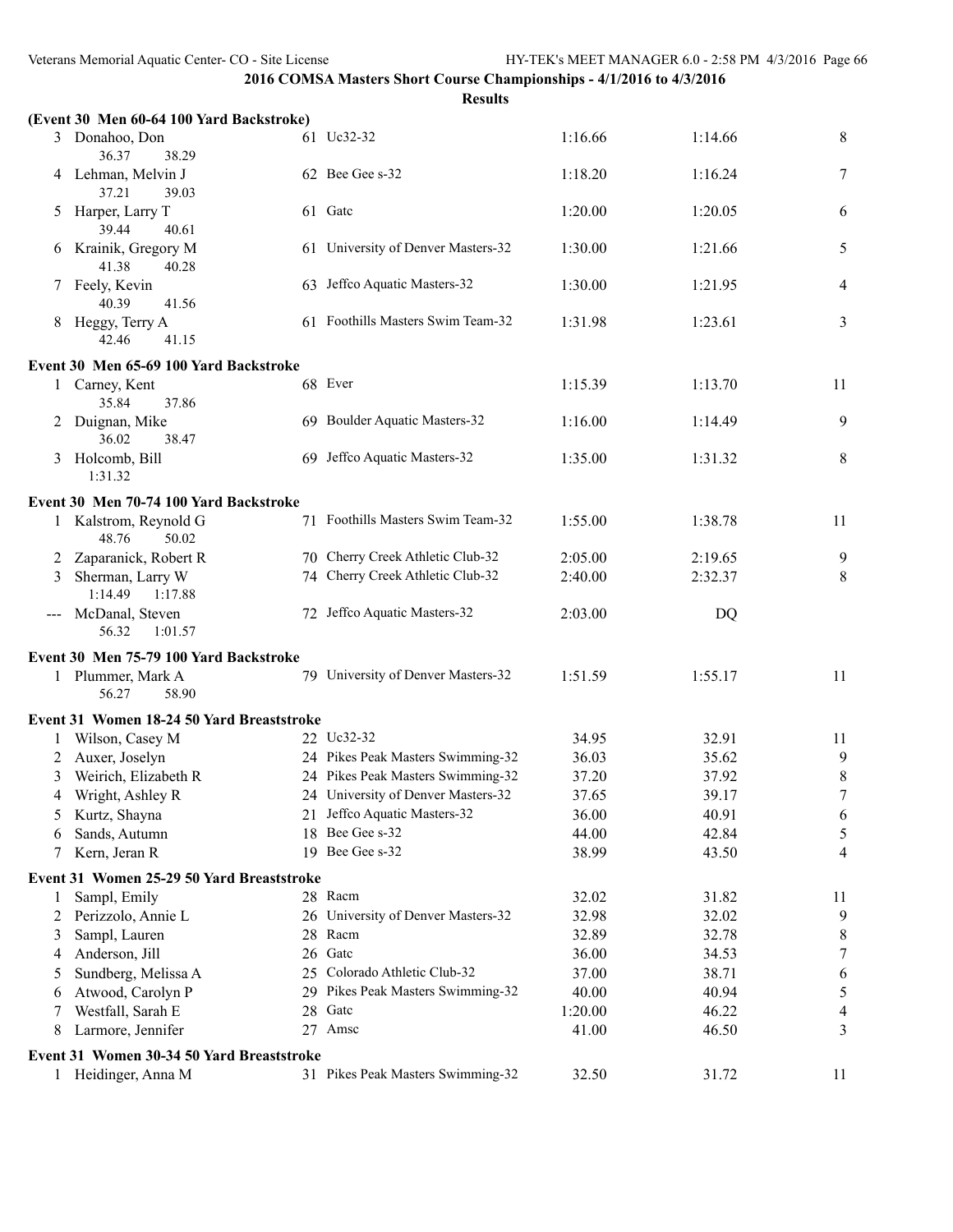## 2016 COMSA Masters Short Course Championships - 4/1/2016 to 4/3/2016

### Results

**(Event 30 Men 60-64 100 Yard Backstroke)**

| | | | | | | |
|---|---|---|---|---|---|---|
| 3 | Donahoo, Don | 61 | Uc32-32 | 1:16.66 | 1:14.66 | 8 |
| | 36.37 38.29 | | | | | |
| 4 | Lehman, Melvin J | 62 | Bee Gee s-32 | 1:18.20 | 1:16.24 | 7 |
| | 37.21 39.03 | | | | | |
| 5 | Harper, Larry T | 61 | Gatc | 1:20.00 | 1:20.05 | 6 |
| | 39.44 40.61 | | | | | |
| 6 | Krainik, Gregory M | 61 | University of Denver Masters-32 | 1:30.00 | 1:21.66 | 5 |
| | 41.38 40.28 | | | | | |
| 7 | Feely, Kevin | 63 | Jeffco Aquatic Masters-32 | 1:30.00 | 1:21.95 | 4 |
| | 40.39 41.56 | | | | | |
| 8 | Heggy, Terry A | 61 | Foothills Masters Swim Team-32 | 1:31.98 | 1:23.61 | 3 |
| | 42.46 41.15 | | | | | |

**Event 30 Men 65-69 100 Yard Backstroke**

| | | | | | | |
|---|---|---|---|---|---|---|
| 1 | Carney, Kent | 68 | Ever | 1:15.39 | 1:13.70 | 11 |
| | 35.84 37.86 | | | | | |
| 2 | Duignan, Mike | 69 | Boulder Aquatic Masters-32 | 1:16.00 | 1:14.49 | 9 |
| | 36.02 38.47 | | | | | |
| 3 | Holcomb, Bill | 69 | Jeffco Aquatic Masters-32 | 1:35.00 | 1:31.32 | 8 |
| | 1:31.32 | | | | | |

**Event 30 Men 70-74 100 Yard Backstroke**

| | | | | | | |
|---|---|---|---|---|---|---|
| 1 | Kalstrom, Reynold G | 71 | Foothills Masters Swim Team-32 | 1:55.00 | 1:38.78 | 11 |
| | 48.76 50.02 | | | | | |
| 2 | Zaparanick, Robert R | 70 | Cherry Creek Athletic Club-32 | 2:05.00 | 2:19.65 | 9 |
| 3 | Sherman, Larry W | 74 | Cherry Creek Athletic Club-32 | 2:40.00 | 2:32.37 | 8 |
| | 1:14.49 1:17.88 | | | | | |
| --- | McDanal, Steven | 72 | Jeffco Aquatic Masters-32 | 2:03.00 | DQ | |
| | 56.32 1:01.57 | | | | | |

**Event 30 Men 75-79 100 Yard Backstroke**

| | | | | | | |
|---|---|---|---|---|---|---|
| 1 | Plummer, Mark A | 79 | University of Denver Masters-32 | 1:51.59 | 1:55.17 | 11 |
| | 56.27 58.90 | | | | | |

**Event 31 Women 18-24 50 Yard Breaststroke**

| | | | | | | |
|---|---|---|---|---|---|---|
| 1 | Wilson, Casey M | 22 | Uc32-32 | 34.95 | 32.91 | 11 |
| 2 | Auxer, Joselyn | 24 | Pikes Peak Masters Swimming-32 | 36.03 | 35.62 | 9 |
| 3 | Weirich, Elizabeth R | 24 | Pikes Peak Masters Swimming-32 | 37.20 | 37.92 | 8 |
| 4 | Wright, Ashley R | 24 | University of Denver Masters-32 | 37.65 | 39.17 | 7 |
| 5 | Kurtz, Shayna | 21 | Jeffco Aquatic Masters-32 | 36.00 | 40.91 | 6 |
| 6 | Sands, Autumn | 18 | Bee Gee s-32 | 44.00 | 42.84 | 5 |
| 7 | Kern, Jeran R | 19 | Bee Gee s-32 | 38.99 | 43.50 | 4 |

**Event 31 Women 25-29 50 Yard Breaststroke**

| | | | | | | |
|---|---|---|---|---|---|---|
| 1 | Sampl, Emily | 28 | Racm | 32.02 | 31.82 | 11 |
| 2 | Perizzolo, Annie L | 26 | University of Denver Masters-32 | 32.98 | 32.02 | 9 |
| 3 | Sampl, Lauren | 28 | Racm | 32.89 | 32.78 | 8 |
| 4 | Anderson, Jill | 26 | Gatc | 36.00 | 34.53 | 7 |
| 5 | Sundberg, Melissa A | 25 | Colorado Athletic Club-32 | 37.00 | 38.71 | 6 |
| 6 | Atwood, Carolyn P | 29 | Pikes Peak Masters Swimming-32 | 40.00 | 40.94 | 5 |
| 7 | Westfall, Sarah E | 28 | Gatc | 1:20.00 | 46.22 | 4 |
| 8 | Larmore, Jennifer | 27 | Amsc | 41.00 | 46.50 | 3 |

**Event 31 Women 30-34 50 Yard Breaststroke**

| | | | | | | |
|---|---|---|---|---|---|---|
| 1 | Heidinger, Anna M | 31 | Pikes Peak Masters Swimming-32 | 32.50 | 31.72 | 11 |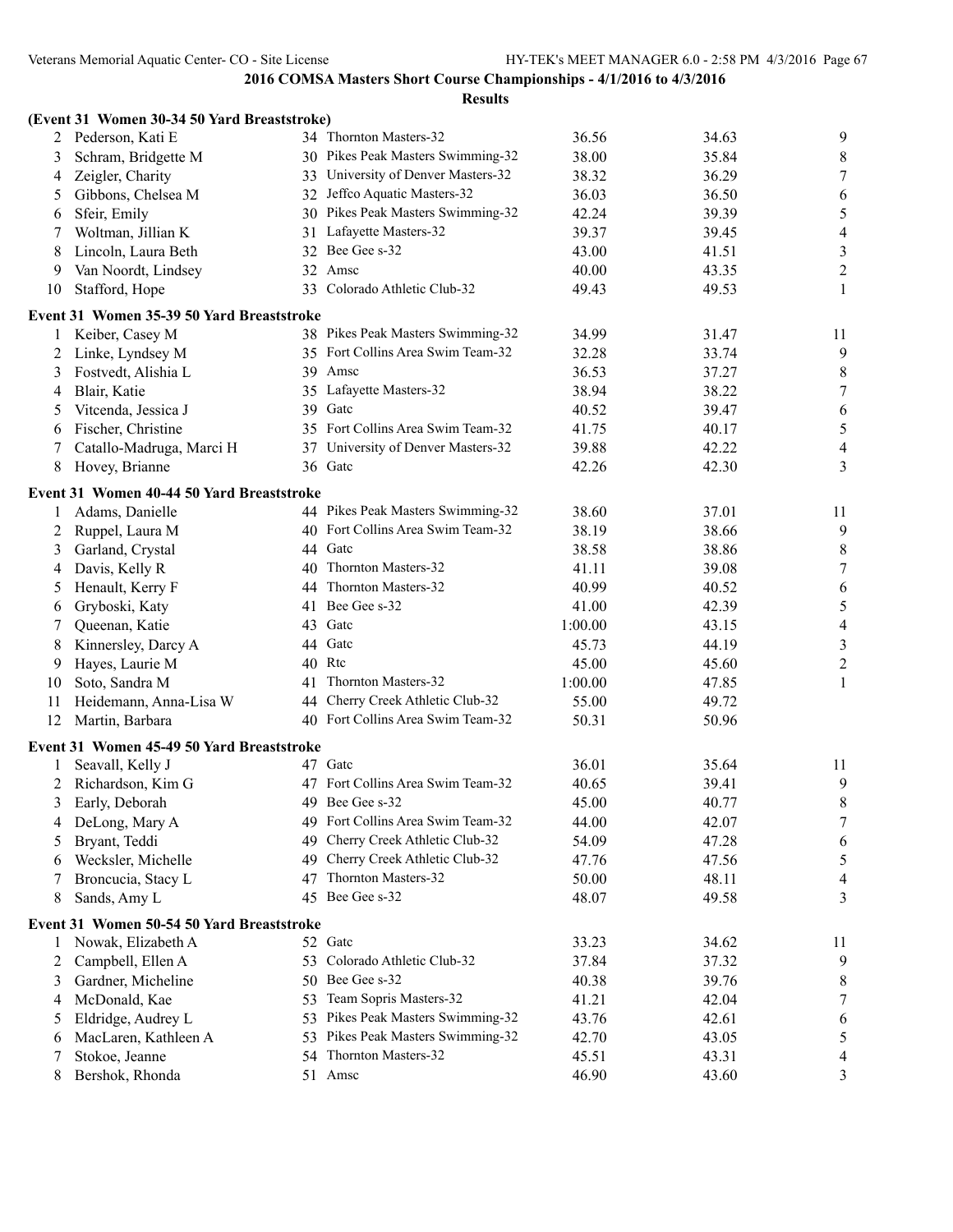## 2016 COMSA Masters Short Course Championships - 4/1/2016 to 4/3/2016

### Results

**(Event 31 Women 30-34 50 Yard Breaststroke)**

| | | | | | | |
|---|---|---|---|---|---|---|
| 2 | Pederson, Kati E | 34 | Thornton Masters-32 | 36.56 | 34.63 | 9 |
| 3 | Schram, Bridgette M | 30 | Pikes Peak Masters Swimming-32 | 38.00 | 35.84 | 8 |
| 4 | Zeigler, Charity | 33 | University of Denver Masters-32 | 38.32 | 36.29 | 7 |
| 5 | Gibbons, Chelsea M | 32 | Jeffco Aquatic Masters-32 | 36.03 | 36.50 | 6 |
| 6 | Sfeir, Emily | 30 | Pikes Peak Masters Swimming-32 | 42.24 | 39.39 | 5 |
| 7 | Woltman, Jillian K | 31 | Lafayette Masters-32 | 39.37 | 39.45 | 4 |
| 8 | Lincoln, Laura Beth | 32 | Bee Gee s-32 | 43.00 | 41.51 | 3 |
| 9 | Van Noordt, Lindsey | 32 | Amsc | 40.00 | 43.35 | 2 |
| 10 | Stafford, Hope | 33 | Colorado Athletic Club-32 | 49.43 | 49.53 | 1 |

**Event 31 Women 35-39 50 Yard Breaststroke**

| | | | | | | |
|---|---|---|---|---|---|---|
| 1 | Keiber, Casey M | 38 | Pikes Peak Masters Swimming-32 | 34.99 | 31.47 | 11 |
| 2 | Linke, Lyndsey M | 35 | Fort Collins Area Swim Team-32 | 32.28 | 33.74 | 9 |
| 3 | Fostvedt, Alishia L | 39 | Amsc | 36.53 | 37.27 | 8 |
| 4 | Blair, Katie | 35 | Lafayette Masters-32 | 38.94 | 38.22 | 7 |
| 5 | Vitcenda, Jessica J | 39 | Gatc | 40.52 | 39.47 | 6 |
| 6 | Fischer, Christine | 35 | Fort Collins Area Swim Team-32 | 41.75 | 40.17 | 5 |
| 7 | Catallo-Madruga, Marci H | 37 | University of Denver Masters-32 | 39.88 | 42.22 | 4 |
| 8 | Hovey, Brianne | 36 | Gatc | 42.26 | 42.30 | 3 |

**Event 31 Women 40-44 50 Yard Breaststroke**

| | | | | | | |
|---|---|---|---|---|---|---|
| 1 | Adams, Danielle | 44 | Pikes Peak Masters Swimming-32 | 38.60 | 37.01 | 11 |
| 2 | Ruppel, Laura M | 40 | Fort Collins Area Swim Team-32 | 38.19 | 38.66 | 9 |
| 3 | Garland, Crystal | 44 | Gatc | 38.58 | 38.86 | 8 |
| 4 | Davis, Kelly R | 40 | Thornton Masters-32 | 41.11 | 39.08 | 7 |
| 5 | Henault, Kerry F | 44 | Thornton Masters-32 | 40.99 | 40.52 | 6 |
| 6 | Gryboski, Katy | 41 | Bee Gee s-32 | 41.00 | 42.39 | 5 |
| 7 | Queenan, Katie | 43 | Gatc | 1:00.00 | 43.15 | 4 |
| 8 | Kinnersley, Darcy A | 44 | Gatc | 45.73 | 44.19 | 3 |
| 9 | Hayes, Laurie M | 40 | Rtc | 45.00 | 45.60 | 2 |
| 10 | Soto, Sandra M | 41 | Thornton Masters-32 | 1:00.00 | 47.85 | 1 |
| 11 | Heidemann, Anna-Lisa W | 44 | Cherry Creek Athletic Club-32 | 55.00 | 49.72 | |
| 12 | Martin, Barbara | 40 | Fort Collins Area Swim Team-32 | 50.31 | 50.96 | |

**Event 31 Women 45-49 50 Yard Breaststroke**

| | | | | | | |
|---|---|---|---|---|---|---|
| 1 | Seavall, Kelly J | 47 | Gatc | 36.01 | 35.64 | 11 |
| 2 | Richardson, Kim G | 47 | Fort Collins Area Swim Team-32 | 40.65 | 39.41 | 9 |
| 3 | Early, Deborah | 49 | Bee Gee s-32 | 45.00 | 40.77 | 8 |
| 4 | DeLong, Mary A | 49 | Fort Collins Area Swim Team-32 | 44.00 | 42.07 | 7 |
| 5 | Bryant, Teddi | 49 | Cherry Creek Athletic Club-32 | 54.09 | 47.28 | 6 |
| 6 | Wecksler, Michelle | 49 | Cherry Creek Athletic Club-32 | 47.76 | 47.56 | 5 |
| 7 | Broncucia, Stacy L | 47 | Thornton Masters-32 | 50.00 | 48.11 | 4 |
| 8 | Sands, Amy L | 45 | Bee Gee s-32 | 48.07 | 49.58 | 3 |

**Event 31 Women 50-54 50 Yard Breaststroke**

| | | | | | | |
|---|---|---|---|---|---|---|
| 1 | Nowak, Elizabeth A | 52 | Gatc | 33.23 | 34.62 | 11 |
| 2 | Campbell, Ellen A | 53 | Colorado Athletic Club-32 | 37.84 | 37.32 | 9 |
| 3 | Gardner, Micheline | 50 | Bee Gee s-32 | 40.38 | 39.76 | 8 |
| 4 | McDonald, Kae | 53 | Team Sopris Masters-32 | 41.21 | 42.04 | 7 |
| 5 | Eldridge, Audrey L | 53 | Pikes Peak Masters Swimming-32 | 43.76 | 42.61 | 6 |
| 6 | MacLaren, Kathleen A | 53 | Pikes Peak Masters Swimming-32 | 42.70 | 43.05 | 5 |
| 7 | Stokoe, Jeanne | 54 | Thornton Masters-32 | 45.51 | 43.31 | 4 |
| 8 | Bershok, Rhonda | 51 | Amsc | 46.90 | 43.60 | 3 |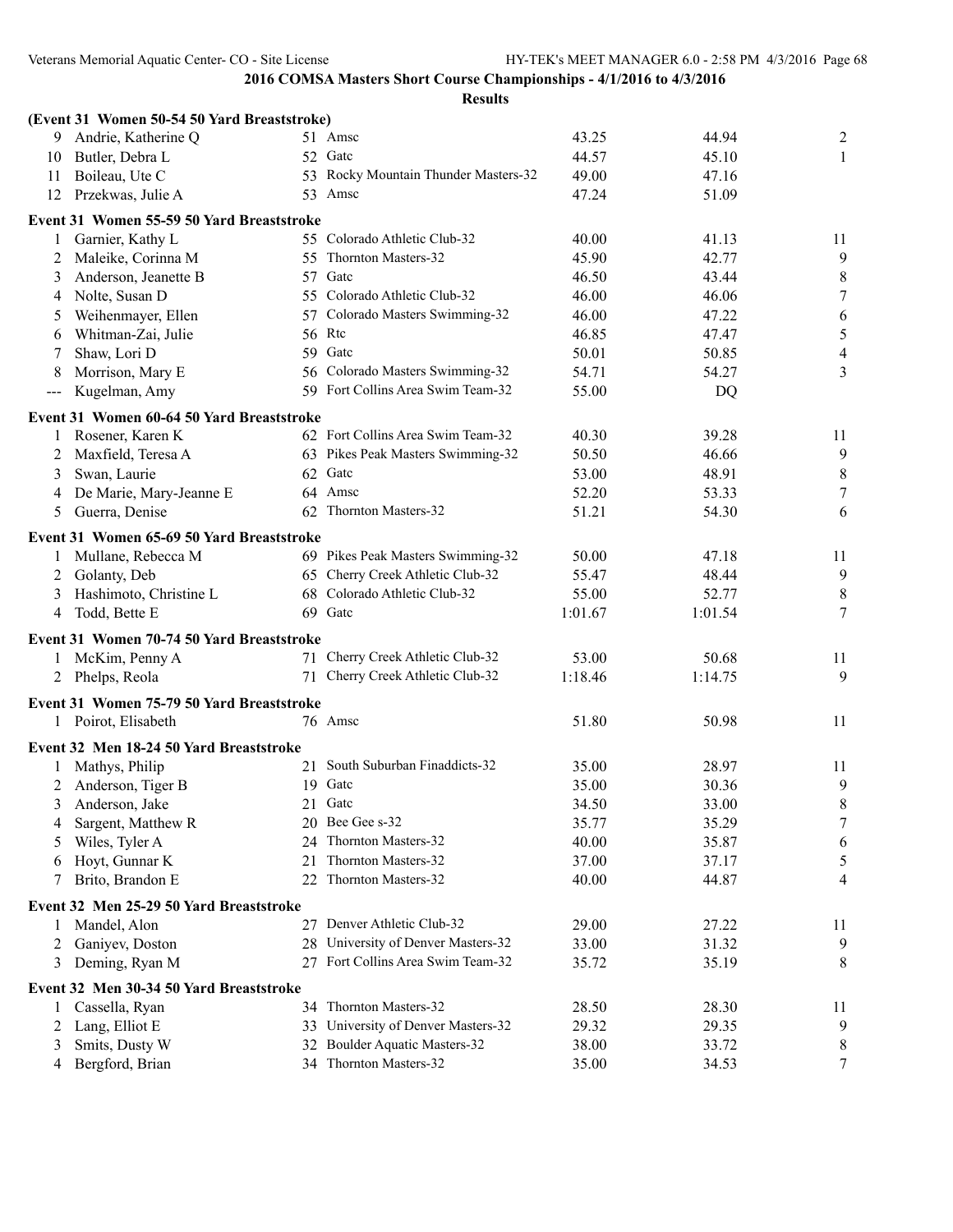**2016 COMSA Masters Short Course Championships - 4/1/2016 to 4/3/2016**

**Results**

### (Event 31 Women 50-54 50 Yard Breaststroke)

| | | | | | | |
|---|---|---|---|---|---|---|
| 9 | Andrie, Katherine Q | 51 | Amsc | 43.25 | 44.94 | 2 |
| 10 | Butler, Debra L | 52 | Gatc | 44.57 | 45.10 | 1 |
| 11 | Boileau, Ute C | 53 | Rocky Mountain Thunder Masters-32 | 49.00 | 47.16 | |
| 12 | Przekwas, Julie A | 53 | Amsc | 47.24 | 51.09 | |

### Event 31 Women 55-59 50 Yard Breaststroke

| | | | | | | |
|---|---|---|---|---|---|---|
| 1 | Garnier, Kathy L | 55 | Colorado Athletic Club-32 | 40.00 | 41.13 | 11 |
| 2 | Maleike, Corinna M | 55 | Thornton Masters-32 | 45.90 | 42.77 | 9 |
| 3 | Anderson, Jeanette B | 57 | Gatc | 46.50 | 43.44 | 8 |
| 4 | Nolte, Susan D | 55 | Colorado Athletic Club-32 | 46.00 | 46.06 | 7 |
| 5 | Weihenmayer, Ellen | 57 | Colorado Masters Swimming-32 | 46.00 | 47.22 | 6 |
| 6 | Whitman-Zai, Julie | 56 | Rtc | 46.85 | 47.47 | 5 |
| 7 | Shaw, Lori D | 59 | Gatc | 50.01 | 50.85 | 4 |
| 8 | Morrison, Mary E | 56 | Colorado Masters Swimming-32 | 54.71 | 54.27 | 3 |
| --- | Kugelman, Amy | 59 | Fort Collins Area Swim Team-32 | 55.00 | DQ | |

### Event 31 Women 60-64 50 Yard Breaststroke

| | | | | | | |
|---|---|---|---|---|---|---|
| 1 | Rosener, Karen K | 62 | Fort Collins Area Swim Team-32 | 40.30 | 39.28 | 11 |
| 2 | Maxfield, Teresa A | 63 | Pikes Peak Masters Swimming-32 | 50.50 | 46.66 | 9 |
| 3 | Swan, Laurie | 62 | Gatc | 53.00 | 48.91 | 8 |
| 4 | De Marie, Mary-Jeanne E | 64 | Amsc | 52.20 | 53.33 | 7 |
| 5 | Guerra, Denise | 62 | Thornton Masters-32 | 51.21 | 54.30 | 6 |

### Event 31 Women 65-69 50 Yard Breaststroke

| | | | | | | |
|---|---|---|---|---|---|---|
| 1 | Mullane, Rebecca M | 69 | Pikes Peak Masters Swimming-32 | 50.00 | 47.18 | 11 |
| 2 | Golanty, Deb | 65 | Cherry Creek Athletic Club-32 | 55.47 | 48.44 | 9 |
| 3 | Hashimoto, Christine L | 68 | Colorado Athletic Club-32 | 55.00 | 52.77 | 8 |
| 4 | Todd, Bette E | 69 | Gatc | 1:01.67 | 1:01.54 | 7 |

### Event 31 Women 70-74 50 Yard Breaststroke

| | | | | | | |
|---|---|---|---|---|---|---|
| 1 | McKim, Penny A | 71 | Cherry Creek Athletic Club-32 | 53.00 | 50.68 | 11 |
| 2 | Phelps, Reola | 71 | Cherry Creek Athletic Club-32 | 1:18.46 | 1:14.75 | 9 |

### Event 31 Women 75-79 50 Yard Breaststroke

| | | | | | | |
|---|---|---|---|---|---|---|
| 1 | Poirot, Elisabeth | 76 | Amsc | 51.80 | 50.98 | 11 |

### Event 32 Men 18-24 50 Yard Breaststroke

| | | | | | | |
|---|---|---|---|---|---|---|
| 1 | Mathys, Philip | 21 | South Suburban Finaddicts-32 | 35.00 | 28.97 | 11 |
| 2 | Anderson, Tiger B | 19 | Gatc | 35.00 | 30.36 | 9 |
| 3 | Anderson, Jake | 21 | Gatc | 34.50 | 33.00 | 8 |
| 4 | Sargent, Matthew R | 20 | Bee Gee s-32 | 35.77 | 35.29 | 7 |
| 5 | Wiles, Tyler A | 24 | Thornton Masters-32 | 40.00 | 35.87 | 6 |
| 6 | Hoyt, Gunnar K | 21 | Thornton Masters-32 | 37.00 | 37.17 | 5 |
| 7 | Brito, Brandon E | 22 | Thornton Masters-32 | 40.00 | 44.87 | 4 |

### Event 32 Men 25-29 50 Yard Breaststroke

| | | | | | | |
|---|---|---|---|---|---|---|
| 1 | Mandel, Alon | 27 | Denver Athletic Club-32 | 29.00 | 27.22 | 11 |
| 2 | Ganiyev, Doston | 28 | University of Denver Masters-32 | 33.00 | 31.32 | 9 |
| 3 | Deming, Ryan M | 27 | Fort Collins Area Swim Team-32 | 35.72 | 35.19 | 8 |

### Event 32 Men 30-34 50 Yard Breaststroke

| | | | | | | |
|---|---|---|---|---|---|---|
| 1 | Cassella, Ryan | 34 | Thornton Masters-32 | 28.50 | 28.30 | 11 |
| 2 | Lang, Elliot E | 33 | University of Denver Masters-32 | 29.32 | 29.35 | 9 |
| 3 | Smits, Dusty W | 32 | Boulder Aquatic Masters-32 | 38.00 | 33.72 | 8 |
| 4 | Bergford, Brian | 34 | Thornton Masters-32 | 35.00 | 34.53 | 7 |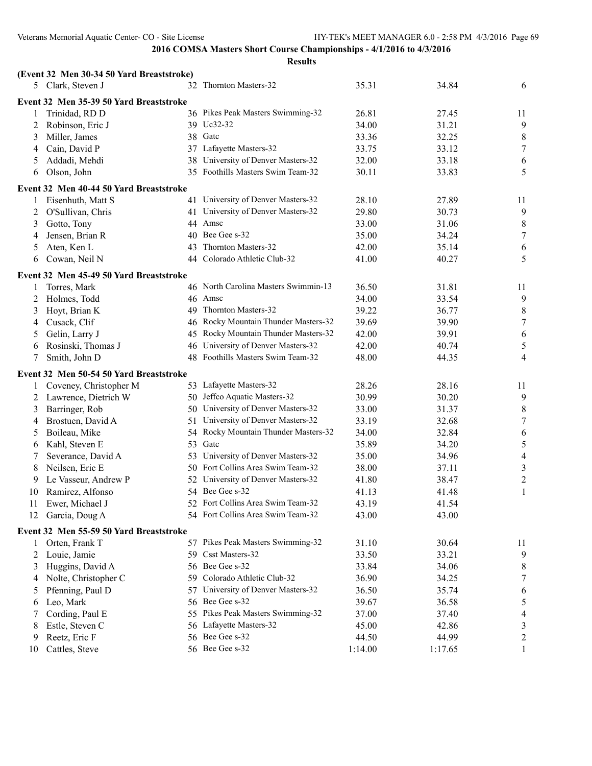**2016 COMSA Masters Short Course Championships - 4/1/2016 to 4/3/2016**

**Results**

**(Event 32 Men 30-34 50 Yard Breaststroke)**

| | | | | | | |
|---|---|---|---|---|---|---|
| 5 | Clark, Steven J | 32 | Thornton Masters-32 | 35.31 | 34.84 | 6 |

**Event 32 Men 35-39 50 Yard Breaststroke**

| | | | | | | |
|---|---|---|---|---|---|---|
| 1 | Trinidad, RD D | 36 | Pikes Peak Masters Swimming-32 | 26.81 | 27.45 | 11 |
| 2 | Robinson, Eric J | 39 | Uc32-32 | 34.00 | 31.21 | 9 |
| 3 | Miller, James | 38 | Gatc | 33.36 | 32.25 | 8 |
| 4 | Cain, David P | 37 | Lafayette Masters-32 | 33.75 | 33.12 | 7 |
| 5 | Addadi, Mehdi | 38 | University of Denver Masters-32 | 32.00 | 33.18 | 6 |
| 6 | Olson, John | 35 | Foothills Masters Swim Team-32 | 30.11 | 33.83 | 5 |

**Event 32 Men 40-44 50 Yard Breaststroke**

| | | | | | | |
|---|---|---|---|---|---|---|
| 1 | Eisenhuth, Matt S | 41 | University of Denver Masters-32 | 28.10 | 27.89 | 11 |
| 2 | O'Sullivan, Chris | 41 | University of Denver Masters-32 | 29.80 | 30.73 | 9 |
| 3 | Gotto, Tony | 44 | Amsc | 33.00 | 31.06 | 8 |
| 4 | Jensen, Brian R | 40 | Bee Gee s-32 | 35.00 | 34.24 | 7 |
| 5 | Aten, Ken L | 43 | Thornton Masters-32 | 42.00 | 35.14 | 6 |
| 6 | Cowan, Neil N | 44 | Colorado Athletic Club-32 | 41.00 | 40.27 | 5 |

**Event 32 Men 45-49 50 Yard Breaststroke**

| | | | | | | |
|---|---|---|---|---|---|---|
| 1 | Torres, Mark | 46 | North Carolina Masters Swimmin-13 | 36.50 | 31.81 | 11 |
| 2 | Holmes, Todd | 46 | Amsc | 34.00 | 33.54 | 9 |
| 3 | Hoyt, Brian K | 49 | Thornton Masters-32 | 39.22 | 36.77 | 8 |
| 4 | Cusack, Clif | 46 | Rocky Mountain Thunder Masters-32 | 39.69 | 39.90 | 7 |
| 5 | Gelin, Larry J | 45 | Rocky Mountain Thunder Masters-32 | 42.00 | 39.91 | 6 |
| 6 | Rosinski, Thomas J | 46 | University of Denver Masters-32 | 42.00 | 40.74 | 5 |
| 7 | Smith, John D | 48 | Foothills Masters Swim Team-32 | 48.00 | 44.35 | 4 |

**Event 32 Men 50-54 50 Yard Breaststroke**

| | | | | | | |
|---|---|---|---|---|---|---|
| 1 | Coveney, Christopher M | 53 | Lafayette Masters-32 | 28.26 | 28.16 | 11 |
| 2 | Lawrence, Dietrich W | 50 | Jeffco Aquatic Masters-32 | 30.99 | 30.20 | 9 |
| 3 | Barringer, Rob | 50 | University of Denver Masters-32 | 33.00 | 31.37 | 8 |
| 4 | Brostuen, David A | 51 | University of Denver Masters-32 | 33.19 | 32.68 | 7 |
| 5 | Boileau, Mike | 54 | Rocky Mountain Thunder Masters-32 | 34.00 | 32.84 | 6 |
| 6 | Kahl, Steven E | 53 | Gatc | 35.89 | 34.20 | 5 |
| 7 | Severance, David A | 53 | University of Denver Masters-32 | 35.00 | 34.96 | 4 |
| 8 | Neilsen, Eric E | 50 | Fort Collins Area Swim Team-32 | 38.00 | 37.11 | 3 |
| 9 | Le Vasseur, Andrew P | 52 | University of Denver Masters-32 | 41.80 | 38.47 | 2 |
| 10 | Ramirez, Alfonso | 54 | Bee Gee s-32 | 41.13 | 41.48 | 1 |
| 11 | Ewer, Michael J | 52 | Fort Collins Area Swim Team-32 | 43.19 | 41.54 | |
| 12 | Garcia, Doug A | 54 | Fort Collins Area Swim Team-32 | 43.00 | 43.00 | |

**Event 32 Men 55-59 50 Yard Breaststroke**

| | | | | | | |
|---|---|---|---|---|---|---|
| 1 | Orten, Frank T | 57 | Pikes Peak Masters Swimming-32 | 31.10 | 30.64 | 11 |
| 2 | Louie, Jamie | 59 | Csst Masters-32 | 33.50 | 33.21 | 9 |
| 3 | Huggins, David A | 56 | Bee Gee s-32 | 33.84 | 34.06 | 8 |
| 4 | Nolte, Christopher C | 59 | Colorado Athletic Club-32 | 36.90 | 34.25 | 7 |
| 5 | Pfenning, Paul D | 57 | University of Denver Masters-32 | 36.50 | 35.74 | 6 |
| 6 | Leo, Mark | 56 | Bee Gee s-32 | 39.67 | 36.58 | 5 |
| 7 | Cording, Paul E | 55 | Pikes Peak Masters Swimming-32 | 37.00 | 37.40 | 4 |
| 8 | Estle, Steven C | 56 | Lafayette Masters-32 | 45.00 | 42.86 | 3 |
| 9 | Reetz, Eric F | 56 | Bee Gee s-32 | 44.50 | 44.99 | 2 |
| 10 | Cattles, Steve | 56 | Bee Gee s-32 | 1:14.00 | 1:17.65 | 1 |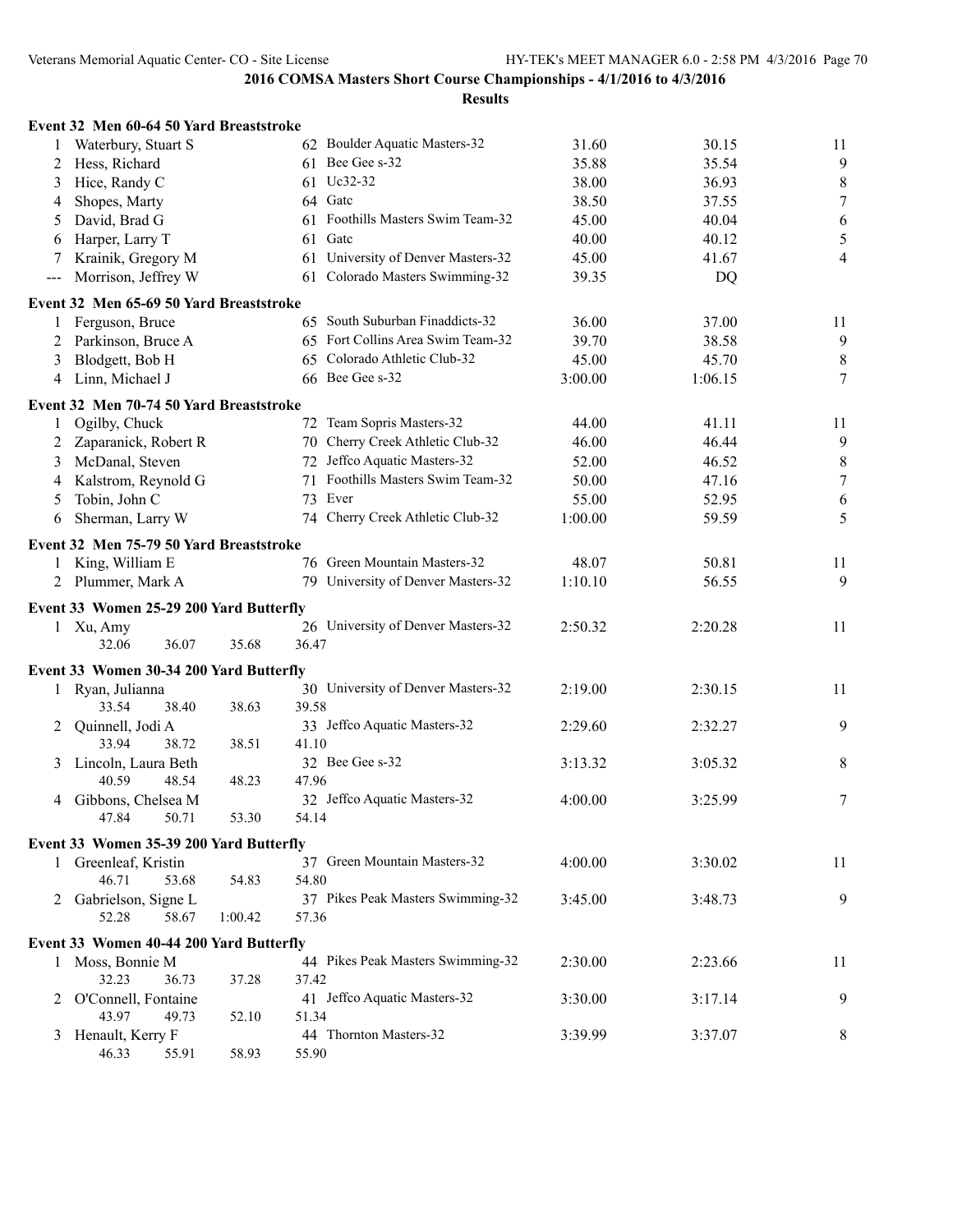## 2016 COMSA Masters Short Course Championships - 4/1/2016 to 4/3/2016

**Results**

### Event 32 Men 60-64 50 Yard Breaststroke

| | Name | Age | Team | Seed Time | Finals Time | Points |
|---|---|---|---|---|---|---|
| 1 | Waterbury, Stuart S | 62 | Boulder Aquatic Masters-32 | 31.60 | 30.15 | 11 |
| 2 | Hess, Richard | 61 | Bee Gee s-32 | 35.88 | 35.54 | 9 |
| 3 | Hice, Randy C | 61 | Uc32-32 | 38.00 | 36.93 | 8 |
| 4 | Shopes, Marty | 64 | Gatc | 38.50 | 37.55 | 7 |
| 5 | David, Brad G | 61 | Foothills Masters Swim Team-32 | 45.00 | 40.04 | 6 |
| 6 | Harper, Larry T | 61 | Gatc | 40.00 | 40.12 | 5 |
| 7 | Krainik, Gregory M | 61 | University of Denver Masters-32 | 45.00 | 41.67 | 4 |
| --- | Morrison, Jeffrey W | 61 | Colorado Masters Swimming-32 | 39.35 | DQ | |

### Event 32 Men 65-69 50 Yard Breaststroke

| | Name | Age | Team | Seed Time | Finals Time | Points |
|---|---|---|---|---|---|---|
| 1 | Ferguson, Bruce | 65 | South Suburban Finaddicts-32 | 36.00 | 37.00 | 11 |
| 2 | Parkinson, Bruce A | 65 | Fort Collins Area Swim Team-32 | 39.70 | 38.58 | 9 |
| 3 | Blodgett, Bob H | 65 | Colorado Athletic Club-32 | 45.00 | 45.70 | 8 |
| 4 | Linn, Michael J | 66 | Bee Gee s-32 | 3:00.00 | 1:06.15 | 7 |

### Event 32 Men 70-74 50 Yard Breaststroke

| | Name | Age | Team | Seed Time | Finals Time | Points |
|---|---|---|---|---|---|---|
| 1 | Ogilby, Chuck | 72 | Team Sopris Masters-32 | 44.00 | 41.11 | 11 |
| 2 | Zaparanick, Robert R | 70 | Cherry Creek Athletic Club-32 | 46.00 | 46.44 | 9 |
| 3 | McDanal, Steven | 72 | Jeffco Aquatic Masters-32 | 52.00 | 46.52 | 8 |
| 4 | Kalstrom, Reynold G | 71 | Foothills Masters Swim Team-32 | 50.00 | 47.16 | 7 |
| 5 | Tobin, John C | 73 | Ever | 55.00 | 52.95 | 6 |
| 6 | Sherman, Larry W | 74 | Cherry Creek Athletic Club-32 | 1:00.00 | 59.59 | 5 |

### Event 32 Men 75-79 50 Yard Breaststroke

| | Name | Age | Team | Seed Time | Finals Time | Points |
|---|---|---|---|---|---|---|
| 1 | King, William E | 76 | Green Mountain Masters-32 | 48.07 | 50.81 | 11 |
| 2 | Plummer, Mark A | 79 | University of Denver Masters-32 | 1:10.10 | 56.55 | 9 |

### Event 33 Women 25-29 200 Yard Butterfly

| | Name | Age | Team | Seed Time | Finals Time | Points |
|---|---|---|---|---|---|---|
| 1 | Xu, Amy | 26 | University of Denver Masters-32 | 2:50.32 | 2:20.28 | 11 |
| | 32.06 36.07 35.68 36.47 | | | | | |

### Event 33 Women 30-34 200 Yard Butterfly

| | Name | Age | Team | Seed Time | Finals Time | Points |
|---|---|---|---|---|---|---|
| 1 | Ryan, Julianna | 30 | University of Denver Masters-32 | 2:19.00 | 2:30.15 | 11 |
| | 33.54 38.40 38.63 39.58 | | | | | |
| 2 | Quinnell, Jodi A | 33 | Jeffco Aquatic Masters-32 | 2:29.60 | 2:32.27 | 9 |
| | 33.94 38.72 38.51 41.10 | | | | | |
| 3 | Lincoln, Laura Beth | 32 | Bee Gee s-32 | 3:13.32 | 3:05.32 | 8 |
| | 40.59 48.54 48.23 47.96 | | | | | |
| 4 | Gibbons, Chelsea M | 32 | Jeffco Aquatic Masters-32 | 4:00.00 | 3:25.99 | 7 |
| | 47.84 50.71 53.30 54.14 | | | | | |

### Event 33 Women 35-39 200 Yard Butterfly

| | Name | Age | Team | Seed Time | Finals Time | Points |
|---|---|---|---|---|---|---|
| 1 | Greenleaf, Kristin | 37 | Green Mountain Masters-32 | 4:00.00 | 3:30.02 | 11 |
| | 46.71 53.68 54.83 54.80 | | | | | |
| 2 | Gabrielson, Signe L | 37 | Pikes Peak Masters Swimming-32 | 3:45.00 | 3:48.73 | 9 |
| | 52.28 58.67 1:00.42 57.36 | | | | | |

### Event 33 Women 40-44 200 Yard Butterfly

| | Name | Age | Team | Seed Time | Finals Time | Points |
|---|---|---|---|---|---|---|
| 1 | Moss, Bonnie M | 44 | Pikes Peak Masters Swimming-32 | 2:30.00 | 2:23.66 | 11 |
| | 32.23 36.73 37.28 37.42 | | | | | |
| 2 | O'Connell, Fontaine | 41 | Jeffco Aquatic Masters-32 | 3:30.00 | 3:17.14 | 9 |
| | 43.97 49.73 52.10 51.34 | | | | | |
| 3 | Henault, Kerry F | 44 | Thornton Masters-32 | 3:39.99 | 3:37.07 | 8 |
| | 46.33 55.91 58.93 55.90 | | | | | |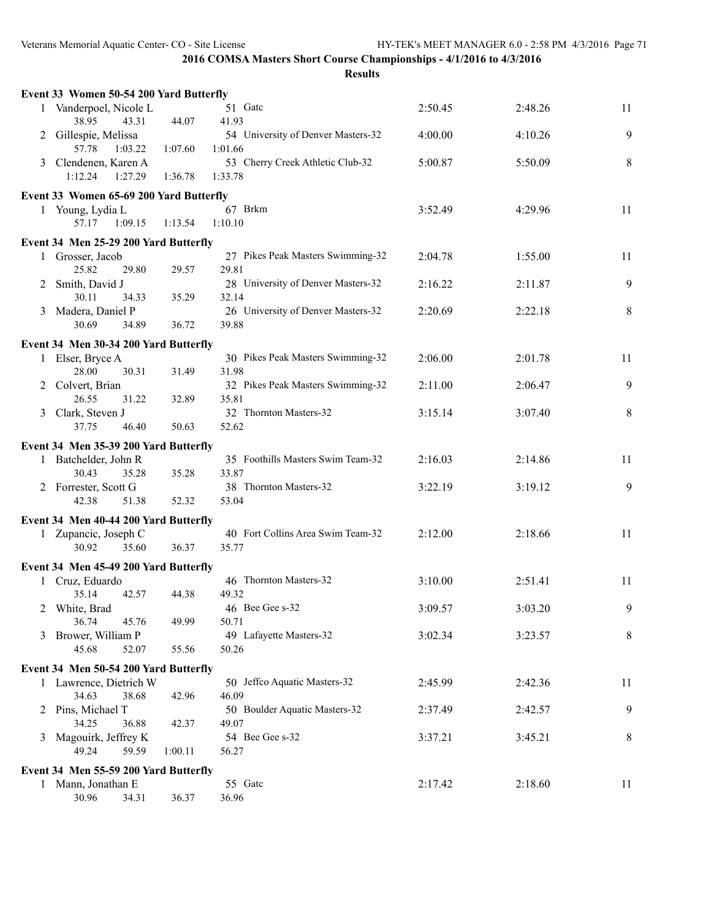## 2016 COMSA Masters Short Course Championships - 4/1/2016 to 4/3/2016

### Results

**Event 33 Women 50-54 200 Yard Butterfly**

| | | | | | |
|---|---|---|---|---|---|
| 1 | Vanderpoel, Nicole L | 51 Gatc | 2:50.45 | 2:48.26 | 11 |
| | 38.95 43.31 44.07 41.93 | | | | |
| 2 | Gillespie, Melissa | 54 University of Denver Masters-32 | 4:00.00 | 4:10.26 | 9 |
| | 57.78 1:03.22 1:07.60 1:01.66 | | | | |
| 3 | Clendenen, Karen A | 53 Cherry Creek Athletic Club-32 | 5:00.87 | 5:50.09 | 8 |
| | 1:12.24 1:27.29 1:36.78 1:33.78 | | | | |

**Event 33 Women 65-69 200 Yard Butterfly**

| | | | | | |
|---|---|---|---|---|---|
| 1 | Young, Lydia L | 67 Brkm | 3:52.49 | 4:29.96 | 11 |
| | 57.17 1:09.15 1:13.54 1:10.10 | | | | |

**Event 34 Men 25-29 200 Yard Butterfly**

| | | | | | |
|---|---|---|---|---|---|
| 1 | Grosser, Jacob | 27 Pikes Peak Masters Swimming-32 | 2:04.78 | 1:55.00 | 11 |
| | 25.82 29.80 29.57 29.81 | | | | |
| 2 | Smith, David J | 28 University of Denver Masters-32 | 2:16.22 | 2:11.87 | 9 |
| | 30.11 34.33 35.29 32.14 | | | | |
| 3 | Madera, Daniel P | 26 University of Denver Masters-32 | 2:20.69 | 2:22.18 | 8 |
| | 30.69 34.89 36.72 39.88 | | | | |

**Event 34 Men 30-34 200 Yard Butterfly**

| | | | | | |
|---|---|---|---|---|---|
| 1 | Elser, Bryce A | 30 Pikes Peak Masters Swimming-32 | 2:06.00 | 2:01.78 | 11 |
| | 28.00 30.31 31.49 31.98 | | | | |
| 2 | Colvert, Brian | 32 Pikes Peak Masters Swimming-32 | 2:11.00 | 2:06.47 | 9 |
| | 26.55 31.22 32.89 35.81 | | | | |
| 3 | Clark, Steven J | 32 Thornton Masters-32 | 3:15.14 | 3:07.40 | 8 |
| | 37.75 46.40 50.63 52.62 | | | | |

**Event 34 Men 35-39 200 Yard Butterfly**

| | | | | | |
|---|---|---|---|---|---|
| 1 | Batchelder, John R | 35 Foothills Masters Swim Team-32 | 2:16.03 | 2:14.86 | 11 |
| | 30.43 35.28 35.28 33.87 | | | | |
| 2 | Forrester, Scott G | 38 Thornton Masters-32 | 3:22.19 | 3:19.12 | 9 |
| | 42.38 51.38 52.32 53.04 | | | | |

**Event 34 Men 40-44 200 Yard Butterfly**

| | | | | | |
|---|---|---|---|---|---|
| 1 | Zupancic, Joseph C | 40 Fort Collins Area Swim Team-32 | 2:12.00 | 2:18.66 | 11 |
| | 30.92 35.60 36.37 35.77 | | | | |

**Event 34 Men 45-49 200 Yard Butterfly**

| | | | | | |
|---|---|---|---|---|---|
| 1 | Cruz, Eduardo | 46 Thornton Masters-32 | 3:10.00 | 2:51.41 | 11 |
| | 35.14 42.57 44.38 49.32 | | | | |
| 2 | White, Brad | 46 Bee Gee s-32 | 3:09.57 | 3:03.20 | 9 |
| | 36.74 45.76 49.99 50.71 | | | | |
| 3 | Brower, William P | 49 Lafayette Masters-32 | 3:02.34 | 3:23.57 | 8 |
| | 45.68 52.07 55.56 50.26 | | | | |

**Event 34 Men 50-54 200 Yard Butterfly**

| | | | | | |
|---|---|---|---|---|---|
| 1 | Lawrence, Dietrich W | 50 Jeffco Aquatic Masters-32 | 2:45.99 | 2:42.36 | 11 |
| | 34.63 38.68 42.96 46.09 | | | | |
| 2 | Pins, Michael T | 50 Boulder Aquatic Masters-32 | 2:37.49 | 2:42.57 | 9 |
| | 34.25 36.88 42.37 49.07 | | | | |
| 3 | Magouirk, Jeffrey K | 54 Bee Gee s-32 | 3:37.21 | 3:45.21 | 8 |
| | 49.24 59.59 1:00.11 56.27 | | | | |

**Event 34 Men 55-59 200 Yard Butterfly**

| | | | | | |
|---|---|---|---|---|---|
| 1 | Mann, Jonathan E | 55 Gatc | 2:17.42 | 2:18.60 | 11 |
| | 30.96 34.31 36.37 36.96 | | | | |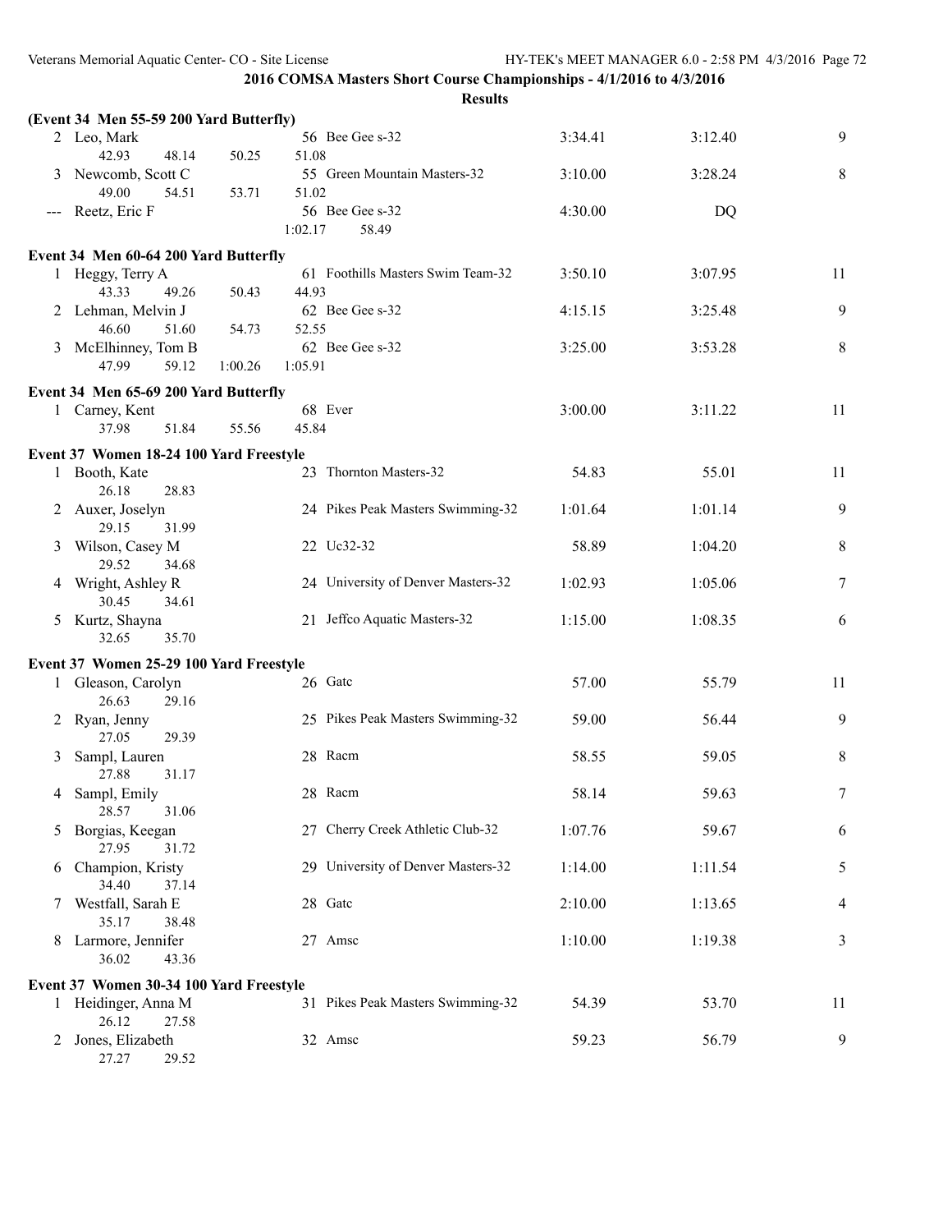**2016 COMSA Masters Short Course Championships - 4/1/2016 to 4/3/2016**

**Results**

### (Event 34 Men 55-59 200 Yard Butterfly)

| | | | | | | |
|---|---|---|---|---|---|---|
| 2 | Leo, Mark | 56 | Bee Gee s-32 | 3:34.41 | 3:12.40 | 9 |
| | 42.93 48.14 50.25 51.08 | | | | | |
| 3 | Newcomb, Scott C | 55 | Green Mountain Masters-32 | 3:10.00 | 3:28.24 | 8 |
| | 49.00 54.51 53.71 51.02 | | | | | |
| --- | Reetz, Eric F | 56 | Bee Gee s-32 | 4:30.00 | DQ | |
| | 1:02.17 58.49 | | | | | |

### Event 34 Men 60-64 200 Yard Butterfly

| | | | | | | |
|---|---|---|---|---|---|---|
| 1 | Heggy, Terry A | 61 | Foothills Masters Swim Team-32 | 3:50.10 | 3:07.95 | 11 |
| | 43.33 49.26 50.43 44.93 | | | | | |
| 2 | Lehman, Melvin J | 62 | Bee Gee s-32 | 4:15.15 | 3:25.48 | 9 |
| | 46.60 51.60 54.73 52.55 | | | | | |
| 3 | McElhinney, Tom B | 62 | Bee Gee s-32 | 3:25.00 | 3:53.28 | 8 |
| | 47.99 59.12 1:00.26 1:05.91 | | | | | |

### Event 34 Men 65-69 200 Yard Butterfly

| | | | | | | |
|---|---|---|---|---|---|---|
| 1 | Carney, Kent | 68 | Ever | 3:00.00 | 3:11.22 | 11 |
| | 37.98 51.84 55.56 45.84 | | | | | |

### Event 37 Women 18-24 100 Yard Freestyle

| | | | | | | |
|---|---|---|---|---|---|---|
| 1 | Booth, Kate | 23 | Thornton Masters-32 | 54.83 | 55.01 | 11 |
| | 26.18 28.83 | | | | | |
| 2 | Auxer, Joselyn | 24 | Pikes Peak Masters Swimming-32 | 1:01.64 | 1:01.14 | 9 |
| | 29.15 31.99 | | | | | |
| 3 | Wilson, Casey M | 22 | Uc32-32 | 58.89 | 1:04.20 | 8 |
| | 29.52 34.68 | | | | | |
| 4 | Wright, Ashley R | 24 | University of Denver Masters-32 | 1:02.93 | 1:05.06 | 7 |
| | 30.45 34.61 | | | | | |
| 5 | Kurtz, Shayna | 21 | Jeffco Aquatic Masters-32 | 1:15.00 | 1:08.35 | 6 |
| | 32.65 35.70 | | | | | |

### Event 37 Women 25-29 100 Yard Freestyle

| | | | | | | |
|---|---|---|---|---|---|---|
| 1 | Gleason, Carolyn | 26 | Gatc | 57.00 | 55.79 | 11 |
| | 26.63 29.16 | | | | | |
| 2 | Ryan, Jenny | 25 | Pikes Peak Masters Swimming-32 | 59.00 | 56.44 | 9 |
| | 27.05 29.39 | | | | | |
| 3 | Sampl, Lauren | 28 | Racm | 58.55 | 59.05 | 8 |
| | 27.88 31.17 | | | | | |
| 4 | Sampl, Emily | 28 | Racm | 58.14 | 59.63 | 7 |
| | 28.57 31.06 | | | | | |
| 5 | Borgias, Keegan | 27 | Cherry Creek Athletic Club-32 | 1:07.76 | 59.67 | 6 |
| | 27.95 31.72 | | | | | |
| 6 | Champion, Kristy | 29 | University of Denver Masters-32 | 1:14.00 | 1:11.54 | 5 |
| | 34.40 37.14 | | | | | |
| 7 | Westfall, Sarah E | 28 | Gatc | 2:10.00 | 1:13.65 | 4 |
| | 35.17 38.48 | | | | | |
| 8 | Larmore, Jennifer | 27 | Amsc | 1:10.00 | 1:19.38 | 3 |
| | 36.02 43.36 | | | | | |

### Event 37 Women 30-34 100 Yard Freestyle

| | | | | | | |
|---|---|---|---|---|---|---|
| 1 | Heidinger, Anna M | 31 | Pikes Peak Masters Swimming-32 | 54.39 | 53.70 | 11 |
| | 26.12 27.58 | | | | | |
| 2 | Jones, Elizabeth | 32 | Amsc | 59.23 | 56.79 | 9 |
| | 27.27 29.52 | | | | | |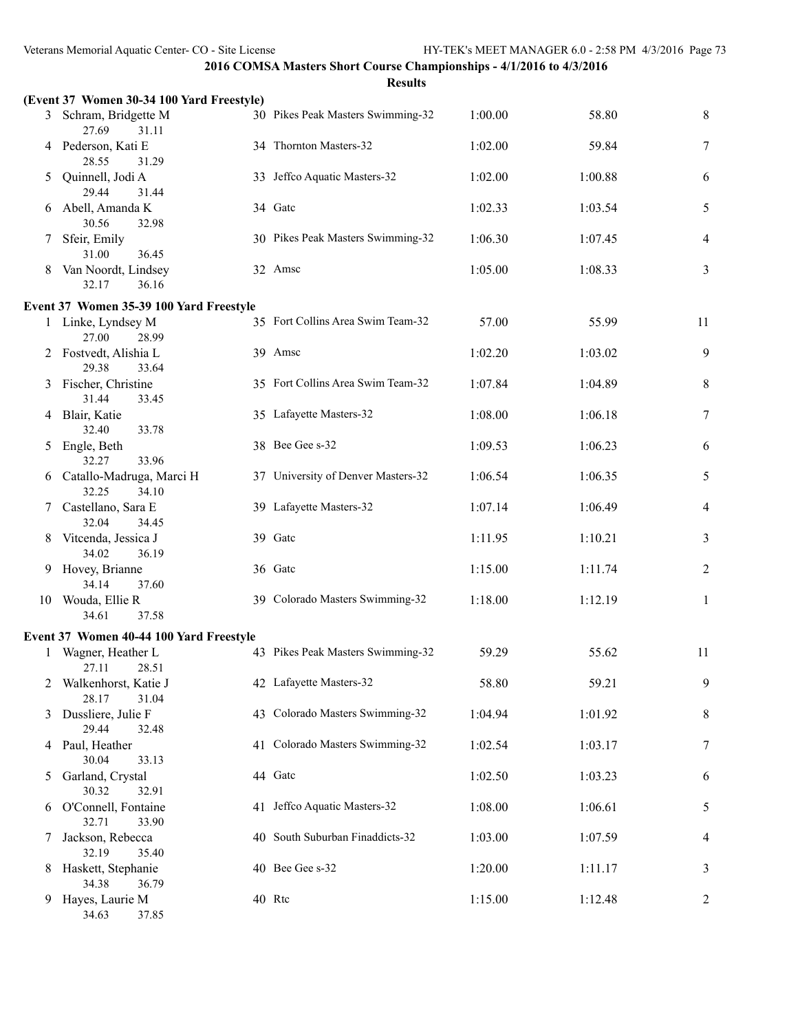**2016 COMSA Masters Short Course Championships - 4/1/2016 to 4/3/2016**

**Results**

**(Event 37 Women 30-34 100 Yard Freestyle)**

| | | | | | | |
|---|---|---|---|---|---|---|
| 3 | Schram, Bridgette M | 30 | Pikes Peak Masters Swimming-32 | 1:00.00 | 58.80 | 8 |
| | 27.69 31.11 | | | | | |
| 4 | Pederson, Kati E | 34 | Thornton Masters-32 | 1:02.00 | 59.84 | 7 |
| | 28.55 31.29 | | | | | |
| 5 | Quinnell, Jodi A | 33 | Jeffco Aquatic Masters-32 | 1:02.00 | 1:00.88 | 6 |
| | 29.44 31.44 | | | | | |
| 6 | Abell, Amanda K | 34 | Gatc | 1:02.33 | 1:03.54 | 5 |
| | 30.56 32.98 | | | | | |
| 7 | Sfeir, Emily | 30 | Pikes Peak Masters Swimming-32 | 1:06.30 | 1:07.45 | 4 |
| | 31.00 36.45 | | | | | |
| 8 | Van Noordt, Lindsey | 32 | Amsc | 1:05.00 | 1:08.33 | 3 |
| | 32.17 36.16 | | | | | |

**Event 37 Women 35-39 100 Yard Freestyle**

| | | | | | | |
|---|---|---|---|---|---|---|
| 1 | Linke, Lyndsey M | 35 | Fort Collins Area Swim Team-32 | 57.00 | 55.99 | 11 |
| | 27.00 28.99 | | | | | |
| 2 | Fostvedt, Alishia L | 39 | Amsc | 1:02.20 | 1:03.02 | 9 |
| | 29.38 33.64 | | | | | |
| 3 | Fischer, Christine | 35 | Fort Collins Area Swim Team-32 | 1:07.84 | 1:04.89 | 8 |
| | 31.44 33.45 | | | | | |
| 4 | Blair, Katie | 35 | Lafayette Masters-32 | 1:08.00 | 1:06.18 | 7 |
| | 32.40 33.78 | | | | | |
| 5 | Engle, Beth | 38 | Bee Gee s-32 | 1:09.53 | 1:06.23 | 6 |
| | 32.27 33.96 | | | | | |
| 6 | Catallo-Madruga, Marci H | 37 | University of Denver Masters-32 | 1:06.54 | 1:06.35 | 5 |
| | 32.25 34.10 | | | | | |
| 7 | Castellano, Sara E | 39 | Lafayette Masters-32 | 1:07.14 | 1:06.49 | 4 |
| | 32.04 34.45 | | | | | |
| 8 | Vitcenda, Jessica J | 39 | Gatc | 1:11.95 | 1:10.21 | 3 |
| | 34.02 36.19 | | | | | |
| 9 | Hovey, Brianne | 36 | Gatc | 1:15.00 | 1:11.74 | 2 |
| | 34.14 37.60 | | | | | |
| 10 | Wouda, Ellie R | 39 | Colorado Masters Swimming-32 | 1:18.00 | 1:12.19 | 1 |
| | 34.61 37.58 | | | | | |

**Event 37 Women 40-44 100 Yard Freestyle**

| | | | | | | |
|---|---|---|---|---|---|---|
| 1 | Wagner, Heather L | 43 | Pikes Peak Masters Swimming-32 | 59.29 | 55.62 | 11 |
| | 27.11 28.51 | | | | | |
| 2 | Walkenhorst, Katie J | 42 | Lafayette Masters-32 | 58.80 | 59.21 | 9 |
| | 28.17 31.04 | | | | | |
| 3 | Dussliere, Julie F | 43 | Colorado Masters Swimming-32 | 1:04.94 | 1:01.92 | 8 |
| | 29.44 32.48 | | | | | |
| 4 | Paul, Heather | 41 | Colorado Masters Swimming-32 | 1:02.54 | 1:03.17 | 7 |
| | 30.04 33.13 | | | | | |
| 5 | Garland, Crystal | 44 | Gatc | 1:02.50 | 1:03.23 | 6 |
| | 30.32 32.91 | | | | | |
| 6 | O'Connell, Fontaine | 41 | Jeffco Aquatic Masters-32 | 1:08.00 | 1:06.61 | 5 |
| | 32.71 33.90 | | | | | |
| 7 | Jackson, Rebecca | 40 | South Suburban Finaddicts-32 | 1:03.00 | 1:07.59 | 4 |
| | 32.19 35.40 | | | | | |
| 8 | Haskett, Stephanie | 40 | Bee Gee s-32 | 1:20.00 | 1:11.17 | 3 |
| | 34.38 36.79 | | | | | |
| 9 | Hayes, Laurie M | 40 | Rtc | 1:15.00 | 1:12.48 | 2 |
| | 34.63 37.85 | | | | | |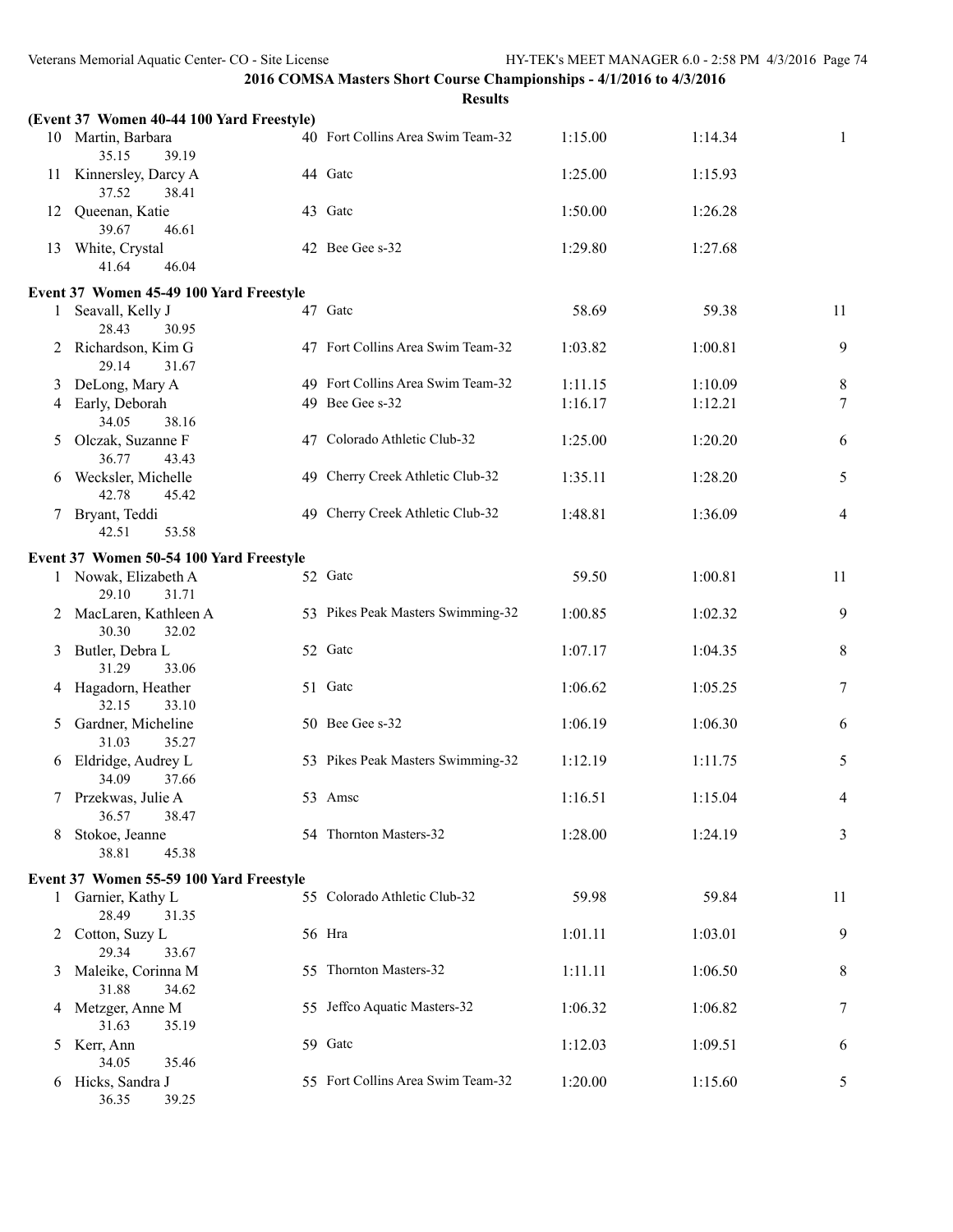**2016 COMSA Masters Short Course Championships - 4/1/2016 to 4/3/2016**

**Results**

**(Event 37 Women 40-44 100 Yard Freestyle)**

| | | | | | | |
|---|---|---|---|---|---|---|
| 10 | Martin, Barbara | 40 | Fort Collins Area Swim Team-32 | 1:15.00 | 1:14.34 | 1 |
| | 35.15 39.19 | | | | | |
| 11 | Kinnersley, Darcy A | 44 | Gatc | 1:25.00 | 1:15.93 | |
| | 37.52 38.41 | | | | | |
| 12 | Queenan, Katie | 43 | Gatc | 1:50.00 | 1:26.28 | |
| | 39.67 46.61 | | | | | |
| 13 | White, Crystal | 42 | Bee Gee s-32 | 1:29.80 | 1:27.68 | |
| | 41.64 46.04 | | | | | |

**Event 37 Women 45-49 100 Yard Freestyle**

| | | | | | | |
|---|---|---|---|---|---|---|
| 1 | Seavall, Kelly J | 47 | Gatc | 58.69 | 59.38 | 11 |
| | 28.43 30.95 | | | | | |
| 2 | Richardson, Kim G | 47 | Fort Collins Area Swim Team-32 | 1:03.82 | 1:00.81 | 9 |
| | 29.14 31.67 | | | | | |
| 3 | DeLong, Mary A | 49 | Fort Collins Area Swim Team-32 | 1:11.15 | 1:10.09 | 8 |
| 4 | Early, Deborah | 49 | Bee Gee s-32 | 1:16.17 | 1:12.21 | 7 |
| | 34.05 38.16 | | | | | |
| 5 | Olczak, Suzanne F | 47 | Colorado Athletic Club-32 | 1:25.00 | 1:20.20 | 6 |
| | 36.77 43.43 | | | | | |
| 6 | Wecksler, Michelle | 49 | Cherry Creek Athletic Club-32 | 1:35.11 | 1:28.20 | 5 |
| | 42.78 45.42 | | | | | |
| 7 | Bryant, Teddi | 49 | Cherry Creek Athletic Club-32 | 1:48.81 | 1:36.09 | 4 |
| | 42.51 53.58 | | | | | |

**Event 37 Women 50-54 100 Yard Freestyle**

| | | | | | | |
|---|---|---|---|---|---|---|
| 1 | Nowak, Elizabeth A | 52 | Gatc | 59.50 | 1:00.81 | 11 |
| | 29.10 31.71 | | | | | |
| 2 | MacLaren, Kathleen A | 53 | Pikes Peak Masters Swimming-32 | 1:00.85 | 1:02.32 | 9 |
| | 30.30 32.02 | | | | | |
| 3 | Butler, Debra L | 52 | Gatc | 1:07.17 | 1:04.35 | 8 |
| | 31.29 33.06 | | | | | |
| 4 | Hagadorn, Heather | 51 | Gatc | 1:06.62 | 1:05.25 | 7 |
| | 32.15 33.10 | | | | | |
| 5 | Gardner, Micheline | 50 | Bee Gee s-32 | 1:06.19 | 1:06.30 | 6 |
| | 31.03 35.27 | | | | | |
| 6 | Eldridge, Audrey L | 53 | Pikes Peak Masters Swimming-32 | 1:12.19 | 1:11.75 | 5 |
| | 34.09 37.66 | | | | | |
| 7 | Przekwas, Julie A | 53 | Amsc | 1:16.51 | 1:15.04 | 4 |
| | 36.57 38.47 | | | | | |
| 8 | Stokoe, Jeanne | 54 | Thornton Masters-32 | 1:28.00 | 1:24.19 | 3 |
| | 38.81 45.38 | | | | | |

**Event 37 Women 55-59 100 Yard Freestyle**

| | | | | | | |
|---|---|---|---|---|---|---|
| 1 | Garnier, Kathy L | 55 | Colorado Athletic Club-32 | 59.98 | 59.84 | 11 |
| | 28.49 31.35 | | | | | |
| 2 | Cotton, Suzy L | 56 | Hra | 1:01.11 | 1:03.01 | 9 |
| | 29.34 33.67 | | | | | |
| 3 | Maleike, Corinna M | 55 | Thornton Masters-32 | 1:11.11 | 1:06.50 | 8 |
| | 31.88 34.62 | | | | | |
| 4 | Metzger, Anne M | 55 | Jeffco Aquatic Masters-32 | 1:06.32 | 1:06.82 | 7 |
| | 31.63 35.19 | | | | | |
| 5 | Kerr, Ann | 59 | Gatc | 1:12.03 | 1:09.51 | 6 |
| | 34.05 35.46 | | | | | |
| 6 | Hicks, Sandra J | 55 | Fort Collins Area Swim Team-32 | 1:20.00 | 1:15.60 | 5 |
| | 36.35 39.25 | | | | | |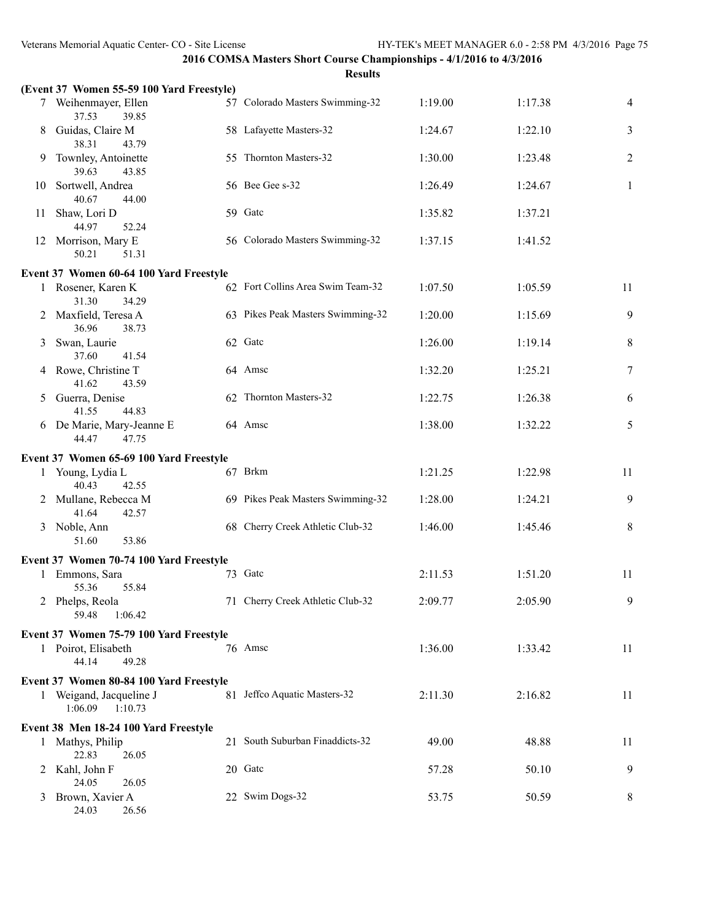## 2016 COMSA Masters Short Course Championships - 4/1/2016 to 4/3/2016

### Results

**(Event 37 Women 55-59 100 Yard Freestyle)**

| | | | | | | |
|---|---|---|---|---|---|---|
| 7 | Weihenmayer, Ellen | 57 | Colorado Masters Swimming-32 | 1:19.00 | 1:17.38 | 4 |
| | 37.53 39.85 | | | | | |
| 8 | Guidas, Claire M | 58 | Lafayette Masters-32 | 1:24.67 | 1:22.10 | 3 |
| | 38.31 43.79 | | | | | |
| 9 | Townley, Antoinette | 55 | Thornton Masters-32 | 1:30.00 | 1:23.48 | 2 |
| | 39.63 43.85 | | | | | |
| 10 | Sortwell, Andrea | 56 | Bee Gee s-32 | 1:26.49 | 1:24.67 | 1 |
| | 40.67 44.00 | | | | | |
| 11 | Shaw, Lori D | 59 | Gatc | 1:35.82 | 1:37.21 | |
| | 44.97 52.24 | | | | | |
| 12 | Morrison, Mary E | 56 | Colorado Masters Swimming-32 | 1:37.15 | 1:41.52 | |
| | 50.21 51.31 | | | | | |

**Event 37 Women 60-64 100 Yard Freestyle**

| | | | | | | |
|---|---|---|---|---|---|---|
| 1 | Rosener, Karen K | 62 | Fort Collins Area Swim Team-32 | 1:07.50 | 1:05.59 | 11 |
| | 31.30 34.29 | | | | | |
| 2 | Maxfield, Teresa A | 63 | Pikes Peak Masters Swimming-32 | 1:20.00 | 1:15.69 | 9 |
| | 36.96 38.73 | | | | | |
| 3 | Swan, Laurie | 62 | Gatc | 1:26.00 | 1:19.14 | 8 |
| | 37.60 41.54 | | | | | |
| 4 | Rowe, Christine T | 64 | Amsc | 1:32.20 | 1:25.21 | 7 |
| | 41.62 43.59 | | | | | |
| 5 | Guerra, Denise | 62 | Thornton Masters-32 | 1:22.75 | 1:26.38 | 6 |
| | 41.55 44.83 | | | | | |
| 6 | De Marie, Mary-Jeanne E | 64 | Amsc | 1:38.00 | 1:32.22 | 5 |
| | 44.47 47.75 | | | | | |

**Event 37 Women 65-69 100 Yard Freestyle**

| | | | | | | |
|---|---|---|---|---|---|---|
| 1 | Young, Lydia L | 67 | Brkm | 1:21.25 | 1:22.98 | 11 |
| | 40.43 42.55 | | | | | |
| 2 | Mullane, Rebecca M | 69 | Pikes Peak Masters Swimming-32 | 1:28.00 | 1:24.21 | 9 |
| | 41.64 42.57 | | | | | |
| 3 | Noble, Ann | 68 | Cherry Creek Athletic Club-32 | 1:46.00 | 1:45.46 | 8 |
| | 51.60 53.86 | | | | | |

**Event 37 Women 70-74 100 Yard Freestyle**

| | | | | | | |
|---|---|---|---|---|---|---|
| 1 | Emmons, Sara | 73 | Gatc | 2:11.53 | 1:51.20 | 11 |
| | 55.36 55.84 | | | | | |
| 2 | Phelps, Reola | 71 | Cherry Creek Athletic Club-32 | 2:09.77 | 2:05.90 | 9 |
| | 59.48 1:06.42 | | | | | |

**Event 37 Women 75-79 100 Yard Freestyle**

| | | | | | | |
|---|---|---|---|---|---|---|
| 1 | Poirot, Elisabeth | 76 | Amsc | 1:36.00 | 1:33.42 | 11 |
| | 44.14 49.28 | | | | | |

**Event 37 Women 80-84 100 Yard Freestyle**

| | | | | | | |
|---|---|---|---|---|---|---|
| 1 | Weigand, Jacqueline J | 81 | Jeffco Aquatic Masters-32 | 2:11.30 | 2:16.82 | 11 |
| | 1:06.09 1:10.73 | | | | | |

**Event 38 Men 18-24 100 Yard Freestyle**

| | | | | | | |
|---|---|---|---|---|---|---|
| 1 | Mathys, Philip | 21 | South Suburban Finaddicts-32 | 49.00 | 48.88 | 11 |
| | 22.83 26.05 | | | | | |
| 2 | Kahl, John F | 20 | Gatc | 57.28 | 50.10 | 9 |
| | 24.05 26.05 | | | | | |
| 3 | Brown, Xavier A | 22 | Swim Dogs-32 | 53.75 | 50.59 | 8 |
| | 24.03 26.56 | | | | | |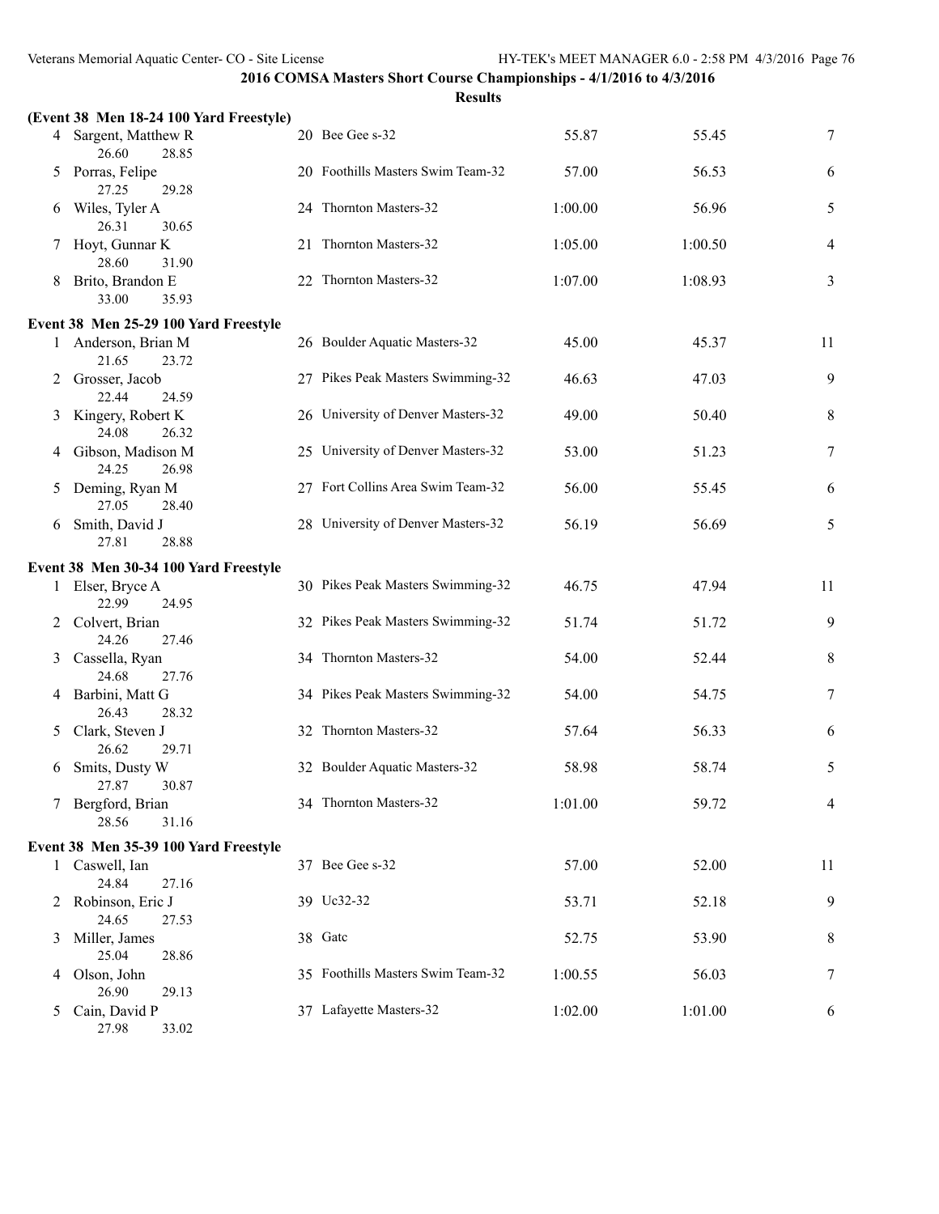## 2016 COMSA Masters Short Course Championships - 4/1/2016 to 4/3/2016

### Results

**(Event 38 Men 18-24 100 Yard Freestyle)**

| | | | | | |
|---|---|---|---|---|---|
| 4 Sargent, Matthew R | 20 Bee Gee s-32 | 55.87 | 55.45 | 7 |
| 26.60 28.85 | | | | |
| 5 Porras, Felipe | 20 Foothills Masters Swim Team-32 | 57.00 | 56.53 | 6 |
| 27.25 29.28 | | | | |
| 6 Wiles, Tyler A | 24 Thornton Masters-32 | 1:00.00 | 56.96 | 5 |
| 26.31 30.65 | | | | |
| 7 Hoyt, Gunnar K | 21 Thornton Masters-32 | 1:05.00 | 1:00.50 | 4 |
| 28.60 31.90 | | | | |
| 8 Brito, Brandon E | 22 Thornton Masters-32 | 1:07.00 | 1:08.93 | 3 |
| 33.00 35.93 | | | | |

**Event 38 Men 25-29 100 Yard Freestyle**

| | | | | |
|---|---|---|---|---|
| 1 Anderson, Brian M | 26 Boulder Aquatic Masters-32 | 45.00 | 45.37 | 11 |
| 21.65 23.72 | | | | |
| 2 Grosser, Jacob | 27 Pikes Peak Masters Swimming-32 | 46.63 | 47.03 | 9 |
| 22.44 24.59 | | | | |
| 3 Kingery, Robert K | 26 University of Denver Masters-32 | 49.00 | 50.40 | 8 |
| 24.08 26.32 | | | | |
| 4 Gibson, Madison M | 25 University of Denver Masters-32 | 53.00 | 51.23 | 7 |
| 24.25 26.98 | | | | |
| 5 Deming, Ryan M | 27 Fort Collins Area Swim Team-32 | 56.00 | 55.45 | 6 |
| 27.05 28.40 | | | | |
| 6 Smith, David J | 28 University of Denver Masters-32 | 56.19 | 56.69 | 5 |
| 27.81 28.88 | | | | |

**Event 38 Men 30-34 100 Yard Freestyle**

| | | | | |
|---|---|---|---|---|
| 1 Elser, Bryce A | 30 Pikes Peak Masters Swimming-32 | 46.75 | 47.94 | 11 |
| 22.99 24.95 | | | | |
| 2 Colvert, Brian | 32 Pikes Peak Masters Swimming-32 | 51.74 | 51.72 | 9 |
| 24.26 27.46 | | | | |
| 3 Cassella, Ryan | 34 Thornton Masters-32 | 54.00 | 52.44 | 8 |
| 24.68 27.76 | | | | |
| 4 Barbini, Matt G | 34 Pikes Peak Masters Swimming-32 | 54.00 | 54.75 | 7 |
| 26.43 28.32 | | | | |
| 5 Clark, Steven J | 32 Thornton Masters-32 | 57.64 | 56.33 | 6 |
| 26.62 29.71 | | | | |
| 6 Smits, Dusty W | 32 Boulder Aquatic Masters-32 | 58.98 | 58.74 | 5 |
| 27.87 30.87 | | | | |
| 7 Bergford, Brian | 34 Thornton Masters-32 | 1:01.00 | 59.72 | 4 |
| 28.56 31.16 | | | | |

**Event 38 Men 35-39 100 Yard Freestyle**

| | | | | |
|---|---|---|---|---|
| 1 Caswell, Ian | 37 Bee Gee s-32 | 57.00 | 52.00 | 11 |
| 24.84 27.16 | | | | |
| 2 Robinson, Eric J | 39 Uc32-32 | 53.71 | 52.18 | 9 |
| 24.65 27.53 | | | | |
| 3 Miller, James | 38 Gatc | 52.75 | 53.90 | 8 |
| 25.04 28.86 | | | | |
| 4 Olson, John | 35 Foothills Masters Swim Team-32 | 1:00.55 | 56.03 | 7 |
| 26.90 29.13 | | | | |
| 5 Cain, David P | 37 Lafayette Masters-32 | 1:02.00 | 1:01.00 | 6 |
| 27.98 33.02 | | | | |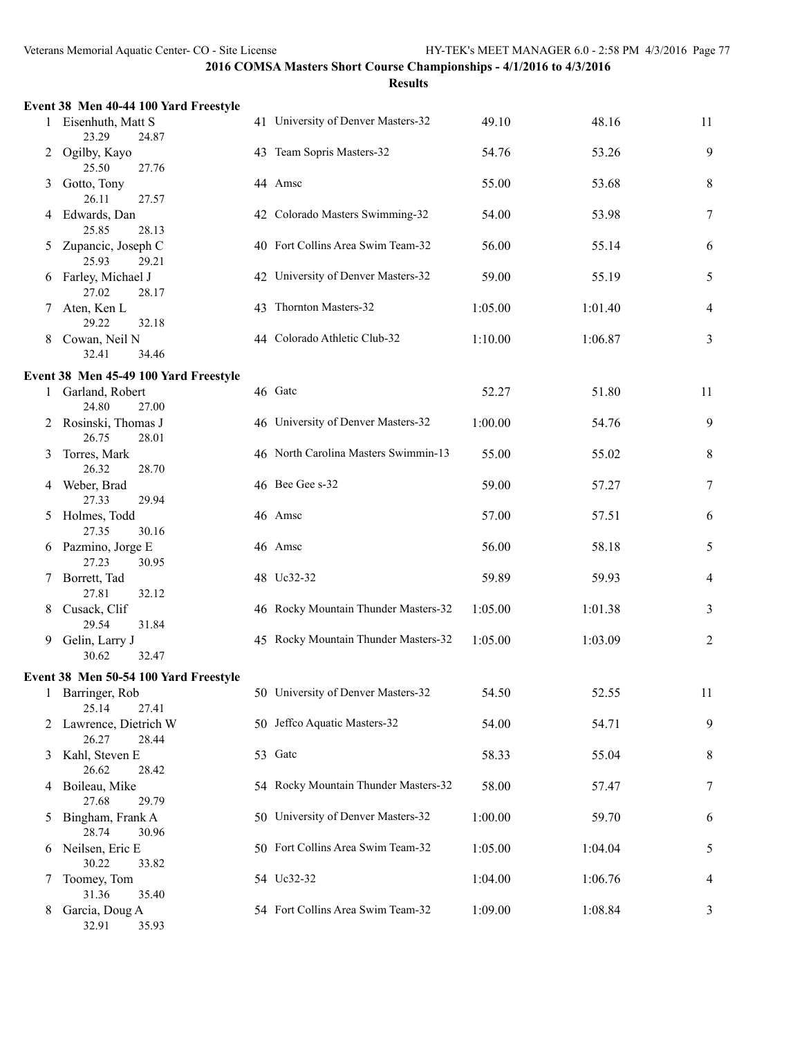## 2016 COMSA Masters Short Course Championships - 4/1/2016 to 4/3/2016

### Results

#### Event 38 Men 40-44 100 Yard Freestyle

| | | | | | | |
|---|---|---|---|---|---|---|
| 1 | Eisenhuth, Matt S | 41 | University of Denver Masters-32 | 49.10 | 48.16 | 11 |
| | 23.29 24.87 | | | | | |
| 2 | Ogilby, Kayo | 43 | Team Sopris Masters-32 | 54.76 | 53.26 | 9 |
| | 25.50 27.76 | | | | | |
| 3 | Gotto, Tony | 44 | Amsc | 55.00 | 53.68 | 8 |
| | 26.11 27.57 | | | | | |
| 4 | Edwards, Dan | 42 | Colorado Masters Swimming-32 | 54.00 | 53.98 | 7 |
| | 25.85 28.13 | | | | | |
| 5 | Zupancic, Joseph C | 40 | Fort Collins Area Swim Team-32 | 56.00 | 55.14 | 6 |
| | 25.93 29.21 | | | | | |
| 6 | Farley, Michael J | 42 | University of Denver Masters-32 | 59.00 | 55.19 | 5 |
| | 27.02 28.17 | | | | | |
| 7 | Aten, Ken L | 43 | Thornton Masters-32 | 1:05.00 | 1:01.40 | 4 |
| | 29.22 32.18 | | | | | |
| 8 | Cowan, Neil N | 44 | Colorado Athletic Club-32 | 1:10.00 | 1:06.87 | 3 |
| | 32.41 34.46 | | | | | |

#### Event 38 Men 45-49 100 Yard Freestyle

| | | | | | | |
|---|---|---|---|---|---|---|
| 1 | Garland, Robert | 46 | Gatc | 52.27 | 51.80 | 11 |
| | 24.80 27.00 | | | | | |
| 2 | Rosinski, Thomas J | 46 | University of Denver Masters-32 | 1:00.00 | 54.76 | 9 |
| | 26.75 28.01 | | | | | |
| 3 | Torres, Mark | 46 | North Carolina Masters Swimmin-13 | 55.00 | 55.02 | 8 |
| | 26.32 28.70 | | | | | |
| 4 | Weber, Brad | 46 | Bee Gee s-32 | 59.00 | 57.27 | 7 |
| | 27.33 29.94 | | | | | |
| 5 | Holmes, Todd | 46 | Amsc | 57.00 | 57.51 | 6 |
| | 27.35 30.16 | | | | | |
| 6 | Pazmino, Jorge E | 46 | Amsc | 56.00 | 58.18 | 5 |
| | 27.23 30.95 | | | | | |
| 7 | Borrett, Tad | 48 | Uc32-32 | 59.89 | 59.93 | 4 |
| | 27.81 32.12 | | | | | |
| 8 | Cusack, Clif | 46 | Rocky Mountain Thunder Masters-32 | 1:05.00 | 1:01.38 | 3 |
| | 29.54 31.84 | | | | | |
| 9 | Gelin, Larry J | 45 | Rocky Mountain Thunder Masters-32 | 1:05.00 | 1:03.09 | 2 |
| | 30.62 32.47 | | | | | |

#### Event 38 Men 50-54 100 Yard Freestyle

| | | | | | | |
|---|---|---|---|---|---|---|
| 1 | Barringer, Rob | 50 | University of Denver Masters-32 | 54.50 | 52.55 | 11 |
| | 25.14 27.41 | | | | | |
| 2 | Lawrence, Dietrich W | 50 | Jeffco Aquatic Masters-32 | 54.00 | 54.71 | 9 |
| | 26.27 28.44 | | | | | |
| 3 | Kahl, Steven E | 53 | Gatc | 58.33 | 55.04 | 8 |
| | 26.62 28.42 | | | | | |
| 4 | Boileau, Mike | 54 | Rocky Mountain Thunder Masters-32 | 58.00 | 57.47 | 7 |
| | 27.68 29.79 | | | | | |
| 5 | Bingham, Frank A | 50 | University of Denver Masters-32 | 1:00.00 | 59.70 | 6 |
| | 28.74 30.96 | | | | | |
| 6 | Neilsen, Eric E | 50 | Fort Collins Area Swim Team-32 | 1:05.00 | 1:04.04 | 5 |
| | 30.22 33.82 | | | | | |
| 7 | Toomey, Tom | 54 | Uc32-32 | 1:04.00 | 1:06.76 | 4 |
| | 31.36 35.40 | | | | | |
| 8 | Garcia, Doug A | 54 | Fort Collins Area Swim Team-32 | 1:09.00 | 1:08.84 | 3 |
| | 32.91 35.93 | | | | | |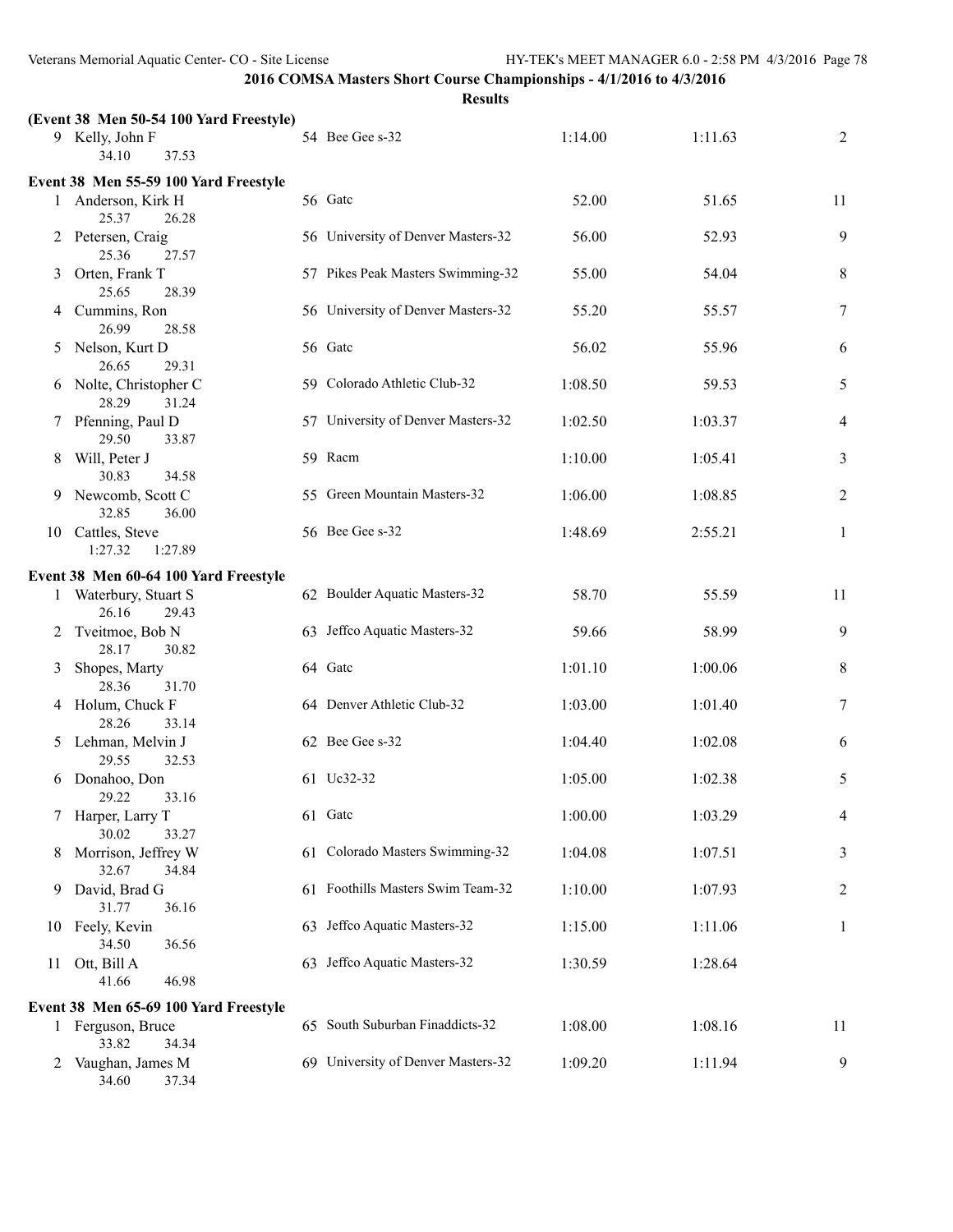**2016 COMSA Masters Short Course Championships - 4/1/2016 to 4/3/2016**

**Results**

**(Event 38 Men 50-54 100 Yard Freestyle)**

| | | | | | | |
|---|---|---|---|---|---|---|
| 9 | Kelly, John F | 54 | Bee Gee s-32 | 1:14.00 | 1:11.63 | 2 |
| | 34.10 37.53 | | | | | |

**Event 38 Men 55-59 100 Yard Freestyle**

| | | | | | | |
|---|---|---|---|---|---|---|
| 1 | Anderson, Kirk H | 56 | Gatc | 52.00 | 51.65 | 11 |
| | 25.37 26.28 | | | | | |
| 2 | Petersen, Craig | 56 | University of Denver Masters-32 | 56.00 | 52.93 | 9 |
| | 25.36 27.57 | | | | | |
| 3 | Orten, Frank T | 57 | Pikes Peak Masters Swimming-32 | 55.00 | 54.04 | 8 |
| | 25.65 28.39 | | | | | |
| 4 | Cummins, Ron | 56 | University of Denver Masters-32 | 55.20 | 55.57 | 7 |
| | 26.99 28.58 | | | | | |
| 5 | Nelson, Kurt D | 56 | Gatc | 56.02 | 55.96 | 6 |
| | 26.65 29.31 | | | | | |
| 6 | Nolte, Christopher C | 59 | Colorado Athletic Club-32 | 1:08.50 | 59.53 | 5 |
| | 28.29 31.24 | | | | | |
| 7 | Pfenning, Paul D | 57 | University of Denver Masters-32 | 1:02.50 | 1:03.37 | 4 |
| | 29.50 33.87 | | | | | |
| 8 | Will, Peter J | 59 | Racm | 1:10.00 | 1:05.41 | 3 |
| | 30.83 34.58 | | | | | |
| 9 | Newcomb, Scott C | 55 | Green Mountain Masters-32 | 1:06.00 | 1:08.85 | 2 |
| | 32.85 36.00 | | | | | |
| 10 | Cattles, Steve | 56 | Bee Gee s-32 | 1:48.69 | 2:55.21 | 1 |
| | 1:27.32 1:27.89 | | | | | |

**Event 38 Men 60-64 100 Yard Freestyle**

| | | | | | | |
|---|---|---|---|---|---|---|
| 1 | Waterbury, Stuart S | 62 | Boulder Aquatic Masters-32 | 58.70 | 55.59 | 11 |
| | 26.16 29.43 | | | | | |
| 2 | Tveitmoe, Bob N | 63 | Jeffco Aquatic Masters-32 | 59.66 | 58.99 | 9 |
| | 28.17 30.82 | | | | | |
| 3 | Shopes, Marty | 64 | Gatc | 1:01.10 | 1:00.06 | 8 |
| | 28.36 31.70 | | | | | |
| 4 | Holum, Chuck F | 64 | Denver Athletic Club-32 | 1:03.00 | 1:01.40 | 7 |
| | 28.26 33.14 | | | | | |
| 5 | Lehman, Melvin J | 62 | Bee Gee s-32 | 1:04.40 | 1:02.08 | 6 |
| | 29.55 32.53 | | | | | |
| 6 | Donahoo, Don | 61 | Uc32-32 | 1:05.00 | 1:02.38 | 5 |
| | 29.22 33.16 | | | | | |
| 7 | Harper, Larry T | 61 | Gatc | 1:00.00 | 1:03.29 | 4 |
| | 30.02 33.27 | | | | | |
| 8 | Morrison, Jeffrey W | 61 | Colorado Masters Swimming-32 | 1:04.08 | 1:07.51 | 3 |
| | 32.67 34.84 | | | | | |
| 9 | David, Brad G | 61 | Foothills Masters Swim Team-32 | 1:10.00 | 1:07.93 | 2 |
| | 31.77 36.16 | | | | | |
| 10 | Feely, Kevin | 63 | Jeffco Aquatic Masters-32 | 1:15.00 | 1:11.06 | 1 |
| | 34.50 36.56 | | | | | |
| 11 | Ott, Bill A | 63 | Jeffco Aquatic Masters-32 | 1:30.59 | 1:28.64 | |
| | 41.66 46.98 | | | | | |

**Event 38 Men 65-69 100 Yard Freestyle**

| | | | | | | |
|---|---|---|---|---|---|---|
| 1 | Ferguson, Bruce | 65 | South Suburban Finaddicts-32 | 1:08.00 | 1:08.16 | 11 |
| | 33.82 34.34 | | | | | |
| 2 | Vaughan, James M | 69 | University of Denver Masters-32 | 1:09.20 | 1:11.94 | 9 |
| | 34.60 37.34 | | | | | |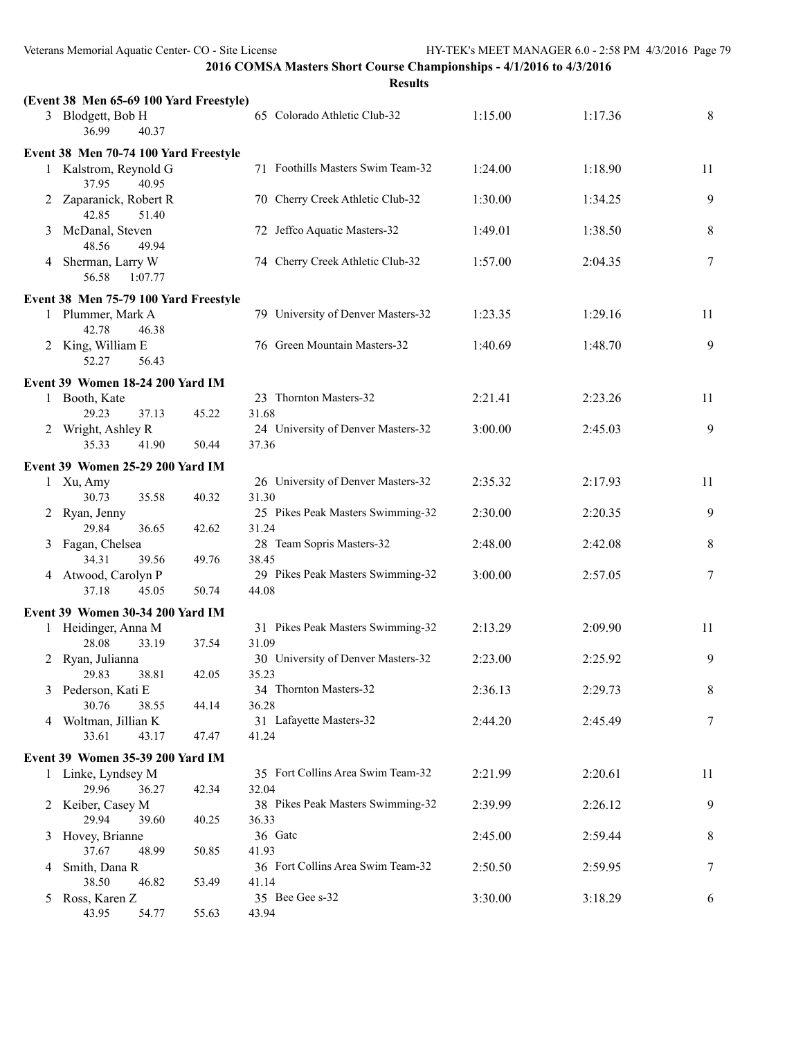**2016 COMSA Masters Short Course Championships - 4/1/2016 to 4/3/2016**

**Results**

### (Event 38 Men 65-69 100 Yard Freestyle)

| Place | Name | Age | Team | Seed Time | Finals Time | Points |
|---|---|---|---|---|---|---|
| 3 | Blodgett, Bob H | 65 | Colorado Athletic Club-32 | 1:15.00 | 1:17.36 | 8 |
| | 36.99 40.37 | | | | | |

### Event 38 Men 70-74 100 Yard Freestyle

| Place | Name | Age | Team | Seed Time | Finals Time | Points |
|---|---|---|---|---|---|---|
| 1 | Kalstrom, Reynold G | 71 | Foothills Masters Swim Team-32 | 1:24.00 | 1:18.90 | 11 |
| | 37.95 40.95 | | | | | |
| 2 | Zaparanick, Robert R | 70 | Cherry Creek Athletic Club-32 | 1:30.00 | 1:34.25 | 9 |
| | 42.85 51.40 | | | | | |
| 3 | McDanal, Steven | 72 | Jeffco Aquatic Masters-32 | 1:49.01 | 1:38.50 | 8 |
| | 48.56 49.94 | | | | | |
| 4 | Sherman, Larry W | 74 | Cherry Creek Athletic Club-32 | 1:57.00 | 2:04.35 | 7 |
| | 56.58 1:07.77 | | | | | |

### Event 38 Men 75-79 100 Yard Freestyle

| Place | Name | Age | Team | Seed Time | Finals Time | Points |
|---|---|---|---|---|---|---|
| 1 | Plummer, Mark A | 79 | University of Denver Masters-32 | 1:23.35 | 1:29.16 | 11 |
| | 42.78 46.38 | | | | | |
| 2 | King, William E | 76 | Green Mountain Masters-32 | 1:40.69 | 1:48.70 | 9 |
| | 52.27 56.43 | | | | | |

### Event 39 Women 18-24 200 Yard IM

| Place | Name | Age | Team | Seed Time | Finals Time | Points |
|---|---|---|---|---|---|---|
| 1 | Booth, Kate | 23 | Thornton Masters-32 | 2:21.41 | 2:23.26 | 11 |
| | 29.23 37.13 45.22 31.68 | | | | | |
| 2 | Wright, Ashley R | 24 | University of Denver Masters-32 | 3:00.00 | 2:45.03 | 9 |
| | 35.33 41.90 50.44 37.36 | | | | | |

### Event 39 Women 25-29 200 Yard IM

| Place | Name | Age | Team | Seed Time | Finals Time | Points |
|---|---|---|---|---|---|---|
| 1 | Xu, Amy | 26 | University of Denver Masters-32 | 2:35.32 | 2:17.93 | 11 |
| | 30.73 35.58 40.32 31.30 | | | | | |
| 2 | Ryan, Jenny | 25 | Pikes Peak Masters Swimming-32 | 2:30.00 | 2:20.35 | 9 |
| | 29.84 36.65 42.62 31.24 | | | | | |
| 3 | Fagan, Chelsea | 28 | Team Sopris Masters-32 | 2:48.00 | 2:42.08 | 8 |
| | 34.31 39.56 49.76 38.45 | | | | | |
| 4 | Atwood, Carolyn P | 29 | Pikes Peak Masters Swimming-32 | 3:00.00 | 2:57.05 | 7 |
| | 37.18 45.05 50.74 44.08 | | | | | |

### Event 39 Women 30-34 200 Yard IM

| Place | Name | Age | Team | Seed Time | Finals Time | Points |
|---|---|---|---|---|---|---|
| 1 | Heidinger, Anna M | 31 | Pikes Peak Masters Swimming-32 | 2:13.29 | 2:09.90 | 11 |
| | 28.08 33.19 37.54 31.09 | | | | | |
| 2 | Ryan, Julianna | 30 | University of Denver Masters-32 | 2:23.00 | 2:25.92 | 9 |
| | 29.83 38.81 42.05 35.23 | | | | | |
| 3 | Pederson, Kati E | 34 | Thornton Masters-32 | 2:36.13 | 2:29.73 | 8 |
| | 30.76 38.55 44.14 36.28 | | | | | |
| 4 | Woltman, Jillian K | 31 | Lafayette Masters-32 | 2:44.20 | 2:45.49 | 7 |
| | 33.61 43.17 47.47 41.24 | | | | | |

### Event 39 Women 35-39 200 Yard IM

| Place | Name | Age | Team | Seed Time | Finals Time | Points |
|---|---|---|---|---|---|---|
| 1 | Linke, Lyndsey M | 35 | Fort Collins Area Swim Team-32 | 2:21.99 | 2:20.61 | 11 |
| | 29.96 36.27 42.34 32.04 | | | | | |
| 2 | Keiber, Casey M | 38 | Pikes Peak Masters Swimming-32 | 2:39.99 | 2:26.12 | 9 |
| | 29.94 39.60 40.25 36.33 | | | | | |
| 3 | Hovey, Brianne | 36 | Gatc | 2:45.00 | 2:59.44 | 8 |
| | 37.67 48.99 50.85 41.93 | | | | | |
| 4 | Smith, Dana R | 36 | Fort Collins Area Swim Team-32 | 2:50.50 | 2:59.95 | 7 |
| | 38.50 46.82 53.49 41.14 | | | | | |
| 5 | Ross, Karen Z | 35 | Bee Gee s-32 | 3:30.00 | 3:18.29 | 6 |
| | 43.95 54.77 55.63 43.94 | | | | | |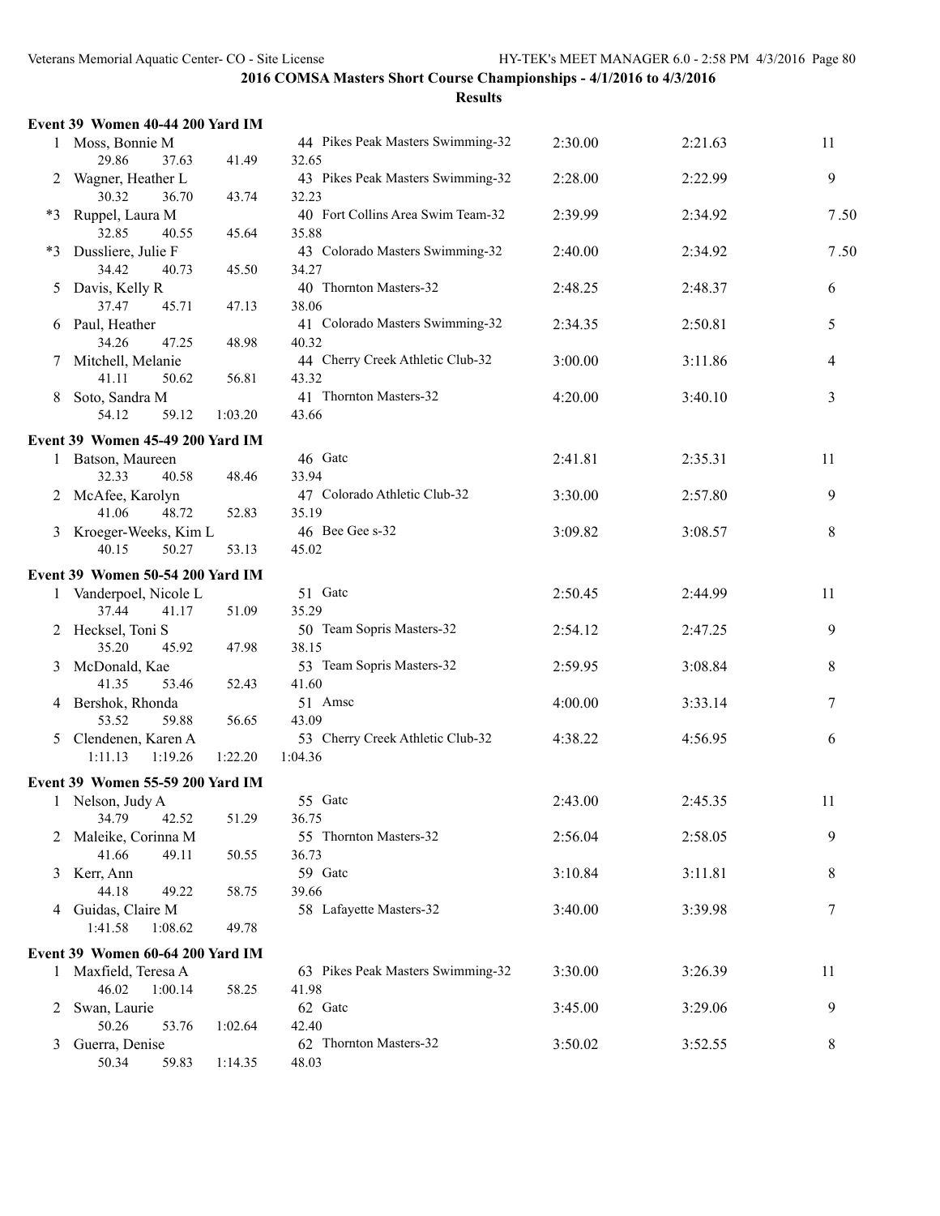**2016 COMSA Masters Short Course Championships - 4/1/2016 to 4/3/2016**

**Results**

### Event 39 Women 40-44 200 Yard IM

| Place | Name | Age | Team | Seed Time | Finals Time | Points |
|---|---|---|---|---|---|---|
| 1 | Moss, Bonnie M | 44 | Pikes Peak Masters Swimming-32 | 2:30.00 | 2:21.63 | 11 |
| | 29.86 37.63 41.49 32.65 | | | | | |
| 2 | Wagner, Heather L | 43 | Pikes Peak Masters Swimming-32 | 2:28.00 | 2:22.99 | 9 |
| | 30.32 36.70 43.74 32.23 | | | | | |
| *3 | Ruppel, Laura M | 40 | Fort Collins Area Swim Team-32 | 2:39.99 | 2:34.92 | 7.50 |
| | 32.85 40.55 45.64 35.88 | | | | | |
| *3 | Dussliere, Julie F | 43 | Colorado Masters Swimming-32 | 2:40.00 | 2:34.92 | 7.50 |
| | 34.42 40.73 45.50 34.27 | | | | | |
| 5 | Davis, Kelly R | 40 | Thornton Masters-32 | 2:48.25 | 2:48.37 | 6 |
| | 37.47 45.71 47.13 38.06 | | | | | |
| 6 | Paul, Heather | 41 | Colorado Masters Swimming-32 | 2:34.35 | 2:50.81 | 5 |
| | 34.26 47.25 48.98 40.32 | | | | | |
| 7 | Mitchell, Melanie | 44 | Cherry Creek Athletic Club-32 | 3:00.00 | 3:11.86 | 4 |
| | 41.11 50.62 56.81 43.32 | | | | | |
| 8 | Soto, Sandra M | 41 | Thornton Masters-32 | 4:20.00 | 3:40.10 | 3 |
| | 54.12 59.12 1:03.20 43.66 | | | | | |

### Event 39 Women 45-49 200 Yard IM

| Place | Name | Age | Team | Seed Time | Finals Time | Points |
|---|---|---|---|---|---|---|
| 1 | Batson, Maureen | 46 | Gatc | 2:41.81 | 2:35.31 | 11 |
| | 32.33 40.58 48.46 33.94 | | | | | |
| 2 | McAfee, Karolyn | 47 | Colorado Athletic Club-32 | 3:30.00 | 2:57.80 | 9 |
| | 41.06 48.72 52.83 35.19 | | | | | |
| 3 | Kroeger-Weeks, Kim L | 46 | Bee Gee s-32 | 3:09.82 | 3:08.57 | 8 |
| | 40.15 50.27 53.13 45.02 | | | | | |

### Event 39 Women 50-54 200 Yard IM

| Place | Name | Age | Team | Seed Time | Finals Time | Points |
|---|---|---|---|---|---|---|
| 1 | Vanderpoel, Nicole L | 51 | Gatc | 2:50.45 | 2:44.99 | 11 |
| | 37.44 41.17 51.09 35.29 | | | | | |
| 2 | Hecksel, Toni S | 50 | Team Sopris Masters-32 | 2:54.12 | 2:47.25 | 9 |
| | 35.20 45.92 47.98 38.15 | | | | | |
| 3 | McDonald, Kae | 53 | Team Sopris Masters-32 | 2:59.95 | 3:08.84 | 8 |
| | 41.35 53.46 52.43 41.60 | | | | | |
| 4 | Bershok, Rhonda | 51 | Amsc | 4:00.00 | 3:33.14 | 7 |
| | 53.52 59.88 56.65 43.09 | | | | | |
| 5 | Clendenen, Karen A | 53 | Cherry Creek Athletic Club-32 | 4:38.22 | 4:56.95 | 6 |
| | 1:11.13 1:19.26 1:22.20 1:04.36 | | | | | |

### Event 39 Women 55-59 200 Yard IM

| Place | Name | Age | Team | Seed Time | Finals Time | Points |
|---|---|---|---|---|---|---|
| 1 | Nelson, Judy A | 55 | Gatc | 2:43.00 | 2:45.35 | 11 |
| | 34.79 42.52 51.29 36.75 | | | | | |
| 2 | Maleike, Corinna M | 55 | Thornton Masters-32 | 2:56.04 | 2:58.05 | 9 |
| | 41.66 49.11 50.55 36.73 | | | | | |
| 3 | Kerr, Ann | 59 | Gatc | 3:10.84 | 3:11.81 | 8 |
| | 44.18 49.22 58.75 39.66 | | | | | |
| 4 | Guidas, Claire M | 58 | Lafayette Masters-32 | 3:40.00 | 3:39.98 | 7 |
| | 1:41.58 1:08.62 49.78 | | | | | |

### Event 39 Women 60-64 200 Yard IM

| Place | Name | Age | Team | Seed Time | Finals Time | Points |
|---|---|---|---|---|---|---|
| 1 | Maxfield, Teresa A | 63 | Pikes Peak Masters Swimming-32 | 3:30.00 | 3:26.39 | 11 |
| | 46.02 1:00.14 58.25 41.98 | | | | | |
| 2 | Swan, Laurie | 62 | Gatc | 3:45.00 | 3:29.06 | 9 |
| | 50.26 53.76 1:02.64 42.40 | | | | | |
| 3 | Guerra, Denise | 62 | Thornton Masters-32 | 3:50.02 | 3:52.55 | 8 |
| | 50.34 59.83 1:14.35 48.03 | | | | | |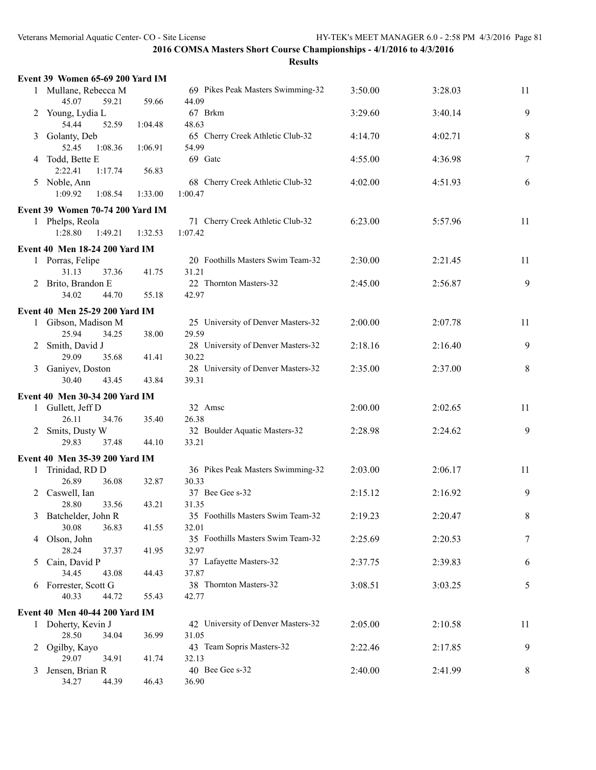## 2016 COMSA Masters Short Course Championships - 4/1/2016 to 4/3/2016

### Results

**Event 39 Women 65-69 200 Yard IM**

| | | | | | | |
|---|---|---|---|---|---|---|
| 1 | Mullane, Rebecca M | 69 | Pikes Peak Masters Swimming-32 | 3:50.00 | 3:28.03 | 11 |
| | 45.07 59.21 59.66 44.09 | | | | | |
| 2 | Young, Lydia L | 67 | Brkm | 3:29.60 | 3:40.14 | 9 |
| | 54.44 52.59 1:04.48 48.63 | | | | | |
| 3 | Golanty, Deb | 65 | Cherry Creek Athletic Club-32 | 4:14.70 | 4:02.71 | 8 |
| | 52.45 1:08.36 1:06.91 54.99 | | | | | |
| 4 | Todd, Bette E | 69 | Gatc | 4:55.00 | 4:36.98 | 7 |
| | 2:22.41 1:17.74 56.83 | | | | | |
| 5 | Noble, Ann | 68 | Cherry Creek Athletic Club-32 | 4:02.00 | 4:51.93 | 6 |
| | 1:09.92 1:08.54 1:33.00 1:00.47 | | | | | |

**Event 39 Women 70-74 200 Yard IM**

| | | | | | | |
|---|---|---|---|---|---|---|
| 1 | Phelps, Reola | 71 | Cherry Creek Athletic Club-32 | 6:23.00 | 5:57.96 | 11 |
| | 1:28.80 1:49.21 1:32.53 1:07.42 | | | | | |

**Event 40 Men 18-24 200 Yard IM**

| | | | | | | |
|---|---|---|---|---|---|---|
| 1 | Porras, Felipe | 20 | Foothills Masters Swim Team-32 | 2:30.00 | 2:21.45 | 11 |
| | 31.13 37.36 41.75 31.21 | | | | | |
| 2 | Brito, Brandon E | 22 | Thornton Masters-32 | 2:45.00 | 2:56.87 | 9 |
| | 34.02 44.70 55.18 42.97 | | | | | |

**Event 40 Men 25-29 200 Yard IM**

| | | | | | | |
|---|---|---|---|---|---|---|
| 1 | Gibson, Madison M | 25 | University of Denver Masters-32 | 2:00.00 | 2:07.78 | 11 |
| | 25.94 34.25 38.00 29.59 | | | | | |
| 2 | Smith, David J | 28 | University of Denver Masters-32 | 2:18.16 | 2:16.40 | 9 |
| | 29.09 35.68 41.41 30.22 | | | | | |
| 3 | Ganiyev, Doston | 28 | University of Denver Masters-32 | 2:35.00 | 2:37.00 | 8 |
| | 30.40 43.45 43.84 39.31 | | | | | |

**Event 40 Men 30-34 200 Yard IM**

| | | | | | | |
|---|---|---|---|---|---|---|
| 1 | Gullett, Jeff D | 32 | Amsc | 2:00.00 | 2:02.65 | 11 |
| | 26.11 34.76 35.40 26.38 | | | | | |
| 2 | Smits, Dusty W | 32 | Boulder Aquatic Masters-32 | 2:28.98 | 2:24.62 | 9 |
| | 29.83 37.48 44.10 33.21 | | | | | |

**Event 40 Men 35-39 200 Yard IM**

| | | | | | | |
|---|---|---|---|---|---|---|
| 1 | Trinidad, RD D | 36 | Pikes Peak Masters Swimming-32 | 2:03.00 | 2:06.17 | 11 |
| | 26.89 36.08 32.87 30.33 | | | | | |
| 2 | Caswell, Ian | 37 | Bee Gee s-32 | 2:15.12 | 2:16.92 | 9 |
| | 28.80 33.56 43.21 31.35 | | | | | |
| 3 | Batchelder, John R | 35 | Foothills Masters Swim Team-32 | 2:19.23 | 2:20.47 | 8 |
| | 30.08 36.83 41.55 32.01 | | | | | |
| 4 | Olson, John | 35 | Foothills Masters Swim Team-32 | 2:25.69 | 2:20.53 | 7 |
| | 28.24 37.37 41.95 32.97 | | | | | |
| 5 | Cain, David P | 37 | Lafayette Masters-32 | 2:37.75 | 2:39.83 | 6 |
| | 34.45 43.08 44.43 37.87 | | | | | |
| 6 | Forrester, Scott G | 38 | Thornton Masters-32 | 3:08.51 | 3:03.25 | 5 |
| | 40.33 44.72 55.43 42.77 | | | | | |

**Event 40 Men 40-44 200 Yard IM**

| | | | | | | |
|---|---|---|---|---|---|---|
| 1 | Doherty, Kevin J | 42 | University of Denver Masters-32 | 2:05.00 | 2:10.58 | 11 |
| | 28.50 34.04 36.99 31.05 | | | | | |
| 2 | Ogilby, Kayo | 43 | Team Sopris Masters-32 | 2:22.46 | 2:17.85 | 9 |
| | 29.07 34.91 41.74 32.13 | | | | | |
| 3 | Jensen, Brian R | 40 | Bee Gee s-32 | 2:40.00 | 2:41.99 | 8 |
| | 34.27 44.39 46.43 36.90 | | | | | |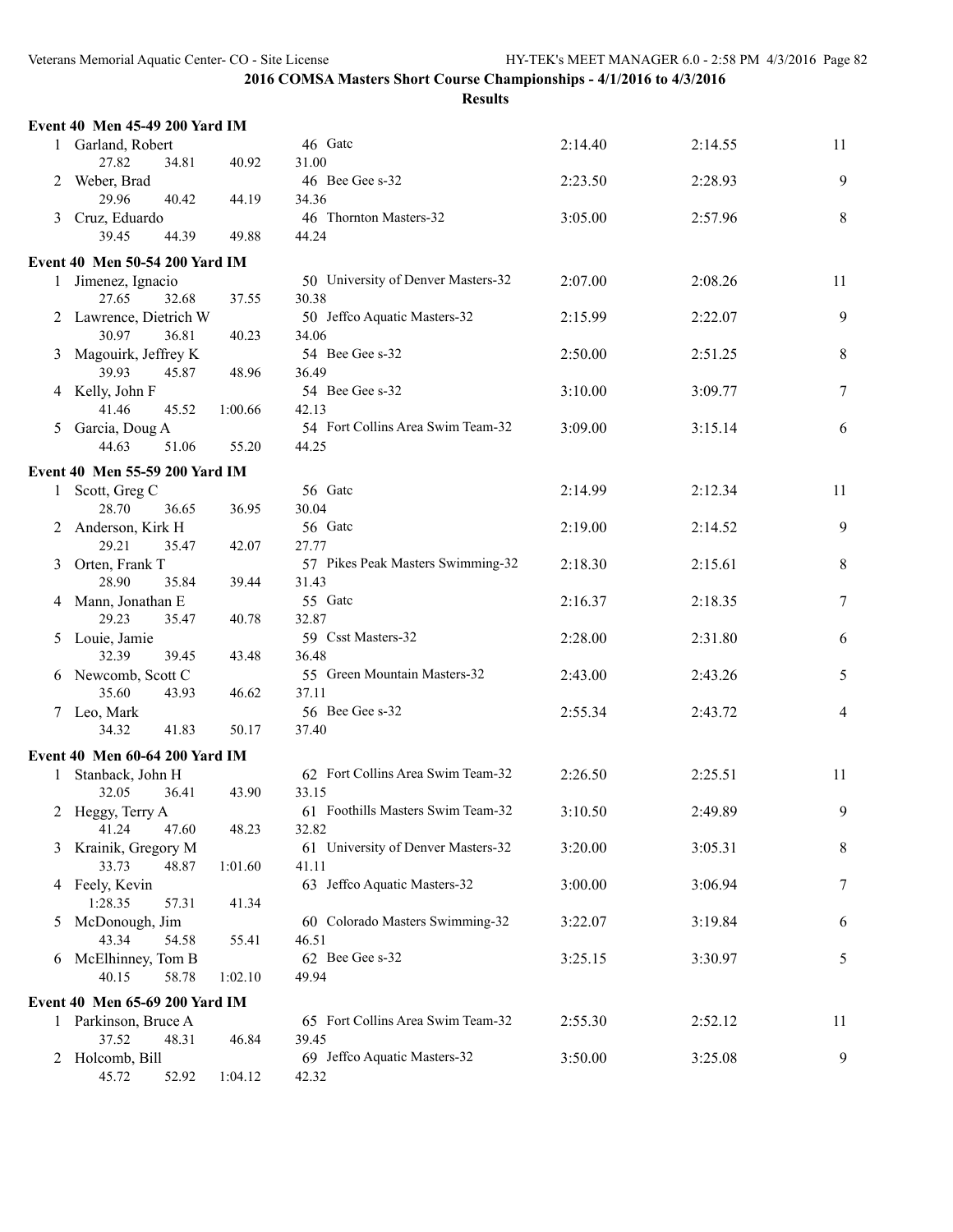**2016 COMSA Masters Short Course Championships - 4/1/2016 to 4/3/2016**

**Results**

### Event 40 Men 45-49 200 Yard IM

| | Name | Age | Team | Seed Time | Finals Time | Points |
|---|---|---|---|---|---|---|
| 1 | Garland, Robert | 46 | Gatc | 2:14.40 | 2:14.55 | 11 |
| | 27.82 34.81 40.92 31.00 | | | | | |
| 2 | Weber, Brad | 46 | Bee Gee s-32 | 2:23.50 | 2:28.93 | 9 |
| | 29.96 40.42 44.19 34.36 | | | | | |
| 3 | Cruz, Eduardo | 46 | Thornton Masters-32 | 3:05.00 | 2:57.96 | 8 |
| | 39.45 44.39 49.88 44.24 | | | | | |

### Event 40 Men 50-54 200 Yard IM

| | Name | Age | Team | Seed Time | Finals Time | Points |
|---|---|---|---|---|---|---|
| 1 | Jimenez, Ignacio | 50 | University of Denver Masters-32 | 2:07.00 | 2:08.26 | 11 |
| | 27.65 32.68 37.55 30.38 | | | | | |
| 2 | Lawrence, Dietrich W | 50 | Jeffco Aquatic Masters-32 | 2:15.99 | 2:22.07 | 9 |
| | 30.97 36.81 40.23 34.06 | | | | | |
| 3 | Magouirk, Jeffrey K | 54 | Bee Gee s-32 | 2:50.00 | 2:51.25 | 8 |
| | 39.93 45.87 48.96 36.49 | | | | | |
| 4 | Kelly, John F | 54 | Bee Gee s-32 | 3:10.00 | 3:09.77 | 7 |
| | 41.46 45.52 1:00.66 42.13 | | | | | |
| 5 | Garcia, Doug A | 54 | Fort Collins Area Swim Team-32 | 3:09.00 | 3:15.14 | 6 |
| | 44.63 51.06 55.20 44.25 | | | | | |

### Event 40 Men 55-59 200 Yard IM

| | Name | Age | Team | Seed Time | Finals Time | Points |
|---|---|---|---|---|---|---|
| 1 | Scott, Greg C | 56 | Gatc | 2:14.99 | 2:12.34 | 11 |
| | 28.70 36.65 36.95 30.04 | | | | | |
| 2 | Anderson, Kirk H | 56 | Gatc | 2:19.00 | 2:14.52 | 9 |
| | 29.21 35.47 42.07 27.77 | | | | | |
| 3 | Orten, Frank T | 57 | Pikes Peak Masters Swimming-32 | 2:18.30 | 2:15.61 | 8 |
| | 28.90 35.84 39.44 31.43 | | | | | |
| 4 | Mann, Jonathan E | 55 | Gatc | 2:16.37 | 2:18.35 | 7 |
| | 29.23 35.47 40.78 32.87 | | | | | |
| 5 | Louie, Jamie | 59 | Csst Masters-32 | 2:28.00 | 2:31.80 | 6 |
| | 32.39 39.45 43.48 36.48 | | | | | |
| 6 | Newcomb, Scott C | 55 | Green Mountain Masters-32 | 2:43.00 | 2:43.26 | 5 |
| | 35.60 43.93 46.62 37.11 | | | | | |
| 7 | Leo, Mark | 56 | Bee Gee s-32 | 2:55.34 | 2:43.72 | 4 |
| | 34.32 41.83 50.17 37.40 | | | | | |

### Event 40 Men 60-64 200 Yard IM

| | Name | Age | Team | Seed Time | Finals Time | Points |
|---|---|---|---|---|---|---|
| 1 | Stanback, John H | 62 | Fort Collins Area Swim Team-32 | 2:26.50 | 2:25.51 | 11 |
| | 32.05 36.41 43.90 33.15 | | | | | |
| 2 | Heggy, Terry A | 61 | Foothills Masters Swim Team-32 | 3:10.50 | 2:49.89 | 9 |
| | 41.24 47.60 48.23 32.82 | | | | | |
| 3 | Krainik, Gregory M | 61 | University of Denver Masters-32 | 3:20.00 | 3:05.31 | 8 |
| | 33.73 48.87 1:01.60 41.11 | | | | | |
| 4 | Feely, Kevin | 63 | Jeffco Aquatic Masters-32 | 3:00.00 | 3:06.94 | 7 |
| | 1:28.35 57.31 41.34 | | | | | |
| 5 | McDonough, Jim | 60 | Colorado Masters Swimming-32 | 3:22.07 | 3:19.84 | 6 |
| | 43.34 54.58 55.41 46.51 | | | | | |
| 6 | McElhinney, Tom B | 62 | Bee Gee s-32 | 3:25.15 | 3:30.97 | 5 |
| | 40.15 58.78 1:02.10 49.94 | | | | | |

### Event 40 Men 65-69 200 Yard IM

| | Name | Age | Team | Seed Time | Finals Time | Points |
|---|---|---|---|---|---|---|
| 1 | Parkinson, Bruce A | 65 | Fort Collins Area Swim Team-32 | 2:55.30 | 2:52.12 | 11 |
| | 37.52 48.31 46.84 39.45 | | | | | |
| 2 | Holcomb, Bill | 69 | Jeffco Aquatic Masters-32 | 3:50.00 | 3:25.08 | 9 |
| | 45.72 52.92 1:04.12 42.32 | | | | | |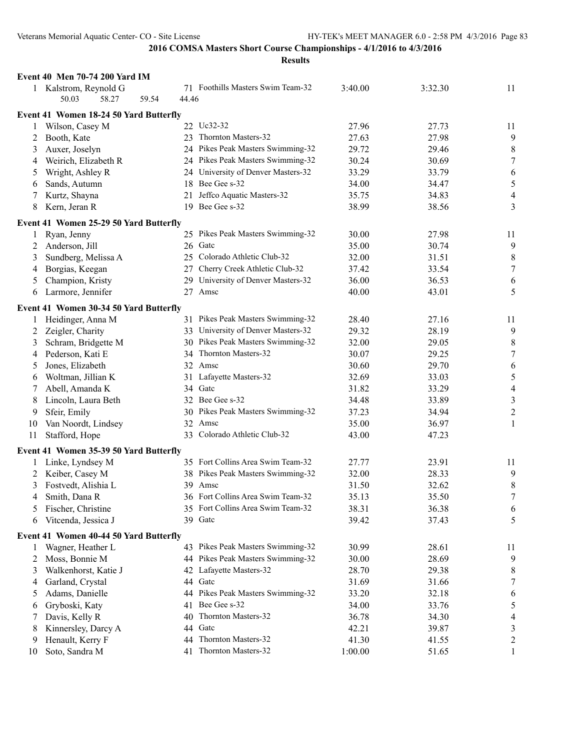## 2016 COMSA Masters Short Course Championships - 4/1/2016 to 4/3/2016

### Results

**Event 40 Men 70-74 200 Yard IM**

| | | | | | | |
|---|---|---|---|---|---|---|
| 1 | Kalstrom, Reynold G | 71 | Foothills Masters Swim Team-32 | 3:40.00 | 3:32.30 | 11 |
| | 50.03 58.27 59.54 44.46 | | | | | |

**Event 41 Women 18-24 50 Yard Butterfly**

| | | | | | | |
|---|---|---|---|---|---|---|
| 1 | Wilson, Casey M | 22 | Uc32-32 | 27.96 | 27.73 | 11 |
| 2 | Booth, Kate | 23 | Thornton Masters-32 | 27.63 | 27.98 | 9 |
| 3 | Auxer, Joselyn | 24 | Pikes Peak Masters Swimming-32 | 29.72 | 29.46 | 8 |
| 4 | Weirich, Elizabeth R | 24 | Pikes Peak Masters Swimming-32 | 30.24 | 30.69 | 7 |
| 5 | Wright, Ashley R | 24 | University of Denver Masters-32 | 33.29 | 33.79 | 6 |
| 6 | Sands, Autumn | 18 | Bee Gee s-32 | 34.00 | 34.47 | 5 |
| 7 | Kurtz, Shayna | 21 | Jeffco Aquatic Masters-32 | 35.75 | 34.83 | 4 |
| 8 | Kern, Jeran R | 19 | Bee Gee s-32 | 38.99 | 38.56 | 3 |

**Event 41 Women 25-29 50 Yard Butterfly**

| | | | | | | |
|---|---|---|---|---|---|---|
| 1 | Ryan, Jenny | 25 | Pikes Peak Masters Swimming-32 | 30.00 | 27.98 | 11 |
| 2 | Anderson, Jill | 26 | Gatc | 35.00 | 30.74 | 9 |
| 3 | Sundberg, Melissa A | 25 | Colorado Athletic Club-32 | 32.00 | 31.51 | 8 |
| 4 | Borgias, Keegan | 27 | Cherry Creek Athletic Club-32 | 37.42 | 33.54 | 7 |
| 5 | Champion, Kristy | 29 | University of Denver Masters-32 | 36.00 | 36.53 | 6 |
| 6 | Larmore, Jennifer | 27 | Amsc | 40.00 | 43.01 | 5 |

**Event 41 Women 30-34 50 Yard Butterfly**

| | | | | | | |
|---|---|---|---|---|---|---|
| 1 | Heidinger, Anna M | 31 | Pikes Peak Masters Swimming-32 | 28.40 | 27.16 | 11 |
| 2 | Zeigler, Charity | 33 | University of Denver Masters-32 | 29.32 | 28.19 | 9 |
| 3 | Schram, Bridgette M | 30 | Pikes Peak Masters Swimming-32 | 32.00 | 29.05 | 8 |
| 4 | Pederson, Kati E | 34 | Thornton Masters-32 | 30.07 | 29.25 | 7 |
| 5 | Jones, Elizabeth | 32 | Amsc | 30.60 | 29.70 | 6 |
| 6 | Woltman, Jillian K | 31 | Lafayette Masters-32 | 32.69 | 33.03 | 5 |
| 7 | Abell, Amanda K | 34 | Gatc | 31.82 | 33.29 | 4 |
| 8 | Lincoln, Laura Beth | 32 | Bee Gee s-32 | 34.48 | 33.89 | 3 |
| 9 | Sfeir, Emily | 30 | Pikes Peak Masters Swimming-32 | 37.23 | 34.94 | 2 |
| 10 | Van Noordt, Lindsey | 32 | Amsc | 35.00 | 36.97 | 1 |
| 11 | Stafford, Hope | 33 | Colorado Athletic Club-32 | 43.00 | 47.23 | |

**Event 41 Women 35-39 50 Yard Butterfly**

| | | | | | | |
|---|---|---|---|---|---|---|
| 1 | Linke, Lyndsey M | 35 | Fort Collins Area Swim Team-32 | 27.77 | 23.91 | 11 |
| 2 | Keiber, Casey M | 38 | Pikes Peak Masters Swimming-32 | 32.00 | 28.33 | 9 |
| 3 | Fostvedt, Alishia L | 39 | Amsc | 31.50 | 32.62 | 8 |
| 4 | Smith, Dana R | 36 | Fort Collins Area Swim Team-32 | 35.13 | 35.50 | 7 |
| 5 | Fischer, Christine | 35 | Fort Collins Area Swim Team-32 | 38.31 | 36.38 | 6 |
| 6 | Vitcenda, Jessica J | 39 | Gatc | 39.42 | 37.43 | 5 |

**Event 41 Women 40-44 50 Yard Butterfly**

| | | | | | | |
|---|---|---|---|---|---|---|
| 1 | Wagner, Heather L | 43 | Pikes Peak Masters Swimming-32 | 30.99 | 28.61 | 11 |
| 2 | Moss, Bonnie M | 44 | Pikes Peak Masters Swimming-32 | 30.00 | 28.69 | 9 |
| 3 | Walkenhorst, Katie J | 42 | Lafayette Masters-32 | 28.70 | 29.38 | 8 |
| 4 | Garland, Crystal | 44 | Gatc | 31.69 | 31.66 | 7 |
| 5 | Adams, Danielle | 44 | Pikes Peak Masters Swimming-32 | 33.20 | 32.18 | 6 |
| 6 | Gryboski, Katy | 41 | Bee Gee s-32 | 34.00 | 33.76 | 5 |
| 7 | Davis, Kelly R | 40 | Thornton Masters-32 | 36.78 | 34.30 | 4 |
| 8 | Kinnersley, Darcy A | 44 | Gatc | 42.21 | 39.87 | 3 |
| 9 | Henault, Kerry F | 44 | Thornton Masters-32 | 41.30 | 41.55 | 2 |
| 10 | Soto, Sandra M | 41 | Thornton Masters-32 | 1:00.00 | 51.65 | 1 |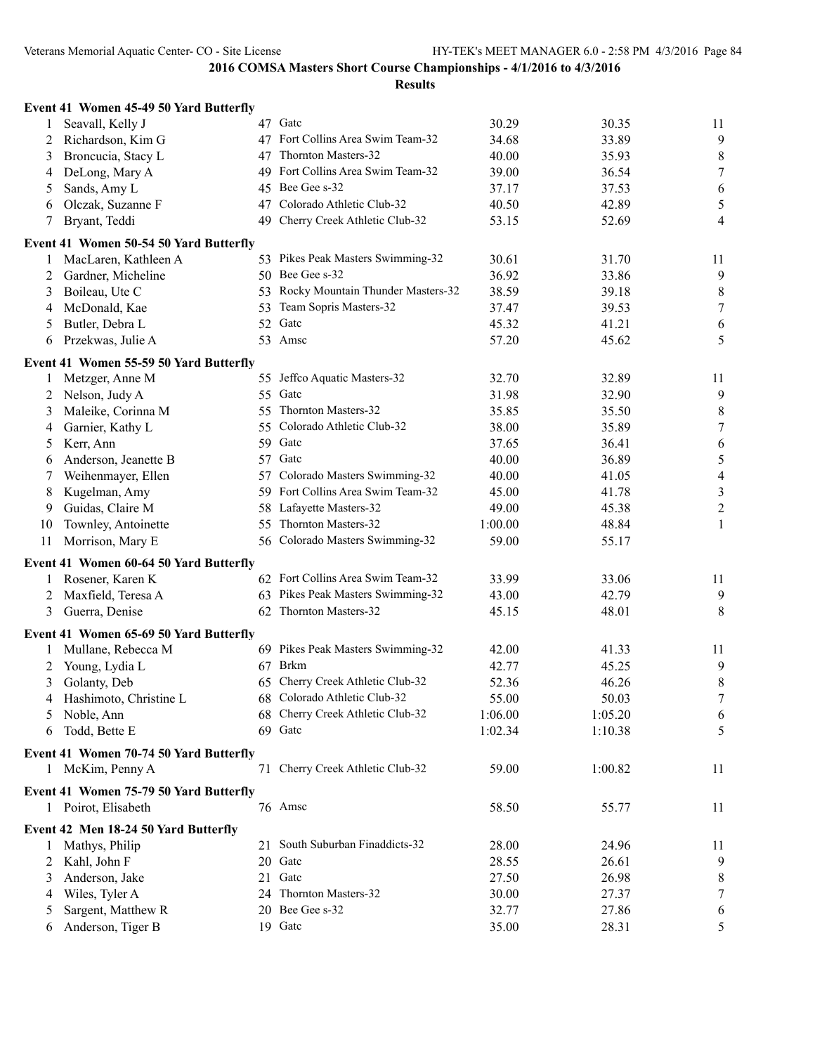**2016 COMSA Masters Short Course Championships - 4/1/2016 to 4/3/2016**

**Results**

**Event 41 Women 45-49 50 Yard Butterfly**

| | | | | | | |
|---|---|---|---|---|---|---|
| 1 | Seavall, Kelly J | 47 | Gatc | 30.29 | 30.35 | 11 |
| 2 | Richardson, Kim G | 47 | Fort Collins Area Swim Team-32 | 34.68 | 33.89 | 9 |
| 3 | Broncucia, Stacy L | 47 | Thornton Masters-32 | 40.00 | 35.93 | 8 |
| 4 | DeLong, Mary A | 49 | Fort Collins Area Swim Team-32 | 39.00 | 36.54 | 7 |
| 5 | Sands, Amy L | 45 | Bee Gee s-32 | 37.17 | 37.53 | 6 |
| 6 | Olczak, Suzanne F | 47 | Colorado Athletic Club-32 | 40.50 | 42.89 | 5 |
| 7 | Bryant, Teddi | 49 | Cherry Creek Athletic Club-32 | 53.15 | 52.69 | 4 |

**Event 41 Women 50-54 50 Yard Butterfly**

| | | | | | | |
|---|---|---|---|---|---|---|
| 1 | MacLaren, Kathleen A | 53 | Pikes Peak Masters Swimming-32 | 30.61 | 31.70 | 11 |
| 2 | Gardner, Micheline | 50 | Bee Gee s-32 | 36.92 | 33.86 | 9 |
| 3 | Boileau, Ute C | 53 | Rocky Mountain Thunder Masters-32 | 38.59 | 39.18 | 8 |
| 4 | McDonald, Kae | 53 | Team Sopris Masters-32 | 37.47 | 39.53 | 7 |
| 5 | Butler, Debra L | 52 | Gatc | 45.32 | 41.21 | 6 |
| 6 | Przekwas, Julie A | 53 | Amsc | 57.20 | 45.62 | 5 |

**Event 41 Women 55-59 50 Yard Butterfly**

| | | | | | | |
|---|---|---|---|---|---|---|
| 1 | Metzger, Anne M | 55 | Jeffco Aquatic Masters-32 | 32.70 | 32.89 | 11 |
| 2 | Nelson, Judy A | 55 | Gatc | 31.98 | 32.90 | 9 |
| 3 | Maleike, Corinna M | 55 | Thornton Masters-32 | 35.85 | 35.50 | 8 |
| 4 | Garnier, Kathy L | 55 | Colorado Athletic Club-32 | 38.00 | 35.89 | 7 |
| 5 | Kerr, Ann | 59 | Gatc | 37.65 | 36.41 | 6 |
| 6 | Anderson, Jeanette B | 57 | Gatc | 40.00 | 36.89 | 5 |
| 7 | Weihenmayer, Ellen | 57 | Colorado Masters Swimming-32 | 40.00 | 41.05 | 4 |
| 8 | Kugelman, Amy | 59 | Fort Collins Area Swim Team-32 | 45.00 | 41.78 | 3 |
| 9 | Guidas, Claire M | 58 | Lafayette Masters-32 | 49.00 | 45.38 | 2 |
| 10 | Townley, Antoinette | 55 | Thornton Masters-32 | 1:00.00 | 48.84 | 1 |
| 11 | Morrison, Mary E | 56 | Colorado Masters Swimming-32 | 59.00 | 55.17 | |

**Event 41 Women 60-64 50 Yard Butterfly**

| | | | | | | |
|---|---|---|---|---|---|---|
| 1 | Rosener, Karen K | 62 | Fort Collins Area Swim Team-32 | 33.99 | 33.06 | 11 |
| 2 | Maxfield, Teresa A | 63 | Pikes Peak Masters Swimming-32 | 43.00 | 42.79 | 9 |
| 3 | Guerra, Denise | 62 | Thornton Masters-32 | 45.15 | 48.01 | 8 |

**Event 41 Women 65-69 50 Yard Butterfly**

| | | | | | | |
|---|---|---|---|---|---|---|
| 1 | Mullane, Rebecca M | 69 | Pikes Peak Masters Swimming-32 | 42.00 | 41.33 | 11 |
| 2 | Young, Lydia L | 67 | Brkm | 42.77 | 45.25 | 9 |
| 3 | Golanty, Deb | 65 | Cherry Creek Athletic Club-32 | 52.36 | 46.26 | 8 |
| 4 | Hashimoto, Christine L | 68 | Colorado Athletic Club-32 | 55.00 | 50.03 | 7 |
| 5 | Noble, Ann | 68 | Cherry Creek Athletic Club-32 | 1:06.00 | 1:05.20 | 6 |
| 6 | Todd, Bette E | 69 | Gatc | 1:02.34 | 1:10.38 | 5 |

**Event 41 Women 70-74 50 Yard Butterfly**

| | | | | | | |
|---|---|---|---|---|---|---|
| 1 | McKim, Penny A | 71 | Cherry Creek Athletic Club-32 | 59.00 | 1:00.82 | 11 |

**Event 41 Women 75-79 50 Yard Butterfly**

| | | | | | | |
|---|---|---|---|---|---|---|
| 1 | Poirot, Elisabeth | 76 | Amsc | 58.50 | 55.77 | 11 |

**Event 42 Men 18-24 50 Yard Butterfly**

| | | | | | | |
|---|---|---|---|---|---|---|
| 1 | Mathys, Philip | 21 | South Suburban Finaddicts-32 | 28.00 | 24.96 | 11 |
| 2 | Kahl, John F | 20 | Gatc | 28.55 | 26.61 | 9 |
| 3 | Anderson, Jake | 21 | Gatc | 27.50 | 26.98 | 8 |
| 4 | Wiles, Tyler A | 24 | Thornton Masters-32 | 30.00 | 27.37 | 7 |
| 5 | Sargent, Matthew R | 20 | Bee Gee s-32 | 32.77 | 27.86 | 6 |
| 6 | Anderson, Tiger B | 19 | Gatc | 35.00 | 28.31 | 5 |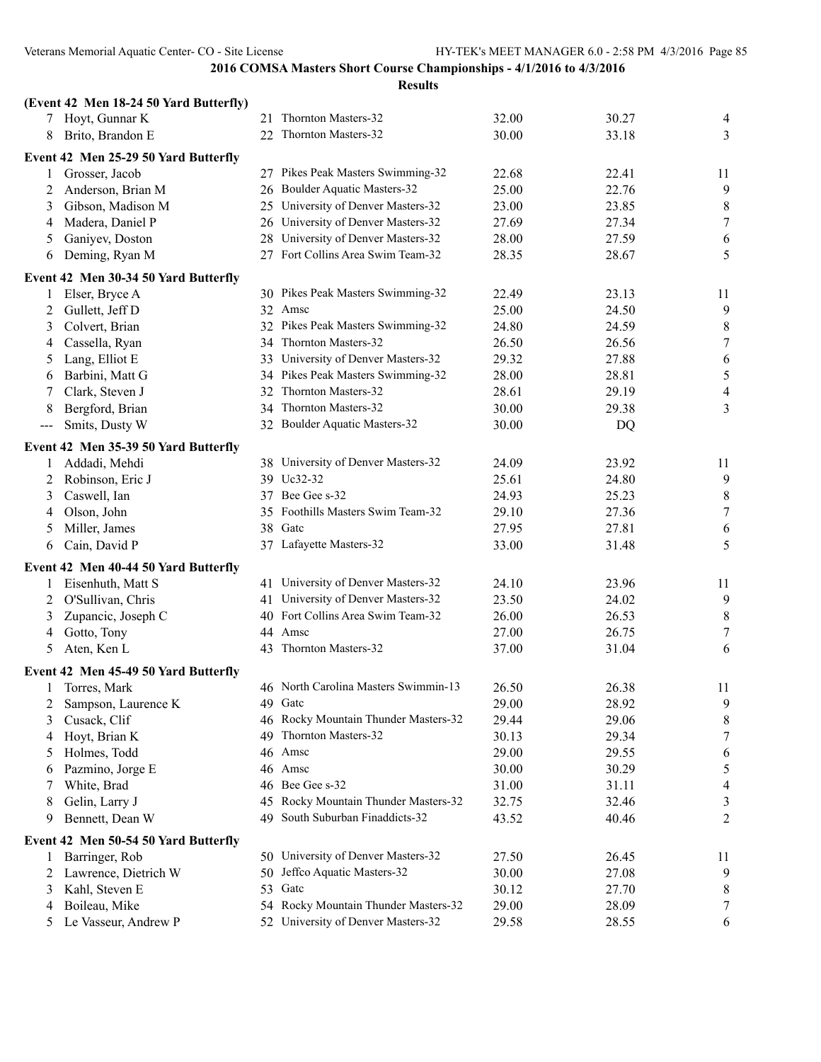**2016 COMSA Masters Short Course Championships - 4/1/2016 to 4/3/2016**

**Results**

**(Event 42 Men 18-24 50 Yard Butterfly)**

| | | | | | | |
|---|---|---|---|---|---|---|
| 7 | Hoyt, Gunnar K | 21 | Thornton Masters-32 | 32.00 | 30.27 | 4 |
| 8 | Brito, Brandon E | 22 | Thornton Masters-32 | 30.00 | 33.18 | 3 |

**Event 42 Men 25-29 50 Yard Butterfly**

| | | | | | | |
|---|---|---|---|---|---|---|
| 1 | Grosser, Jacob | 27 | Pikes Peak Masters Swimming-32 | 22.68 | 22.41 | 11 |
| 2 | Anderson, Brian M | 26 | Boulder Aquatic Masters-32 | 25.00 | 22.76 | 9 |
| 3 | Gibson, Madison M | 25 | University of Denver Masters-32 | 23.00 | 23.85 | 8 |
| 4 | Madera, Daniel P | 26 | University of Denver Masters-32 | 27.69 | 27.34 | 7 |
| 5 | Ganiyev, Doston | 28 | University of Denver Masters-32 | 28.00 | 27.59 | 6 |
| 6 | Deming, Ryan M | 27 | Fort Collins Area Swim Team-32 | 28.35 | 28.67 | 5 |

**Event 42 Men 30-34 50 Yard Butterfly**

| | | | | | | |
|---|---|---|---|---|---|---|
| 1 | Elser, Bryce A | 30 | Pikes Peak Masters Swimming-32 | 22.49 | 23.13 | 11 |
| 2 | Gullett, Jeff D | 32 | Amsc | 25.00 | 24.50 | 9 |
| 3 | Colvert, Brian | 32 | Pikes Peak Masters Swimming-32 | 24.80 | 24.59 | 8 |
| 4 | Cassella, Ryan | 34 | Thornton Masters-32 | 26.50 | 26.56 | 7 |
| 5 | Lang, Elliot E | 33 | University of Denver Masters-32 | 29.32 | 27.88 | 6 |
| 6 | Barbini, Matt G | 34 | Pikes Peak Masters Swimming-32 | 28.00 | 28.81 | 5 |
| 7 | Clark, Steven J | 32 | Thornton Masters-32 | 28.61 | 29.19 | 4 |
| 8 | Bergford, Brian | 34 | Thornton Masters-32 | 30.00 | 29.38 | 3 |
| --- | Smits, Dusty W | 32 | Boulder Aquatic Masters-32 | 30.00 | DQ | |

**Event 42 Men 35-39 50 Yard Butterfly**

| | | | | | | |
|---|---|---|---|---|---|---|
| 1 | Addadi, Mehdi | 38 | University of Denver Masters-32 | 24.09 | 23.92 | 11 |
| 2 | Robinson, Eric J | 39 | Uc32-32 | 25.61 | 24.80 | 9 |
| 3 | Caswell, Ian | 37 | Bee Gee s-32 | 24.93 | 25.23 | 8 |
| 4 | Olson, John | 35 | Foothills Masters Swim Team-32 | 29.10 | 27.36 | 7 |
| 5 | Miller, James | 38 | Gatc | 27.95 | 27.81 | 6 |
| 6 | Cain, David P | 37 | Lafayette Masters-32 | 33.00 | 31.48 | 5 |

**Event 42 Men 40-44 50 Yard Butterfly**

| | | | | | | |
|---|---|---|---|---|---|---|
| 1 | Eisenhuth, Matt S | 41 | University of Denver Masters-32 | 24.10 | 23.96 | 11 |
| 2 | O'Sullivan, Chris | 41 | University of Denver Masters-32 | 23.50 | 24.02 | 9 |
| 3 | Zupancic, Joseph C | 40 | Fort Collins Area Swim Team-32 | 26.00 | 26.53 | 8 |
| 4 | Gotto, Tony | 44 | Amsc | 27.00 | 26.75 | 7 |
| 5 | Aten, Ken L | 43 | Thornton Masters-32 | 37.00 | 31.04 | 6 |

**Event 42 Men 45-49 50 Yard Butterfly**

| | | | | | | |
|---|---|---|---|---|---|---|
| 1 | Torres, Mark | 46 | North Carolina Masters Swimmin-13 | 26.50 | 26.38 | 11 |
| 2 | Sampson, Laurence K | 49 | Gatc | 29.00 | 28.92 | 9 |
| 3 | Cusack, Clif | 46 | Rocky Mountain Thunder Masters-32 | 29.44 | 29.06 | 8 |
| 4 | Hoyt, Brian K | 49 | Thornton Masters-32 | 30.13 | 29.34 | 7 |
| 5 | Holmes, Todd | 46 | Amsc | 29.00 | 29.55 | 6 |
| 6 | Pazmino, Jorge E | 46 | Amsc | 30.00 | 30.29 | 5 |
| 7 | White, Brad | 46 | Bee Gee s-32 | 31.00 | 31.11 | 4 |
| 8 | Gelin, Larry J | 45 | Rocky Mountain Thunder Masters-32 | 32.75 | 32.46 | 3 |
| 9 | Bennett, Dean W | 49 | South Suburban Finaddicts-32 | 43.52 | 40.46 | 2 |

**Event 42 Men 50-54 50 Yard Butterfly**

| | | | | | | |
|---|---|---|---|---|---|---|
| 1 | Barringer, Rob | 50 | University of Denver Masters-32 | 27.50 | 26.45 | 11 |
| 2 | Lawrence, Dietrich W | 50 | Jeffco Aquatic Masters-32 | 30.00 | 27.08 | 9 |
| 3 | Kahl, Steven E | 53 | Gatc | 30.12 | 27.70 | 8 |
| 4 | Boileau, Mike | 54 | Rocky Mountain Thunder Masters-32 | 29.00 | 28.09 | 7 |
| 5 | Le Vasseur, Andrew P | 52 | University of Denver Masters-32 | 29.58 | 28.55 | 6 |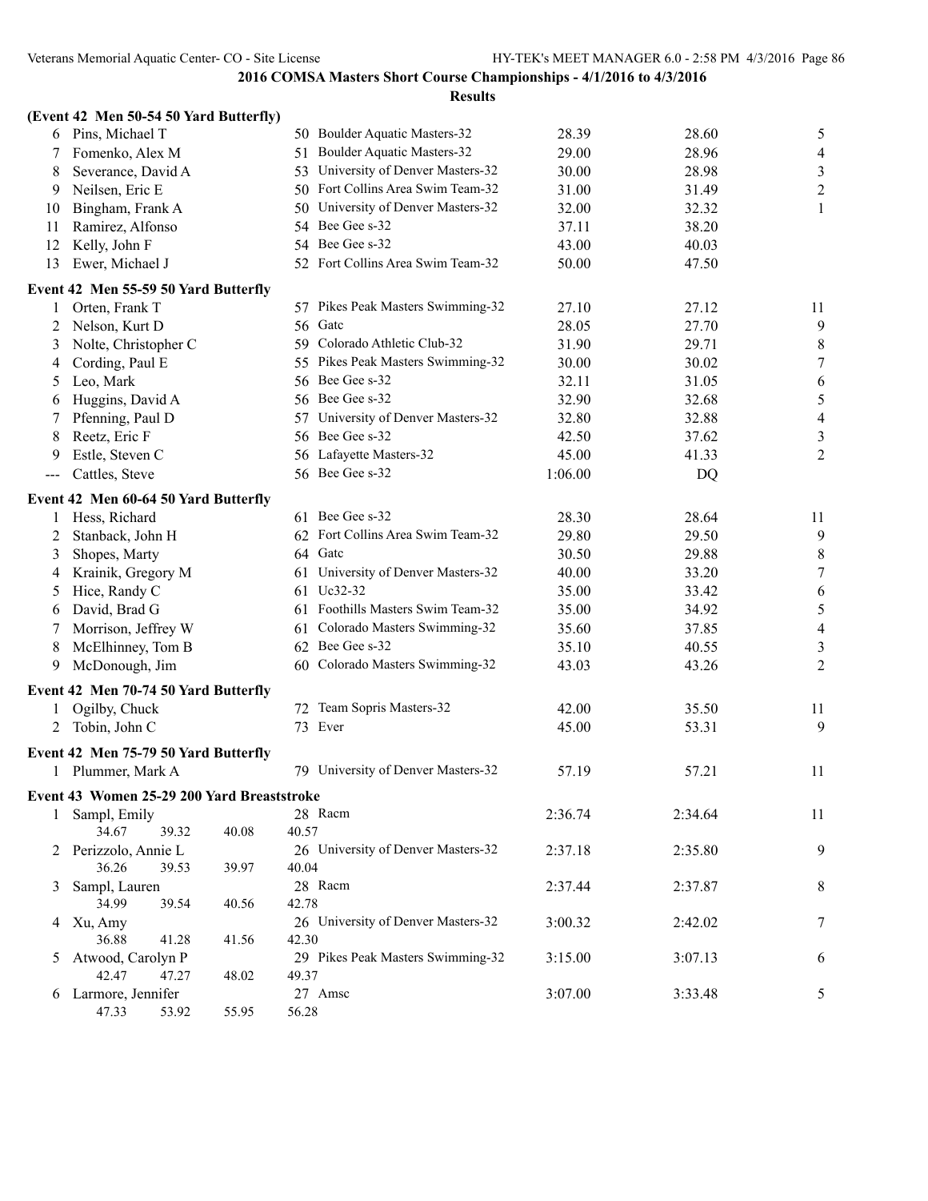**2016 COMSA Masters Short Course Championships - 4/1/2016 to 4/3/2016**

**Results**

**(Event 42 Men 50-54 50 Yard Butterfly)**

| | | | | | | |
|---|---|---|---|---|---|---|
| 6 | Pins, Michael T | 50 | Boulder Aquatic Masters-32 | 28.39 | 28.60 | 5 |
| 7 | Fomenko, Alex M | 51 | Boulder Aquatic Masters-32 | 29.00 | 28.96 | 4 |
| 8 | Severance, David A | 53 | University of Denver Masters-32 | 30.00 | 28.98 | 3 |
| 9 | Neilsen, Eric E | 50 | Fort Collins Area Swim Team-32 | 31.00 | 31.49 | 2 |
| 10 | Bingham, Frank A | 50 | University of Denver Masters-32 | 32.00 | 32.32 | 1 |
| 11 | Ramirez, Alfonso | 54 | Bee Gee s-32 | 37.11 | 38.20 | |
| 12 | Kelly, John F | 54 | Bee Gee s-32 | 43.00 | 40.03 | |
| 13 | Ewer, Michael J | 52 | Fort Collins Area Swim Team-32 | 50.00 | 47.50 | |

**Event 42 Men 55-59 50 Yard Butterfly**

| | | | | | | |
|---|---|---|---|---|---|---|
| 1 | Orten, Frank T | 57 | Pikes Peak Masters Swimming-32 | 27.10 | 27.12 | 11 |
| 2 | Nelson, Kurt D | 56 | Gatc | 28.05 | 27.70 | 9 |
| 3 | Nolte, Christopher C | 59 | Colorado Athletic Club-32 | 31.90 | 29.71 | 8 |
| 4 | Cording, Paul E | 55 | Pikes Peak Masters Swimming-32 | 30.00 | 30.02 | 7 |
| 5 | Leo, Mark | 56 | Bee Gee s-32 | 32.11 | 31.05 | 6 |
| 6 | Huggins, David A | 56 | Bee Gee s-32 | 32.90 | 32.68 | 5 |
| 7 | Pfenning, Paul D | 57 | University of Denver Masters-32 | 32.80 | 32.88 | 4 |
| 8 | Reetz, Eric F | 56 | Bee Gee s-32 | 42.50 | 37.62 | 3 |
| 9 | Estle, Steven C | 56 | Lafayette Masters-32 | 45.00 | 41.33 | 2 |
| --- | Cattles, Steve | 56 | Bee Gee s-32 | 1:06.00 | DQ | |

**Event 42 Men 60-64 50 Yard Butterfly**

| | | | | | | |
|---|---|---|---|---|---|---|
| 1 | Hess, Richard | 61 | Bee Gee s-32 | 28.30 | 28.64 | 11 |
| 2 | Stanback, John H | 62 | Fort Collins Area Swim Team-32 | 29.80 | 29.50 | 9 |
| 3 | Shopes, Marty | 64 | Gatc | 30.50 | 29.88 | 8 |
| 4 | Krainik, Gregory M | 61 | University of Denver Masters-32 | 40.00 | 33.20 | 7 |
| 5 | Hice, Randy C | 61 | Uc32-32 | 35.00 | 33.42 | 6 |
| 6 | David, Brad G | 61 | Foothills Masters Swim Team-32 | 35.00 | 34.92 | 5 |
| 7 | Morrison, Jeffrey W | 61 | Colorado Masters Swimming-32 | 35.60 | 37.85 | 4 |
| 8 | McElhinney, Tom B | 62 | Bee Gee s-32 | 35.10 | 40.55 | 3 |
| 9 | McDonough, Jim | 60 | Colorado Masters Swimming-32 | 43.03 | 43.26 | 2 |

**Event 42 Men 70-74 50 Yard Butterfly**

| | | | | | | |
|---|---|---|---|---|---|---|
| 1 | Ogilby, Chuck | 72 | Team Sopris Masters-32 | 42.00 | 35.50 | 11 |
| 2 | Tobin, John C | 73 | Ever | 45.00 | 53.31 | 9 |

**Event 42 Men 75-79 50 Yard Butterfly**

| | | | | | | |
|---|---|---|---|---|---|---|
| 1 | Plummer, Mark A | 79 | University of Denver Masters-32 | 57.19 | 57.21 | 11 |

**Event 43 Women 25-29 200 Yard Breaststroke**

| | | | | | | |
|---|---|---|---|---|---|---|
| 1 | Sampl, Emily | 28 | Racm | 2:36.74 | 2:34.64 | 11 |
| | 34.67 39.32 40.08 40.57 | | | | | |
| 2 | Perizzolo, Annie L | 26 | University of Denver Masters-32 | 2:37.18 | 2:35.80 | 9 |
| | 36.26 39.53 39.97 40.04 | | | | | |
| 3 | Sampl, Lauren | 28 | Racm | 2:37.44 | 2:37.87 | 8 |
| | 34.99 39.54 40.56 42.78 | | | | | |
| 4 | Xu, Amy | 26 | University of Denver Masters-32 | 3:00.32 | 2:42.02 | 7 |
| | 36.88 41.28 41.56 42.30 | | | | | |
| 5 | Atwood, Carolyn P | 29 | Pikes Peak Masters Swimming-32 | 3:15.00 | 3:07.13 | 6 |
| | 42.47 47.27 48.02 49.37 | | | | | |
| 6 | Larmore, Jennifer | 27 | Amsc | 3:07.00 | 3:33.48 | 5 |
| | 47.33 53.92 55.95 56.28 | | | | | |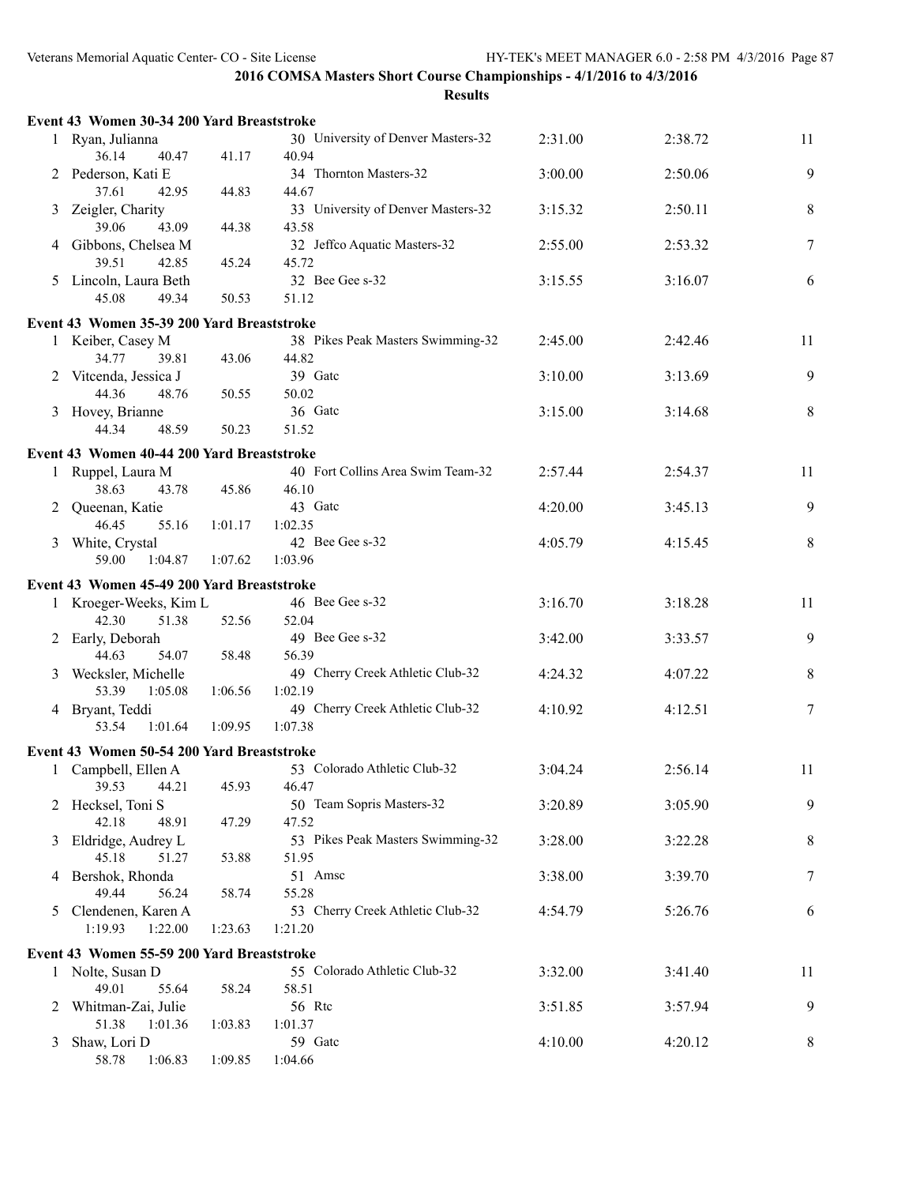## 2016 COMSA Masters Short Course Championships - 4/1/2016 to 4/3/2016

### Results

#### Event 43 Women 30-34 200 Yard Breaststroke

| | | | | | |
|---|---|---|---|---|---|
| 1 | Ryan, Julianna | 30 University of Denver Masters-32 | 2:31.00 | 2:38.72 | 11 |
| | 36.14 40.47 41.17 40.94 | | | | |
| 2 | Pederson, Kati E | 34 Thornton Masters-32 | 3:00.00 | 2:50.06 | 9 |
| | 37.61 42.95 44.83 44.67 | | | | |
| 3 | Zeigler, Charity | 33 University of Denver Masters-32 | 3:15.32 | 2:50.11 | 8 |
| | 39.06 43.09 44.38 43.58 | | | | |
| 4 | Gibbons, Chelsea M | 32 Jeffco Aquatic Masters-32 | 2:55.00 | 2:53.32 | 7 |
| | 39.51 42.85 45.24 45.72 | | | | |
| 5 | Lincoln, Laura Beth | 32 Bee Gee s-32 | 3:15.55 | 3:16.07 | 6 |
| | 45.08 49.34 50.53 51.12 | | | | |

#### Event 43 Women 35-39 200 Yard Breaststroke

| | | | | | |
|---|---|---|---|---|---|
| 1 | Keiber, Casey M | 38 Pikes Peak Masters Swimming-32 | 2:45.00 | 2:42.46 | 11 |
| | 34.77 39.81 43.06 44.82 | | | | |
| 2 | Vitcenda, Jessica J | 39 Gatc | 3:10.00 | 3:13.69 | 9 |
| | 44.36 48.76 50.55 50.02 | | | | |
| 3 | Hovey, Brianne | 36 Gatc | 3:15.00 | 3:14.68 | 8 |
| | 44.34 48.59 50.23 51.52 | | | | |

#### Event 43 Women 40-44 200 Yard Breaststroke

| | | | | | |
|---|---|---|---|---|---|
| 1 | Ruppel, Laura M | 40 Fort Collins Area Swim Team-32 | 2:57.44 | 2:54.37 | 11 |
| | 38.63 43.78 45.86 46.10 | | | | |
| 2 | Queenan, Katie | 43 Gatc | 4:20.00 | 3:45.13 | 9 |
| | 46.45 55.16 1:01.17 1:02.35 | | | | |
| 3 | White, Crystal | 42 Bee Gee s-32 | 4:05.79 | 4:15.45 | 8 |
| | 59.00 1:04.87 1:07.62 1:03.96 | | | | |

#### Event 43 Women 45-49 200 Yard Breaststroke

| | | | | | |
|---|---|---|---|---|---|
| 1 | Kroeger-Weeks, Kim L | 46 Bee Gee s-32 | 3:16.70 | 3:18.28 | 11 |
| | 42.30 51.38 52.56 52.04 | | | | |
| 2 | Early, Deborah | 49 Bee Gee s-32 | 3:42.00 | 3:33.57 | 9 |
| | 44.63 54.07 58.48 56.39 | | | | |
| 3 | Wecksler, Michelle | 49 Cherry Creek Athletic Club-32 | 4:24.32 | 4:07.22 | 8 |
| | 53.39 1:05.08 1:06.56 1:02.19 | | | | |
| 4 | Bryant, Teddi | 49 Cherry Creek Athletic Club-32 | 4:10.92 | 4:12.51 | 7 |
| | 53.54 1:01.64 1:09.95 1:07.38 | | | | |

#### Event 43 Women 50-54 200 Yard Breaststroke

| | | | | | |
|---|---|---|---|---|---|
| 1 | Campbell, Ellen A | 53 Colorado Athletic Club-32 | 3:04.24 | 2:56.14 | 11 |
| | 39.53 44.21 45.93 46.47 | | | | |
| 2 | Hecksel, Toni S | 50 Team Sopris Masters-32 | 3:20.89 | 3:05.90 | 9 |
| | 42.18 48.91 47.29 47.52 | | | | |
| 3 | Eldridge, Audrey L | 53 Pikes Peak Masters Swimming-32 | 3:28.00 | 3:22.28 | 8 |
| | 45.18 51.27 53.88 51.95 | | | | |
| 4 | Bershok, Rhonda | 51 Amsc | 3:38.00 | 3:39.70 | 7 |
| | 49.44 56.24 58.74 55.28 | | | | |
| 5 | Clendenen, Karen A | 53 Cherry Creek Athletic Club-32 | 4:54.79 | 5:26.76 | 6 |
| | 1:19.93 1:22.00 1:23.63 1:21.20 | | | | |

#### Event 43 Women 55-59 200 Yard Breaststroke

| | | | | | |
|---|---|---|---|---|---|
| 1 | Nolte, Susan D | 55 Colorado Athletic Club-32 | 3:32.00 | 3:41.40 | 11 |
| | 49.01 55.64 58.24 58.51 | | | | |
| 2 | Whitman-Zai, Julie | 56 Rtc | 3:51.85 | 3:57.94 | 9 |
| | 51.38 1:01.36 1:03.83 1:01.37 | | | | |
| 3 | Shaw, Lori D | 59 Gatc | 4:10.00 | 4:20.12 | 8 |
| | 58.78 1:06.83 1:09.85 1:04.66 | | | | |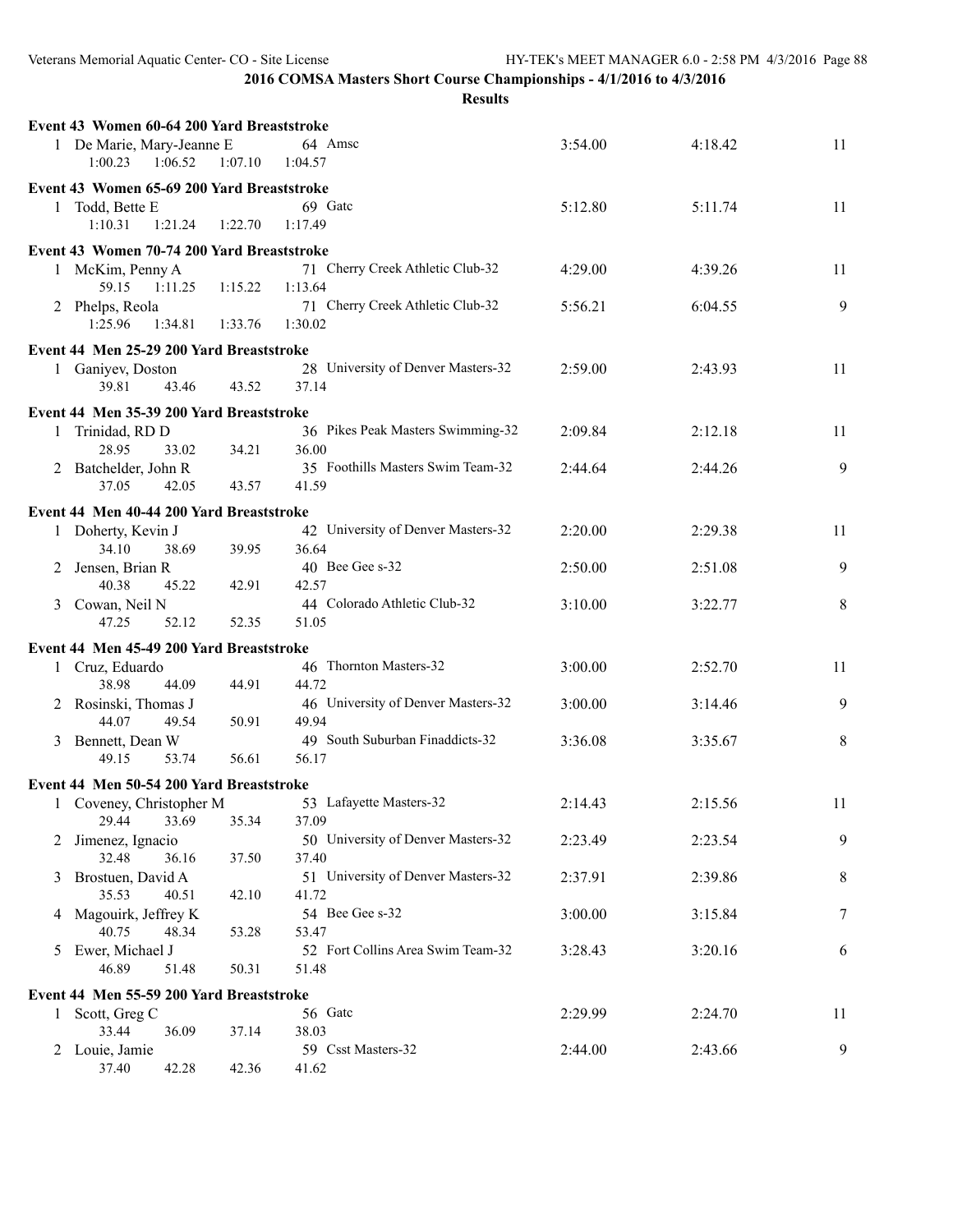2016 COMSA Masters Short Course Championships - 4/1/2016 to 4/3/2016

**Results**

**Event 43 Women 60-64 200 Yard Breaststroke**

| | | | | | | |
|---|---|---|---|---|---|---|
| 1 | De Marie, Mary-Jeanne E | 64 | Amsc | 3:54.00 | 4:18.42 | 11 |
| | 1:00.23 1:06.52 1:07.10 1:04.57 | | | | | |

**Event 43 Women 65-69 200 Yard Breaststroke**

| | | | | | | |
|---|---|---|---|---|---|---|
| 1 | Todd, Bette E | 69 | Gatc | 5:12.80 | 5:11.74 | 11 |
| | 1:10.31 1:21.24 1:22.70 1:17.49 | | | | | |

**Event 43 Women 70-74 200 Yard Breaststroke**

| | | | | | | |
|---|---|---|---|---|---|---|
| 1 | McKim, Penny A | 71 | Cherry Creek Athletic Club-32 | 4:29.00 | 4:39.26 | 11 |
| | 59.15 1:11.25 1:15.22 1:13.64 | | | | | |
| 2 | Phelps, Reola | 71 | Cherry Creek Athletic Club-32 | 5:56.21 | 6:04.55 | 9 |
| | 1:25.96 1:34.81 1:33.76 1:30.02 | | | | | |

**Event 44 Men 25-29 200 Yard Breaststroke**

| | | | | | | |
|---|---|---|---|---|---|---|
| 1 | Ganiyev, Doston | 28 | University of Denver Masters-32 | 2:59.00 | 2:43.93 | 11 |
| | 39.81 43.46 43.52 37.14 | | | | | |

**Event 44 Men 35-39 200 Yard Breaststroke**

| | | | | | | |
|---|---|---|---|---|---|---|
| 1 | Trinidad, RD D | 36 | Pikes Peak Masters Swimming-32 | 2:09.84 | 2:12.18 | 11 |
| | 28.95 33.02 34.21 36.00 | | | | | |
| 2 | Batchelder, John R | 35 | Foothills Masters Swim Team-32 | 2:44.64 | 2:44.26 | 9 |
| | 37.05 42.05 43.57 41.59 | | | | | |

**Event 44 Men 40-44 200 Yard Breaststroke**

| | | | | | | |
|---|---|---|---|---|---|---|
| 1 | Doherty, Kevin J | 42 | University of Denver Masters-32 | 2:20.00 | 2:29.38 | 11 |
| | 34.10 38.69 39.95 36.64 | | | | | |
| 2 | Jensen, Brian R | 40 | Bee Gee s-32 | 2:50.00 | 2:51.08 | 9 |
| | 40.38 45.22 42.91 42.57 | | | | | |
| 3 | Cowan, Neil N | 44 | Colorado Athletic Club-32 | 3:10.00 | 3:22.77 | 8 |
| | 47.25 52.12 52.35 51.05 | | | | | |

**Event 44 Men 45-49 200 Yard Breaststroke**

| | | | | | | |
|---|---|---|---|---|---|---|
| 1 | Cruz, Eduardo | 46 | Thornton Masters-32 | 3:00.00 | 2:52.70 | 11 |
| | 38.98 44.09 44.91 44.72 | | | | | |
| 2 | Rosinski, Thomas J | 46 | University of Denver Masters-32 | 3:00.00 | 3:14.46 | 9 |
| | 44.07 49.54 50.91 49.94 | | | | | |
| 3 | Bennett, Dean W | 49 | South Suburban Finaddicts-32 | 3:36.08 | 3:35.67 | 8 |
| | 49.15 53.74 56.61 56.17 | | | | | |

**Event 44 Men 50-54 200 Yard Breaststroke**

| | | | | | | |
|---|---|---|---|---|---|---|
| 1 | Coveney, Christopher M | 53 | Lafayette Masters-32 | 2:14.43 | 2:15.56 | 11 |
| | 29.44 33.69 35.34 37.09 | | | | | |
| 2 | Jimenez, Ignacio | 50 | University of Denver Masters-32 | 2:23.49 | 2:23.54 | 9 |
| | 32.48 36.16 37.50 37.40 | | | | | |
| 3 | Brostuen, David A | 51 | University of Denver Masters-32 | 2:37.91 | 2:39.86 | 8 |
| | 35.53 40.51 42.10 41.72 | | | | | |
| 4 | Magouirk, Jeffrey K | 54 | Bee Gee s-32 | 3:00.00 | 3:15.84 | 7 |
| | 40.75 48.34 53.28 53.47 | | | | | |
| 5 | Ewer, Michael J | 52 | Fort Collins Area Swim Team-32 | 3:28.43 | 3:20.16 | 6 |
| | 46.89 51.48 50.31 51.48 | | | | | |

**Event 44 Men 55-59 200 Yard Breaststroke**

| | | | | | | |
|---|---|---|---|---|---|---|
| 1 | Scott, Greg C | 56 | Gatc | 2:29.99 | 2:24.70 | 11 |
| | 33.44 36.09 37.14 38.03 | | | | | |
| 2 | Louie, Jamie | 59 | Csst Masters-32 | 2:44.00 | 2:43.66 | 9 |
| | 37.40 42.28 42.36 41.62 | | | | | |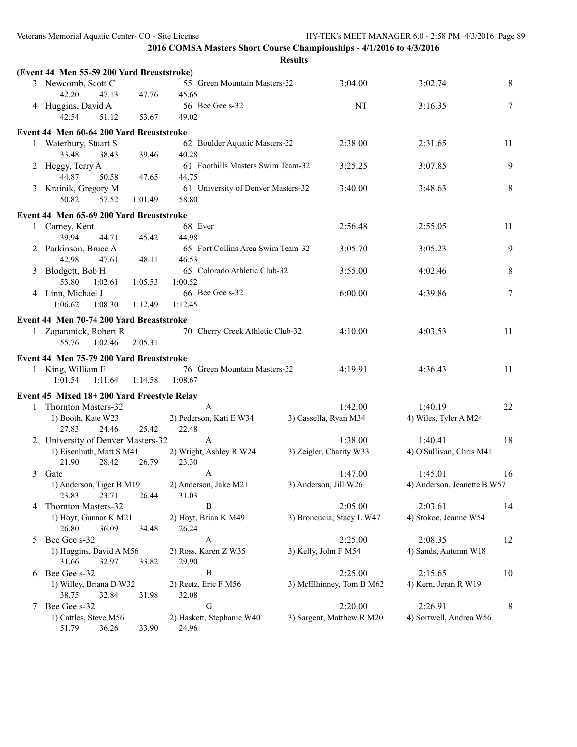**2016 COMSA Masters Short Course Championships - 4/1/2016 to 4/3/2016**

**Results**

**(Event 44 Men 55-59 200 Yard Breaststroke)**

| | Name | Age Team | Seed Time | Finals Time | Points |
|---|---|---|---|---|---|
| 3 | Newcomb, Scott C | 55 Green Mountain Masters-32 | 3:04.00 | 3:02.74 | 8 |
| | 42.20 47.13 47.76 45.65 | | | | |
| 4 | Huggins, David A | 56 Bee Gee s-32 | NT | 3:16.35 | 7 |
| | 42.54 51.12 53.67 49.02 | | | | |

**Event 44 Men 60-64 200 Yard Breaststroke**

| | Name | Age Team | Seed Time | Finals Time | Points |
|---|---|---|---|---|---|
| 1 | Waterbury, Stuart S | 62 Boulder Aquatic Masters-32 | 2:38.00 | 2:31.65 | 11 |
| | 33.48 38.43 39.46 40.28 | | | | |
| 2 | Heggy, Terry A | 61 Foothills Masters Swim Team-32 | 3:25.25 | 3:07.85 | 9 |
| | 44.87 50.58 47.65 44.75 | | | | |
| 3 | Krainik, Gregory M | 61 University of Denver Masters-32 | 3:40.00 | 3:48.63 | 8 |
| | 50.82 57.52 1:01.49 58.80 | | | | |

**Event 44 Men 65-69 200 Yard Breaststroke**

| | Name | Age Team | Seed Time | Finals Time | Points |
|---|---|---|---|---|---|
| 1 | Carney, Kent | 68 Ever | 2:56.48 | 2:55.05 | 11 |
| | 39.94 44.71 45.42 44.98 | | | | |
| 2 | Parkinson, Bruce A | 65 Fort Collins Area Swim Team-32 | 3:05.70 | 3:05.23 | 9 |
| | 42.98 47.61 48.11 46.53 | | | | |
| 3 | Blodgett, Bob H | 65 Colorado Athletic Club-32 | 3:55.00 | 4:02.46 | 8 |
| | 53.80 1:02.61 1:05.53 1:00.52 | | | | |
| 4 | Linn, Michael J | 66 Bee Gee s-32 | 6:00.00 | 4:39.86 | 7 |
| | 1:06.62 1:08.30 1:12.49 1:12.45 | | | | |

**Event 44 Men 70-74 200 Yard Breaststroke**

| | Name | Age Team | Seed Time | Finals Time | Points |
|---|---|---|---|---|---|
| 1 | Zaparanick, Robert R | 70 Cherry Creek Athletic Club-32 | 4:10.00 | 4:03.53 | 11 |
| | 55.76 1:02.46 2:05.31 | | | | |

**Event 44 Men 75-79 200 Yard Breaststroke**

| | Name | Age Team | Seed Time | Finals Time | Points |
|---|---|---|---|---|---|
| 1 | King, William E | 76 Green Mountain Masters-32 | 4:19.91 | 4:36.43 | 11 |
| | 1:01.54 1:11.64 1:14.58 1:08.67 | | | | |

**Event 45 Mixed 18+ 200 Yard Freestyle Relay**

| | Team | Relay | Seed Time | Finals Time | Points |
|---|---|---|---|---|---|
| 1 | Thornton Masters-32 | A | 1:42.00 | 1:40.19 | 22 |
| | 1) Booth, Kate W23 | 2) Pederson, Kati E W34 | 3) Cassella, Ryan M34 | 4) Wiles, Tyler A M24 | |
| | 27.83 24.46 25.42 22.48 | | | | |
| 2 | University of Denver Masters-32 | A | 1:38.00 | 1:40.41 | 18 |
| | 1) Eisenhuth, Matt S M41 | 2) Wright, Ashley R W24 | 3) Zeigler, Charity W33 | 4) O'Sullivan, Chris M41 | |
| | 21.90 28.42 26.79 23.30 | | | | |
| 3 | Gatc | A | 1:47.00 | 1:45.01 | 16 |
| | 1) Anderson, Tiger B M19 | 2) Anderson, Jake M21 | 3) Anderson, Jill W26 | 4) Anderson, Jeanette B W57 | |
| | 23.83 23.71 26.44 31.03 | | | | |
| 4 | Thornton Masters-32 | B | 2:05.00 | 2:03.61 | 14 |
| | 1) Hoyt, Gunnar K M21 | 2) Hoyt, Brian K M49 | 3) Broncucia, Stacy L W47 | 4) Stokoe, Jeanne W54 | |
| | 26.80 36.09 34.48 26.24 | | | | |
| 5 | Bee Gee s-32 | A | 2:25.00 | 2:08.35 | 12 |
| | 1) Huggins, David A M56 | 2) Ross, Karen Z W35 | 3) Kelly, John F M54 | 4) Sands, Autumn W18 | |
| | 31.66 32.97 33.82 29.90 | | | | |
| 6 | Bee Gee s-32 | B | 2:25.00 | 2:15.65 | 10 |
| | 1) Willey, Briana D W32 | 2) Reetz, Eric F M56 | 3) McElhinney, Tom B M62 | 4) Kern, Jeran R W19 | |
| | 38.75 32.84 31.98 32.08 | | | | |
| 7 | Bee Gee s-32 | G | 2:20.00 | 2:26.91 | 8 |
| | 1) Cattles, Steve M56 | 2) Haskett, Stephanie W40 | 3) Sargent, Matthew R M20 | 4) Sortwell, Andrea W56 | |
| | 51.79 36.26 33.90 24.96 | | | | |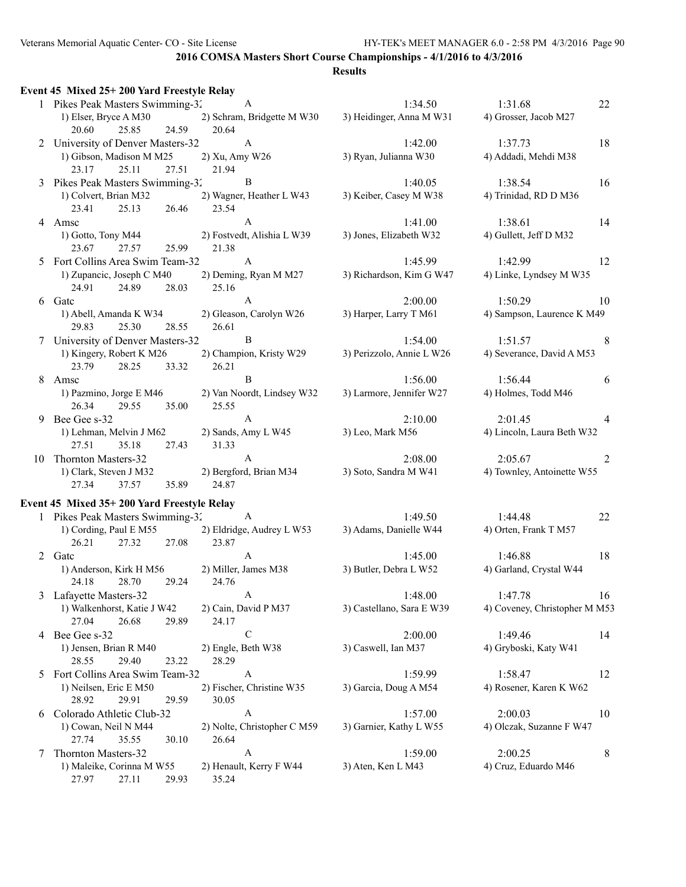**2016 COMSA Masters Short Course Championships - 4/1/2016 to 4/3/2016**

**Results**

### Event 45 Mixed 25+ 200 Yard Freestyle Relay

1 Pikes Peak Masters Swimming-32 A 1:34.50 1:31.68 22
1) Elser, Bryce A M30 2) Schram, Bridgette M W30 3) Heidinger, Anna M W31 4) Grosser, Jacob M27
20.60 25.85 24.59 20.64

2 University of Denver Masters-32 A 1:42.00 1:37.73 18
1) Gibson, Madison M M25 2) Xu, Amy W26 3) Ryan, Julianna W30 4) Addadi, Mehdi M38
23.17 25.11 27.51 21.94

3 Pikes Peak Masters Swimming-32 B 1:40.05 1:38.54 16
1) Colvert, Brian M32 2) Wagner, Heather L W43 3) Keiber, Casey M W38 4) Trinidad, RD D M36
23.41 25.13 26.46 23.54

4 Amsc A 1:41.00 1:38.61 14
1) Gotto, Tony M44 2) Fostvedt, Alishia L W39 3) Jones, Elizabeth W32 4) Gullett, Jeff D M32
23.67 27.57 25.99 21.38

5 Fort Collins Area Swim Team-32 A 1:45.99 1:42.99 12
1) Zupancic, Joseph C M40 2) Deming, Ryan M M27 3) Richardson, Kim G W47 4) Linke, Lyndsey M W35
24.91 24.89 28.03 25.16

6 Gatc A 2:00.00 1:50.29 10
1) Abell, Amanda K W34 2) Gleason, Carolyn W26 3) Harper, Larry T M61 4) Sampson, Laurence K M49
29.83 25.30 28.55 26.61

7 University of Denver Masters-32 B 1:54.00 1:51.57 8
1) Kingery, Robert K M26 2) Champion, Kristy W29 3) Perizzolo, Annie L W26 4) Severance, David A M53
23.79 28.25 33.32 26.21

8 Amsc B 1:56.00 1:56.44 6
1) Pazmino, Jorge E M46 2) Van Noordt, Lindsey W32 3) Larmore, Jennifer W27 4) Holmes, Todd M46
26.34 29.55 35.00 25.55

9 Bee Gee s-32 A 2:10.00 2:01.45 4
1) Lehman, Melvin J M62 2) Sands, Amy L W45 3) Leo, Mark M56 4) Lincoln, Laura Beth W32
27.51 35.18 27.43 31.33

10 Thornton Masters-32 A 2:08.00 2:05.67 2
1) Clark, Steven J M32 2) Bergford, Brian M34 3) Soto, Sandra M W41 4) Townley, Antoinette W55
27.34 37.57 35.89 24.87

### Event 45 Mixed 35+ 200 Yard Freestyle Relay

1 Pikes Peak Masters Swimming-32 A 1:49.50 1:44.48 22
1) Cording, Paul E M55 2) Eldridge, Audrey L W53 3) Adams, Danielle W44 4) Orten, Frank T M57
26.21 27.32 27.08 23.87

2 Gatc A 1:45.00 1:46.88 18
1) Anderson, Kirk H M56 2) Miller, James M38 3) Butler, Debra L W52 4) Garland, Crystal W44
24.18 28.70 29.24 24.76

3 Lafayette Masters-32 A 1:48.00 1:47.78 16
1) Walkenhorst, Katie J W42 2) Cain, David P M37 3) Castellano, Sara E W39 4) Coveney, Christopher M M53
27.04 26.68 29.89 24.17

4 Bee Gee s-32 C 2:00.00 1:49.46 14
1) Jensen, Brian R M40 2) Engle, Beth W38 3) Caswell, Ian M37 4) Gryboski, Katy W41
28.55 29.40 23.22 28.29

5 Fort Collins Area Swim Team-32 A 1:59.99 1:58.47 12
1) Neilsen, Eric E M50 2) Fischer, Christine W35 3) Garcia, Doug A M54 4) Rosener, Karen K W62
28.92 29.91 29.59 30.05

6 Colorado Athletic Club-32 A 1:57.00 2:00.03 10
1) Cowan, Neil N M44 2) Nolte, Christopher C M59 3) Garnier, Kathy L W55 4) Olczak, Suzanne F W47
27.74 35.55 30.10 26.64

7 Thornton Masters-32 A 1:59.00 2:00.25 8
1) Maleike, Corinna M W55 2) Henault, Kerry F W44 3) Aten, Ken L M43 4) Cruz, Eduardo M46
27.97 27.11 29.93 35.24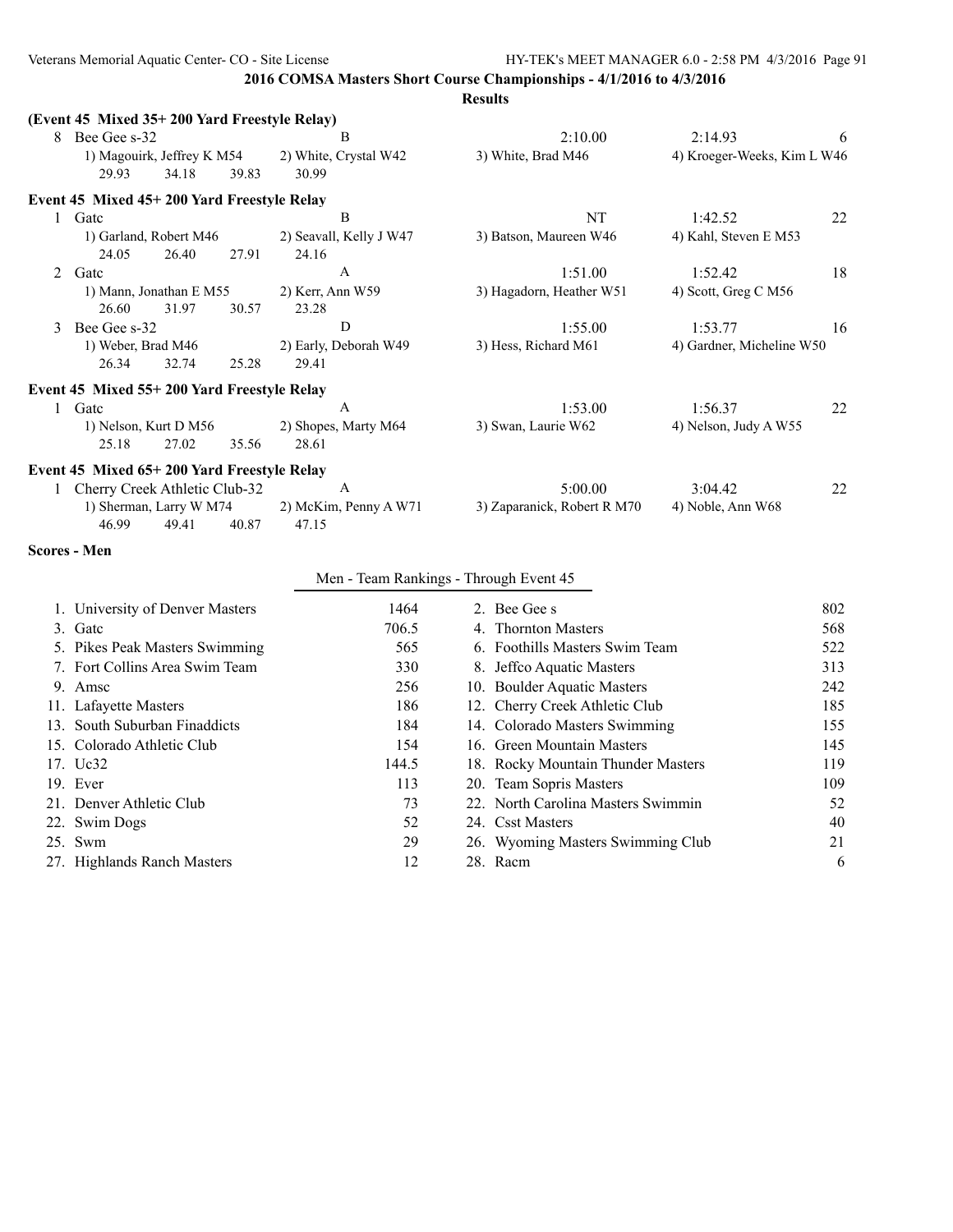2016 COMSA Masters Short Course Championships - 4/1/2016 to 4/3/2016

**Results**

**(Event 45 Mixed 35+ 200 Yard Freestyle Relay)**

| | | | | | |
|---|---|---|---|---|---|
| 8 | Bee Gee s-32 | B | 2:10.00 | 2:14.93 | 6 |
| | 1) Magouirk, Jeffrey K M54 | 2) White, Crystal W42 | 3) White, Brad M46 | 4) Kroeger-Weeks, Kim L W46 | |
| | 29.93 34.18 39.83 30.99 | | | | |

**Event 45 Mixed 45+ 200 Yard Freestyle Relay**

| | | | | | |
|---|---|---|---|---|---|
| 1 | Gatc | B | NT | 1:42.52 | 22 |
| | 1) Garland, Robert M46 | 2) Seavall, Kelly J W47 | 3) Batson, Maureen W46 | 4) Kahl, Steven E M53 | |
| | 24.05 26.40 27.91 24.16 | | | | |
| 2 | Gatc | A | 1:51.00 | 1:52.42 | 18 |
| | 1) Mann, Jonathan E M55 | 2) Kerr, Ann W59 | 3) Hagadorn, Heather W51 | 4) Scott, Greg C M56 | |
| | 26.60 31.97 30.57 23.28 | | | | |
| 3 | Bee Gee s-32 | D | 1:55.00 | 1:53.77 | 16 |
| | 1) Weber, Brad M46 | 2) Early, Deborah W49 | 3) Hess, Richard M61 | 4) Gardner, Micheline W50 | |
| | 26.34 32.74 25.28 29.41 | | | | |

**Event 45 Mixed 55+ 200 Yard Freestyle Relay**

| | | | | | |
|---|---|---|---|---|---|
| 1 | Gatc | A | 1:53.00 | 1:56.37 | 22 |
| | 1) Nelson, Kurt D M56 | 2) Shopes, Marty M64 | 3) Swan, Laurie W62 | 4) Nelson, Judy A W55 | |
| | 25.18 27.02 35.56 28.61 | | | | |

**Event 45 Mixed 65+ 200 Yard Freestyle Relay**

| | | | | | |
|---|---|---|---|---|---|
| 1 | Cherry Creek Athletic Club-32 | A | 5:00.00 | 3:04.42 | 22 |
| | 1) Sherman, Larry W M74 | 2) McKim, Penny A W71 | 3) Zaparanick, Robert R M70 | 4) Noble, Ann W68 | |
| | 46.99 49.41 40.87 47.15 | | | | |

**Scores - Men**

Men - Team Rankings - Through Event 45

| | | | |
|---|---|---|---|
| 1. University of Denver Masters | 1464 | 2. Bee Gee s | 802 |
| 3. Gatc | 706.5 | 4. Thornton Masters | 568 |
| 5. Pikes Peak Masters Swimming | 565 | 6. Foothills Masters Swim Team | 522 |
| 7. Fort Collins Area Swim Team | 330 | 8. Jeffco Aquatic Masters | 313 |
| 9. Amsc | 256 | 10. Boulder Aquatic Masters | 242 |
| 11. Lafayette Masters | 186 | 12. Cherry Creek Athletic Club | 185 |
| 13. South Suburban Finaddicts | 184 | 14. Colorado Masters Swimming | 155 |
| 15. Colorado Athletic Club | 154 | 16. Green Mountain Masters | 145 |
| 17. Uc32 | 144.5 | 18. Rocky Mountain Thunder Masters | 119 |
| 19. Ever | 113 | 20. Team Sopris Masters | 109 |
| 21. Denver Athletic Club | 73 | 22. North Carolina Masters Swimmin | 52 |
| 22. Swim Dogs | 52 | 24. Csst Masters | 40 |
| 25. Swm | 29 | 26. Wyoming Masters Swimming Club | 21 |
| 27. Highlands Ranch Masters | 12 | 28. Racm | 6 |